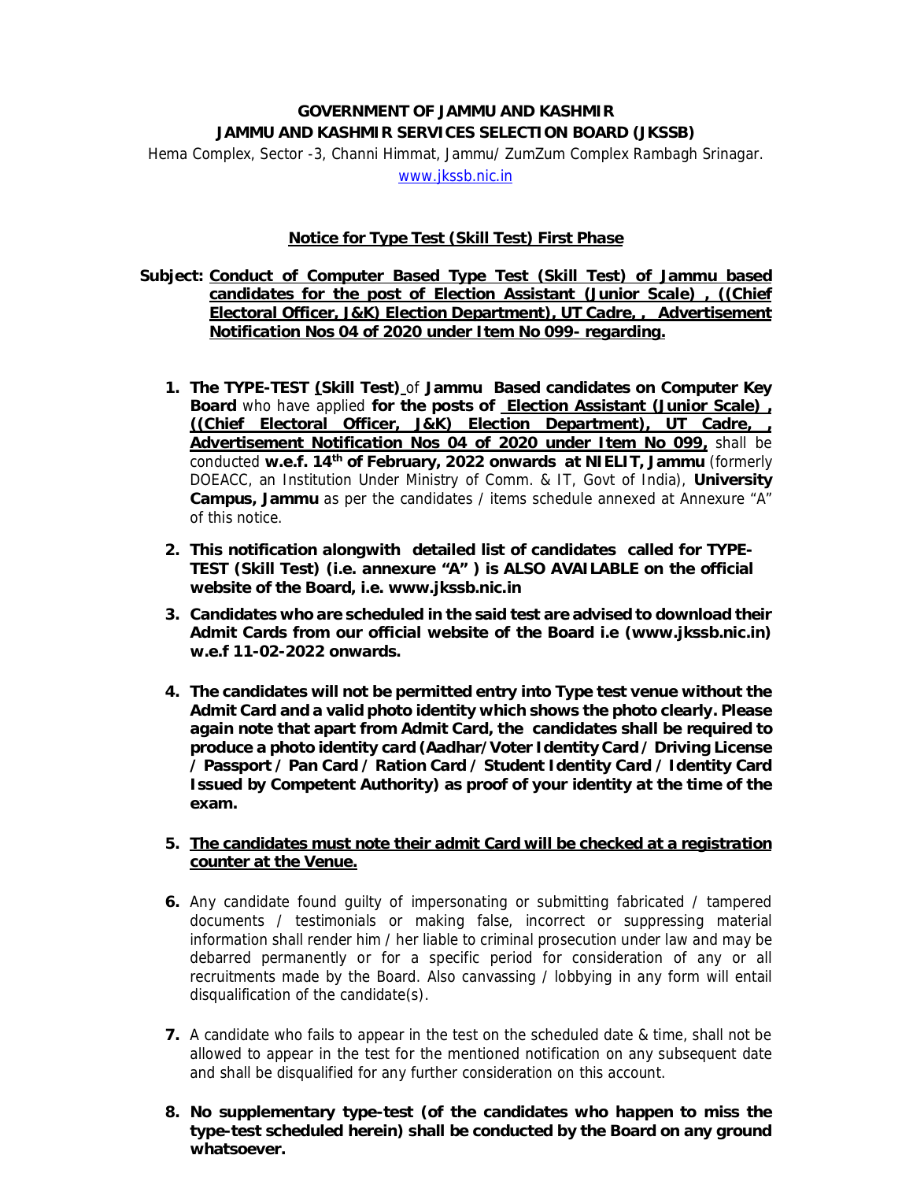**GOVERNMENT OF JAMMU AND KASHMIR**
**JAMMU AND KASHMIR SERVICES SELECTION BOARD (JKSSB)**

Hema Complex, Sector -3, Channi Himmat, Jammu/ ZumZum Complex Rambagh Srinagar.
www.jkssb.nic.in

**Notice for Type Test (Skill Test) First Phase**

**Subject: Conduct of Computer Based Type Test (Skill Test) of Jammu based candidates for the post of Election Assistant (Junior Scale) , ((Chief Electoral Officer, J&K) Election Department), UT Cadre, , Advertisement Notification Nos 04 of 2020 under Item No 099- regarding.**

1. **The TYPE-TEST (Skill Test)** of **Jammu Based candidates on Computer Key Board** who have applied **for the posts of Election Assistant (Junior Scale) , ((Chief Electoral Officer, J&K) Election Department), UT Cadre, , Advertisement Notification Nos 04 of 2020 under Item No 099,** shall be conducted **w.e.f. 14th of February, 2022 onwards at NIELIT, Jammu** (formerly DOEACC, an Institution Under Ministry of Comm. & IT, Govt of India), **University Campus, Jammu** as per the candidates / items schedule annexed at Annexure "A" of this notice.

2. **This notification alongwith detailed list of candidates called for TYPE-TEST (Skill Test) (i.e. annexure "A" ) is ALSO AVAILABLE on the official website of the Board, i.e. www.jkssb.nic.in**

3. **Candidates who are scheduled in the said test are advised to download their Admit Cards from our official website of the Board i.e (www.jkssb.nic.in) w.e.f 11-02-2022 onwards.**

4. **The candidates will not be permitted entry into Type test venue without the Admit Card and a valid photo identity which shows the photo clearly. Please again note that apart from Admit Card, the candidates shall be required to produce a photo identity card (Aadhar/Voter Identity Card / Driving License / Passport / Pan Card / Ration Card / Student Identity Card / Identity Card Issued by Competent Authority) as proof of your identity at the time of the exam.**

5. **The candidates must note their admit Card will be checked at a registration counter at the Venue.**

6. Any candidate found guilty of impersonating or submitting fabricated / tampered documents / testimonials or making false, incorrect or suppressing material information shall render him / her liable to criminal prosecution under law and may be debarred permanently or for a specific period for consideration of any or all recruitments made by the Board. Also canvassing / lobbying in any form will entail disqualification of the candidate(s).

7. A candidate who fails to appear in the test on the scheduled date & time, shall not be allowed to appear in the test for the mentioned notification on any subsequent date and shall be disqualified for any further consideration on this account.

8. **No supplementary type-test (of the candidates who happen to miss the type-test scheduled herein) shall be conducted by the Board on any ground whatsoever.**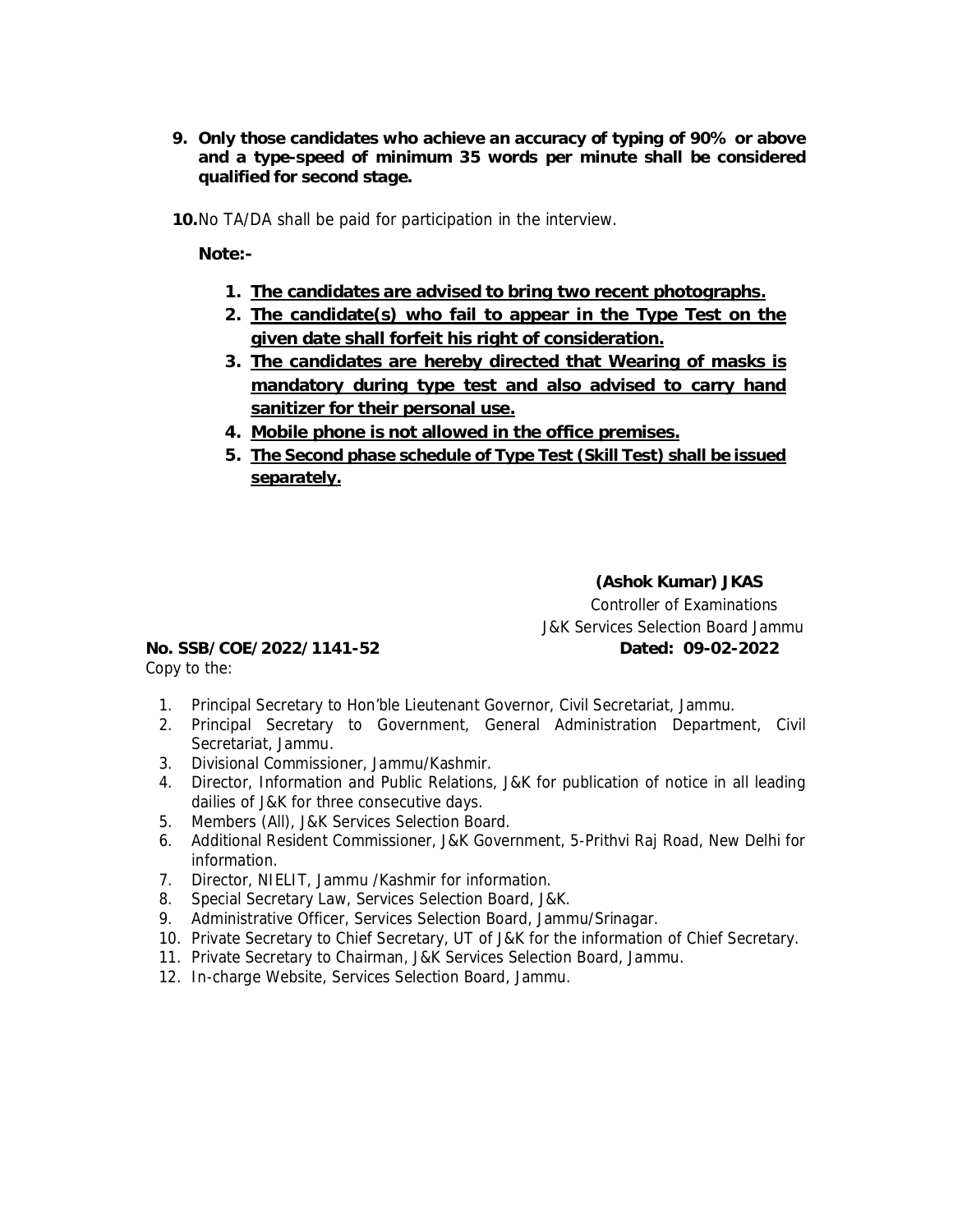9. **Only those candidates who achieve an accuracy of typing of 90% or above and a type-speed of minimum 35 words per minute shall be considered qualified for second stage.**

10. No TA/DA shall be paid for participation in the interview.

**Note:-**

1. **<u>The candidates are advised to bring two recent photographs.</u>**
2. **<u>The candidate(s) who fail to appear in the Type Test on the given date shall forfeit his right of consideration.</u>**
3. **<u>The candidates are hereby directed that Wearing of masks is mandatory during type test and also advised to carry hand sanitizer for their personal use.</u>**
4. **<u>Mobile phone is not allowed in the office premises.</u>**
5. **<u>The Second phase schedule of Type Test (Skill Test) shall be issued separately.</u>**

**(Ashok Kumar) JKAS**
Controller of Examinations
J&K Services Selection Board Jammu

**No. SSB/COE/2022/1141-52** **Dated: 09-02-2022**

Copy to the:

1. Principal Secretary to Hon'ble Lieutenant Governor, Civil Secretariat, Jammu.
2. Principal Secretary to Government, General Administration Department, Civil Secretariat, Jammu.
3. Divisional Commissioner, Jammu/Kashmir.
4. Director, Information and Public Relations, J&K for publication of notice in all leading dailies of J&K for three consecutive days.
5. Members (All), J&K Services Selection Board.
6. Additional Resident Commissioner, J&K Government, 5-Prithvi Raj Road, New Delhi for information.
7. Director, NIELIT, Jammu /Kashmir for information.
8. Special Secretary Law, Services Selection Board, J&K.
9. Administrative Officer, Services Selection Board, Jammu/Srinagar.
10. Private Secretary to Chief Secretary, UT of J&K for the information of Chief Secretary.
11. Private Secretary to Chairman, J&K Services Selection Board, Jammu.
12. In-charge Website, Services Selection Board, Jammu.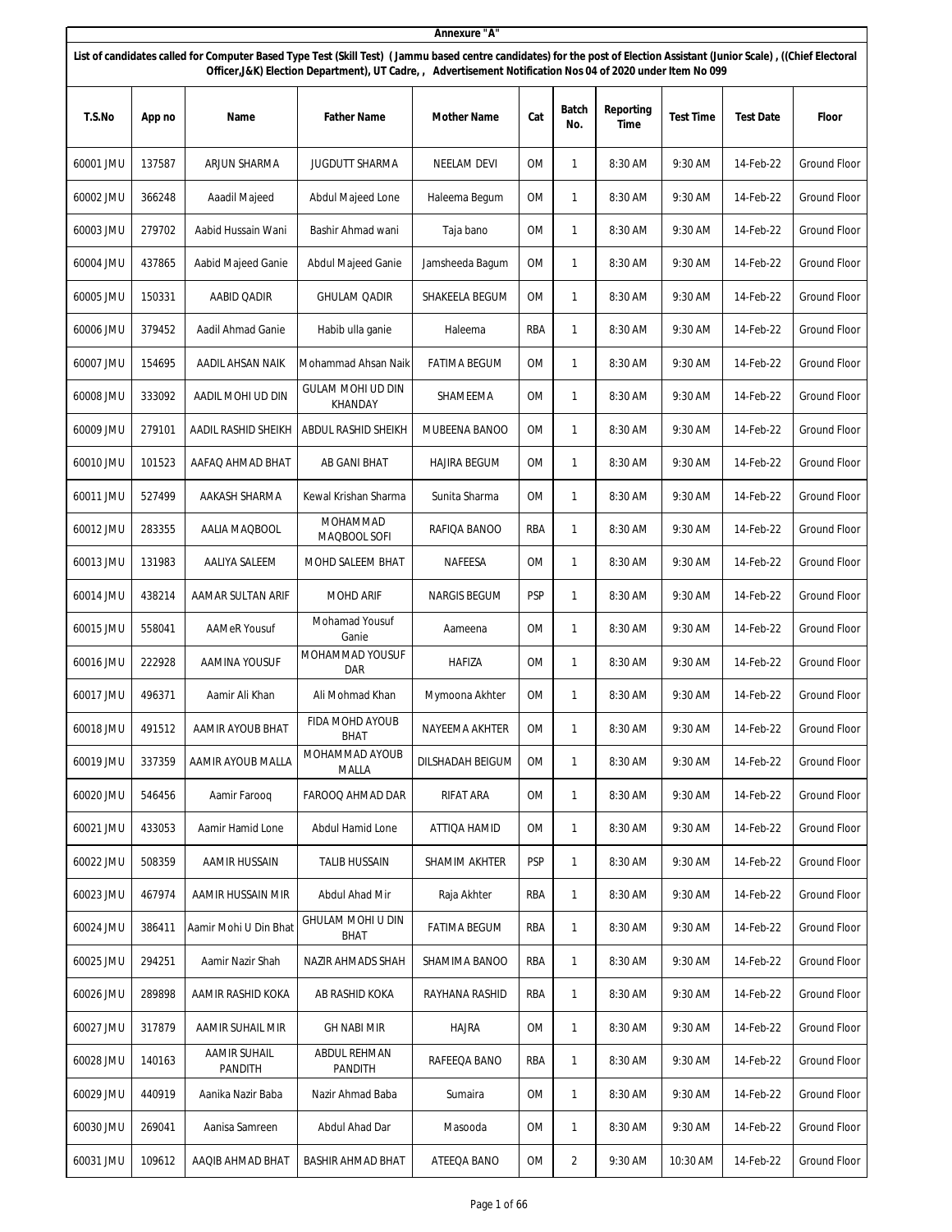**Annexure "A"**

**List of candidates called for Computer Based Type Test (Skill Test) ( Jammu based centre candidates) for the post of Election Assistant (Junior Scale) , ((Chief Electoral Officer,J&K) Election Department), UT Cadre, , Advertisement Notification Nos 04 of 2020 under Item No 099**

| T.S.No | App no | Name | Father Name | Mother Name | Cat | Batch No. | Reporting Time | Test Time | Test Date | Floor |
|---|---|---|---|---|---|---|---|---|---|---|
| 60001 JMU | 137587 | ARJUN SHARMA | JUGDUTT SHARMA | NEELAM DEVI | OM | 1 | 8:30 AM | 9:30 AM | 14-Feb-22 | Ground Floor |
| 60002 JMU | 366248 | Aaadil Majeed | Abdul Majeed Lone | Haleema Begum | OM | 1 | 8:30 AM | 9:30 AM | 14-Feb-22 | Ground Floor |
| 60003 JMU | 279702 | Aabid Hussain Wani | Bashir Ahmad wani | Taja bano | OM | 1 | 8:30 AM | 9:30 AM | 14-Feb-22 | Ground Floor |
| 60004 JMU | 437865 | Aabid Majeed Ganie | Abdul Majeed Ganie | Jamsheeda Bagum | OM | 1 | 8:30 AM | 9:30 AM | 14-Feb-22 | Ground Floor |
| 60005 JMU | 150331 | AABID QADIR | GHULAM QADIR | SHAKEELA BEGUM | OM | 1 | 8:30 AM | 9:30 AM | 14-Feb-22 | Ground Floor |
| 60006 JMU | 379452 | Aadil Ahmad Ganie | Habib ulla ganie | Haleema | RBA | 1 | 8:30 AM | 9:30 AM | 14-Feb-22 | Ground Floor |
| 60007 JMU | 154695 | AADIL AHSAN NAIK | Mohammad Ahsan Naik | FATIMA BEGUM | OM | 1 | 8:30 AM | 9:30 AM | 14-Feb-22 | Ground Floor |
| 60008 JMU | 333092 | AADIL MOHI UD DIN | GULAM MOHI UD DIN KHANDAY | SHAMEEMA | OM | 1 | 8:30 AM | 9:30 AM | 14-Feb-22 | Ground Floor |
| 60009 JMU | 279101 | AADIL RASHID SHEIKH | ABDUL RASHID SHEIKH | MUBEENA BANOO | OM | 1 | 8:30 AM | 9:30 AM | 14-Feb-22 | Ground Floor |
| 60010 JMU | 101523 | AAFAQ AHMAD BHAT | AB GANI BHAT | HAJIRA BEGUM | OM | 1 | 8:30 AM | 9:30 AM | 14-Feb-22 | Ground Floor |
| 60011 JMU | 527499 | AAKASH SHARMA | Kewal Krishan Sharma | Sunita Sharma | OM | 1 | 8:30 AM | 9:30 AM | 14-Feb-22 | Ground Floor |
| 60012 JMU | 283355 | AALIA MAQBOOL | MOHAMMAD MAQBOOL SOFI | RAFIQA BANOO | RBA | 1 | 8:30 AM | 9:30 AM | 14-Feb-22 | Ground Floor |
| 60013 JMU | 131983 | AALIYA SALEEM | MOHD SALEEM BHAT | NAFEESA | OM | 1 | 8:30 AM | 9:30 AM | 14-Feb-22 | Ground Floor |
| 60014 JMU | 438214 | AAMAR SULTAN ARIF | MOHD ARIF | NARGIS BEGUM | PSP | 1 | 8:30 AM | 9:30 AM | 14-Feb-22 | Ground Floor |
| 60015 JMU | 558041 | AAMeR Yousuf | Mohamad Yousuf Ganie | Aameena | OM | 1 | 8:30 AM | 9:30 AM | 14-Feb-22 | Ground Floor |
| 60016 JMU | 222928 | AAMINA YOUSUF | MOHAMMAD YOUSUF DAR | HAFIZA | OM | 1 | 8:30 AM | 9:30 AM | 14-Feb-22 | Ground Floor |
| 60017 JMU | 496371 | Aamir Ali Khan | Ali Mohmad Khan | Mymoona Akhter | OM | 1 | 8:30 AM | 9:30 AM | 14-Feb-22 | Ground Floor |
| 60018 JMU | 491512 | AAMIR AYOUB BHAT | FIDA MOHD AYOUB BHAT | NAYEEMA AKHTER | OM | 1 | 8:30 AM | 9:30 AM | 14-Feb-22 | Ground Floor |
| 60019 JMU | 337359 | AAMIR AYOUB MALLA | MOHAMMAD AYOUB MALLA | DILSHADAH BEIGUM | OM | 1 | 8:30 AM | 9:30 AM | 14-Feb-22 | Ground Floor |
| 60020 JMU | 546456 | Aamir Farooq | FAROOQ AHMAD DAR | RIFAT ARA | OM | 1 | 8:30 AM | 9:30 AM | 14-Feb-22 | Ground Floor |
| 60021 JMU | 433053 | Aamir Hamid Lone | Abdul Hamid Lone | ATTIQA HAMID | OM | 1 | 8:30 AM | 9:30 AM | 14-Feb-22 | Ground Floor |
| 60022 JMU | 508359 | AAMIR HUSSAIN | TALIB HUSSAIN | SHAMIM AKHTER | PSP | 1 | 8:30 AM | 9:30 AM | 14-Feb-22 | Ground Floor |
| 60023 JMU | 467974 | AAMIR HUSSAIN MIR | Abdul Ahad Mir | Raja Akhter | RBA | 1 | 8:30 AM | 9:30 AM | 14-Feb-22 | Ground Floor |
| 60024 JMU | 386411 | Aamir Mohi U Din Bhat | GHULAM MOHI U DIN BHAT | FATIMA BEGUM | RBA | 1 | 8:30 AM | 9:30 AM | 14-Feb-22 | Ground Floor |
| 60025 JMU | 294251 | Aamir Nazir Shah | NAZIR AHMADS SHAH | SHAMIMA BANOO | RBA | 1 | 8:30 AM | 9:30 AM | 14-Feb-22 | Ground Floor |
| 60026 JMU | 289898 | AAMIR RASHID KOKA | AB RASHID KOKA | RAYHANA RASHID | RBA | 1 | 8:30 AM | 9:30 AM | 14-Feb-22 | Ground Floor |
| 60027 JMU | 317879 | AAMIR SUHAIL MIR | GH NABI MIR | HAJRA | OM | 1 | 8:30 AM | 9:30 AM | 14-Feb-22 | Ground Floor |
| 60028 JMU | 140163 | AAMIR SUHAIL PANDITH | ABDUL REHMAN PANDITH | RAFEEQA BANO | RBA | 1 | 8:30 AM | 9:30 AM | 14-Feb-22 | Ground Floor |
| 60029 JMU | 440919 | Aanika Nazir Baba | Nazir Ahmad Baba | Sumaira | OM | 1 | 8:30 AM | 9:30 AM | 14-Feb-22 | Ground Floor |
| 60030 JMU | 269041 | Aanisa Samreen | Abdul Ahad Dar | Masooda | OM | 1 | 8:30 AM | 9:30 AM | 14-Feb-22 | Ground Floor |
| 60031 JMU | 109612 | AAQIB AHMAD BHAT | BASHIR AHMAD BHAT | ATEEQA BANO | OM | 2 | 9:30 AM | 10:30 AM | 14-Feb-22 | Ground Floor |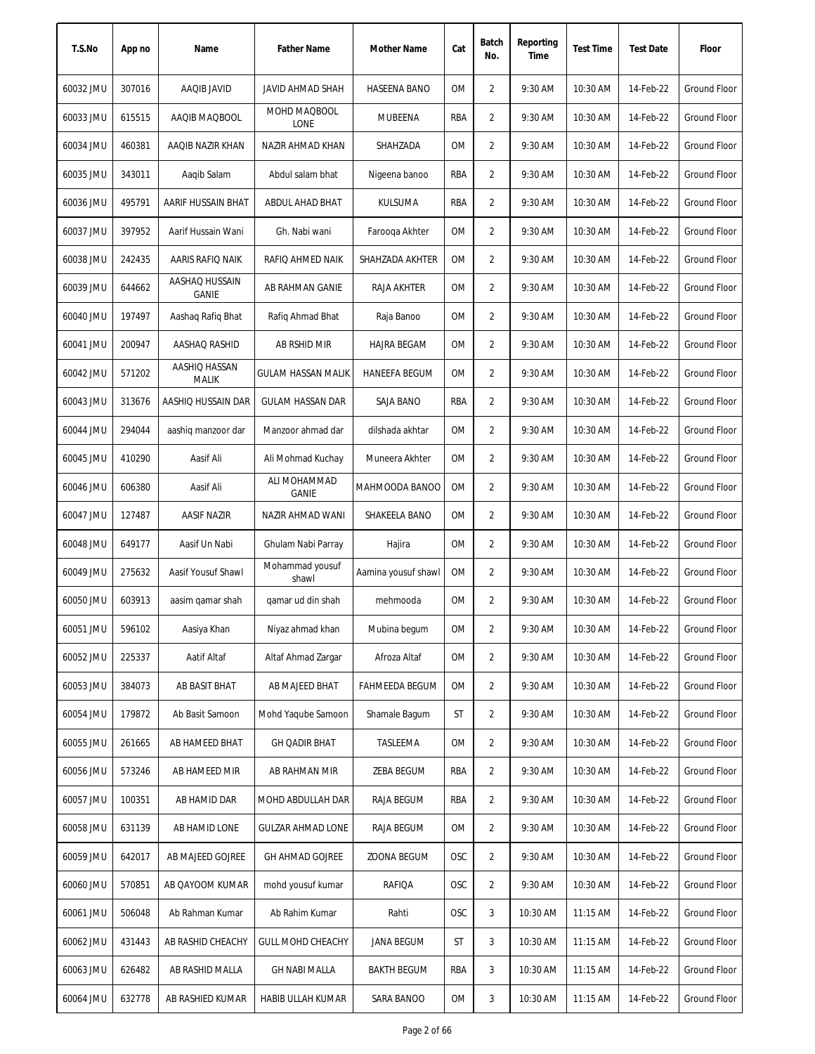| T.S.No | App no | Name | Father Name | Mother Name | Cat | Batch No. | Reporting Time | Test Time | Test Date | Floor |
|---|---|---|---|---|---|---|---|---|---|---|
| 60032 JMU | 307016 | AAQIB JAVID | JAVID AHMAD SHAH | HASEENA BANO | OM | 2 | 9:30 AM | 10:30 AM | 14-Feb-22 | Ground Floor |
| 60033 JMU | 615515 | AAQIB MAQBOOL | MOHD MAQBOOL LONE | MUBEENA | RBA | 2 | 9:30 AM | 10:30 AM | 14-Feb-22 | Ground Floor |
| 60034 JMU | 460381 | AAQIB NAZIR KHAN | NAZIR AHMAD KHAN | SHAHZADA | OM | 2 | 9:30 AM | 10:30 AM | 14-Feb-22 | Ground Floor |
| 60035 JMU | 343011 | Aaqib Salam | Abdul salam bhat | Nigeena banoo | RBA | 2 | 9:30 AM | 10:30 AM | 14-Feb-22 | Ground Floor |
| 60036 JMU | 495791 | AARIF HUSSAIN BHAT | ABDUL AHAD BHAT | KULSUMA | RBA | 2 | 9:30 AM | 10:30 AM | 14-Feb-22 | Ground Floor |
| 60037 JMU | 397952 | Aarif Hussain Wani | Gh. Nabi wani | Farooqa Akhter | OM | 2 | 9:30 AM | 10:30 AM | 14-Feb-22 | Ground Floor |
| 60038 JMU | 242435 | AARIS RAFIQ NAIK | RAFIQ AHMED NAIK | SHAHZADA AKHTER | OM | 2 | 9:30 AM | 10:30 AM | 14-Feb-22 | Ground Floor |
| 60039 JMU | 644662 | AASHAQ HUSSAIN GANIE | AB RAHMAN GANIE | RAJA AKHTER | OM | 2 | 9:30 AM | 10:30 AM | 14-Feb-22 | Ground Floor |
| 60040 JMU | 197497 | Aashaq Rafiq Bhat | Rafiq Ahmad Bhat | Raja Banoo | OM | 2 | 9:30 AM | 10:30 AM | 14-Feb-22 | Ground Floor |
| 60041 JMU | 200947 | AASHAQ RASHID | AB RSHID MIR | HAJRA BEGAM | OM | 2 | 9:30 AM | 10:30 AM | 14-Feb-22 | Ground Floor |
| 60042 JMU | 571202 | AASHIQ HASSAN MALIK | GULAM HASSAN MALIK | HANEEFA BEGUM | OM | 2 | 9:30 AM | 10:30 AM | 14-Feb-22 | Ground Floor |
| 60043 JMU | 313676 | AASHIQ HUSSAIN DAR | GULAM HASSAN DAR | SAJA BANO | RBA | 2 | 9:30 AM | 10:30 AM | 14-Feb-22 | Ground Floor |
| 60044 JMU | 294044 | aashiq manzoor dar | Manzoor ahmad dar | dilshada akhtar | OM | 2 | 9:30 AM | 10:30 AM | 14-Feb-22 | Ground Floor |
| 60045 JMU | 410290 | Aasif Ali | Ali Mohmad Kuchay | Muneera Akhter | OM | 2 | 9:30 AM | 10:30 AM | 14-Feb-22 | Ground Floor |
| 60046 JMU | 606380 | Aasif Ali | ALI MOHAMMAD GANIE | MAHMOODA BANOO | OM | 2 | 9:30 AM | 10:30 AM | 14-Feb-22 | Ground Floor |
| 60047 JMU | 127487 | AASIF NAZIR | NAZIR AHMAD WANI | SHAKEELA BANO | OM | 2 | 9:30 AM | 10:30 AM | 14-Feb-22 | Ground Floor |
| 60048 JMU | 649177 | Aasif Un Nabi | Ghulam Nabi Parray | Hajira | OM | 2 | 9:30 AM | 10:30 AM | 14-Feb-22 | Ground Floor |
| 60049 JMU | 275632 | Aasif Yousuf Shawl | Mohammad yousuf shawl | Aamina yousuf shawl | OM | 2 | 9:30 AM | 10:30 AM | 14-Feb-22 | Ground Floor |
| 60050 JMU | 603913 | aasim qamar shah | qamar ud din shah | mehmooda | OM | 2 | 9:30 AM | 10:30 AM | 14-Feb-22 | Ground Floor |
| 60051 JMU | 596102 | Aasiya Khan | Niyaz ahmad khan | Mubina begum | OM | 2 | 9:30 AM | 10:30 AM | 14-Feb-22 | Ground Floor |
| 60052 JMU | 225337 | Aatif Altaf | Altaf Ahmad Zargar | Afroza Altaf | OM | 2 | 9:30 AM | 10:30 AM | 14-Feb-22 | Ground Floor |
| 60053 JMU | 384073 | AB BASIT BHAT | AB MAJEED BHAT | FAHMEEDA BEGUM | OM | 2 | 9:30 AM | 10:30 AM | 14-Feb-22 | Ground Floor |
| 60054 JMU | 179872 | Ab Basit Samoon | Mohd Yaqube Samoon | Shamale Bagum | ST | 2 | 9:30 AM | 10:30 AM | 14-Feb-22 | Ground Floor |
| 60055 JMU | 261665 | AB HAMEED BHAT | GH QADIR BHAT | TASLEEMA | OM | 2 | 9:30 AM | 10:30 AM | 14-Feb-22 | Ground Floor |
| 60056 JMU | 573246 | AB HAMEED MIR | AB RAHMAN MIR | ZEBA BEGUM | RBA | 2 | 9:30 AM | 10:30 AM | 14-Feb-22 | Ground Floor |
| 60057 JMU | 100351 | AB HAMID DAR | MOHD ABDULLAH DAR | RAJA BEGUM | RBA | 2 | 9:30 AM | 10:30 AM | 14-Feb-22 | Ground Floor |
| 60058 JMU | 631139 | AB HAMID LONE | GULZAR AHMAD LONE | RAJA BEGUM | OM | 2 | 9:30 AM | 10:30 AM | 14-Feb-22 | Ground Floor |
| 60059 JMU | 642017 | AB MAJEED GOJREE | GH AHMAD GOJREE | ZOONA BEGUM | OSC | 2 | 9:30 AM | 10:30 AM | 14-Feb-22 | Ground Floor |
| 60060 JMU | 570851 | AB QAYOOM KUMAR | mohd yousuf kumar | RAFIQA | OSC | 2 | 9:30 AM | 10:30 AM | 14-Feb-22 | Ground Floor |
| 60061 JMU | 506048 | Ab Rahman Kumar | Ab Rahim Kumar | Rahti | OSC | 3 | 10:30 AM | 11:15 AM | 14-Feb-22 | Ground Floor |
| 60062 JMU | 431443 | AB RASHID CHEACHY | GULL MOHD CHEACHY | JANA BEGUM | ST | 3 | 10:30 AM | 11:15 AM | 14-Feb-22 | Ground Floor |
| 60063 JMU | 626482 | AB RASHID MALLA | GH NABI MALLA | BAKTH BEGUM | RBA | 3 | 10:30 AM | 11:15 AM | 14-Feb-22 | Ground Floor |
| 60064 JMU | 632778 | AB RASHIED KUMAR | HABIB ULLAH KUMAR | SARA BANOO | OM | 3 | 10:30 AM | 11:15 AM | 14-Feb-22 | Ground Floor |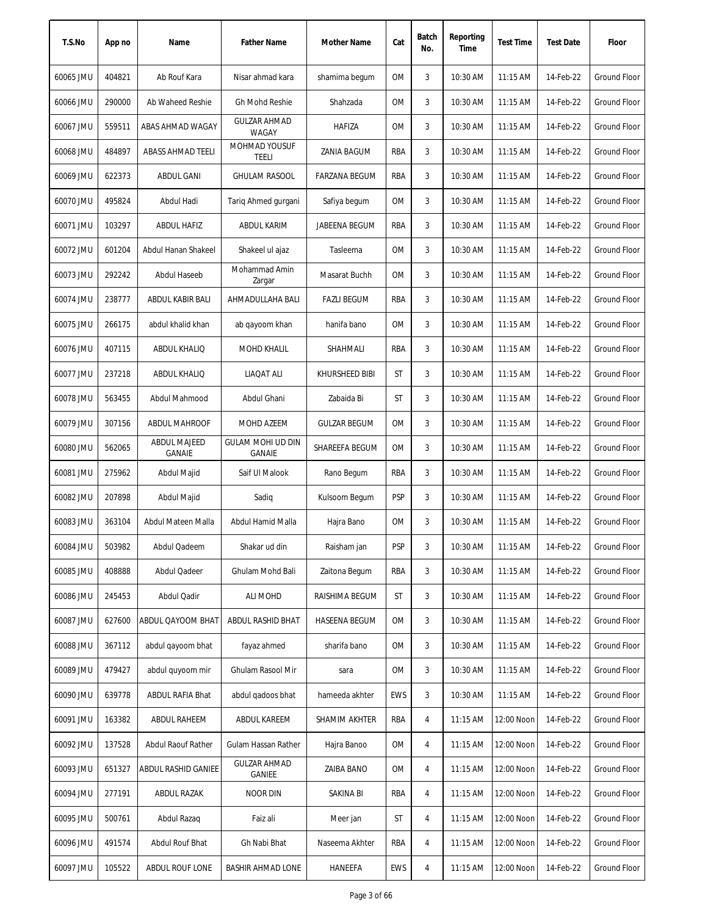| T.S.No | App no | Name | Father Name | Mother Name | Cat | Batch No. | Reporting Time | Test Time | Test Date | Floor |
|---|---|---|---|---|---|---|---|---|---|---|
| 60065 JMU | 404821 | Ab Rouf Kara | Nisar ahmad kara | shamima begum | OM | 3 | 10:30 AM | 11:15 AM | 14-Feb-22 | Ground Floor |
| 60066 JMU | 290000 | Ab Waheed Reshie | Gh Mohd Reshie | Shahzada | OM | 3 | 10:30 AM | 11:15 AM | 14-Feb-22 | Ground Floor |
| 60067 JMU | 559511 | ABAS AHMAD WAGAY | GULZAR AHMAD WAGAY | HAFIZA | OM | 3 | 10:30 AM | 11:15 AM | 14-Feb-22 | Ground Floor |
| 60068 JMU | 484897 | ABASS AHMAD TEELI | MOHMAD YOUSUF TEELI | ZANIA BAGUM | RBA | 3 | 10:30 AM | 11:15 AM | 14-Feb-22 | Ground Floor |
| 60069 JMU | 622373 | ABDUL GANI | GHULAM RASOOL | FARZANA BEGUM | RBA | 3 | 10:30 AM | 11:15 AM | 14-Feb-22 | Ground Floor |
| 60070 JMU | 495824 | Abdul Hadi | Tariq Ahmed gurgani | Safiya begum | OM | 3 | 10:30 AM | 11:15 AM | 14-Feb-22 | Ground Floor |
| 60071 JMU | 103297 | ABDUL HAFIZ | ABDUL KARIM | JABEENA BEGUM | RBA | 3 | 10:30 AM | 11:15 AM | 14-Feb-22 | Ground Floor |
| 60072 JMU | 601204 | Abdul Hanan Shakeel | Shakeel ul ajaz | Tasleema | OM | 3 | 10:30 AM | 11:15 AM | 14-Feb-22 | Ground Floor |
| 60073 JMU | 292242 | Abdul Haseeb | Mohammad Amin Zargar | Masarat Buchh | OM | 3 | 10:30 AM | 11:15 AM | 14-Feb-22 | Ground Floor |
| 60074 JMU | 238777 | ABDUL KABIR BALI | AHMADULLAHA BALI | FAZLI BEGUM | RBA | 3 | 10:30 AM | 11:15 AM | 14-Feb-22 | Ground Floor |
| 60075 JMU | 266175 | abdul khalid khan | ab qayoom khan | hanifa bano | OM | 3 | 10:30 AM | 11:15 AM | 14-Feb-22 | Ground Floor |
| 60076 JMU | 407115 | ABDUL KHALIQ | MOHD KHALIL | SHAHMALI | RBA | 3 | 10:30 AM | 11:15 AM | 14-Feb-22 | Ground Floor |
| 60077 JMU | 237218 | ABDUL KHALIQ | LIAQAT ALI | KHURSHEED BIBI | ST | 3 | 10:30 AM | 11:15 AM | 14-Feb-22 | Ground Floor |
| 60078 JMU | 563455 | Abdul Mahmood | Abdul Ghani | Zabaida Bi | ST | 3 | 10:30 AM | 11:15 AM | 14-Feb-22 | Ground Floor |
| 60079 JMU | 307156 | ABDUL MAHROOF | MOHD AZEEM | GULZAR BEGUM | OM | 3 | 10:30 AM | 11:15 AM | 14-Feb-22 | Ground Floor |
| 60080 JMU | 562065 | ABDUL MAJEED GANAIE | GULAM MOHI UD DIN GANAIE | SHAREEFA BEGUM | OM | 3 | 10:30 AM | 11:15 AM | 14-Feb-22 | Ground Floor |
| 60081 JMU | 275962 | Abdul Majid | Saif Ul Malook | Rano Begum | RBA | 3 | 10:30 AM | 11:15 AM | 14-Feb-22 | Ground Floor |
| 60082 JMU | 207898 | Abdul Majid | Sadiq | Kulsoom Begum | PSP | 3 | 10:30 AM | 11:15 AM | 14-Feb-22 | Ground Floor |
| 60083 JMU | 363104 | Abdul Mateen Malla | Abdul Hamid Malla | Hajra Bano | OM | 3 | 10:30 AM | 11:15 AM | 14-Feb-22 | Ground Floor |
| 60084 JMU | 503982 | Abdul Qadeem | Shakar ud din | Raisham jan | PSP | 3 | 10:30 AM | 11:15 AM | 14-Feb-22 | Ground Floor |
| 60085 JMU | 408888 | Abdul Qadeer | Ghulam Mohd Bali | Zaitona Begum | RBA | 3 | 10:30 AM | 11:15 AM | 14-Feb-22 | Ground Floor |
| 60086 JMU | 245453 | Abdul Qadir | ALI MOHD | RAISHIMA BEGUM | ST | 3 | 10:30 AM | 11:15 AM | 14-Feb-22 | Ground Floor |
| 60087 JMU | 627600 | ABDUL QAYOOM BHAT | ABDUL RASHID BHAT | HASEENA BEGUM | OM | 3 | 10:30 AM | 11:15 AM | 14-Feb-22 | Ground Floor |
| 60088 JMU | 367112 | abdul qayoom bhat | fayaz ahmed | sharifa bano | OM | 3 | 10:30 AM | 11:15 AM | 14-Feb-22 | Ground Floor |
| 60089 JMU | 479427 | abdul quyoom mir | Ghulam Rasool Mir | sara | OM | 3 | 10:30 AM | 11:15 AM | 14-Feb-22 | Ground Floor |
| 60090 JMU | 639778 | ABDUL RAFIA Bhat | abdul qadoos bhat | hameeda akhter | EWS | 3 | 10:30 AM | 11:15 AM | 14-Feb-22 | Ground Floor |
| 60091 JMU | 163382 | ABDUL RAHEEM | ABDUL KAREEM | SHAMIM AKHTER | RBA | 4 | 11:15 AM | 12:00 Noon | 14-Feb-22 | Ground Floor |
| 60092 JMU | 137528 | Abdul Raouf Rather | Gulam Hassan Rather | Hajra Banoo | OM | 4 | 11:15 AM | 12:00 Noon | 14-Feb-22 | Ground Floor |
| 60093 JMU | 651327 | ABDUL RASHID GANIEE | GULZAR AHMAD GANIEE | ZAIBA BANO | OM | 4 | 11:15 AM | 12:00 Noon | 14-Feb-22 | Ground Floor |
| 60094 JMU | 277191 | ABDUL RAZAK | NOOR DIN | SAKINA BI | RBA | 4 | 11:15 AM | 12:00 Noon | 14-Feb-22 | Ground Floor |
| 60095 JMU | 500761 | Abdul Razaq | Faiz ali | Meer jan | ST | 4 | 11:15 AM | 12:00 Noon | 14-Feb-22 | Ground Floor |
| 60096 JMU | 491574 | Abdul Rouf Bhat | Gh Nabi Bhat | Naseema Akhter | RBA | 4 | 11:15 AM | 12:00 Noon | 14-Feb-22 | Ground Floor |
| 60097 JMU | 105522 | ABDUL ROUF LONE | BASHIR AHMAD LONE | HANEEFA | EWS | 4 | 11:15 AM | 12:00 Noon | 14-Feb-22 | Ground Floor |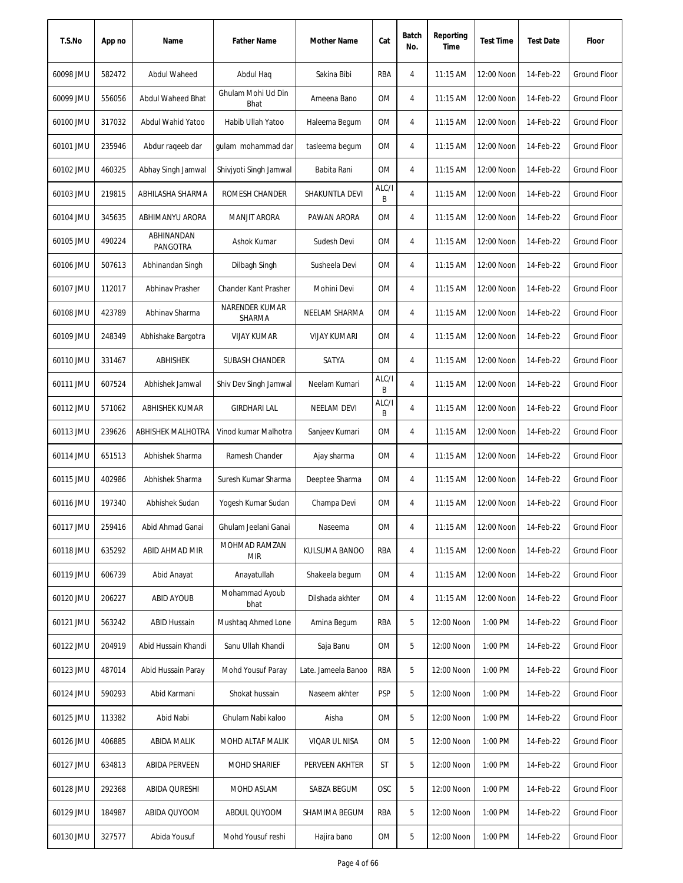| T.S.No | App no | Name | Father Name | Mother Name | Cat | Batch No. | Reporting Time | Test Time | Test Date | Floor |
|---|---|---|---|---|---|---|---|---|---|---|
| 60098 JMU | 582472 | Abdul Waheed | Abdul Haq | Sakina Bibi | RBA | 4 | 11:15 AM | 12:00 Noon | 14-Feb-22 | Ground Floor |
| 60099 JMU | 556056 | Abdul Waheed Bhat | Ghulam Mohi Ud Din Bhat | Ameena Bano | OM | 4 | 11:15 AM | 12:00 Noon | 14-Feb-22 | Ground Floor |
| 60100 JMU | 317032 | Abdul Wahid Yatoo | Habib Ullah Yatoo | Haleema Begum | OM | 4 | 11:15 AM | 12:00 Noon | 14-Feb-22 | Ground Floor |
| 60101 JMU | 235946 | Abdur raqeeb dar | gulam mohammad dar | tasleema begum | OM | 4 | 11:15 AM | 12:00 Noon | 14-Feb-22 | Ground Floor |
| 60102 JMU | 460325 | Abhay Singh Jamwal | Shivjyoti Singh Jamwal | Babita Rani | OM | 4 | 11:15 AM | 12:00 Noon | 14-Feb-22 | Ground Floor |
| 60103 JMU | 219815 | ABHILASHA SHARMA | ROMESH CHANDER | SHAKUNTLA DEVI | ALC/IB | 4 | 11:15 AM | 12:00 Noon | 14-Feb-22 | Ground Floor |
| 60104 JMU | 345635 | ABHIMANYU ARORA | MANJIT ARORA | PAWAN ARORA | OM | 4 | 11:15 AM | 12:00 Noon | 14-Feb-22 | Ground Floor |
| 60105 JMU | 490224 | ABHINANDAN PANGOTRA | Ashok Kumar | Sudesh Devi | OM | 4 | 11:15 AM | 12:00 Noon | 14-Feb-22 | Ground Floor |
| 60106 JMU | 507613 | Abhinandan Singh | Dilbagh Singh | Susheela Devi | OM | 4 | 11:15 AM | 12:00 Noon | 14-Feb-22 | Ground Floor |
| 60107 JMU | 112017 | Abhinav Prasher | Chander Kant Prasher | Mohini Devi | OM | 4 | 11:15 AM | 12:00 Noon | 14-Feb-22 | Ground Floor |
| 60108 JMU | 423789 | Abhinav Sharma | NARENDER KUMAR SHARMA | NEELAM SHARMA | OM | 4 | 11:15 AM | 12:00 Noon | 14-Feb-22 | Ground Floor |
| 60109 JMU | 248349 | Abhishake Bargotra | VIJAY KUMAR | VIJAY KUMARI | OM | 4 | 11:15 AM | 12:00 Noon | 14-Feb-22 | Ground Floor |
| 60110 JMU | 331467 | ABHISHEK | SUBASH CHANDER | SATYA | OM | 4 | 11:15 AM | 12:00 Noon | 14-Feb-22 | Ground Floor |
| 60111 JMU | 607524 | Abhishek Jamwal | Shiv Dev Singh Jamwal | Neelam Kumari | ALC/IB | 4 | 11:15 AM | 12:00 Noon | 14-Feb-22 | Ground Floor |
| 60112 JMU | 571062 | ABHISHEK KUMAR | GIRDHARI LAL | NEELAM DEVI | ALC/IB | 4 | 11:15 AM | 12:00 Noon | 14-Feb-22 | Ground Floor |
| 60113 JMU | 239626 | ABHISHEK MALHOTRA | Vinod kumar Malhotra | Sanjeev Kumari | OM | 4 | 11:15 AM | 12:00 Noon | 14-Feb-22 | Ground Floor |
| 60114 JMU | 651513 | Abhishek Sharma | Ramesh Chander | Ajay sharma | OM | 4 | 11:15 AM | 12:00 Noon | 14-Feb-22 | Ground Floor |
| 60115 JMU | 402986 | Abhishek Sharma | Suresh Kumar Sharma | Deeptee Sharma | OM | 4 | 11:15 AM | 12:00 Noon | 14-Feb-22 | Ground Floor |
| 60116 JMU | 197340 | Abhishek Sudan | Yogesh Kumar Sudan | Champa Devi | OM | 4 | 11:15 AM | 12:00 Noon | 14-Feb-22 | Ground Floor |
| 60117 JMU | 259416 | Abid Ahmad Ganai | Ghulam Jeelani Ganai | Naseema | OM | 4 | 11:15 AM | 12:00 Noon | 14-Feb-22 | Ground Floor |
| 60118 JMU | 635292 | ABID AHMAD MIR | MOHMAD RAMZAN MIR | KULSUMA BANOO | RBA | 4 | 11:15 AM | 12:00 Noon | 14-Feb-22 | Ground Floor |
| 60119 JMU | 606739 | Abid Anayat | Anayatullah | Shakeela begum | OM | 4 | 11:15 AM | 12:00 Noon | 14-Feb-22 | Ground Floor |
| 60120 JMU | 206227 | ABID AYOUB | Mohammad Ayoub bhat | Dilshada akhter | OM | 4 | 11:15 AM | 12:00 Noon | 14-Feb-22 | Ground Floor |
| 60121 JMU | 563242 | ABID Hussain | Mushtaq Ahmed Lone | Amina Begum | RBA | 5 | 12:00 Noon | 1:00 PM | 14-Feb-22 | Ground Floor |
| 60122 JMU | 204919 | Abid Hussain Khandi | Sanu Ullah Khandi | Saja Banu | OM | 5 | 12:00 Noon | 1:00 PM | 14-Feb-22 | Ground Floor |
| 60123 JMU | 487014 | Abid Hussain Paray | Mohd Yousuf Paray | Late. Jameela Banoo | RBA | 5 | 12:00 Noon | 1:00 PM | 14-Feb-22 | Ground Floor |
| 60124 JMU | 590293 | Abid Karmani | Shokat hussain | Naseem akhter | PSP | 5 | 12:00 Noon | 1:00 PM | 14-Feb-22 | Ground Floor |
| 60125 JMU | 113382 | Abid Nabi | Ghulam Nabi kaloo | Aisha | OM | 5 | 12:00 Noon | 1:00 PM | 14-Feb-22 | Ground Floor |
| 60126 JMU | 406885 | ABIDA MALIK | MOHD ALTAF MALIK | VIQAR UL NISA | OM | 5 | 12:00 Noon | 1:00 PM | 14-Feb-22 | Ground Floor |
| 60127 JMU | 634813 | ABIDA PERVEEN | MOHD SHARIEF | PERVEEN AKHTER | ST | 5 | 12:00 Noon | 1:00 PM | 14-Feb-22 | Ground Floor |
| 60128 JMU | 292368 | ABIDA QURESHI | MOHD ASLAM | SABZA BEGUM | OSC | 5 | 12:00 Noon | 1:00 PM | 14-Feb-22 | Ground Floor |
| 60129 JMU | 184987 | ABIDA QUYOOM | ABDUL QUYOOM | SHAMIMA BEGUM | RBA | 5 | 12:00 Noon | 1:00 PM | 14-Feb-22 | Ground Floor |
| 60130 JMU | 327577 | Abida Yousuf | Mohd Yousuf reshi | Hajira bano | OM | 5 | 12:00 Noon | 1:00 PM | 14-Feb-22 | Ground Floor |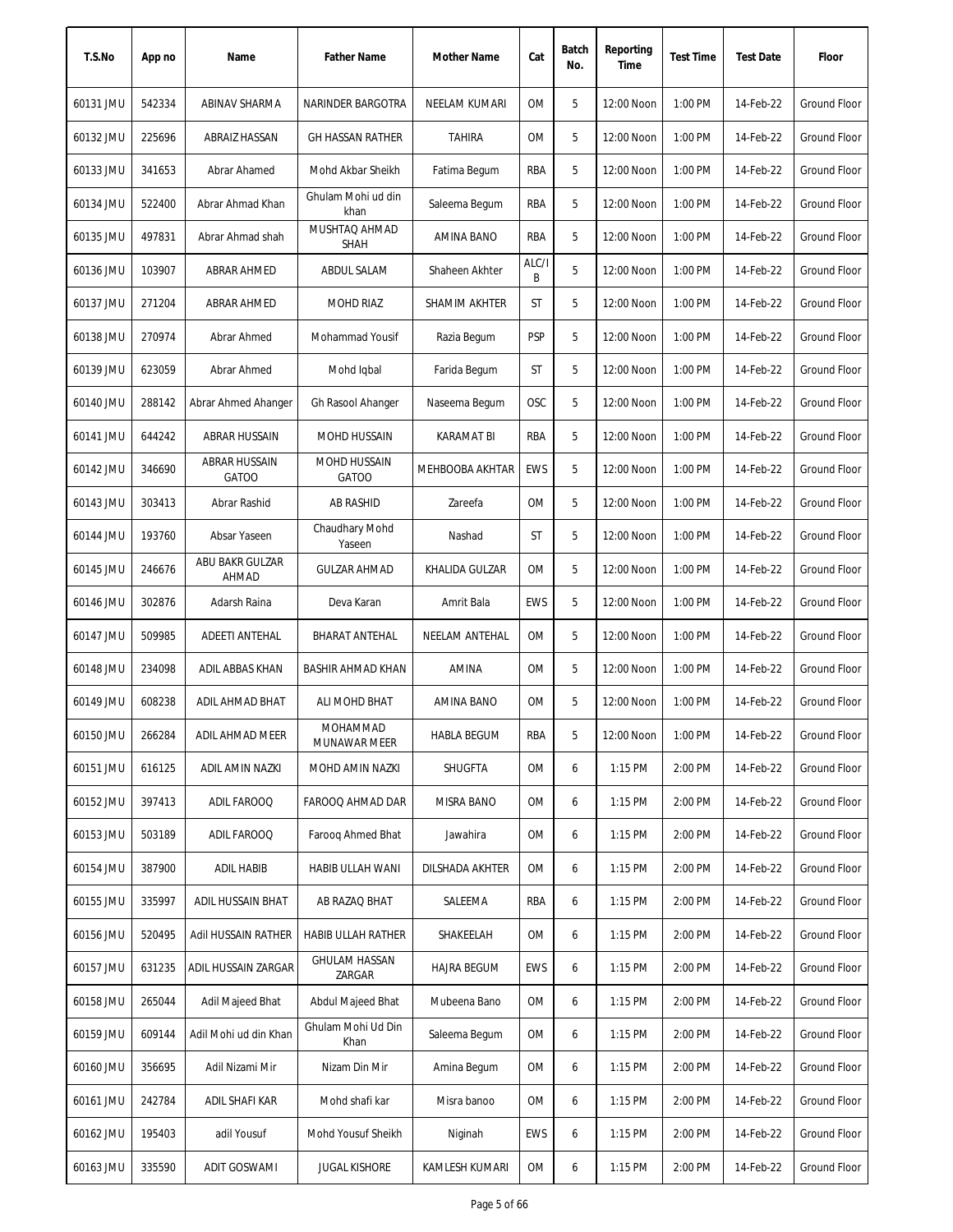| T.S.No | App no | Name | Father Name | Mother Name | Cat | Batch No. | Reporting Time | Test Time | Test Date | Floor |
|---|---|---|---|---|---|---|---|---|---|---|
| 60131 JMU | 542334 | ABINAV SHARMA | NARINDER BARGOTRA | NEELAM KUMARI | OM | 5 | 12:00 Noon | 1:00 PM | 14-Feb-22 | Ground Floor |
| 60132 JMU | 225696 | ABRAIZ HASSAN | GH HASSAN RATHER | TAHIRA | OM | 5 | 12:00 Noon | 1:00 PM | 14-Feb-22 | Ground Floor |
| 60133 JMU | 341653 | Abrar Ahamed | Mohd Akbar Sheikh | Fatima Begum | RBA | 5 | 12:00 Noon | 1:00 PM | 14-Feb-22 | Ground Floor |
| 60134 JMU | 522400 | Abrar Ahmad Khan | Ghulam Mohi ud din khan | Saleema Begum | RBA | 5 | 12:00 Noon | 1:00 PM | 14-Feb-22 | Ground Floor |
| 60135 JMU | 497831 | Abrar Ahmad shah | MUSHTAQ AHMAD SHAH | AMINA BANO | RBA | 5 | 12:00 Noon | 1:00 PM | 14-Feb-22 | Ground Floor |
| 60136 JMU | 103907 | ABRAR AHMED | ABDUL SALAM | Shaheen Akhter | ALC/IB | 5 | 12:00 Noon | 1:00 PM | 14-Feb-22 | Ground Floor |
| 60137 JMU | 271204 | ABRAR AHMED | MOHD RIAZ | SHAMIM AKHTER | ST | 5 | 12:00 Noon | 1:00 PM | 14-Feb-22 | Ground Floor |
| 60138 JMU | 270974 | Abrar Ahmed | Mohammad Yousif | Razia Begum | PSP | 5 | 12:00 Noon | 1:00 PM | 14-Feb-22 | Ground Floor |
| 60139 JMU | 623059 | Abrar Ahmed | Mohd Iqbal | Farida Begum | ST | 5 | 12:00 Noon | 1:00 PM | 14-Feb-22 | Ground Floor |
| 60140 JMU | 288142 | Abrar Ahmed Ahanger | Gh Rasool Ahanger | Naseema Begum | OSC | 5 | 12:00 Noon | 1:00 PM | 14-Feb-22 | Ground Floor |
| 60141 JMU | 644242 | ABRAR HUSSAIN | MOHD HUSSAIN | KARAMAT BI | RBA | 5 | 12:00 Noon | 1:00 PM | 14-Feb-22 | Ground Floor |
| 60142 JMU | 346690 | ABRAR HUSSAIN GATOO | MOHD HUSSAIN GATOO | MEHBOOBA AKHTAR | EWS | 5 | 12:00 Noon | 1:00 PM | 14-Feb-22 | Ground Floor |
| 60143 JMU | 303413 | Abrar Rashid | AB RASHID | Zareefa | OM | 5 | 12:00 Noon | 1:00 PM | 14-Feb-22 | Ground Floor |
| 60144 JMU | 193760 | Absar Yaseen | Chaudhary Mohd Yaseen | Nashad | ST | 5 | 12:00 Noon | 1:00 PM | 14-Feb-22 | Ground Floor |
| 60145 JMU | 246676 | ABU BAKR GULZAR AHMAD | GULZAR AHMAD | KHALIDA GULZAR | OM | 5 | 12:00 Noon | 1:00 PM | 14-Feb-22 | Ground Floor |
| 60146 JMU | 302876 | Adarsh Raina | Deva Karan | Amrit Bala | EWS | 5 | 12:00 Noon | 1:00 PM | 14-Feb-22 | Ground Floor |
| 60147 JMU | 509985 | ADEETI ANTEHAL | BHARAT ANTEHAL | NEELAM ANTEHAL | OM | 5 | 12:00 Noon | 1:00 PM | 14-Feb-22 | Ground Floor |
| 60148 JMU | 234098 | ADIL ABBAS KHAN | BASHIR AHMAD KHAN | AMINA | OM | 5 | 12:00 Noon | 1:00 PM | 14-Feb-22 | Ground Floor |
| 60149 JMU | 608238 | ADIL AHMAD BHAT | ALI MOHD BHAT | AMINA BANO | OM | 5 | 12:00 Noon | 1:00 PM | 14-Feb-22 | Ground Floor |
| 60150 JMU | 266284 | ADIL AHMAD MEER | MOHAMMAD MUNAWAR MEER | HABLA BEGUM | RBA | 5 | 12:00 Noon | 1:00 PM | 14-Feb-22 | Ground Floor |
| 60151 JMU | 616125 | ADIL AMIN NAZKI | MOHD AMIN NAZKI | SHUGFTA | OM | 6 | 1:15 PM | 2:00 PM | 14-Feb-22 | Ground Floor |
| 60152 JMU | 397413 | ADIL FAROOQ | FAROOQ AHMAD DAR | MISRA BANO | OM | 6 | 1:15 PM | 2:00 PM | 14-Feb-22 | Ground Floor |
| 60153 JMU | 503189 | ADIL FAROOQ | Farooq Ahmed Bhat | Jawahira | OM | 6 | 1:15 PM | 2:00 PM | 14-Feb-22 | Ground Floor |
| 60154 JMU | 387900 | ADIL HABIB | HABIB ULLAH WANI | DILSHADA AKHTER | OM | 6 | 1:15 PM | 2:00 PM | 14-Feb-22 | Ground Floor |
| 60155 JMU | 335997 | ADIL HUSSAIN BHAT | AB RAZAQ BHAT | SALEEMA | RBA | 6 | 1:15 PM | 2:00 PM | 14-Feb-22 | Ground Floor |
| 60156 JMU | 520495 | Adil HUSSAIN RATHER | HABIB ULLAH RATHER | SHAKEELAH | OM | 6 | 1:15 PM | 2:00 PM | 14-Feb-22 | Ground Floor |
| 60157 JMU | 631235 | ADIL HUSSAIN ZARGAR | GHULAM HASSAN ZARGAR | HAJRA BEGUM | EWS | 6 | 1:15 PM | 2:00 PM | 14-Feb-22 | Ground Floor |
| 60158 JMU | 265044 | Adil Majeed Bhat | Abdul Majeed Bhat | Mubeena Bano | OM | 6 | 1:15 PM | 2:00 PM | 14-Feb-22 | Ground Floor |
| 60159 JMU | 609144 | Adil Mohi ud din Khan | Ghulam Mohi Ud Din Khan | Saleema Begum | OM | 6 | 1:15 PM | 2:00 PM | 14-Feb-22 | Ground Floor |
| 60160 JMU | 356695 | Adil Nizami Mir | Nizam Din Mir | Amina Begum | OM | 6 | 1:15 PM | 2:00 PM | 14-Feb-22 | Ground Floor |
| 60161 JMU | 242784 | ADIL SHAFI KAR | Mohd shafi kar | Misra banoo | OM | 6 | 1:15 PM | 2:00 PM | 14-Feb-22 | Ground Floor |
| 60162 JMU | 195403 | adil Yousuf | Mohd Yousuf Sheikh | Niginah | EWS | 6 | 1:15 PM | 2:00 PM | 14-Feb-22 | Ground Floor |
| 60163 JMU | 335590 | ADIT GOSWAMI | JUGAL KISHORE | KAMLESH KUMARI | OM | 6 | 1:15 PM | 2:00 PM | 14-Feb-22 | Ground Floor |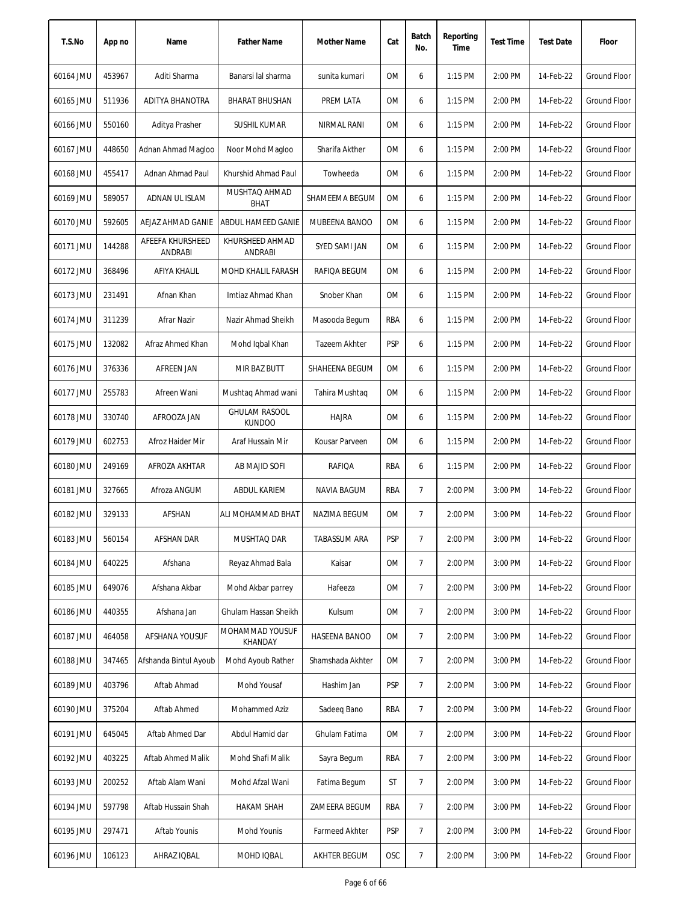| T.S.No | App no | Name | Father Name | Mother Name | Cat | Batch No. | Reporting Time | Test Time | Test Date | Floor |
|---|---|---|---|---|---|---|---|---|---|---|
| 60164 JMU | 453967 | Aditi Sharma | Banarsi lal sharma | sunita kumari | OM | 6 | 1:15 PM | 2:00 PM | 14-Feb-22 | Ground Floor |
| 60165 JMU | 511936 | ADITYA BHANOTRA | BHARAT BHUSHAN | PREM LATA | OM | 6 | 1:15 PM | 2:00 PM | 14-Feb-22 | Ground Floor |
| 60166 JMU | 550160 | Aditya Prasher | SUSHIL KUMAR | NIRMAL RANI | OM | 6 | 1:15 PM | 2:00 PM | 14-Feb-22 | Ground Floor |
| 60167 JMU | 448650 | Adnan Ahmad Magloo | Noor Mohd Magloo | Sharifa Akther | OM | 6 | 1:15 PM | 2:00 PM | 14-Feb-22 | Ground Floor |
| 60168 JMU | 455417 | Adnan Ahmad Paul | Khurshid Ahmad Paul | Towheeda | OM | 6 | 1:15 PM | 2:00 PM | 14-Feb-22 | Ground Floor |
| 60169 JMU | 589057 | ADNAN UL ISLAM | MUSHTAQ AHMAD BHAT | SHAMEEMA BEGUM | OM | 6 | 1:15 PM | 2:00 PM | 14-Feb-22 | Ground Floor |
| 60170 JMU | 592605 | AEJAZ AHMAD GANIE | ABDUL HAMEED GANIE | MUBEENA BANOO | OM | 6 | 1:15 PM | 2:00 PM | 14-Feb-22 | Ground Floor |
| 60171 JMU | 144288 | AFEEFA KHURSHEED ANDRABI | KHURSHEED AHMAD ANDRABI | SYED SAMI JAN | OM | 6 | 1:15 PM | 2:00 PM | 14-Feb-22 | Ground Floor |
| 60172 JMU | 368496 | AFIYA KHALIL | MOHD KHALIL FARASH | RAFIQA BEGUM | OM | 6 | 1:15 PM | 2:00 PM | 14-Feb-22 | Ground Floor |
| 60173 JMU | 231491 | Afnan Khan | Imtiaz Ahmad Khan | Snober Khan | OM | 6 | 1:15 PM | 2:00 PM | 14-Feb-22 | Ground Floor |
| 60174 JMU | 311239 | Afrar Nazir | Nazir Ahmad Sheikh | Masooda Begum | RBA | 6 | 1:15 PM | 2:00 PM | 14-Feb-22 | Ground Floor |
| 60175 JMU | 132082 | Afraz Ahmed Khan | Mohd Iqbal Khan | Tazeem Akhter | PSP | 6 | 1:15 PM | 2:00 PM | 14-Feb-22 | Ground Floor |
| 60176 JMU | 376336 | AFREEN JAN | MIR BAZ BUTT | SHAHEENA BEGUM | OM | 6 | 1:15 PM | 2:00 PM | 14-Feb-22 | Ground Floor |
| 60177 JMU | 255783 | Afreen Wani | Mushtaq Ahmad wani | Tahira Mushtaq | OM | 6 | 1:15 PM | 2:00 PM | 14-Feb-22 | Ground Floor |
| 60178 JMU | 330740 | AFROOZA JAN | GHULAM RASOOL KUNDOO | HAJRA | OM | 6 | 1:15 PM | 2:00 PM | 14-Feb-22 | Ground Floor |
| 60179 JMU | 602753 | Afroz Haider Mir | Araf Hussain Mir | Kousar Parveen | OM | 6 | 1:15 PM | 2:00 PM | 14-Feb-22 | Ground Floor |
| 60180 JMU | 249169 | AFROZA AKHTAR | AB MAJID SOFI | RAFIQA | RBA | 6 | 1:15 PM | 2:00 PM | 14-Feb-22 | Ground Floor |
| 60181 JMU | 327665 | Afroza ANGUM | ABDUL KARIEM | NAVIA BAGUM | RBA | 7 | 2:00 PM | 3:00 PM | 14-Feb-22 | Ground Floor |
| 60182 JMU | 329133 | AFSHAN | ALI MOHAMMAD BHAT | NAZIMA BEGUM | OM | 7 | 2:00 PM | 3:00 PM | 14-Feb-22 | Ground Floor |
| 60183 JMU | 560154 | AFSHAN DAR | MUSHTAQ DAR | TABASSUM ARA | PSP | 7 | 2:00 PM | 3:00 PM | 14-Feb-22 | Ground Floor |
| 60184 JMU | 640225 | Afshana | Reyaz Ahmad Bala | Kaisar | OM | 7 | 2:00 PM | 3:00 PM | 14-Feb-22 | Ground Floor |
| 60185 JMU | 649076 | Afshana Akbar | Mohd Akbar parrey | Hafeeza | OM | 7 | 2:00 PM | 3:00 PM | 14-Feb-22 | Ground Floor |
| 60186 JMU | 440355 | Afshana Jan | Ghulam Hassan Sheikh | Kulsum | OM | 7 | 2:00 PM | 3:00 PM | 14-Feb-22 | Ground Floor |
| 60187 JMU | 464058 | AFSHANA YOUSUF | MOHAMMAD YOUSUF KHANDAY | HASEENA BANOO | OM | 7 | 2:00 PM | 3:00 PM | 14-Feb-22 | Ground Floor |
| 60188 JMU | 347465 | Afshanda Bintul Ayoub | Mohd Ayoub Rather | Shamshada Akhter | OM | 7 | 2:00 PM | 3:00 PM | 14-Feb-22 | Ground Floor |
| 60189 JMU | 403796 | Aftab Ahmad | Mohd Yousaf | Hashim Jan | PSP | 7 | 2:00 PM | 3:00 PM | 14-Feb-22 | Ground Floor |
| 60190 JMU | 375204 | Aftab Ahmed | Mohammed Aziz | Sadeeq Bano | RBA | 7 | 2:00 PM | 3:00 PM | 14-Feb-22 | Ground Floor |
| 60191 JMU | 645045 | Aftab Ahmed Dar | Abdul Hamid dar | Ghulam Fatima | OM | 7 | 2:00 PM | 3:00 PM | 14-Feb-22 | Ground Floor |
| 60192 JMU | 403225 | Aftab Ahmed Malik | Mohd Shafi Malik | Sayra Begum | RBA | 7 | 2:00 PM | 3:00 PM | 14-Feb-22 | Ground Floor |
| 60193 JMU | 200252 | Aftab Alam Wani | Mohd Afzal Wani | Fatima Begum | ST | 7 | 2:00 PM | 3:00 PM | 14-Feb-22 | Ground Floor |
| 60194 JMU | 597798 | Aftab Hussain Shah | HAKAM SHAH | ZAMEERA BEGUM | RBA | 7 | 2:00 PM | 3:00 PM | 14-Feb-22 | Ground Floor |
| 60195 JMU | 297471 | Aftab Younis | Mohd Younis | Farmeed Akhter | PSP | 7 | 2:00 PM | 3:00 PM | 14-Feb-22 | Ground Floor |
| 60196 JMU | 106123 | AHRAZ IQBAL | MOHD IQBAL | AKHTER BEGUM | OSC | 7 | 2:00 PM | 3:00 PM | 14-Feb-22 | Ground Floor |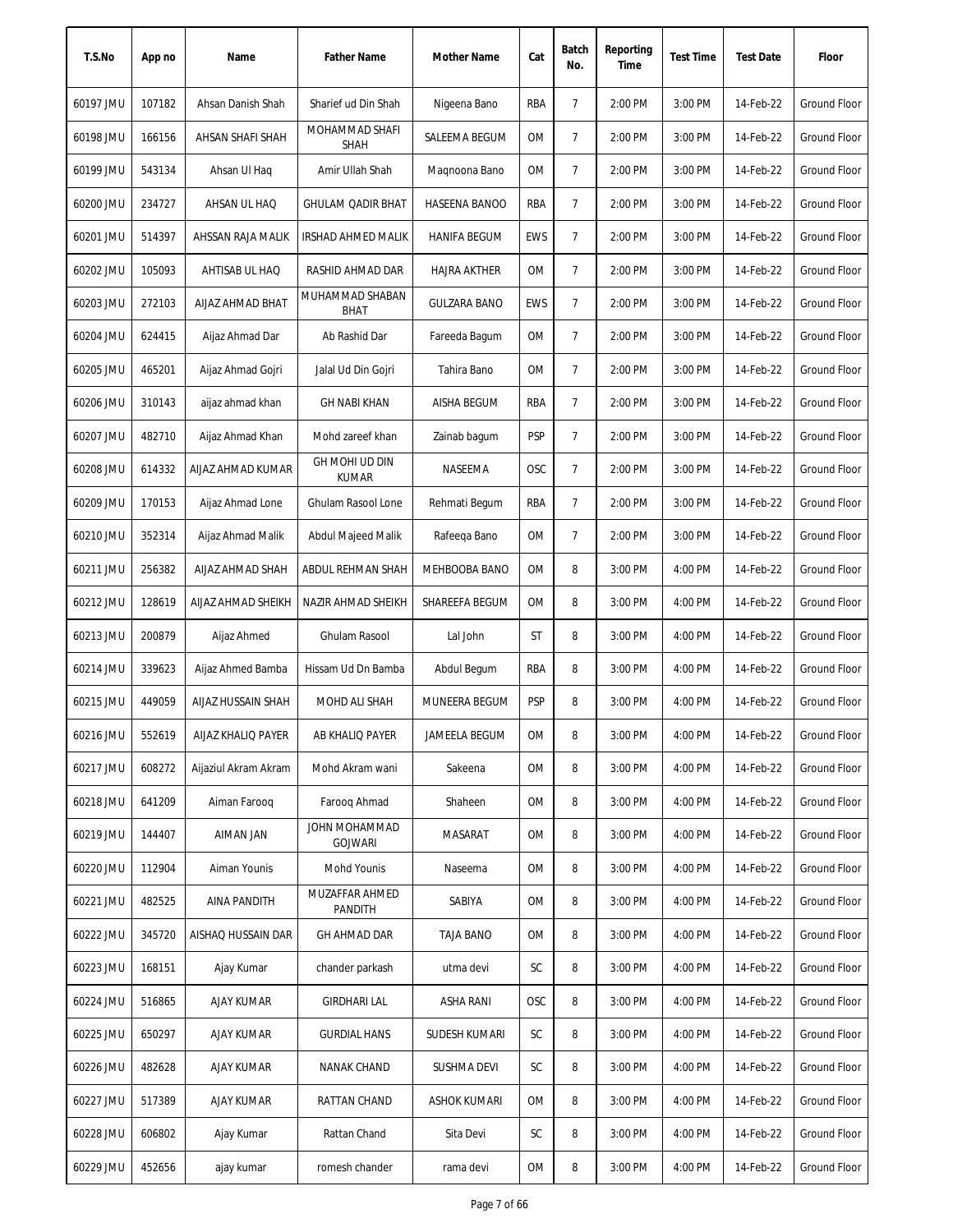| T.S.No | App no | Name | Father Name | Mother Name | Cat | Batch No. | Reporting Time | Test Time | Test Date | Floor |
|---|---|---|---|---|---|---|---|---|---|---|
| 60197 JMU | 107182 | Ahsan Danish Shah | Sharief ud Din Shah | Nigeena Bano | RBA | 7 | 2:00 PM | 3:00 PM | 14-Feb-22 | Ground Floor |
| 60198 JMU | 166156 | AHSAN SHAFI SHAH | MOHAMMAD SHAFI SHAH | SALEEMA BEGUM | OM | 7 | 2:00 PM | 3:00 PM | 14-Feb-22 | Ground Floor |
| 60199 JMU | 543134 | Ahsan Ul Haq | Amir Ullah Shah | Maqnoona Bano | OM | 7 | 2:00 PM | 3:00 PM | 14-Feb-22 | Ground Floor |
| 60200 JMU | 234727 | AHSAN UL HAQ | GHULAM QADIR BHAT | HASEENA BANOO | RBA | 7 | 2:00 PM | 3:00 PM | 14-Feb-22 | Ground Floor |
| 60201 JMU | 514397 | AHSSAN RAJA MALIK | IRSHAD AHMED MALIK | HANIFA BEGUM | EWS | 7 | 2:00 PM | 3:00 PM | 14-Feb-22 | Ground Floor |
| 60202 JMU | 105093 | AHTISAB UL HAQ | RASHID AHMAD DAR | HAJRA AKTHER | OM | 7 | 2:00 PM | 3:00 PM | 14-Feb-22 | Ground Floor |
| 60203 JMU | 272103 | AIJAZ AHMAD BHAT | MUHAMMAD SHABAN BHAT | GULZARA BANO | EWS | 7 | 2:00 PM | 3:00 PM | 14-Feb-22 | Ground Floor |
| 60204 JMU | 624415 | Aijaz Ahmad Dar | Ab Rashid Dar | Fareeda Bagum | OM | 7 | 2:00 PM | 3:00 PM | 14-Feb-22 | Ground Floor |
| 60205 JMU | 465201 | Aijaz Ahmad Gojri | Jalal Ud Din Gojri | Tahira Bano | OM | 7 | 2:00 PM | 3:00 PM | 14-Feb-22 | Ground Floor |
| 60206 JMU | 310143 | aijaz ahmad khan | GH NABI KHAN | AISHA BEGUM | RBA | 7 | 2:00 PM | 3:00 PM | 14-Feb-22 | Ground Floor |
| 60207 JMU | 482710 | Aijaz Ahmad Khan | Mohd zareef khan | Zainab bagum | PSP | 7 | 2:00 PM | 3:00 PM | 14-Feb-22 | Ground Floor |
| 60208 JMU | 614332 | AIJAZ AHMAD KUMAR | GH MOHI UD DIN KUMAR | NASEEMA | OSC | 7 | 2:00 PM | 3:00 PM | 14-Feb-22 | Ground Floor |
| 60209 JMU | 170153 | Aijaz Ahmad Lone | Ghulam Rasool Lone | Rehmati Begum | RBA | 7 | 2:00 PM | 3:00 PM | 14-Feb-22 | Ground Floor |
| 60210 JMU | 352314 | Aijaz Ahmad Malik | Abdul Majeed Malik | Rafeeqa Bano | OM | 7 | 2:00 PM | 3:00 PM | 14-Feb-22 | Ground Floor |
| 60211 JMU | 256382 | AIJAZ AHMAD SHAH | ABDUL REHMAN SHAH | MEHBOOBA BANO | OM | 8 | 3:00 PM | 4:00 PM | 14-Feb-22 | Ground Floor |
| 60212 JMU | 128619 | AIJAZ AHMAD SHEIKH | NAZIR AHMAD SHEIKH | SHAREEFA BEGUM | OM | 8 | 3:00 PM | 4:00 PM | 14-Feb-22 | Ground Floor |
| 60213 JMU | 200879 | Aijaz Ahmed | Ghulam Rasool | Lal John | ST | 8 | 3:00 PM | 4:00 PM | 14-Feb-22 | Ground Floor |
| 60214 JMU | 339623 | Aijaz Ahmed Bamba | Hissam Ud Dn Bamba | Abdul Begum | RBA | 8 | 3:00 PM | 4:00 PM | 14-Feb-22 | Ground Floor |
| 60215 JMU | 449059 | AIJAZ HUSSAIN SHAH | MOHD ALI SHAH | MUNEERA BEGUM | PSP | 8 | 3:00 PM | 4:00 PM | 14-Feb-22 | Ground Floor |
| 60216 JMU | 552619 | AIJAZ KHALIQ PAYER | AB KHALIQ PAYER | JAMEELA BEGUM | OM | 8 | 3:00 PM | 4:00 PM | 14-Feb-22 | Ground Floor |
| 60217 JMU | 608272 | Aijaziul Akram Akram | Mohd Akram wani | Sakeena | OM | 8 | 3:00 PM | 4:00 PM | 14-Feb-22 | Ground Floor |
| 60218 JMU | 641209 | Aiman Farooq | Farooq Ahmad | Shaheen | OM | 8 | 3:00 PM | 4:00 PM | 14-Feb-22 | Ground Floor |
| 60219 JMU | 144407 | AIMAN JAN | JOHN MOHAMMAD GOJWARI | MASARAT | OM | 8 | 3:00 PM | 4:00 PM | 14-Feb-22 | Ground Floor |
| 60220 JMU | 112904 | Aiman Younis | Mohd Younis | Naseema | OM | 8 | 3:00 PM | 4:00 PM | 14-Feb-22 | Ground Floor |
| 60221 JMU | 482525 | AINA PANDITH | MUZAFFAR AHMED PANDITH | SABIYA | OM | 8 | 3:00 PM | 4:00 PM | 14-Feb-22 | Ground Floor |
| 60222 JMU | 345720 | AISHAQ HUSSAIN DAR | GH AHMAD DAR | TAJA BANO | OM | 8 | 3:00 PM | 4:00 PM | 14-Feb-22 | Ground Floor |
| 60223 JMU | 168151 | Ajay Kumar | chander parkash | utma devi | SC | 8 | 3:00 PM | 4:00 PM | 14-Feb-22 | Ground Floor |
| 60224 JMU | 516865 | AJAY KUMAR | GIRDHARI LAL | ASHA RANI | OSC | 8 | 3:00 PM | 4:00 PM | 14-Feb-22 | Ground Floor |
| 60225 JMU | 650297 | AJAY KUMAR | GURDIAL HANS | SUDESH KUMARI | SC | 8 | 3:00 PM | 4:00 PM | 14-Feb-22 | Ground Floor |
| 60226 JMU | 482628 | AJAY KUMAR | NANAK CHAND | SUSHMA DEVI | SC | 8 | 3:00 PM | 4:00 PM | 14-Feb-22 | Ground Floor |
| 60227 JMU | 517389 | AJAY KUMAR | RATTAN CHAND | ASHOK KUMARI | OM | 8 | 3:00 PM | 4:00 PM | 14-Feb-22 | Ground Floor |
| 60228 JMU | 606802 | Ajay Kumar | Rattan Chand | Sita Devi | SC | 8 | 3:00 PM | 4:00 PM | 14-Feb-22 | Ground Floor |
| 60229 JMU | 452656 | ajay kumar | romesh chander | rama devi | OM | 8 | 3:00 PM | 4:00 PM | 14-Feb-22 | Ground Floor |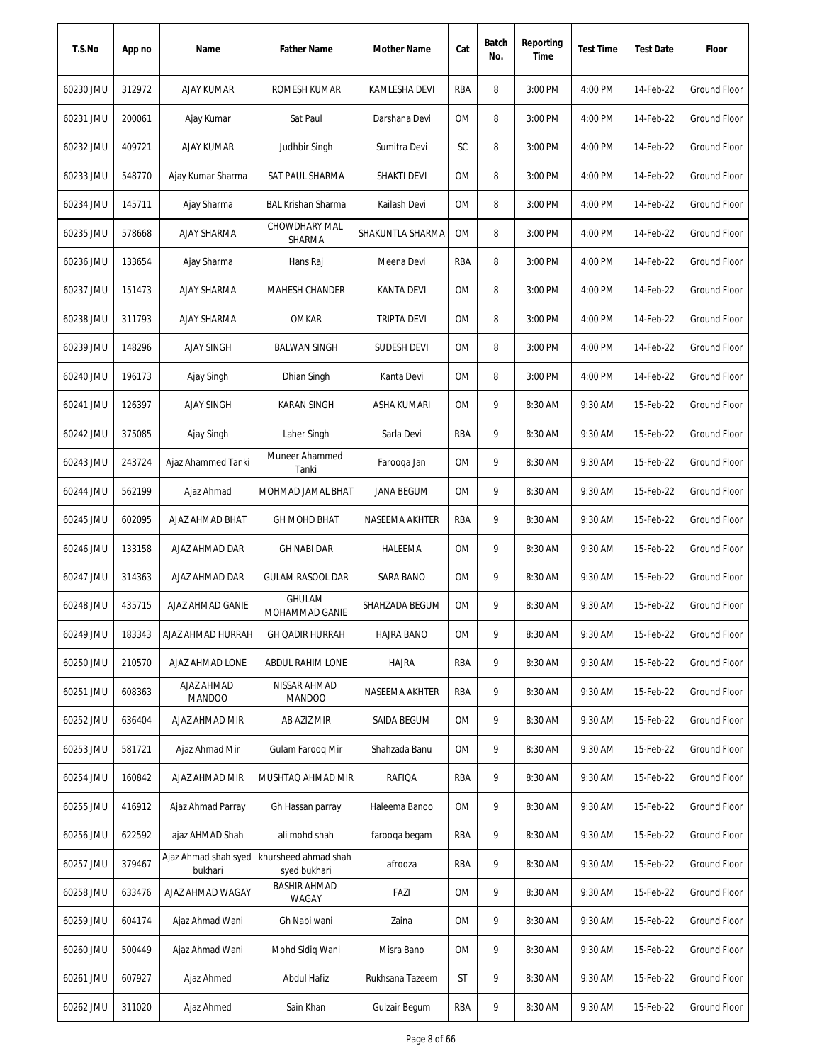| T.S.No | App no | Name | Father Name | Mother Name | Cat | Batch No. | Reporting Time | Test Time | Test Date | Floor |
|---|---|---|---|---|---|---|---|---|---|---|
| 60230 JMU | 312972 | AJAY KUMAR | ROMESH KUMAR | KAMLESHA DEVI | RBA | 8 | 3:00 PM | 4:00 PM | 14-Feb-22 | Ground Floor |
| 60231 JMU | 200061 | Ajay Kumar | Sat Paul | Darshana Devi | OM | 8 | 3:00 PM | 4:00 PM | 14-Feb-22 | Ground Floor |
| 60232 JMU | 409721 | AJAY KUMAR | Judhbir Singh | Sumitra Devi | SC | 8 | 3:00 PM | 4:00 PM | 14-Feb-22 | Ground Floor |
| 60233 JMU | 548770 | Ajay Kumar Sharma | SAT PAUL SHARMA | SHAKTI DEVI | OM | 8 | 3:00 PM | 4:00 PM | 14-Feb-22 | Ground Floor |
| 60234 JMU | 145711 | Ajay Sharma | BAL Krishan Sharma | Kailash Devi | OM | 8 | 3:00 PM | 4:00 PM | 14-Feb-22 | Ground Floor |
| 60235 JMU | 578668 | AJAY SHARMA | CHOWDHARY MAL SHARMA | SHAKUNTLA SHARMA | OM | 8 | 3:00 PM | 4:00 PM | 14-Feb-22 | Ground Floor |
| 60236 JMU | 133654 | Ajay Sharma | Hans Raj | Meena Devi | RBA | 8 | 3:00 PM | 4:00 PM | 14-Feb-22 | Ground Floor |
| 60237 JMU | 151473 | AJAY SHARMA | MAHESH CHANDER | KANTA DEVI | OM | 8 | 3:00 PM | 4:00 PM | 14-Feb-22 | Ground Floor |
| 60238 JMU | 311793 | AJAY SHARMA | OMKAR | TRIPTA DEVI | OM | 8 | 3:00 PM | 4:00 PM | 14-Feb-22 | Ground Floor |
| 60239 JMU | 148296 | AJAY SINGH | BALWAN SINGH | SUDESH DEVI | OM | 8 | 3:00 PM | 4:00 PM | 14-Feb-22 | Ground Floor |
| 60240 JMU | 196173 | Ajay Singh | Dhian Singh | Kanta Devi | OM | 8 | 3:00 PM | 4:00 PM | 14-Feb-22 | Ground Floor |
| 60241 JMU | 126397 | AJAY SINGH | KARAN SINGH | ASHA KUMARI | OM | 9 | 8:30 AM | 9:30 AM | 15-Feb-22 | Ground Floor |
| 60242 JMU | 375085 | Ajay Singh | Laher Singh | Sarla Devi | RBA | 9 | 8:30 AM | 9:30 AM | 15-Feb-22 | Ground Floor |
| 60243 JMU | 243724 | Ajaz Ahammed Tanki | Muneer Ahammed Tanki | Farooqa Jan | OM | 9 | 8:30 AM | 9:30 AM | 15-Feb-22 | Ground Floor |
| 60244 JMU | 562199 | Ajaz Ahmad | MOHMAD JAMAL BHAT | JANA BEGUM | OM | 9 | 8:30 AM | 9:30 AM | 15-Feb-22 | Ground Floor |
| 60245 JMU | 602095 | AJAZ AHMAD BHAT | GH MOHD BHAT | NASEEMA AKHTER | RBA | 9 | 8:30 AM | 9:30 AM | 15-Feb-22 | Ground Floor |
| 60246 JMU | 133158 | AJAZ AHMAD DAR | GH NABI DAR | HALEEMA | OM | 9 | 8:30 AM | 9:30 AM | 15-Feb-22 | Ground Floor |
| 60247 JMU | 314363 | AJAZ AHMAD DAR | GULAM RASOOL DAR | SARA BANO | OM | 9 | 8:30 AM | 9:30 AM | 15-Feb-22 | Ground Floor |
| 60248 JMU | 435715 | AJAZ AHMAD GANIE | GHULAM MOHAMMAD GANIE | SHAHZADA BEGUM | OM | 9 | 8:30 AM | 9:30 AM | 15-Feb-22 | Ground Floor |
| 60249 JMU | 183343 | AJAZ AHMAD HURRAH | GH QADIR HURRAH | HAJRA BANO | OM | 9 | 8:30 AM | 9:30 AM | 15-Feb-22 | Ground Floor |
| 60250 JMU | 210570 | AJAZ AHMAD LONE | ABDUL RAHIM LONE | HAJRA | RBA | 9 | 8:30 AM | 9:30 AM | 15-Feb-22 | Ground Floor |
| 60251 JMU | 608363 | AJAZ AHMAD MANDOO | NISSAR AHMAD MANDOO | NASEEMA AKHTER | RBA | 9 | 8:30 AM | 9:30 AM | 15-Feb-22 | Ground Floor |
| 60252 JMU | 636404 | AJAZ AHMAD MIR | AB AZIZ MIR | SAIDA BEGUM | OM | 9 | 8:30 AM | 9:30 AM | 15-Feb-22 | Ground Floor |
| 60253 JMU | 581721 | Ajaz Ahmad Mir | Gulam Farooq Mir | Shahzada Banu | OM | 9 | 8:30 AM | 9:30 AM | 15-Feb-22 | Ground Floor |
| 60254 JMU | 160842 | AJAZ AHMAD MIR | MUSHTAQ AHMAD MIR | RAFIQA | RBA | 9 | 8:30 AM | 9:30 AM | 15-Feb-22 | Ground Floor |
| 60255 JMU | 416912 | Ajaz Ahmad Parray | Gh Hassan parray | Haleema Banoo | OM | 9 | 8:30 AM | 9:30 AM | 15-Feb-22 | Ground Floor |
| 60256 JMU | 622592 | ajaz AHMAD Shah | ali mohd shah | farooqa begam | RBA | 9 | 8:30 AM | 9:30 AM | 15-Feb-22 | Ground Floor |
| 60257 JMU | 379467 | Ajaz Ahmad shah syed bukhari | khursheed ahmad shah syed bukhari | afrooza | RBA | 9 | 8:30 AM | 9:30 AM | 15-Feb-22 | Ground Floor |
| 60258 JMU | 633476 | AJAZ AHMAD WAGAY | BASHIR AHMAD WAGAY | FAZI | OM | 9 | 8:30 AM | 9:30 AM | 15-Feb-22 | Ground Floor |
| 60259 JMU | 604174 | Ajaz Ahmad Wani | Gh Nabi wani | Zaina | OM | 9 | 8:30 AM | 9:30 AM | 15-Feb-22 | Ground Floor |
| 60260 JMU | 500449 | Ajaz Ahmad Wani | Mohd Sidiq Wani | Misra Bano | OM | 9 | 8:30 AM | 9:30 AM | 15-Feb-22 | Ground Floor |
| 60261 JMU | 607927 | Ajaz Ahmed | Abdul Hafiz | Rukhsana Tazeem | ST | 9 | 8:30 AM | 9:30 AM | 15-Feb-22 | Ground Floor |
| 60262 JMU | 311020 | Ajaz Ahmed | Sain Khan | Gulzair Begum | RBA | 9 | 8:30 AM | 9:30 AM | 15-Feb-22 | Ground Floor |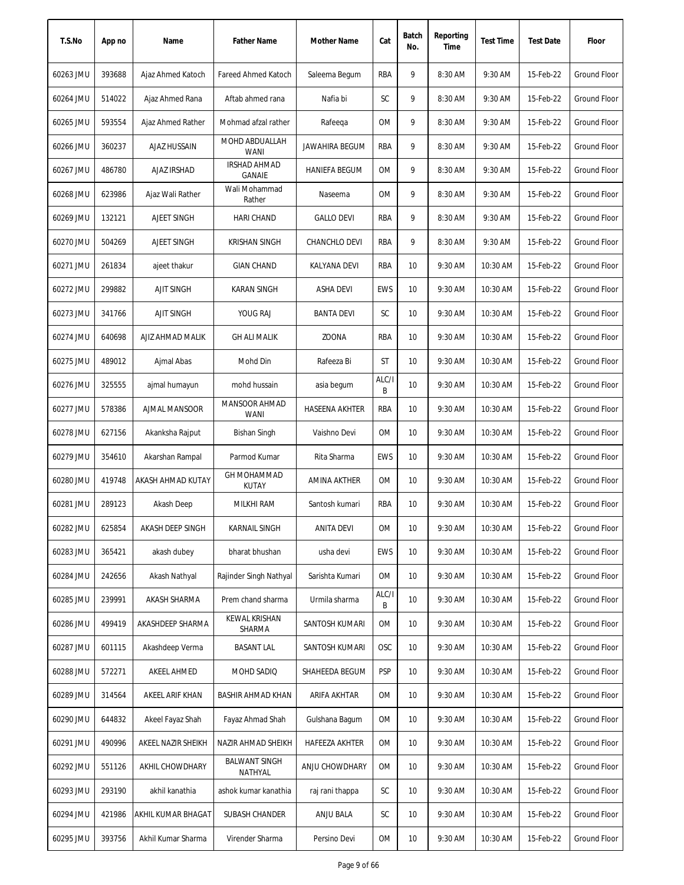| T.S.No | App no | Name | Father Name | Mother Name | Cat | Batch No. | Reporting Time | Test Time | Test Date | Floor |
|---|---|---|---|---|---|---|---|---|---|---|
| 60263 JMU | 393688 | Ajaz Ahmed Katoch | Fareed Ahmed Katoch | Saleema Begum | RBA | 9 | 8:30 AM | 9:30 AM | 15-Feb-22 | Ground Floor |
| 60264 JMU | 514022 | Ajaz Ahmed Rana | Aftab ahmed rana | Nafia bi | SC | 9 | 8:30 AM | 9:30 AM | 15-Feb-22 | Ground Floor |
| 60265 JMU | 593554 | Ajaz Ahmed Rather | Mohmad afzal rather | Rafeeqa | OM | 9 | 8:30 AM | 9:30 AM | 15-Feb-22 | Ground Floor |
| 60266 JMU | 360237 | AJAZ HUSSAIN | MOHD ABDUALLAH WANI | JAWAHIRA BEGUM | RBA | 9 | 8:30 AM | 9:30 AM | 15-Feb-22 | Ground Floor |
| 60267 JMU | 486780 | AJAZ IRSHAD | IRSHAD AHMAD GANAIE | HANIEFA BEGUM | OM | 9 | 8:30 AM | 9:30 AM | 15-Feb-22 | Ground Floor |
| 60268 JMU | 623986 | Ajaz Wali Rather | Wali Mohammad Rather | Naseema | OM | 9 | 8:30 AM | 9:30 AM | 15-Feb-22 | Ground Floor |
| 60269 JMU | 132121 | AJEET SINGH | HARI CHAND | GALLO DEVI | RBA | 9 | 8:30 AM | 9:30 AM | 15-Feb-22 | Ground Floor |
| 60270 JMU | 504269 | AJEET SINGH | KRISHAN SINGH | CHANCHLO DEVI | RBA | 9 | 8:30 AM | 9:30 AM | 15-Feb-22 | Ground Floor |
| 60271 JMU | 261834 | ajeet thakur | GIAN CHAND | KALYANA DEVI | RBA | 10 | 9:30 AM | 10:30 AM | 15-Feb-22 | Ground Floor |
| 60272 JMU | 299882 | AJIT SINGH | KARAN SINGH | ASHA DEVI | EWS | 10 | 9:30 AM | 10:30 AM | 15-Feb-22 | Ground Floor |
| 60273 JMU | 341766 | AJIT SINGH | YOUG RAJ | BANTA DEVI | SC | 10 | 9:30 AM | 10:30 AM | 15-Feb-22 | Ground Floor |
| 60274 JMU | 640698 | AJIZ AHMAD MALIK | GH ALI MALIK | ZOONA | RBA | 10 | 9:30 AM | 10:30 AM | 15-Feb-22 | Ground Floor |
| 60275 JMU | 489012 | Ajmal Abas | Mohd Din | Rafeeza Bi | ST | 10 | 9:30 AM | 10:30 AM | 15-Feb-22 | Ground Floor |
| 60276 JMU | 325555 | ajmal humayun | mohd hussain | asia begum | ALC/IB | 10 | 9:30 AM | 10:30 AM | 15-Feb-22 | Ground Floor |
| 60277 JMU | 578386 | AJMAL MANSOOR | MANSOOR AHMAD WANI | HASEENA AKHTER | RBA | 10 | 9:30 AM | 10:30 AM | 15-Feb-22 | Ground Floor |
| 60278 JMU | 627156 | Akanksha Rajput | Bishan Singh | Vaishno Devi | OM | 10 | 9:30 AM | 10:30 AM | 15-Feb-22 | Ground Floor |
| 60279 JMU | 354610 | Akarshan Rampal | Parmod Kumar | Rita Sharma | EWS | 10 | 9:30 AM | 10:30 AM | 15-Feb-22 | Ground Floor |
| 60280 JMU | 419748 | AKASH AHMAD KUTAY | GH MOHAMMAD KUTAY | AMINA AKTHER | OM | 10 | 9:30 AM | 10:30 AM | 15-Feb-22 | Ground Floor |
| 60281 JMU | 289123 | Akash Deep | MILKHI RAM | Santosh kumari | RBA | 10 | 9:30 AM | 10:30 AM | 15-Feb-22 | Ground Floor |
| 60282 JMU | 625854 | AKASH DEEP SINGH | KARNAIL SINGH | ANITA DEVI | OM | 10 | 9:30 AM | 10:30 AM | 15-Feb-22 | Ground Floor |
| 60283 JMU | 365421 | akash dubey | bharat bhushan | usha devi | EWS | 10 | 9:30 AM | 10:30 AM | 15-Feb-22 | Ground Floor |
| 60284 JMU | 242656 | Akash Nathyal | Rajinder Singh Nathyal | Sarishta Kumari | OM | 10 | 9:30 AM | 10:30 AM | 15-Feb-22 | Ground Floor |
| 60285 JMU | 239991 | AKASH SHARMA | Prem chand sharma | Urmila sharma | ALC/IB | 10 | 9:30 AM | 10:30 AM | 15-Feb-22 | Ground Floor |
| 60286 JMU | 499419 | AKASHDEEP SHARMA | KEWAL KRISHAN SHARMA | SANTOSH KUMARI | OM | 10 | 9:30 AM | 10:30 AM | 15-Feb-22 | Ground Floor |
| 60287 JMU | 601115 | Akashdeep Verma | BASANT LAL | SANTOSH KUMARI | OSC | 10 | 9:30 AM | 10:30 AM | 15-Feb-22 | Ground Floor |
| 60288 JMU | 572271 | AKEEL AHMED | MOHD SADIQ | SHAHEEDA BEGUM | PSP | 10 | 9:30 AM | 10:30 AM | 15-Feb-22 | Ground Floor |
| 60289 JMU | 314564 | AKEEL ARIF KHAN | BASHIR AHMAD KHAN | ARIFA AKHTAR | OM | 10 | 9:30 AM | 10:30 AM | 15-Feb-22 | Ground Floor |
| 60290 JMU | 644832 | Akeel Fayaz Shah | Fayaz Ahmad Shah | Gulshana Bagum | OM | 10 | 9:30 AM | 10:30 AM | 15-Feb-22 | Ground Floor |
| 60291 JMU | 490996 | AKEEL NAZIR SHEIKH | NAZIR AHMAD SHEIKH | HAFEEZA AKHTER | OM | 10 | 9:30 AM | 10:30 AM | 15-Feb-22 | Ground Floor |
| 60292 JMU | 551126 | AKHIL CHOWDHARY | BALWANT SINGH NATHYAL | ANJU CHOWDHARY | OM | 10 | 9:30 AM | 10:30 AM | 15-Feb-22 | Ground Floor |
| 60293 JMU | 293190 | akhil kanathia | ashok kumar kanathia | raj rani thappa | SC | 10 | 9:30 AM | 10:30 AM | 15-Feb-22 | Ground Floor |
| 60294 JMU | 421986 | AKHIL KUMAR BHAGAT | SUBASH CHANDER | ANJU BALA | SC | 10 | 9:30 AM | 10:30 AM | 15-Feb-22 | Ground Floor |
| 60295 JMU | 393756 | Akhil Kumar Sharma | Virender Sharma | Persino Devi | OM | 10 | 9:30 AM | 10:30 AM | 15-Feb-22 | Ground Floor |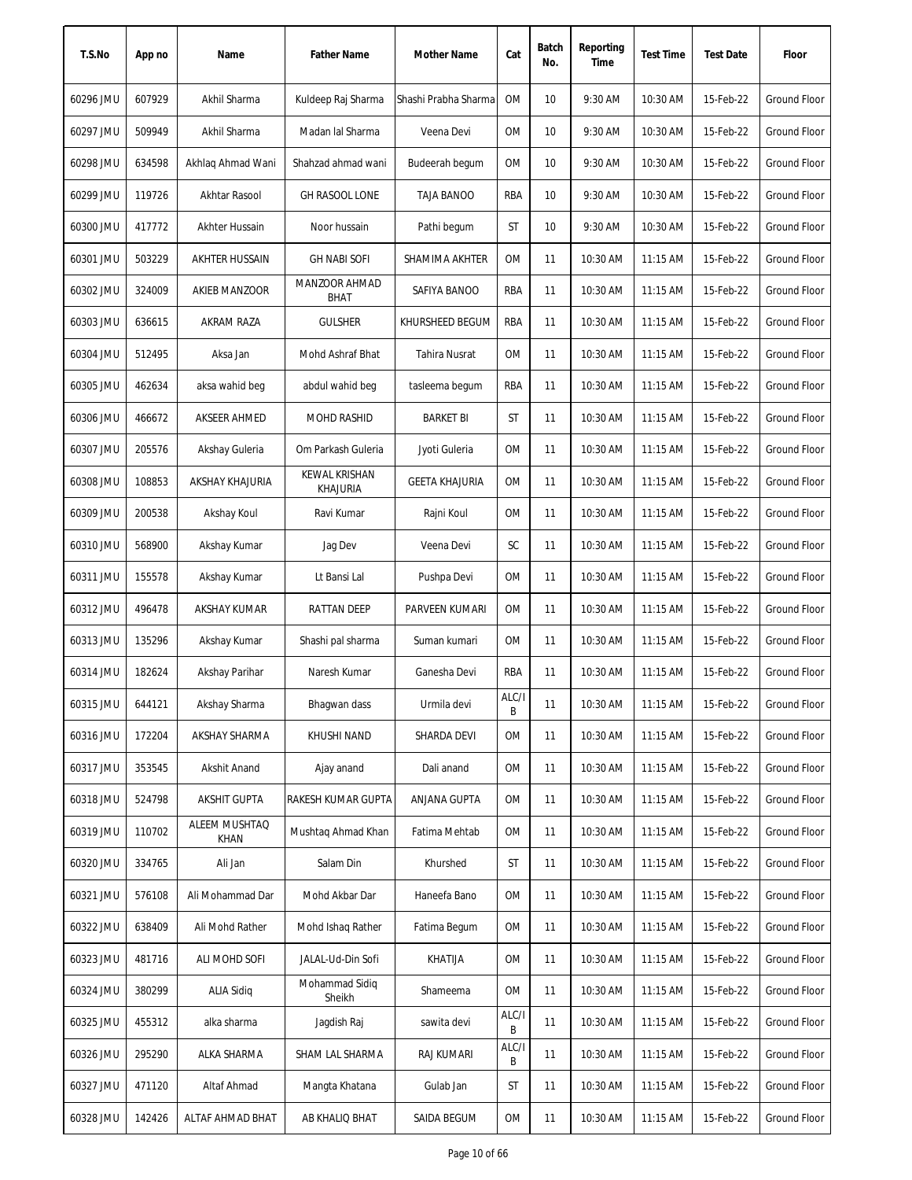| T.S.No | App no | Name | Father Name | Mother Name | Cat | Batch No. | Reporting Time | Test Time | Test Date | Floor |
|---|---|---|---|---|---|---|---|---|---|---|
| 60296 JMU | 607929 | Akhil Sharma | Kuldeep Raj Sharma | Shashi Prabha Sharma | OM | 10 | 9:30 AM | 10:30 AM | 15-Feb-22 | Ground Floor |
| 60297 JMU | 509949 | Akhil Sharma | Madan lal Sharma | Veena Devi | OM | 10 | 9:30 AM | 10:30 AM | 15-Feb-22 | Ground Floor |
| 60298 JMU | 634598 | Akhlaq Ahmad Wani | Shahzad ahmad wani | Budeerah begum | OM | 10 | 9:30 AM | 10:30 AM | 15-Feb-22 | Ground Floor |
| 60299 JMU | 119726 | Akhtar Rasool | GH RASOOL LONE | TAJA BANOO | RBA | 10 | 9:30 AM | 10:30 AM | 15-Feb-22 | Ground Floor |
| 60300 JMU | 417772 | Akhter Hussain | Noor hussain | Pathi begum | ST | 10 | 9:30 AM | 10:30 AM | 15-Feb-22 | Ground Floor |
| 60301 JMU | 503229 | AKHTER HUSSAIN | GH NABI SOFI | SHAMIMA AKHTER | OM | 11 | 10:30 AM | 11:15 AM | 15-Feb-22 | Ground Floor |
| 60302 JMU | 324009 | AKIEB MANZOOR | MANZOOR AHMAD BHAT | SAFIYA BANOO | RBA | 11 | 10:30 AM | 11:15 AM | 15-Feb-22 | Ground Floor |
| 60303 JMU | 636615 | AKRAM RAZA | GULSHER | KHURSHEED BEGUM | RBA | 11 | 10:30 AM | 11:15 AM | 15-Feb-22 | Ground Floor |
| 60304 JMU | 512495 | Aksa Jan | Mohd Ashraf Bhat | Tahira Nusrat | OM | 11 | 10:30 AM | 11:15 AM | 15-Feb-22 | Ground Floor |
| 60305 JMU | 462634 | aksa wahid beg | abdul wahid beg | tasleema begum | RBA | 11 | 10:30 AM | 11:15 AM | 15-Feb-22 | Ground Floor |
| 60306 JMU | 466672 | AKSEER AHMED | MOHD RASHID | BARKET BI | ST | 11 | 10:30 AM | 11:15 AM | 15-Feb-22 | Ground Floor |
| 60307 JMU | 205576 | Akshay Guleria | Om Parkash Guleria | Jyoti Guleria | OM | 11 | 10:30 AM | 11:15 AM | 15-Feb-22 | Ground Floor |
| 60308 JMU | 108853 | AKSHAY KHAJURIA | KEWAL KRISHAN KHAJURIA | GEETA KHAJURIA | OM | 11 | 10:30 AM | 11:15 AM | 15-Feb-22 | Ground Floor |
| 60309 JMU | 200538 | Akshay Koul | Ravi Kumar | Rajni Koul | OM | 11 | 10:30 AM | 11:15 AM | 15-Feb-22 | Ground Floor |
| 60310 JMU | 568900 | Akshay Kumar | Jag Dev | Veena Devi | SC | 11 | 10:30 AM | 11:15 AM | 15-Feb-22 | Ground Floor |
| 60311 JMU | 155578 | Akshay Kumar | Lt Bansi Lal | Pushpa Devi | OM | 11 | 10:30 AM | 11:15 AM | 15-Feb-22 | Ground Floor |
| 60312 JMU | 496478 | AKSHAY KUMAR | RATTAN DEEP | PARVEEN KUMARI | OM | 11 | 10:30 AM | 11:15 AM | 15-Feb-22 | Ground Floor |
| 60313 JMU | 135296 | Akshay Kumar | Shashi pal sharma | Suman kumari | OM | 11 | 10:30 AM | 11:15 AM | 15-Feb-22 | Ground Floor |
| 60314 JMU | 182624 | Akshay Parihar | Naresh Kumar | Ganesha Devi | RBA | 11 | 10:30 AM | 11:15 AM | 15-Feb-22 | Ground Floor |
| 60315 JMU | 644121 | Akshay Sharma | Bhagwan dass | Urmila devi | ALC/IB | 11 | 10:30 AM | 11:15 AM | 15-Feb-22 | Ground Floor |
| 60316 JMU | 172204 | AKSHAY SHARMA | KHUSHI NAND | SHARDA DEVI | OM | 11 | 10:30 AM | 11:15 AM | 15-Feb-22 | Ground Floor |
| 60317 JMU | 353545 | Akshit Anand | Ajay anand | Dali anand | OM | 11 | 10:30 AM | 11:15 AM | 15-Feb-22 | Ground Floor |
| 60318 JMU | 524798 | AKSHIT GUPTA | RAKESH KUMAR GUPTA | ANJANA GUPTA | OM | 11 | 10:30 AM | 11:15 AM | 15-Feb-22 | Ground Floor |
| 60319 JMU | 110702 | ALEEM MUSHTAQ KHAN | Mushtaq Ahmad Khan | Fatima Mehtab | OM | 11 | 10:30 AM | 11:15 AM | 15-Feb-22 | Ground Floor |
| 60320 JMU | 334765 | Ali Jan | Salam Din | Khurshed | ST | 11 | 10:30 AM | 11:15 AM | 15-Feb-22 | Ground Floor |
| 60321 JMU | 576108 | Ali Mohammad Dar | Mohd Akbar Dar | Haneefa Bano | OM | 11 | 10:30 AM | 11:15 AM | 15-Feb-22 | Ground Floor |
| 60322 JMU | 638409 | Ali Mohd Rather | Mohd Ishaq Rather | Fatima Begum | OM | 11 | 10:30 AM | 11:15 AM | 15-Feb-22 | Ground Floor |
| 60323 JMU | 481716 | ALI MOHD SOFI | JALAL-Ud-Din Sofi | KHATIJA | OM | 11 | 10:30 AM | 11:15 AM | 15-Feb-22 | Ground Floor |
| 60324 JMU | 380299 | ALIA Sidiq | Mohammad Sidiq Sheikh | Shameema | OM | 11 | 10:30 AM | 11:15 AM | 15-Feb-22 | Ground Floor |
| 60325 JMU | 455312 | alka sharma | Jagdish Raj | sawita devi | ALC/IB | 11 | 10:30 AM | 11:15 AM | 15-Feb-22 | Ground Floor |
| 60326 JMU | 295290 | ALKA SHARMA | SHAM LAL SHARMA | RAJ KUMARI | ALC/IB | 11 | 10:30 AM | 11:15 AM | 15-Feb-22 | Ground Floor |
| 60327 JMU | 471120 | Altaf Ahmad | Mangta Khatana | Gulab Jan | ST | 11 | 10:30 AM | 11:15 AM | 15-Feb-22 | Ground Floor |
| 60328 JMU | 142426 | ALTAF AHMAD BHAT | AB KHALIQ BHAT | SAIDA BEGUM | OM | 11 | 10:30 AM | 11:15 AM | 15-Feb-22 | Ground Floor |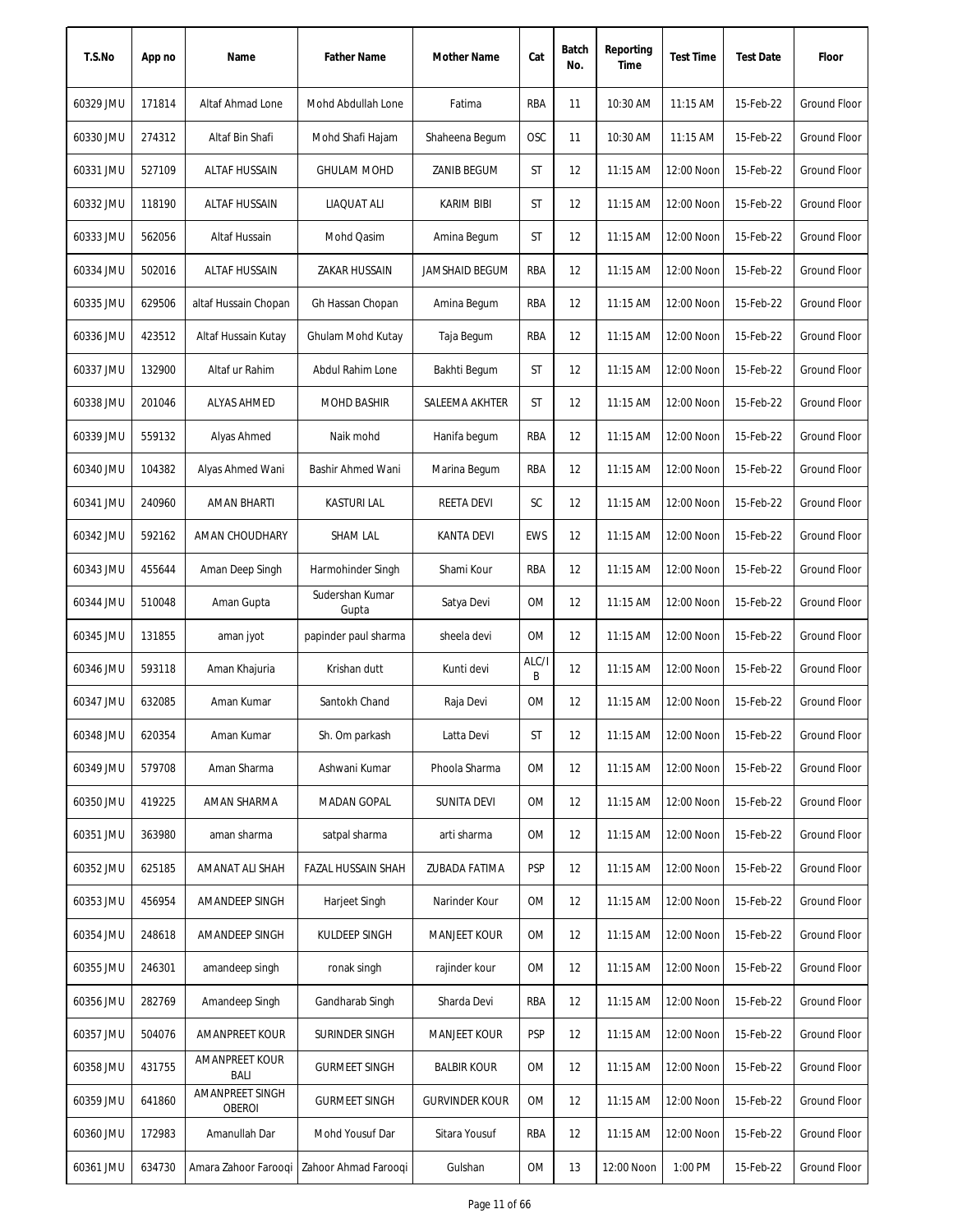| T.S.No | App no | Name | Father Name | Mother Name | Cat | Batch No. | Reporting Time | Test Time | Test Date | Floor |
|---|---|---|---|---|---|---|---|---|---|---|
| 60329 JMU | 171814 | Altaf Ahmad Lone | Mohd Abdullah Lone | Fatima | RBA | 11 | 10:30 AM | 11:15 AM | 15-Feb-22 | Ground Floor |
| 60330 JMU | 274312 | Altaf Bin Shafi | Mohd Shafi Hajam | Shaheena Begum | OSC | 11 | 10:30 AM | 11:15 AM | 15-Feb-22 | Ground Floor |
| 60331 JMU | 527109 | ALTAF HUSSAIN | GHULAM MOHD | ZANIB BEGUM | ST | 12 | 11:15 AM | 12:00 Noon | 15-Feb-22 | Ground Floor |
| 60332 JMU | 118190 | ALTAF HUSSAIN | LIAQUAT ALI | KARIM BIBI | ST | 12 | 11:15 AM | 12:00 Noon | 15-Feb-22 | Ground Floor |
| 60333 JMU | 562056 | Altaf Hussain | Mohd Qasim | Amina Begum | ST | 12 | 11:15 AM | 12:00 Noon | 15-Feb-22 | Ground Floor |
| 60334 JMU | 502016 | ALTAF HUSSAIN | ZAKAR HUSSAIN | JAMSHAID BEGUM | RBA | 12 | 11:15 AM | 12:00 Noon | 15-Feb-22 | Ground Floor |
| 60335 JMU | 629506 | altaf Hussain Chopan | Gh Hassan Chopan | Amina Begum | RBA | 12 | 11:15 AM | 12:00 Noon | 15-Feb-22 | Ground Floor |
| 60336 JMU | 423512 | Altaf Hussain Kutay | Ghulam Mohd Kutay | Taja Begum | RBA | 12 | 11:15 AM | 12:00 Noon | 15-Feb-22 | Ground Floor |
| 60337 JMU | 132900 | Altaf ur Rahim | Abdul Rahim Lone | Bakhti Begum | ST | 12 | 11:15 AM | 12:00 Noon | 15-Feb-22 | Ground Floor |
| 60338 JMU | 201046 | ALYAS AHMED | MOHD BASHIR | SALEEMA AKHTER | ST | 12 | 11:15 AM | 12:00 Noon | 15-Feb-22 | Ground Floor |
| 60339 JMU | 559132 | Alyas Ahmed | Naik mohd | Hanifa begum | RBA | 12 | 11:15 AM | 12:00 Noon | 15-Feb-22 | Ground Floor |
| 60340 JMU | 104382 | Alyas Ahmed Wani | Bashir Ahmed Wani | Marina Begum | RBA | 12 | 11:15 AM | 12:00 Noon | 15-Feb-22 | Ground Floor |
| 60341 JMU | 240960 | AMAN BHARTI | KASTURI LAL | REETA DEVI | SC | 12 | 11:15 AM | 12:00 Noon | 15-Feb-22 | Ground Floor |
| 60342 JMU | 592162 | AMAN CHOUDHARY | SHAM LAL | KANTA DEVI | EWS | 12 | 11:15 AM | 12:00 Noon | 15-Feb-22 | Ground Floor |
| 60343 JMU | 455644 | Aman Deep Singh | Harmohinder Singh | Shami Kour | RBA | 12 | 11:15 AM | 12:00 Noon | 15-Feb-22 | Ground Floor |
| 60344 JMU | 510048 | Aman Gupta | Sudershan Kumar Gupta | Satya Devi | OM | 12 | 11:15 AM | 12:00 Noon | 15-Feb-22 | Ground Floor |
| 60345 JMU | 131855 | aman jyot | papinder paul sharma | sheela devi | OM | 12 | 11:15 AM | 12:00 Noon | 15-Feb-22 | Ground Floor |
| 60346 JMU | 593118 | Aman Khajuria | Krishan dutt | Kunti devi | ALC/IB | 12 | 11:15 AM | 12:00 Noon | 15-Feb-22 | Ground Floor |
| 60347 JMU | 632085 | Aman Kumar | Santokh Chand | Raja Devi | OM | 12 | 11:15 AM | 12:00 Noon | 15-Feb-22 | Ground Floor |
| 60348 JMU | 620354 | Aman Kumar | Sh. Om parkash | Latta Devi | ST | 12 | 11:15 AM | 12:00 Noon | 15-Feb-22 | Ground Floor |
| 60349 JMU | 579708 | Aman Sharma | Ashwani Kumar | Phoola Sharma | OM | 12 | 11:15 AM | 12:00 Noon | 15-Feb-22 | Ground Floor |
| 60350 JMU | 419225 | AMAN SHARMA | MADAN GOPAL | SUNITA DEVI | OM | 12 | 11:15 AM | 12:00 Noon | 15-Feb-22 | Ground Floor |
| 60351 JMU | 363980 | aman sharma | satpal sharma | arti sharma | OM | 12 | 11:15 AM | 12:00 Noon | 15-Feb-22 | Ground Floor |
| 60352 JMU | 625185 | AMANAT ALI SHAH | FAZAL HUSSAIN SHAH | ZUBADA FATIMA | PSP | 12 | 11:15 AM | 12:00 Noon | 15-Feb-22 | Ground Floor |
| 60353 JMU | 456954 | AMANDEEP SINGH | Harjeet Singh | Narinder Kour | OM | 12 | 11:15 AM | 12:00 Noon | 15-Feb-22 | Ground Floor |
| 60354 JMU | 248618 | AMANDEEP SINGH | KULDEEP SINGH | MANJEET KOUR | OM | 12 | 11:15 AM | 12:00 Noon | 15-Feb-22 | Ground Floor |
| 60355 JMU | 246301 | amandeep singh | ronak singh | rajinder kour | OM | 12 | 11:15 AM | 12:00 Noon | 15-Feb-22 | Ground Floor |
| 60356 JMU | 282769 | Amandeep Singh | Gandharab Singh | Sharda Devi | RBA | 12 | 11:15 AM | 12:00 Noon | 15-Feb-22 | Ground Floor |
| 60357 JMU | 504076 | AMANPREET KOUR | SURINDER SINGH | MANJEET KOUR | PSP | 12 | 11:15 AM | 12:00 Noon | 15-Feb-22 | Ground Floor |
| 60358 JMU | 431755 | AMANPREET KOUR BALI | GURMEET SINGH | BALBIR KOUR | OM | 12 | 11:15 AM | 12:00 Noon | 15-Feb-22 | Ground Floor |
| 60359 JMU | 641860 | AMANPREET SINGH OBEROI | GURMEET SINGH | GURVINDER KOUR | OM | 12 | 11:15 AM | 12:00 Noon | 15-Feb-22 | Ground Floor |
| 60360 JMU | 172983 | Amanullah Dar | Mohd Yousuf Dar | Sitara Yousuf | RBA | 12 | 11:15 AM | 12:00 Noon | 15-Feb-22 | Ground Floor |
| 60361 JMU | 634730 | Amara Zahoor Farooqi | Zahoor Ahmad Farooqi | Gulshan | OM | 13 | 12:00 Noon | 1:00 PM | 15-Feb-22 | Ground Floor |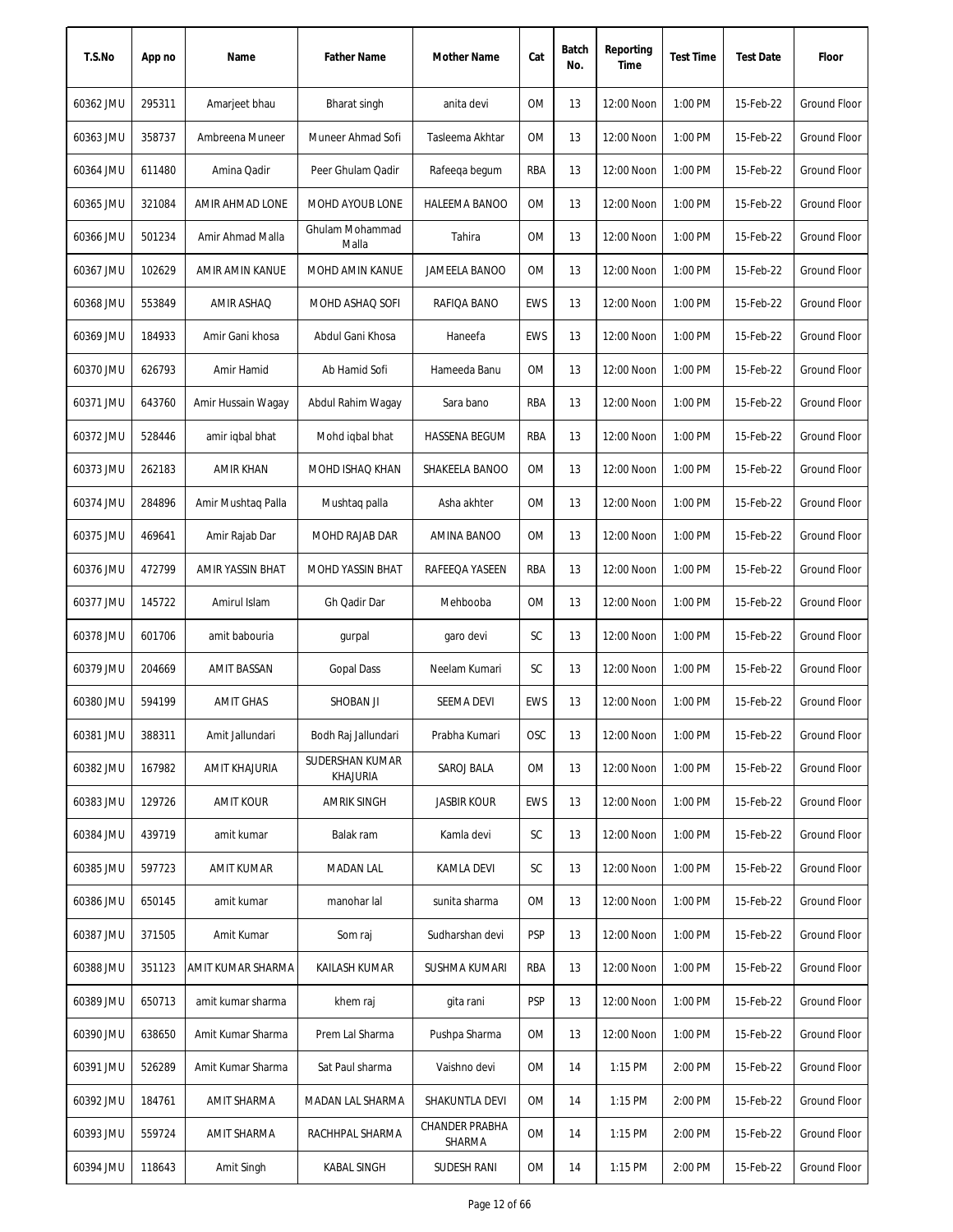| T.S.No | App no | Name | Father Name | Mother Name | Cat | Batch No. | Reporting Time | Test Time | Test Date | Floor |
|---|---|---|---|---|---|---|---|---|---|---|
| 60362 JMU | 295311 | Amarjeet bhau | Bharat singh | anita devi | OM | 13 | 12:00 Noon | 1:00 PM | 15-Feb-22 | Ground Floor |
| 60363 JMU | 358737 | Ambreena Muneer | Muneer Ahmad Sofi | Tasleema Akhtar | OM | 13 | 12:00 Noon | 1:00 PM | 15-Feb-22 | Ground Floor |
| 60364 JMU | 611480 | Amina Qadir | Peer Ghulam Qadir | Rafeeqa begum | RBA | 13 | 12:00 Noon | 1:00 PM | 15-Feb-22 | Ground Floor |
| 60365 JMU | 321084 | AMIR AHMAD LONE | MOHD AYOUB LONE | HALEEMA BANOO | OM | 13 | 12:00 Noon | 1:00 PM | 15-Feb-22 | Ground Floor |
| 60366 JMU | 501234 | Amir Ahmad Malla | Ghulam Mohammad Malla | Tahira | OM | 13 | 12:00 Noon | 1:00 PM | 15-Feb-22 | Ground Floor |
| 60367 JMU | 102629 | AMIR AMIN KANUE | MOHD AMIN KANUE | JAMEELA BANOO | OM | 13 | 12:00 Noon | 1:00 PM | 15-Feb-22 | Ground Floor |
| 60368 JMU | 553849 | AMIR ASHAQ | MOHD ASHAQ SOFI | RAFIQA BANO | EWS | 13 | 12:00 Noon | 1:00 PM | 15-Feb-22 | Ground Floor |
| 60369 JMU | 184933 | Amir Gani khosa | Abdul Gani Khosa | Haneefa | EWS | 13 | 12:00 Noon | 1:00 PM | 15-Feb-22 | Ground Floor |
| 60370 JMU | 626793 | Amir Hamid | Ab Hamid Sofi | Hameeda Banu | OM | 13 | 12:00 Noon | 1:00 PM | 15-Feb-22 | Ground Floor |
| 60371 JMU | 643760 | Amir Hussain Wagay | Abdul Rahim Wagay | Sara bano | RBA | 13 | 12:00 Noon | 1:00 PM | 15-Feb-22 | Ground Floor |
| 60372 JMU | 528446 | amir iqbal bhat | Mohd iqbal bhat | HASSENA BEGUM | RBA | 13 | 12:00 Noon | 1:00 PM | 15-Feb-22 | Ground Floor |
| 60373 JMU | 262183 | AMIR KHAN | MOHD ISHAQ KHAN | SHAKEELA BANOO | OM | 13 | 12:00 Noon | 1:00 PM | 15-Feb-22 | Ground Floor |
| 60374 JMU | 284896 | Amir Mushtaq Palla | Mushtaq palla | Asha akhter | OM | 13 | 12:00 Noon | 1:00 PM | 15-Feb-22 | Ground Floor |
| 60375 JMU | 469641 | Amir Rajab Dar | MOHD RAJAB DAR | AMINA BANOO | OM | 13 | 12:00 Noon | 1:00 PM | 15-Feb-22 | Ground Floor |
| 60376 JMU | 472799 | AMIR YASSIN BHAT | MOHD YASSIN BHAT | RAFEEQA YASEEN | RBA | 13 | 12:00 Noon | 1:00 PM | 15-Feb-22 | Ground Floor |
| 60377 JMU | 145722 | Amirul Islam | Gh Qadir Dar | Mehbooba | OM | 13 | 12:00 Noon | 1:00 PM | 15-Feb-22 | Ground Floor |
| 60378 JMU | 601706 | amit babouria | gurpal | garo devi | SC | 13 | 12:00 Noon | 1:00 PM | 15-Feb-22 | Ground Floor |
| 60379 JMU | 204669 | AMIT BASSAN | Gopal Dass | Neelam Kumari | SC | 13 | 12:00 Noon | 1:00 PM | 15-Feb-22 | Ground Floor |
| 60380 JMU | 594199 | AMIT GHAS | SHOBAN JI | SEEMA DEVI | EWS | 13 | 12:00 Noon | 1:00 PM | 15-Feb-22 | Ground Floor |
| 60381 JMU | 388311 | Amit Jallundari | Bodh Raj Jallundari | Prabha Kumari | OSC | 13 | 12:00 Noon | 1:00 PM | 15-Feb-22 | Ground Floor |
| 60382 JMU | 167982 | AMIT KHAJURIA | SUDERSHAN KUMAR KHAJURIA | SAROJ BALA | OM | 13 | 12:00 Noon | 1:00 PM | 15-Feb-22 | Ground Floor |
| 60383 JMU | 129726 | AMIT KOUR | AMRIK SINGH | JASBIR KOUR | EWS | 13 | 12:00 Noon | 1:00 PM | 15-Feb-22 | Ground Floor |
| 60384 JMU | 439719 | amit kumar | Balak ram | Kamla devi | SC | 13 | 12:00 Noon | 1:00 PM | 15-Feb-22 | Ground Floor |
| 60385 JMU | 597723 | AMIT KUMAR | MADAN LAL | KAMLA DEVI | SC | 13 | 12:00 Noon | 1:00 PM | 15-Feb-22 | Ground Floor |
| 60386 JMU | 650145 | amit kumar | manohar lal | sunita sharma | OM | 13 | 12:00 Noon | 1:00 PM | 15-Feb-22 | Ground Floor |
| 60387 JMU | 371505 | Amit Kumar | Som raj | Sudharshan devi | PSP | 13 | 12:00 Noon | 1:00 PM | 15-Feb-22 | Ground Floor |
| 60388 JMU | 351123 | AMIT KUMAR SHARMA | KAILASH KUMAR | SUSHMA KUMARI | RBA | 13 | 12:00 Noon | 1:00 PM | 15-Feb-22 | Ground Floor |
| 60389 JMU | 650713 | amit kumar sharma | khem raj | gita rani | PSP | 13 | 12:00 Noon | 1:00 PM | 15-Feb-22 | Ground Floor |
| 60390 JMU | 638650 | Amit Kumar Sharma | Prem Lal Sharma | Pushpa Sharma | OM | 13 | 12:00 Noon | 1:00 PM | 15-Feb-22 | Ground Floor |
| 60391 JMU | 526289 | Amit Kumar Sharma | Sat Paul sharma | Vaishno devi | OM | 14 | 1:15 PM | 2:00 PM | 15-Feb-22 | Ground Floor |
| 60392 JMU | 184761 | AMIT SHARMA | MADAN LAL SHARMA | SHAKUNTLA DEVI | OM | 14 | 1:15 PM | 2:00 PM | 15-Feb-22 | Ground Floor |
| 60393 JMU | 559724 | AMIT SHARMA | RACHHPAL SHARMA | CHANDER PRABHA SHARMA | OM | 14 | 1:15 PM | 2:00 PM | 15-Feb-22 | Ground Floor |
| 60394 JMU | 118643 | Amit Singh | KABAL SINGH | SUDESH RANI | OM | 14 | 1:15 PM | 2:00 PM | 15-Feb-22 | Ground Floor |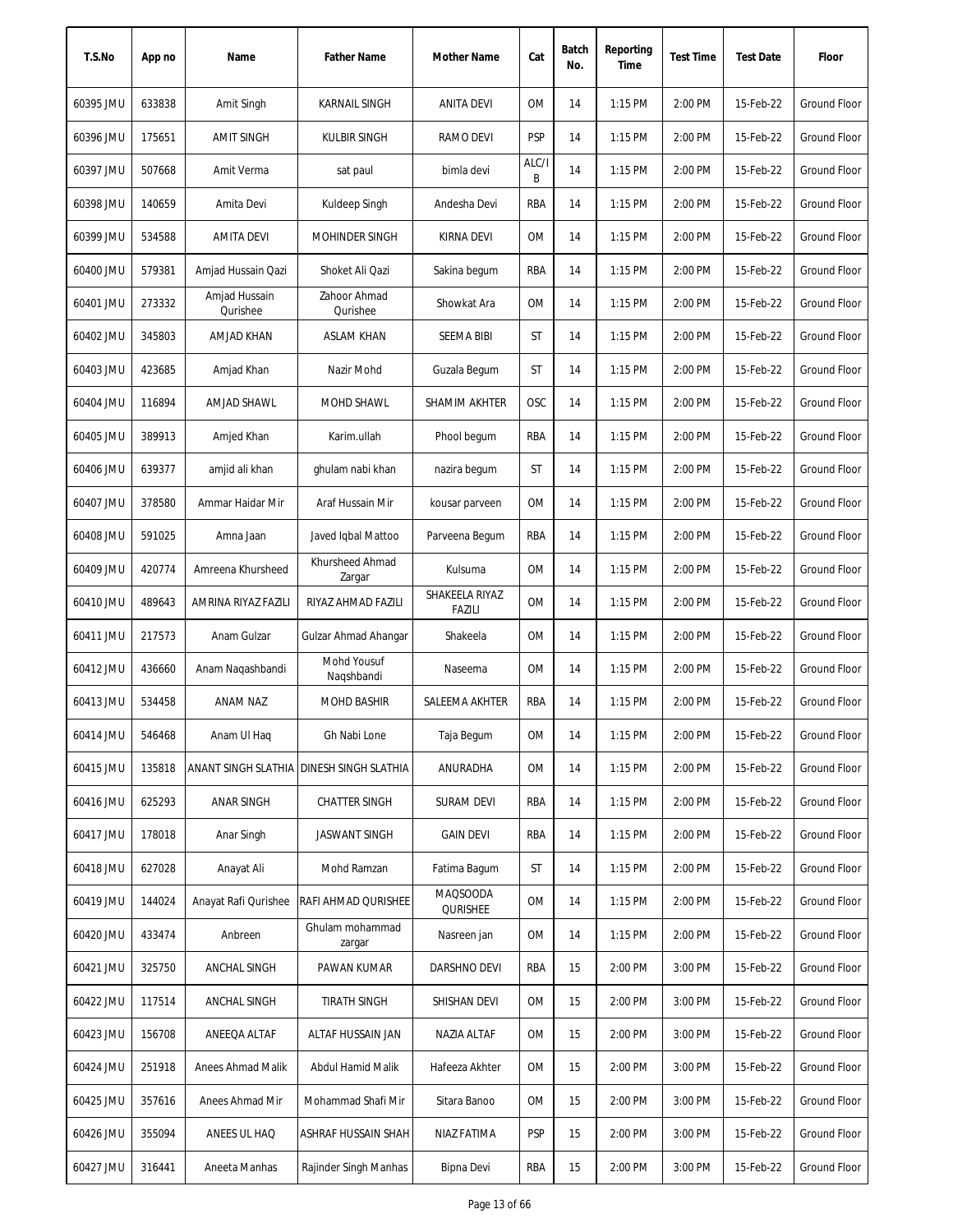| T.S.No | App no | Name | Father Name | Mother Name | Cat | Batch No. | Reporting Time | Test Time | Test Date | Floor |
|---|---|---|---|---|---|---|---|---|---|---|
| 60395 JMU | 633838 | Amit Singh | KARNAIL SINGH | ANITA DEVI | OM | 14 | 1:15 PM | 2:00 PM | 15-Feb-22 | Ground Floor |
| 60396 JMU | 175651 | AMIT SINGH | KULBIR SINGH | RAMO DEVI | PSP | 14 | 1:15 PM | 2:00 PM | 15-Feb-22 | Ground Floor |
| 60397 JMU | 507668 | Amit Verma | sat paul | bimla devi | ALC/IB | 14 | 1:15 PM | 2:00 PM | 15-Feb-22 | Ground Floor |
| 60398 JMU | 140659 | Amita Devi | Kuldeep Singh | Andesha Devi | RBA | 14 | 1:15 PM | 2:00 PM | 15-Feb-22 | Ground Floor |
| 60399 JMU | 534588 | AMITA DEVI | MOHINDER SINGH | KIRNA DEVI | OM | 14 | 1:15 PM | 2:00 PM | 15-Feb-22 | Ground Floor |
| 60400 JMU | 579381 | Amjad Hussain Qazi | Shoket Ali Qazi | Sakina begum | RBA | 14 | 1:15 PM | 2:00 PM | 15-Feb-22 | Ground Floor |
| 60401 JMU | 273332 | Amjad Hussain Qurishee | Zahoor Ahmad Qurishee | Showkat Ara | OM | 14 | 1:15 PM | 2:00 PM | 15-Feb-22 | Ground Floor |
| 60402 JMU | 345803 | AMJAD KHAN | ASLAM KHAN | SEEMA BIBI | ST | 14 | 1:15 PM | 2:00 PM | 15-Feb-22 | Ground Floor |
| 60403 JMU | 423685 | Amjad Khan | Nazir Mohd | Guzala Begum | ST | 14 | 1:15 PM | 2:00 PM | 15-Feb-22 | Ground Floor |
| 60404 JMU | 116894 | AMJAD SHAWL | MOHD SHAWL | SHAMIM AKHTER | OSC | 14 | 1:15 PM | 2:00 PM | 15-Feb-22 | Ground Floor |
| 60405 JMU | 389913 | Amjed Khan | Karim.ullah | Phool begum | RBA | 14 | 1:15 PM | 2:00 PM | 15-Feb-22 | Ground Floor |
| 60406 JMU | 639377 | amjid ali khan | ghulam nabi khan | nazira begum | ST | 14 | 1:15 PM | 2:00 PM | 15-Feb-22 | Ground Floor |
| 60407 JMU | 378580 | Ammar Haidar Mir | Araf Hussain Mir | kousar parveen | OM | 14 | 1:15 PM | 2:00 PM | 15-Feb-22 | Ground Floor |
| 60408 JMU | 591025 | Amna Jaan | Javed Iqbal Mattoo | Parveena Begum | RBA | 14 | 1:15 PM | 2:00 PM | 15-Feb-22 | Ground Floor |
| 60409 JMU | 420774 | Amreena Khursheed | Khursheed Ahmad Zargar | Kulsuma | OM | 14 | 1:15 PM | 2:00 PM | 15-Feb-22 | Ground Floor |
| 60410 JMU | 489643 | AMRINA RIYAZ FAZILI | RIYAZ AHMAD FAZILI | SHAKEELA RIYAZ FAZILI | OM | 14 | 1:15 PM | 2:00 PM | 15-Feb-22 | Ground Floor |
| 60411 JMU | 217573 | Anam Gulzar | Gulzar Ahmad Ahangar | Shakeela | OM | 14 | 1:15 PM | 2:00 PM | 15-Feb-22 | Ground Floor |
| 60412 JMU | 436660 | Anam Naqashbandi | Mohd Yousuf Naqshbandi | Naseema | OM | 14 | 1:15 PM | 2:00 PM | 15-Feb-22 | Ground Floor |
| 60413 JMU | 534458 | ANAM NAZ | MOHD BASHIR | SALEEMA AKHTER | RBA | 14 | 1:15 PM | 2:00 PM | 15-Feb-22 | Ground Floor |
| 60414 JMU | 546468 | Anam Ul Haq | Gh Nabi Lone | Taja Begum | OM | 14 | 1:15 PM | 2:00 PM | 15-Feb-22 | Ground Floor |
| 60415 JMU | 135818 | ANANT SINGH SLATHIA | DINESH SINGH SLATHIA | ANURADHA | OM | 14 | 1:15 PM | 2:00 PM | 15-Feb-22 | Ground Floor |
| 60416 JMU | 625293 | ANAR SINGH | CHATTER SINGH | SURAM DEVI | RBA | 14 | 1:15 PM | 2:00 PM | 15-Feb-22 | Ground Floor |
| 60417 JMU | 178018 | Anar Singh | JASWANT SINGH | GAIN DEVI | RBA | 14 | 1:15 PM | 2:00 PM | 15-Feb-22 | Ground Floor |
| 60418 JMU | 627028 | Anayat Ali | Mohd Ramzan | Fatima Bagum | ST | 14 | 1:15 PM | 2:00 PM | 15-Feb-22 | Ground Floor |
| 60419 JMU | 144024 | Anayat Rafi Qurishee | RAFI AHMAD QURISHEE | MAQSOODA QURISHEE | OM | 14 | 1:15 PM | 2:00 PM | 15-Feb-22 | Ground Floor |
| 60420 JMU | 433474 | Anbreen | Ghulam mohammad zargar | Nasreen jan | OM | 14 | 1:15 PM | 2:00 PM | 15-Feb-22 | Ground Floor |
| 60421 JMU | 325750 | ANCHAL SINGH | PAWAN KUMAR | DARSHNO DEVI | RBA | 15 | 2:00 PM | 3:00 PM | 15-Feb-22 | Ground Floor |
| 60422 JMU | 117514 | ANCHAL SINGH | TIRATH SINGH | SHISHAN DEVI | OM | 15 | 2:00 PM | 3:00 PM | 15-Feb-22 | Ground Floor |
| 60423 JMU | 156708 | ANEEQA ALTAF | ALTAF HUSSAIN JAN | NAZIA ALTAF | OM | 15 | 2:00 PM | 3:00 PM | 15-Feb-22 | Ground Floor |
| 60424 JMU | 251918 | Anees Ahmad Malik | Abdul Hamid Malik | Hafeeza Akhter | OM | 15 | 2:00 PM | 3:00 PM | 15-Feb-22 | Ground Floor |
| 60425 JMU | 357616 | Anees Ahmad Mir | Mohammad Shafi Mir | Sitara Banoo | OM | 15 | 2:00 PM | 3:00 PM | 15-Feb-22 | Ground Floor |
| 60426 JMU | 355094 | ANEES UL HAQ | ASHRAF HUSSAIN SHAH | NIAZ FATIMA | PSP | 15 | 2:00 PM | 3:00 PM | 15-Feb-22 | Ground Floor |
| 60427 JMU | 316441 | Aneeta Manhas | Rajinder Singh Manhas | Bipna Devi | RBA | 15 | 2:00 PM | 3:00 PM | 15-Feb-22 | Ground Floor |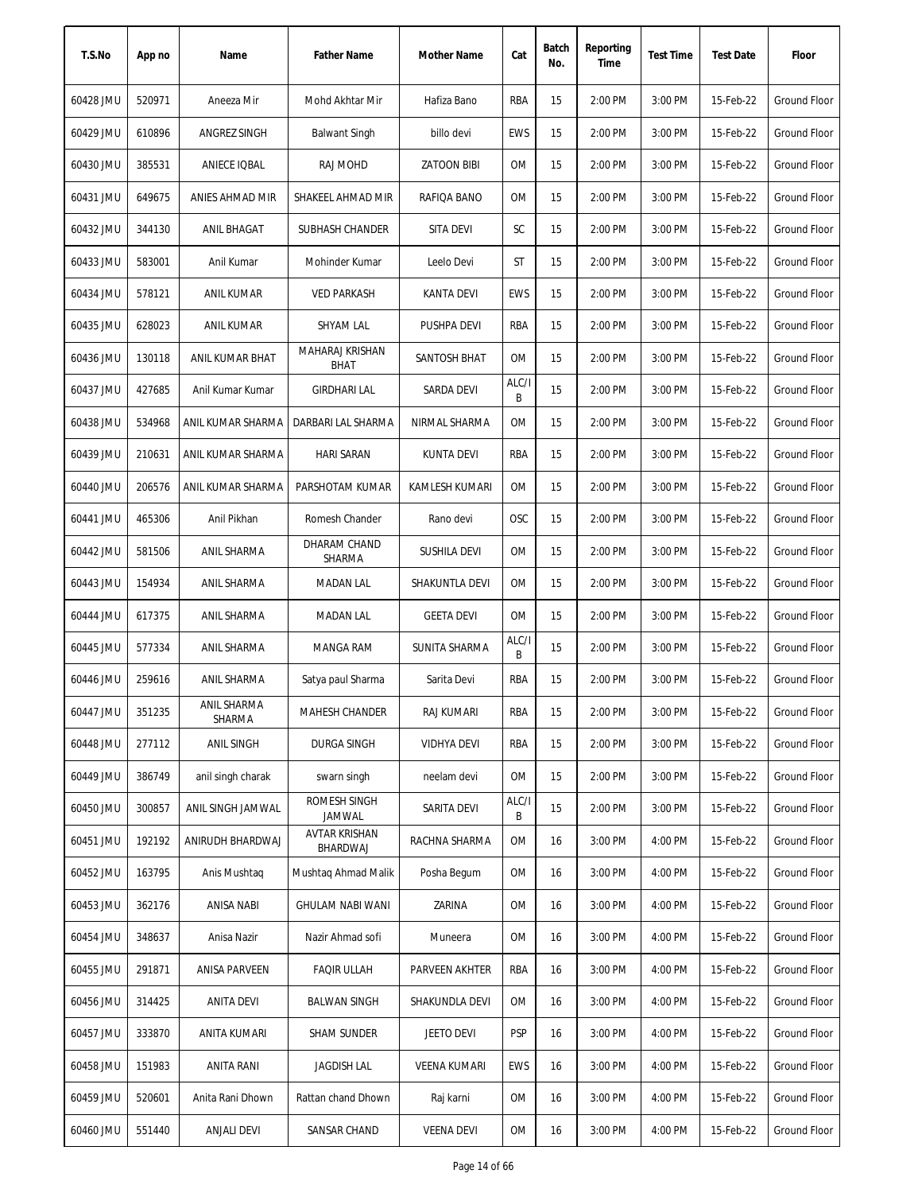| T.S.No | App no | Name | Father Name | Mother Name | Cat | Batch No. | Reporting Time | Test Time | Test Date | Floor |
|---|---|---|---|---|---|---|---|---|---|---|
| 60428 JMU | 520971 | Aneeza Mir | Mohd Akhtar Mir | Hafiza Bano | RBA | 15 | 2:00 PM | 3:00 PM | 15-Feb-22 | Ground Floor |
| 60429 JMU | 610896 | ANGREZ SINGH | Balwant Singh | billo devi | EWS | 15 | 2:00 PM | 3:00 PM | 15-Feb-22 | Ground Floor |
| 60430 JMU | 385531 | ANIECE IQBAL | RAJ MOHD | ZATOON BIBI | OM | 15 | 2:00 PM | 3:00 PM | 15-Feb-22 | Ground Floor |
| 60431 JMU | 649675 | ANIES AHMAD MIR | SHAKEEL AHMAD MIR | RAFIQA BANO | OM | 15 | 2:00 PM | 3:00 PM | 15-Feb-22 | Ground Floor |
| 60432 JMU | 344130 | ANIL BHAGAT | SUBHASH CHANDER | SITA DEVI | SC | 15 | 2:00 PM | 3:00 PM | 15-Feb-22 | Ground Floor |
| 60433 JMU | 583001 | Anil Kumar | Mohinder Kumar | Leelo Devi | ST | 15 | 2:00 PM | 3:00 PM | 15-Feb-22 | Ground Floor |
| 60434 JMU | 578121 | ANIL KUMAR | VED PARKASH | KANTA DEVI | EWS | 15 | 2:00 PM | 3:00 PM | 15-Feb-22 | Ground Floor |
| 60435 JMU | 628023 | ANIL KUMAR | SHYAM LAL | PUSHPA DEVI | RBA | 15 | 2:00 PM | 3:00 PM | 15-Feb-22 | Ground Floor |
| 60436 JMU | 130118 | ANIL KUMAR BHAT | MAHARAJ KRISHAN BHAT | SANTOSH BHAT | OM | 15 | 2:00 PM | 3:00 PM | 15-Feb-22 | Ground Floor |
| 60437 JMU | 427685 | Anil Kumar Kumar | GIRDHARI LAL | SARDA DEVI | ALC/IB | 15 | 2:00 PM | 3:00 PM | 15-Feb-22 | Ground Floor |
| 60438 JMU | 534968 | ANIL KUMAR SHARMA | DARBARI LAL SHARMA | NIRMAL SHARMA | OM | 15 | 2:00 PM | 3:00 PM | 15-Feb-22 | Ground Floor |
| 60439 JMU | 210631 | ANIL KUMAR SHARMA | HARI SARAN | KUNTA DEVI | RBA | 15 | 2:00 PM | 3:00 PM | 15-Feb-22 | Ground Floor |
| 60440 JMU | 206576 | ANIL KUMAR SHARMA | PARSHOTAM KUMAR | KAMLESH KUMARI | OM | 15 | 2:00 PM | 3:00 PM | 15-Feb-22 | Ground Floor |
| 60441 JMU | 465306 | Anil Pikhan | Romesh Chander | Rano devi | OSC | 15 | 2:00 PM | 3:00 PM | 15-Feb-22 | Ground Floor |
| 60442 JMU | 581506 | ANIL SHARMA | DHARAM CHAND SHARMA | SUSHILA DEVI | OM | 15 | 2:00 PM | 3:00 PM | 15-Feb-22 | Ground Floor |
| 60443 JMU | 154934 | ANIL SHARMA | MADAN LAL | SHAKUNTLA DEVI | OM | 15 | 2:00 PM | 3:00 PM | 15-Feb-22 | Ground Floor |
| 60444 JMU | 617375 | ANIL SHARMA | MADAN LAL | GEETA DEVI | OM | 15 | 2:00 PM | 3:00 PM | 15-Feb-22 | Ground Floor |
| 60445 JMU | 577334 | ANIL SHARMA | MANGA RAM | SUNITA SHARMA | ALC/IB | 15 | 2:00 PM | 3:00 PM | 15-Feb-22 | Ground Floor |
| 60446 JMU | 259616 | ANIL SHARMA | Satya paul Sharma | Sarita Devi | RBA | 15 | 2:00 PM | 3:00 PM | 15-Feb-22 | Ground Floor |
| 60447 JMU | 351235 | ANIL SHARMA SHARMA | MAHESH CHANDER | RAJ KUMARI | RBA | 15 | 2:00 PM | 3:00 PM | 15-Feb-22 | Ground Floor |
| 60448 JMU | 277112 | ANIL SINGH | DURGA SINGH | VIDHYA DEVI | RBA | 15 | 2:00 PM | 3:00 PM | 15-Feb-22 | Ground Floor |
| 60449 JMU | 386749 | anil singh charak | swarn singh | neelam devi | OM | 15 | 2:00 PM | 3:00 PM | 15-Feb-22 | Ground Floor |
| 60450 JMU | 300857 | ANIL SINGH JAMWAL | ROMESH SINGH JAMWAL | SARITA DEVI | ALC/IB | 15 | 2:00 PM | 3:00 PM | 15-Feb-22 | Ground Floor |
| 60451 JMU | 192192 | ANIRUDH BHARDWAJ | AVTAR KRISHAN BHARDWAJ | RACHNA SHARMA | OM | 16 | 3:00 PM | 4:00 PM | 15-Feb-22 | Ground Floor |
| 60452 JMU | 163795 | Anis Mushtaq | Mushtaq Ahmad Malik | Posha Begum | OM | 16 | 3:00 PM | 4:00 PM | 15-Feb-22 | Ground Floor |
| 60453 JMU | 362176 | ANISA NABI | GHULAM NABI WANI | ZARINA | OM | 16 | 3:00 PM | 4:00 PM | 15-Feb-22 | Ground Floor |
| 60454 JMU | 348637 | Anisa Nazir | Nazir Ahmad sofi | Muneera | OM | 16 | 3:00 PM | 4:00 PM | 15-Feb-22 | Ground Floor |
| 60455 JMU | 291871 | ANISA PARVEEN | FAQIR ULLAH | PARVEEN AKHTER | RBA | 16 | 3:00 PM | 4:00 PM | 15-Feb-22 | Ground Floor |
| 60456 JMU | 314425 | ANITA DEVI | BALWAN SINGH | SHAKUNDLA DEVI | OM | 16 | 3:00 PM | 4:00 PM | 15-Feb-22 | Ground Floor |
| 60457 JMU | 333870 | ANITA KUMARI | SHAM SUNDER | JEETO DEVI | PSP | 16 | 3:00 PM | 4:00 PM | 15-Feb-22 | Ground Floor |
| 60458 JMU | 151983 | ANITA RANI | JAGDISH LAL | VEENA KUMARI | EWS | 16 | 3:00 PM | 4:00 PM | 15-Feb-22 | Ground Floor |
| 60459 JMU | 520601 | Anita Rani Dhown | Rattan chand Dhown | Raj karni | OM | 16 | 3:00 PM | 4:00 PM | 15-Feb-22 | Ground Floor |
| 60460 JMU | 551440 | ANJALI DEVI | SANSAR CHAND | VEENA DEVI | OM | 16 | 3:00 PM | 4:00 PM | 15-Feb-22 | Ground Floor |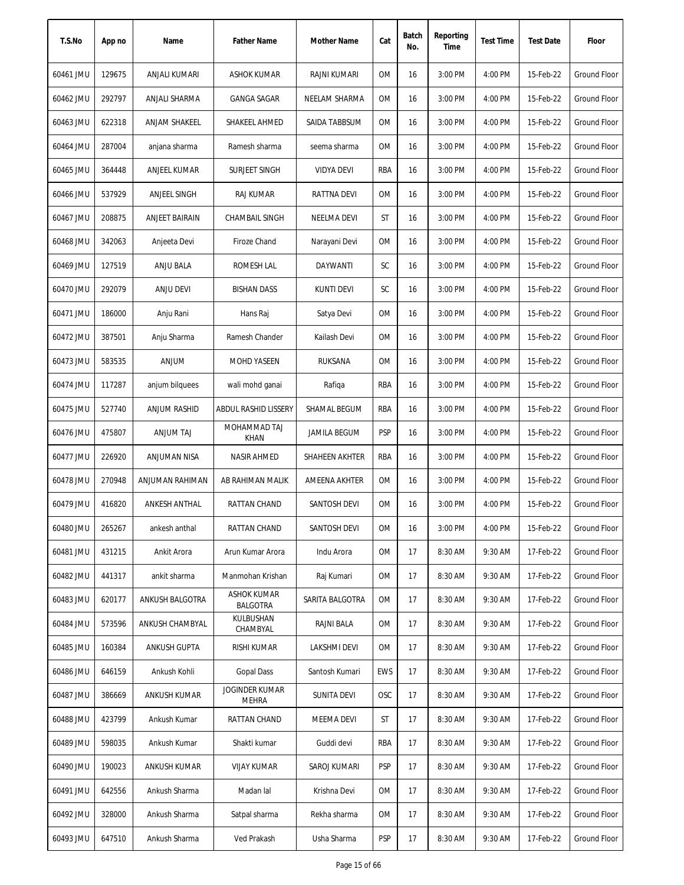| T.S.No | App no | Name | Father Name | Mother Name | Cat | Batch No. | Reporting Time | Test Time | Test Date | Floor |
|---|---|---|---|---|---|---|---|---|---|---|
| 60461 JMU | 129675 | ANJALI KUMARI | ASHOK KUMAR | RAJNI KUMARI | OM | 16 | 3:00 PM | 4:00 PM | 15-Feb-22 | Ground Floor |
| 60462 JMU | 292797 | ANJALI SHARMA | GANGA SAGAR | NEELAM SHARMA | OM | 16 | 3:00 PM | 4:00 PM | 15-Feb-22 | Ground Floor |
| 60463 JMU | 622318 | ANJAM SHAKEEL | SHAKEEL AHMED | SAIDA TABBSUM | OM | 16 | 3:00 PM | 4:00 PM | 15-Feb-22 | Ground Floor |
| 60464 JMU | 287004 | anjana sharma | Ramesh sharma | seema sharma | OM | 16 | 3:00 PM | 4:00 PM | 15-Feb-22 | Ground Floor |
| 60465 JMU | 364448 | ANJEEL KUMAR | SURJEET SINGH | VIDYA DEVI | RBA | 16 | 3:00 PM | 4:00 PM | 15-Feb-22 | Ground Floor |
| 60466 JMU | 537929 | ANJEEL SINGH | RAJ KUMAR | RATTNA DEVI | OM | 16 | 3:00 PM | 4:00 PM | 15-Feb-22 | Ground Floor |
| 60467 JMU | 208875 | ANJEET BAIRAIN | CHAMBAIL SINGH | NEELMA DEVI | ST | 16 | 3:00 PM | 4:00 PM | 15-Feb-22 | Ground Floor |
| 60468 JMU | 342063 | Anjeeta Devi | Firoze Chand | Narayani Devi | OM | 16 | 3:00 PM | 4:00 PM | 15-Feb-22 | Ground Floor |
| 60469 JMU | 127519 | ANJU BALA | ROMESH LAL | DAYWANTI | SC | 16 | 3:00 PM | 4:00 PM | 15-Feb-22 | Ground Floor |
| 60470 JMU | 292079 | ANJU DEVI | BISHAN DASS | KUNTI DEVI | SC | 16 | 3:00 PM | 4:00 PM | 15-Feb-22 | Ground Floor |
| 60471 JMU | 186000 | Anju Rani | Hans Raj | Satya Devi | OM | 16 | 3:00 PM | 4:00 PM | 15-Feb-22 | Ground Floor |
| 60472 JMU | 387501 | Anju Sharma | Ramesh Chander | Kailash Devi | OM | 16 | 3:00 PM | 4:00 PM | 15-Feb-22 | Ground Floor |
| 60473 JMU | 583535 | ANJUM | MOHD YASEEN | RUKSANA | OM | 16 | 3:00 PM | 4:00 PM | 15-Feb-22 | Ground Floor |
| 60474 JMU | 117287 | anjum bilquees | wali mohd ganai | Rafiqa | RBA | 16 | 3:00 PM | 4:00 PM | 15-Feb-22 | Ground Floor |
| 60475 JMU | 527740 | ANJUM RASHID | ABDUL RASHID LISSERY | SHAMAL BEGUM | RBA | 16 | 3:00 PM | 4:00 PM | 15-Feb-22 | Ground Floor |
| 60476 JMU | 475807 | ANJUM TAJ | MOHAMMAD TAJ KHAN | JAMILA BEGUM | PSP | 16 | 3:00 PM | 4:00 PM | 15-Feb-22 | Ground Floor |
| 60477 JMU | 226920 | ANJUMAN NISA | NASIR AHMED | SHAHEEN AKHTER | RBA | 16 | 3:00 PM | 4:00 PM | 15-Feb-22 | Ground Floor |
| 60478 JMU | 270948 | ANJUMAN RAHIMAN | AB RAHIMAN MALIK | AMEENA AKHTER | OM | 16 | 3:00 PM | 4:00 PM | 15-Feb-22 | Ground Floor |
| 60479 JMU | 416820 | ANKESH ANTHAL | RATTAN CHAND | SANTOSH DEVI | OM | 16 | 3:00 PM | 4:00 PM | 15-Feb-22 | Ground Floor |
| 60480 JMU | 265267 | ankesh anthal | RATTAN CHAND | SANTOSH DEVI | OM | 16 | 3:00 PM | 4:00 PM | 15-Feb-22 | Ground Floor |
| 60481 JMU | 431215 | Ankit Arora | Arun Kumar Arora | Indu Arora | OM | 17 | 8:30 AM | 9:30 AM | 17-Feb-22 | Ground Floor |
| 60482 JMU | 441317 | ankit sharma | Manmohan Krishan | Raj Kumari | OM | 17 | 8:30 AM | 9:30 AM | 17-Feb-22 | Ground Floor |
| 60483 JMU | 620177 | ANKUSH BALGOTRA | ASHOK KUMAR BALGOTRA | SARITA BALGOTRA | OM | 17 | 8:30 AM | 9:30 AM | 17-Feb-22 | Ground Floor |
| 60484 JMU | 573596 | ANKUSH CHAMBYAL | KULBUSHAN CHAMBYAL | RAJNI BALA | OM | 17 | 8:30 AM | 9:30 AM | 17-Feb-22 | Ground Floor |
| 60485 JMU | 160384 | ANKUSH GUPTA | RISHI KUMAR | LAKSHMI DEVI | OM | 17 | 8:30 AM | 9:30 AM | 17-Feb-22 | Ground Floor |
| 60486 JMU | 646159 | Ankush Kohli | Gopal Dass | Santosh Kumari | EWS | 17 | 8:30 AM | 9:30 AM | 17-Feb-22 | Ground Floor |
| 60487 JMU | 386669 | ANKUSH KUMAR | JOGINDER KUMAR MEHRA | SUNITA DEVI | OSC | 17 | 8:30 AM | 9:30 AM | 17-Feb-22 | Ground Floor |
| 60488 JMU | 423799 | Ankush Kumar | RATTAN CHAND | MEEMA DEVI | ST | 17 | 8:30 AM | 9:30 AM | 17-Feb-22 | Ground Floor |
| 60489 JMU | 598035 | Ankush Kumar | Shakti kumar | Guddi devi | RBA | 17 | 8:30 AM | 9:30 AM | 17-Feb-22 | Ground Floor |
| 60490 JMU | 190023 | ANKUSH KUMAR | VIJAY KUMAR | SAROJ KUMARI | PSP | 17 | 8:30 AM | 9:30 AM | 17-Feb-22 | Ground Floor |
| 60491 JMU | 642556 | Ankush Sharma | Madan lal | Krishna Devi | OM | 17 | 8:30 AM | 9:30 AM | 17-Feb-22 | Ground Floor |
| 60492 JMU | 328000 | Ankush Sharma | Satpal sharma | Rekha sharma | OM | 17 | 8:30 AM | 9:30 AM | 17-Feb-22 | Ground Floor |
| 60493 JMU | 647510 | Ankush Sharma | Ved Prakash | Usha Sharma | PSP | 17 | 8:30 AM | 9:30 AM | 17-Feb-22 | Ground Floor |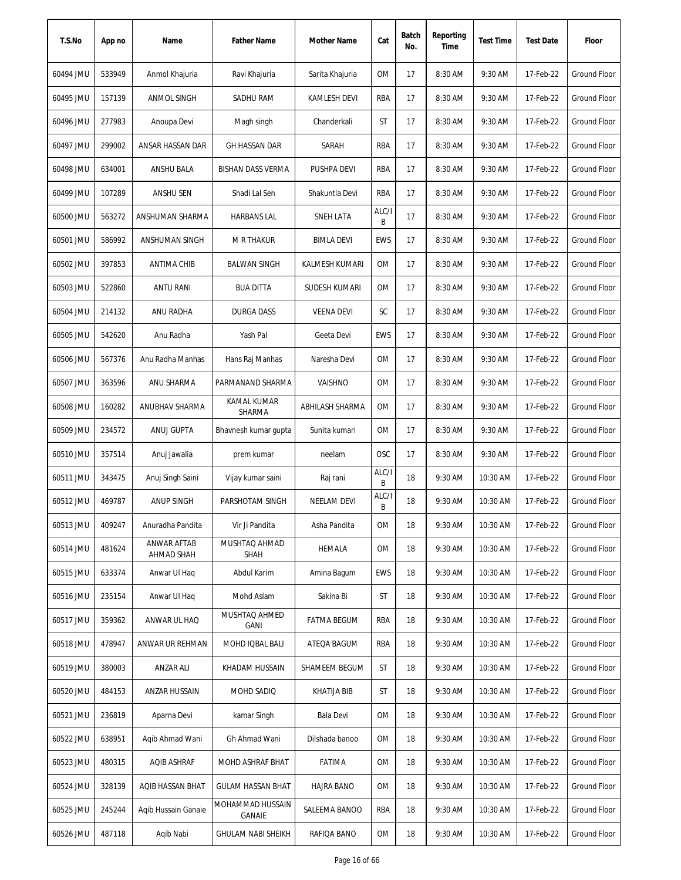| T.S.No | App no | Name | Father Name | Mother Name | Cat | Batch No. | Reporting Time | Test Time | Test Date | Floor |
|---|---|---|---|---|---|---|---|---|---|---|
| 60494 JMU | 533949 | Anmol Khajuria | Ravi Khajuria | Sarita Khajuria | OM | 17 | 8:30 AM | 9:30 AM | 17-Feb-22 | Ground Floor |
| 60495 JMU | 157139 | ANMOL SINGH | SADHU RAM | KAMLESH DEVI | RBA | 17 | 8:30 AM | 9:30 AM | 17-Feb-22 | Ground Floor |
| 60496 JMU | 277983 | Anoupa Devi | Magh singh | Chanderkali | ST | 17 | 8:30 AM | 9:30 AM | 17-Feb-22 | Ground Floor |
| 60497 JMU | 299002 | ANSAR HASSAN DAR | GH HASSAN DAR | SARAH | RBA | 17 | 8:30 AM | 9:30 AM | 17-Feb-22 | Ground Floor |
| 60498 JMU | 634001 | ANSHU BALA | BISHAN DASS VERMA | PUSHPA DEVI | RBA | 17 | 8:30 AM | 9:30 AM | 17-Feb-22 | Ground Floor |
| 60499 JMU | 107289 | ANSHU SEN | Shadi Lal Sen | Shakuntla Devi | RBA | 17 | 8:30 AM | 9:30 AM | 17-Feb-22 | Ground Floor |
| 60500 JMU | 563272 | ANSHUMAN SHARMA | HARBANS LAL | SNEH LATA | ALC/IB | 17 | 8:30 AM | 9:30 AM | 17-Feb-22 | Ground Floor |
| 60501 JMU | 586992 | ANSHUMAN SINGH | M R THAKUR | BIMLA DEVI | EWS | 17 | 8:30 AM | 9:30 AM | 17-Feb-22 | Ground Floor |
| 60502 JMU | 397853 | ANTIMA CHIB | BALWAN SINGH | KALMESH KUMARI | OM | 17 | 8:30 AM | 9:30 AM | 17-Feb-22 | Ground Floor |
| 60503 JMU | 522860 | ANTU RANI | BUA DITTA | SUDESH KUMARI | OM | 17 | 8:30 AM | 9:30 AM | 17-Feb-22 | Ground Floor |
| 60504 JMU | 214132 | ANU RADHA | DURGA DASS | VEENA DEVI | SC | 17 | 8:30 AM | 9:30 AM | 17-Feb-22 | Ground Floor |
| 60505 JMU | 542620 | Anu Radha | Yash Pal | Geeta Devi | EWS | 17 | 8:30 AM | 9:30 AM | 17-Feb-22 | Ground Floor |
| 60506 JMU | 567376 | Anu Radha Manhas | Hans Raj Manhas | Naresha Devi | OM | 17 | 8:30 AM | 9:30 AM | 17-Feb-22 | Ground Floor |
| 60507 JMU | 363596 | ANU SHARMA | PARMANAND SHARMA | VAISHNO | OM | 17 | 8:30 AM | 9:30 AM | 17-Feb-22 | Ground Floor |
| 60508 JMU | 160282 | ANUBHAV SHARMA | KAMAL KUMAR SHARMA | ABHILASH SHARMA | OM | 17 | 8:30 AM | 9:30 AM | 17-Feb-22 | Ground Floor |
| 60509 JMU | 234572 | ANUJ GUPTA | Bhavnesh kumar gupta | Sunita kumari | OM | 17 | 8:30 AM | 9:30 AM | 17-Feb-22 | Ground Floor |
| 60510 JMU | 357514 | Anuj Jawalia | prem kumar | neelam | OSC | 17 | 8:30 AM | 9:30 AM | 17-Feb-22 | Ground Floor |
| 60511 JMU | 343475 | Anuj Singh Saini | Vijay kumar saini | Raj rani | ALC/IB | 18 | 9:30 AM | 10:30 AM | 17-Feb-22 | Ground Floor |
| 60512 JMU | 469787 | ANUP SINGH | PARSHOTAM SINGH | NEELAM DEVI | ALC/IB | 18 | 9:30 AM | 10:30 AM | 17-Feb-22 | Ground Floor |
| 60513 JMU | 409247 | Anuradha Pandita | Vir Ji Pandita | Asha Pandita | OM | 18 | 9:30 AM | 10:30 AM | 17-Feb-22 | Ground Floor |
| 60514 JMU | 481624 | ANWAR AFTAB AHMAD SHAH | MUSHTAQ AHMAD SHAH | HEMALA | OM | 18 | 9:30 AM | 10:30 AM | 17-Feb-22 | Ground Floor |
| 60515 JMU | 633374 | Anwar Ul Haq | Abdul Karim | Amina Bagum | EWS | 18 | 9:30 AM | 10:30 AM | 17-Feb-22 | Ground Floor |
| 60516 JMU | 235154 | Anwar Ul Haq | Mohd Aslam | Sakina Bi | ST | 18 | 9:30 AM | 10:30 AM | 17-Feb-22 | Ground Floor |
| 60517 JMU | 359362 | ANWAR UL HAQ | MUSHTAQ AHMED GANI | FATMA BEGUM | RBA | 18 | 9:30 AM | 10:30 AM | 17-Feb-22 | Ground Floor |
| 60518 JMU | 478947 | ANWAR UR REHMAN | MOHD IQBAL BALI | ATEQA BAGUM | RBA | 18 | 9:30 AM | 10:30 AM | 17-Feb-22 | Ground Floor |
| 60519 JMU | 380003 | ANZAR ALI | KHADAM HUSSAIN | SHAMEEM BEGUM | ST | 18 | 9:30 AM | 10:30 AM | 17-Feb-22 | Ground Floor |
| 60520 JMU | 484153 | ANZAR HUSSAIN | MOHD SADIQ | KHATIJA BIB | ST | 18 | 9:30 AM | 10:30 AM | 17-Feb-22 | Ground Floor |
| 60521 JMU | 236819 | Aparna Devi | kamar Singh | Bala Devi | OM | 18 | 9:30 AM | 10:30 AM | 17-Feb-22 | Ground Floor |
| 60522 JMU | 638951 | Aqib Ahmad Wani | Gh Ahmad Wani | Dilshada banoo | OM | 18 | 9:30 AM | 10:30 AM | 17-Feb-22 | Ground Floor |
| 60523 JMU | 480315 | AQIB ASHRAF | MOHD ASHRAF BHAT | FATIMA | OM | 18 | 9:30 AM | 10:30 AM | 17-Feb-22 | Ground Floor |
| 60524 JMU | 328139 | AQIB HASSAN BHAT | GULAM HASSAN BHAT | HAJRA BANO | OM | 18 | 9:30 AM | 10:30 AM | 17-Feb-22 | Ground Floor |
| 60525 JMU | 245244 | Aqib Hussain Ganaie | MOHAMMAD HUSSAIN GANAIE | SALEEMA BANOO | RBA | 18 | 9:30 AM | 10:30 AM | 17-Feb-22 | Ground Floor |
| 60526 JMU | 487118 | Aqib Nabi | GHULAM NABI SHEIKH | RAFIQA BANO | OM | 18 | 9:30 AM | 10:30 AM | 17-Feb-22 | Ground Floor |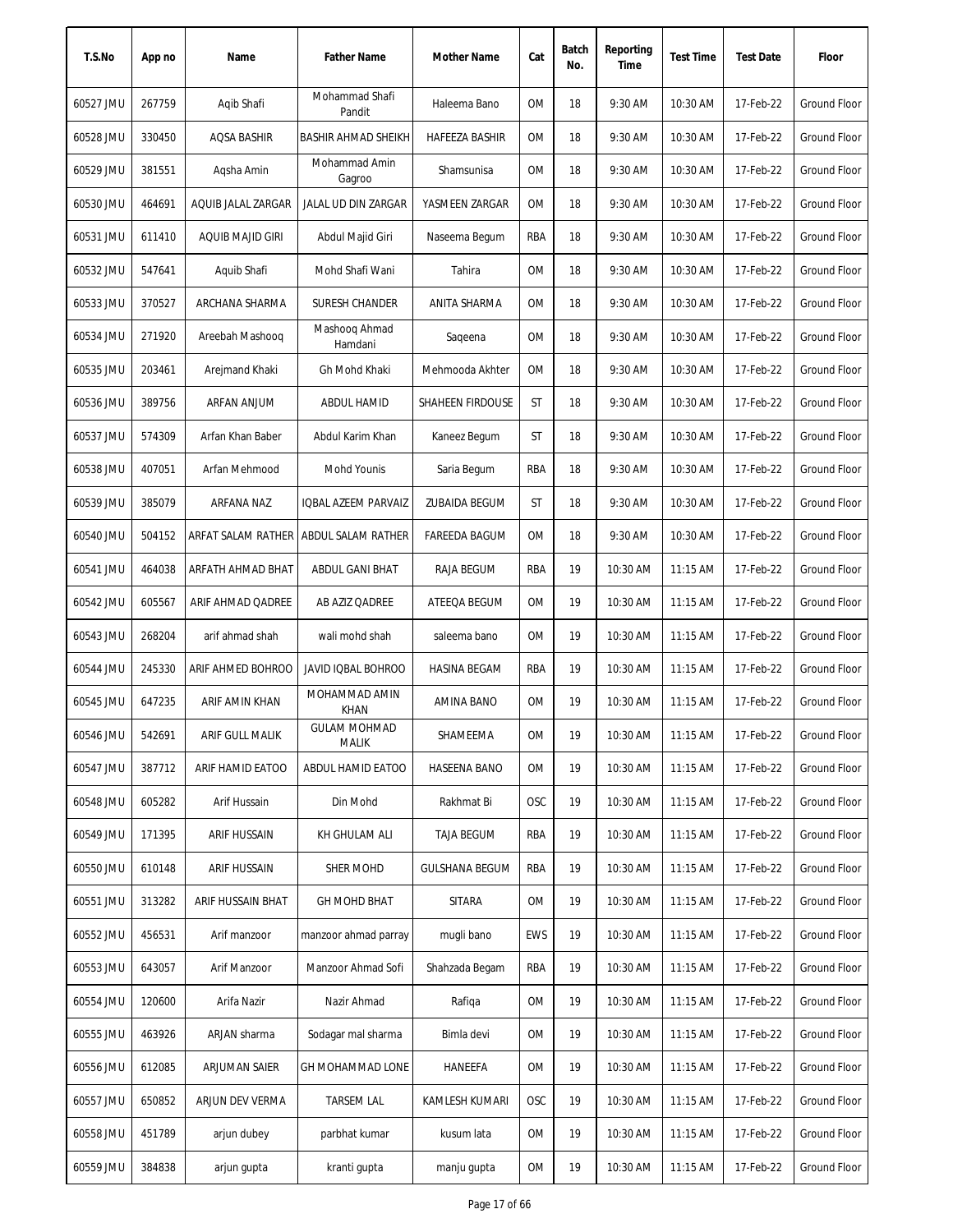| T.S.No | App no | Name | Father Name | Mother Name | Cat | Batch No. | Reporting Time | Test Time | Test Date | Floor |
|---|---|---|---|---|---|---|---|---|---|---|
| 60527 JMU | 267759 | Aqib Shafi | Mohammad Shafi Pandit | Haleema Bano | OM | 18 | 9:30 AM | 10:30 AM | 17-Feb-22 | Ground Floor |
| 60528 JMU | 330450 | AQSA BASHIR | BASHIR AHMAD SHEIKH | HAFEEZA BASHIR | OM | 18 | 9:30 AM | 10:30 AM | 17-Feb-22 | Ground Floor |
| 60529 JMU | 381551 | Aqsha Amin | Mohammad Amin Gagroo | Shamsunisa | OM | 18 | 9:30 AM | 10:30 AM | 17-Feb-22 | Ground Floor |
| 60530 JMU | 464691 | AQUIB JALAL ZARGAR | JALAL UD DIN ZARGAR | YASMEEN ZARGAR | OM | 18 | 9:30 AM | 10:30 AM | 17-Feb-22 | Ground Floor |
| 60531 JMU | 611410 | AQUIB MAJID GIRI | Abdul Majid Giri | Naseema Begum | RBA | 18 | 9:30 AM | 10:30 AM | 17-Feb-22 | Ground Floor |
| 60532 JMU | 547641 | Aquib Shafi | Mohd Shafi Wani | Tahira | OM | 18 | 9:30 AM | 10:30 AM | 17-Feb-22 | Ground Floor |
| 60533 JMU | 370527 | ARCHANA SHARMA | SURESH CHANDER | ANITA SHARMA | OM | 18 | 9:30 AM | 10:30 AM | 17-Feb-22 | Ground Floor |
| 60534 JMU | 271920 | Areebah Mashooq | Mashooq Ahmad Hamdani | Saqeena | OM | 18 | 9:30 AM | 10:30 AM | 17-Feb-22 | Ground Floor |
| 60535 JMU | 203461 | Arejmand Khaki | Gh Mohd Khaki | Mehmooda Akhter | OM | 18 | 9:30 AM | 10:30 AM | 17-Feb-22 | Ground Floor |
| 60536 JMU | 389756 | ARFAN ANJUM | ABDUL HAMID | SHAHEEN FIRDOUSE | ST | 18 | 9:30 AM | 10:30 AM | 17-Feb-22 | Ground Floor |
| 60537 JMU | 574309 | Arfan Khan Baber | Abdul Karim Khan | Kaneez Begum | ST | 18 | 9:30 AM | 10:30 AM | 17-Feb-22 | Ground Floor |
| 60538 JMU | 407051 | Arfan Mehmood | Mohd Younis | Saria Begum | RBA | 18 | 9:30 AM | 10:30 AM | 17-Feb-22 | Ground Floor |
| 60539 JMU | 385079 | ARFANA NAZ | IQBAL AZEEM PARVAIZ | ZUBAIDA BEGUM | ST | 18 | 9:30 AM | 10:30 AM | 17-Feb-22 | Ground Floor |
| 60540 JMU | 504152 | ARFAT SALAM RATHER | ABDUL SALAM RATHER | FAREEDA BAGUM | OM | 18 | 9:30 AM | 10:30 AM | 17-Feb-22 | Ground Floor |
| 60541 JMU | 464038 | ARFATH AHMAD BHAT | ABDUL GANI BHAT | RAJA BEGUM | RBA | 19 | 10:30 AM | 11:15 AM | 17-Feb-22 | Ground Floor |
| 60542 JMU | 605567 | ARIF AHMAD QADREE | AB AZIZ QADREE | ATEEQA BEGUM | OM | 19 | 10:30 AM | 11:15 AM | 17-Feb-22 | Ground Floor |
| 60543 JMU | 268204 | arif ahmad shah | wali mohd shah | saleema bano | OM | 19 | 10:30 AM | 11:15 AM | 17-Feb-22 | Ground Floor |
| 60544 JMU | 245330 | ARIF AHMED BOHROO | JAVID IQBAL BOHROO | HASINA BEGAM | RBA | 19 | 10:30 AM | 11:15 AM | 17-Feb-22 | Ground Floor |
| 60545 JMU | 647235 | ARIF AMIN KHAN | MOHAMMAD AMIN KHAN | AMINA BANO | OM | 19 | 10:30 AM | 11:15 AM | 17-Feb-22 | Ground Floor |
| 60546 JMU | 542691 | ARIF GULL MALIK | GULAM MOHMAD MALIK | SHAMEEMA | OM | 19 | 10:30 AM | 11:15 AM | 17-Feb-22 | Ground Floor |
| 60547 JMU | 387712 | ARIF HAMID EATOO | ABDUL HAMID EATOO | HASEENA BANO | OM | 19 | 10:30 AM | 11:15 AM | 17-Feb-22 | Ground Floor |
| 60548 JMU | 605282 | Arif Hussain | Din Mohd | Rakhmat Bi | OSC | 19 | 10:30 AM | 11:15 AM | 17-Feb-22 | Ground Floor |
| 60549 JMU | 171395 | ARIF HUSSAIN | KH GHULAM ALI | TAJA BEGUM | RBA | 19 | 10:30 AM | 11:15 AM | 17-Feb-22 | Ground Floor |
| 60550 JMU | 610148 | ARIF HUSSAIN | SHER MOHD | GULSHANA BEGUM | RBA | 19 | 10:30 AM | 11:15 AM | 17-Feb-22 | Ground Floor |
| 60551 JMU | 313282 | ARIF HUSSAIN BHAT | GH MOHD BHAT | SITARA | OM | 19 | 10:30 AM | 11:15 AM | 17-Feb-22 | Ground Floor |
| 60552 JMU | 456531 | Arif manzoor | manzoor ahmad parray | mugli bano | EWS | 19 | 10:30 AM | 11:15 AM | 17-Feb-22 | Ground Floor |
| 60553 JMU | 643057 | Arif Manzoor | Manzoor Ahmad Sofi | Shahzada Begam | RBA | 19 | 10:30 AM | 11:15 AM | 17-Feb-22 | Ground Floor |
| 60554 JMU | 120600 | Arifa Nazir | Nazir Ahmad | Rafiqa | OM | 19 | 10:30 AM | 11:15 AM | 17-Feb-22 | Ground Floor |
| 60555 JMU | 463926 | ARJAN sharma | Sodagar mal sharma | Bimla devi | OM | 19 | 10:30 AM | 11:15 AM | 17-Feb-22 | Ground Floor |
| 60556 JMU | 612085 | ARJUMAN SAIER | GH MOHAMMAD LONE | HANEEFA | OM | 19 | 10:30 AM | 11:15 AM | 17-Feb-22 | Ground Floor |
| 60557 JMU | 650852 | ARJUN DEV VERMA | TARSEM LAL | KAMLESH KUMARI | OSC | 19 | 10:30 AM | 11:15 AM | 17-Feb-22 | Ground Floor |
| 60558 JMU | 451789 | arjun dubey | parbhat kumar | kusum lata | OM | 19 | 10:30 AM | 11:15 AM | 17-Feb-22 | Ground Floor |
| 60559 JMU | 384838 | arjun gupta | kranti gupta | manju gupta | OM | 19 | 10:30 AM | 11:15 AM | 17-Feb-22 | Ground Floor |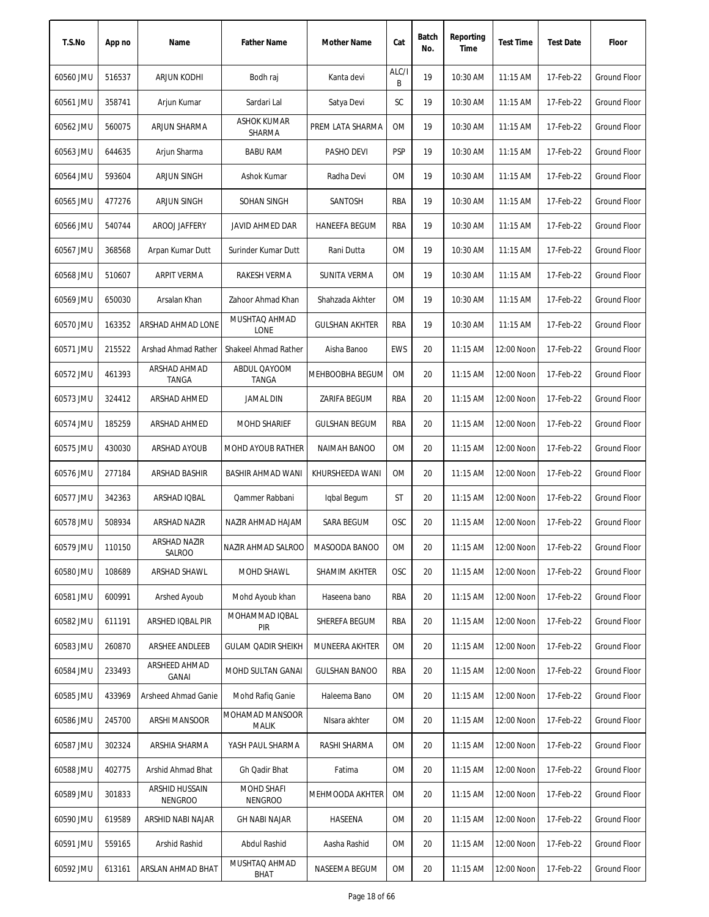| T.S.No | App no | Name | Father Name | Mother Name | Cat | Batch No. | Reporting Time | Test Time | Test Date | Floor |
|---|---|---|---|---|---|---|---|---|---|---|
| 60560 JMU | 516537 | ARJUN KODHI | Bodh raj | Kanta devi | ALC/IB | 19 | 10:30 AM | 11:15 AM | 17-Feb-22 | Ground Floor |
| 60561 JMU | 358741 | Arjun Kumar | Sardari Lal | Satya Devi | SC | 19 | 10:30 AM | 11:15 AM | 17-Feb-22 | Ground Floor |
| 60562 JMU | 560075 | ARJUN SHARMA | ASHOK KUMAR SHARMA | PREM LATA SHARMA | OM | 19 | 10:30 AM | 11:15 AM | 17-Feb-22 | Ground Floor |
| 60563 JMU | 644635 | Arjun Sharma | BABU RAM | PASHO DEVI | PSP | 19 | 10:30 AM | 11:15 AM | 17-Feb-22 | Ground Floor |
| 60564 JMU | 593604 | ARJUN SINGH | Ashok Kumar | Radha Devi | OM | 19 | 10:30 AM | 11:15 AM | 17-Feb-22 | Ground Floor |
| 60565 JMU | 477276 | ARJUN SINGH | SOHAN SINGH | SANTOSH | RBA | 19 | 10:30 AM | 11:15 AM | 17-Feb-22 | Ground Floor |
| 60566 JMU | 540744 | AROOJ JAFFERY | JAVID AHMED DAR | HANEEFA BEGUM | RBA | 19 | 10:30 AM | 11:15 AM | 17-Feb-22 | Ground Floor |
| 60567 JMU | 368568 | Arpan Kumar Dutt | Surinder Kumar Dutt | Rani Dutta | OM | 19 | 10:30 AM | 11:15 AM | 17-Feb-22 | Ground Floor |
| 60568 JMU | 510607 | ARPIT VERMA | RAKESH VERMA | SUNITA VERMA | OM | 19 | 10:30 AM | 11:15 AM | 17-Feb-22 | Ground Floor |
| 60569 JMU | 650030 | Arsalan Khan | Zahoor Ahmad Khan | Shahzada Akhter | OM | 19 | 10:30 AM | 11:15 AM | 17-Feb-22 | Ground Floor |
| 60570 JMU | 163352 | ARSHAD AHMAD LONE | MUSHTAQ AHMAD LONE | GULSHAN AKHTER | RBA | 19 | 10:30 AM | 11:15 AM | 17-Feb-22 | Ground Floor |
| 60571 JMU | 215522 | Arshad Ahmad Rather | Shakeel Ahmad Rather | Aisha Banoo | EWS | 20 | 11:15 AM | 12:00 Noon | 17-Feb-22 | Ground Floor |
| 60572 JMU | 461393 | ARSHAD AHMAD TANGA | ABDUL QAYOOM TANGA | MEHBOOBHA BEGUM | OM | 20 | 11:15 AM | 12:00 Noon | 17-Feb-22 | Ground Floor |
| 60573 JMU | 324412 | ARSHAD AHMED | JAMAL DIN | ZARIFA BEGUM | RBA | 20 | 11:15 AM | 12:00 Noon | 17-Feb-22 | Ground Floor |
| 60574 JMU | 185259 | ARSHAD AHMED | MOHD SHARIEF | GULSHAN BEGUM | RBA | 20 | 11:15 AM | 12:00 Noon | 17-Feb-22 | Ground Floor |
| 60575 JMU | 430030 | ARSHAD AYOUB | MOHD AYOUB RATHER | NAIMAH BANOO | OM | 20 | 11:15 AM | 12:00 Noon | 17-Feb-22 | Ground Floor |
| 60576 JMU | 277184 | ARSHAD BASHIR | BASHIR AHMAD WANI | KHURSHEEDA WANI | OM | 20 | 11:15 AM | 12:00 Noon | 17-Feb-22 | Ground Floor |
| 60577 JMU | 342363 | ARSHAD IQBAL | Qammer Rabbani | Iqbal Begum | ST | 20 | 11:15 AM | 12:00 Noon | 17-Feb-22 | Ground Floor |
| 60578 JMU | 508934 | ARSHAD NAZIR | NAZIR AHMAD HAJAM | SARA BEGUM | OSC | 20 | 11:15 AM | 12:00 Noon | 17-Feb-22 | Ground Floor |
| 60579 JMU | 110150 | ARSHAD NAZIR SALROO | NAZIR AHMAD SALROO | MASOODA BANOO | OM | 20 | 11:15 AM | 12:00 Noon | 17-Feb-22 | Ground Floor |
| 60580 JMU | 108689 | ARSHAD SHAWL | MOHD SHAWL | SHAMIM AKHTER | OSC | 20 | 11:15 AM | 12:00 Noon | 17-Feb-22 | Ground Floor |
| 60581 JMU | 600991 | Arshed Ayoub | Mohd Ayoub khan | Haseena bano | RBA | 20 | 11:15 AM | 12:00 Noon | 17-Feb-22 | Ground Floor |
| 60582 JMU | 611191 | ARSHED IQBAL PIR | MOHAMMAD IQBAL PIR | SHEREFA BEGUM | RBA | 20 | 11:15 AM | 12:00 Noon | 17-Feb-22 | Ground Floor |
| 60583 JMU | 260870 | ARSHEE ANDLEEB | GULAM QADIR SHEIKH | MUNEERA AKHTER | OM | 20 | 11:15 AM | 12:00 Noon | 17-Feb-22 | Ground Floor |
| 60584 JMU | 233493 | ARSHEED AHMAD GANAI | MOHD SULTAN GANAI | GULSHAN BANOO | RBA | 20 | 11:15 AM | 12:00 Noon | 17-Feb-22 | Ground Floor |
| 60585 JMU | 433969 | Arsheed Ahmad Ganie | Mohd Rafiq Ganie | Haleema Bano | OM | 20 | 11:15 AM | 12:00 Noon | 17-Feb-22 | Ground Floor |
| 60586 JMU | 245700 | ARSHI MANSOOR | MOHAMAD MANSOOR MALIK | NIsara akhter | OM | 20 | 11:15 AM | 12:00 Noon | 17-Feb-22 | Ground Floor |
| 60587 JMU | 302324 | ARSHIA SHARMA | YASH PAUL SHARMA | RASHI SHARMA | OM | 20 | 11:15 AM | 12:00 Noon | 17-Feb-22 | Ground Floor |
| 60588 JMU | 402775 | Arshid Ahmad Bhat | Gh Qadir Bhat | Fatima | OM | 20 | 11:15 AM | 12:00 Noon | 17-Feb-22 | Ground Floor |
| 60589 JMU | 301833 | ARSHID HUSSAIN NENGROO | MOHD SHAFI NENGROO | MEHMOODA AKHTER | OM | 20 | 11:15 AM | 12:00 Noon | 17-Feb-22 | Ground Floor |
| 60590 JMU | 619589 | ARSHID NABI NAJAR | GH NABI NAJAR | HASEENA | OM | 20 | 11:15 AM | 12:00 Noon | 17-Feb-22 | Ground Floor |
| 60591 JMU | 559165 | Arshid Rashid | Abdul Rashid | Aasha Rashid | OM | 20 | 11:15 AM | 12:00 Noon | 17-Feb-22 | Ground Floor |
| 60592 JMU | 613161 | ARSLAN AHMAD BHAT | MUSHTAQ AHMAD BHAT | NASEEMA BEGUM | OM | 20 | 11:15 AM | 12:00 Noon | 17-Feb-22 | Ground Floor |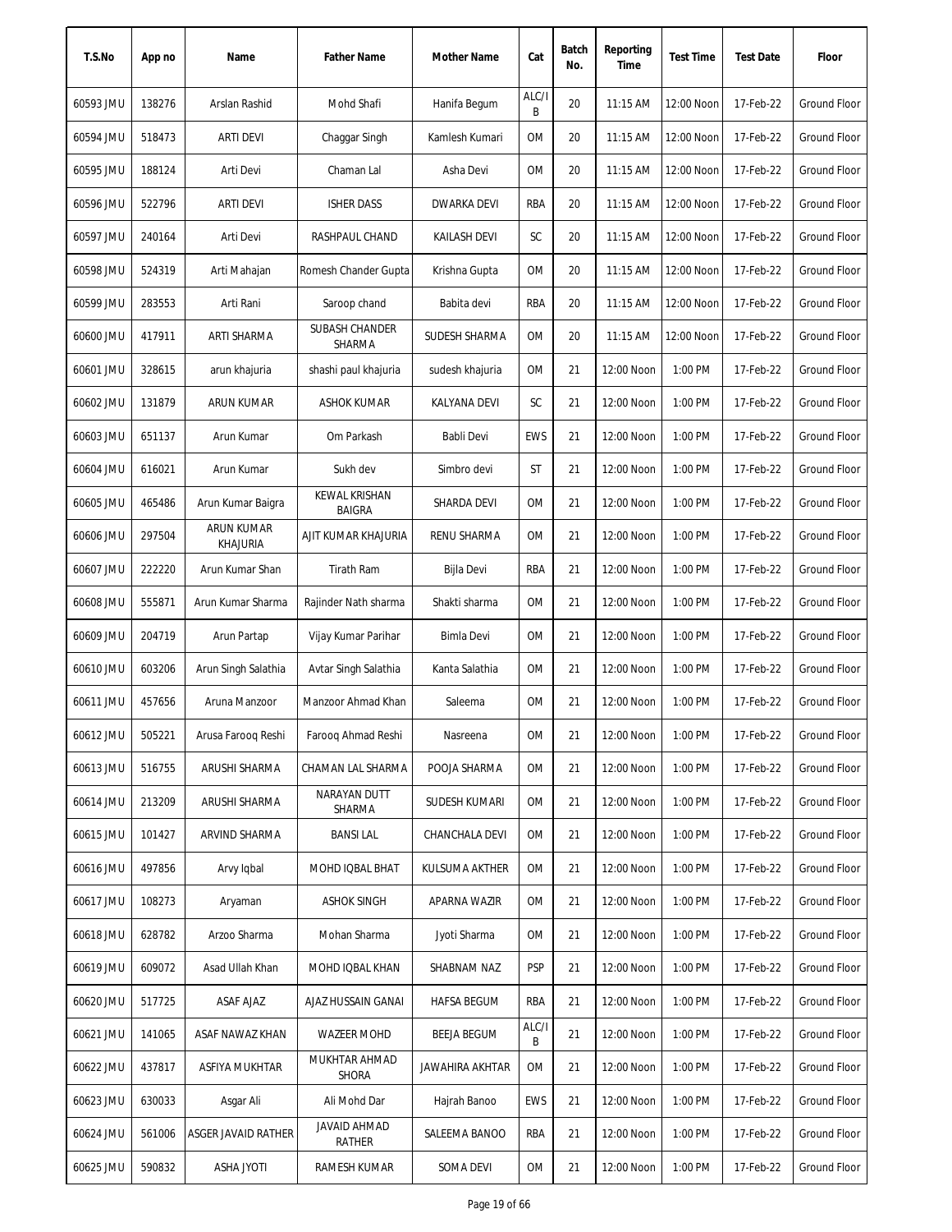| T.S.No | App no | Name | Father Name | Mother Name | Cat | Batch No. | Reporting Time | Test Time | Test Date | Floor |
|---|---|---|---|---|---|---|---|---|---|---|
| 60593 JMU | 138276 | Arslan Rashid | Mohd Shafi | Hanifa Begum | ALC/IB | 20 | 11:15 AM | 12:00 Noon | 17-Feb-22 | Ground Floor |
| 60594 JMU | 518473 | ARTI DEVI | Chaggar Singh | Kamlesh Kumari | OM | 20 | 11:15 AM | 12:00 Noon | 17-Feb-22 | Ground Floor |
| 60595 JMU | 188124 | Arti Devi | Chaman Lal | Asha Devi | OM | 20 | 11:15 AM | 12:00 Noon | 17-Feb-22 | Ground Floor |
| 60596 JMU | 522796 | ARTI DEVI | ISHER DASS | DWARKA DEVI | RBA | 20 | 11:15 AM | 12:00 Noon | 17-Feb-22 | Ground Floor |
| 60597 JMU | 240164 | Arti Devi | RASHPAUL CHAND | KAILASH DEVI | SC | 20 | 11:15 AM | 12:00 Noon | 17-Feb-22 | Ground Floor |
| 60598 JMU | 524319 | Arti Mahajan | Romesh Chander Gupta | Krishna Gupta | OM | 20 | 11:15 AM | 12:00 Noon | 17-Feb-22 | Ground Floor |
| 60599 JMU | 283553 | Arti Rani | Saroop chand | Babita devi | RBA | 20 | 11:15 AM | 12:00 Noon | 17-Feb-22 | Ground Floor |
| 60600 JMU | 417911 | ARTI SHARMA | SUBASH CHANDER SHARMA | SUDESH SHARMA | OM | 20 | 11:15 AM | 12:00 Noon | 17-Feb-22 | Ground Floor |
| 60601 JMU | 328615 | arun khajuria | shashi paul khajuria | sudesh khajuria | OM | 21 | 12:00 Noon | 1:00 PM | 17-Feb-22 | Ground Floor |
| 60602 JMU | 131879 | ARUN KUMAR | ASHOK KUMAR | KALYANA DEVI | SC | 21 | 12:00 Noon | 1:00 PM | 17-Feb-22 | Ground Floor |
| 60603 JMU | 651137 | Arun Kumar | Om Parkash | Babli Devi | EWS | 21 | 12:00 Noon | 1:00 PM | 17-Feb-22 | Ground Floor |
| 60604 JMU | 616021 | Arun Kumar | Sukh dev | Simbro devi | ST | 21 | 12:00 Noon | 1:00 PM | 17-Feb-22 | Ground Floor |
| 60605 JMU | 465486 | Arun Kumar Baigra | KEWAL KRISHAN BAIGRA | SHARDA DEVI | OM | 21 | 12:00 Noon | 1:00 PM | 17-Feb-22 | Ground Floor |
| 60606 JMU | 297504 | ARUN KUMAR KHAJURIA | AJIT KUMAR KHAJURIA | RENU SHARMA | OM | 21 | 12:00 Noon | 1:00 PM | 17-Feb-22 | Ground Floor |
| 60607 JMU | 222220 | Arun Kumar Shan | Tirath Ram | Bijla Devi | RBA | 21 | 12:00 Noon | 1:00 PM | 17-Feb-22 | Ground Floor |
| 60608 JMU | 555871 | Arun Kumar Sharma | Rajinder Nath sharma | Shakti sharma | OM | 21 | 12:00 Noon | 1:00 PM | 17-Feb-22 | Ground Floor |
| 60609 JMU | 204719 | Arun Partap | Vijay Kumar Parihar | Bimla Devi | OM | 21 | 12:00 Noon | 1:00 PM | 17-Feb-22 | Ground Floor |
| 60610 JMU | 603206 | Arun Singh Salathia | Avtar Singh Salathia | Kanta Salathia | OM | 21 | 12:00 Noon | 1:00 PM | 17-Feb-22 | Ground Floor |
| 60611 JMU | 457656 | Aruna Manzoor | Manzoor Ahmad Khan | Saleema | OM | 21 | 12:00 Noon | 1:00 PM | 17-Feb-22 | Ground Floor |
| 60612 JMU | 505221 | Arusa Farooq Reshi | Farooq Ahmad Reshi | Nasreena | OM | 21 | 12:00 Noon | 1:00 PM | 17-Feb-22 | Ground Floor |
| 60613 JMU | 516755 | ARUSHI SHARMA | CHAMAN LAL SHARMA | POOJA SHARMA | OM | 21 | 12:00 Noon | 1:00 PM | 17-Feb-22 | Ground Floor |
| 60614 JMU | 213209 | ARUSHI SHARMA | NARAYAN DUTT SHARMA | SUDESH KUMARI | OM | 21 | 12:00 Noon | 1:00 PM | 17-Feb-22 | Ground Floor |
| 60615 JMU | 101427 | ARVIND SHARMA | BANSI LAL | CHANCHALA DEVI | OM | 21 | 12:00 Noon | 1:00 PM | 17-Feb-22 | Ground Floor |
| 60616 JMU | 497856 | Arvy Iqbal | MOHD IQBAL BHAT | KULSUMA AKTHER | OM | 21 | 12:00 Noon | 1:00 PM | 17-Feb-22 | Ground Floor |
| 60617 JMU | 108273 | Aryaman | ASHOK SINGH | APARNA WAZIR | OM | 21 | 12:00 Noon | 1:00 PM | 17-Feb-22 | Ground Floor |
| 60618 JMU | 628782 | Arzoo Sharma | Mohan Sharma | Jyoti Sharma | OM | 21 | 12:00 Noon | 1:00 PM | 17-Feb-22 | Ground Floor |
| 60619 JMU | 609072 | Asad Ullah Khan | MOHD IQBAL KHAN | SHABNAM NAZ | PSP | 21 | 12:00 Noon | 1:00 PM | 17-Feb-22 | Ground Floor |
| 60620 JMU | 517725 | ASAF AJAZ | AJAZ HUSSAIN GANAI | HAFSA BEGUM | RBA | 21 | 12:00 Noon | 1:00 PM | 17-Feb-22 | Ground Floor |
| 60621 JMU | 141065 | ASAF NAWAZ KHAN | WAZEER MOHD | BEEJA BEGUM | ALC/IB | 21 | 12:00 Noon | 1:00 PM | 17-Feb-22 | Ground Floor |
| 60622 JMU | 437817 | ASFIYA MUKHTAR | MUKHTAR AHMAD SHORA | JAWAHIRA AKHTAR | OM | 21 | 12:00 Noon | 1:00 PM | 17-Feb-22 | Ground Floor |
| 60623 JMU | 630033 | Asgar Ali | Ali Mohd Dar | Hajrah Banoo | EWS | 21 | 12:00 Noon | 1:00 PM | 17-Feb-22 | Ground Floor |
| 60624 JMU | 561006 | ASGER JAVAID RATHER | JAVAID AHMAD RATHER | SALEEMA BANOO | RBA | 21 | 12:00 Noon | 1:00 PM | 17-Feb-22 | Ground Floor |
| 60625 JMU | 590832 | ASHA JYOTI | RAMESH KUMAR | SOMA DEVI | OM | 21 | 12:00 Noon | 1:00 PM | 17-Feb-22 | Ground Floor |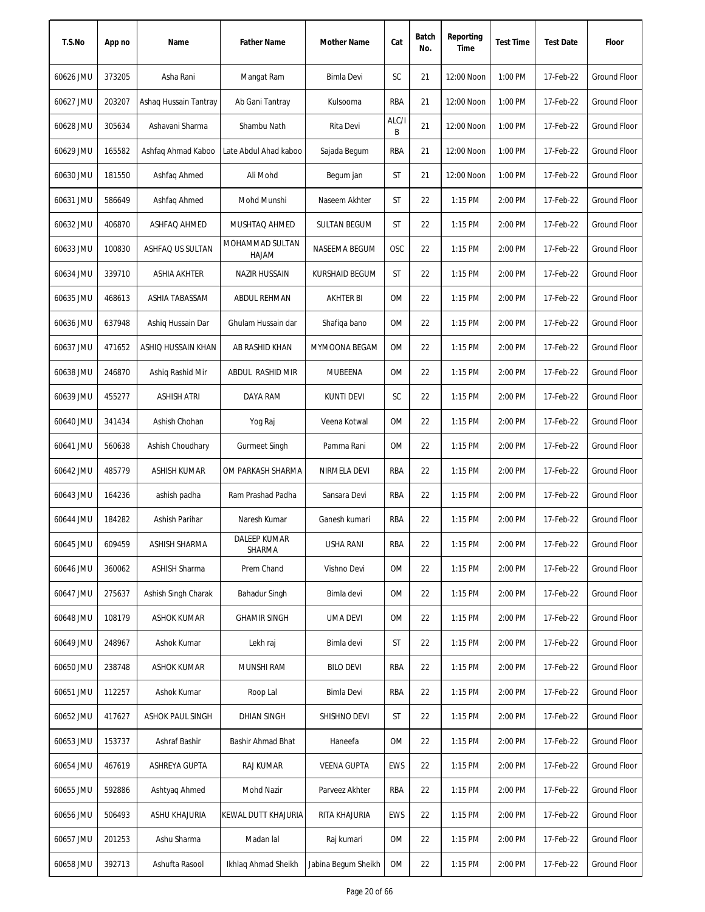| T.S.No | App no | Name | Father Name | Mother Name | Cat | Batch No. | Reporting Time | Test Time | Test Date | Floor |
|---|---|---|---|---|---|---|---|---|---|---|
| 60626 JMU | 373205 | Asha Rani | Mangat Ram | Bimla Devi | SC | 21 | 12:00 Noon | 1:00 PM | 17-Feb-22 | Ground Floor |
| 60627 JMU | 203207 | Ashaq Hussain Tantray | Ab Gani Tantray | Kulsooma | RBA | 21 | 12:00 Noon | 1:00 PM | 17-Feb-22 | Ground Floor |
| 60628 JMU | 305634 | Ashavani Sharma | Shambu Nath | Rita Devi | ALC/IB | 21 | 12:00 Noon | 1:00 PM | 17-Feb-22 | Ground Floor |
| 60629 JMU | 165582 | Ashfaq Ahmad Kaboo | Late Abdul Ahad kaboo | Sajada Begum | RBA | 21 | 12:00 Noon | 1:00 PM | 17-Feb-22 | Ground Floor |
| 60630 JMU | 181550 | Ashfaq Ahmed | Ali Mohd | Begum jan | ST | 21 | 12:00 Noon | 1:00 PM | 17-Feb-22 | Ground Floor |
| 60631 JMU | 586649 | Ashfaq Ahmed | Mohd Munshi | Naseem Akhter | ST | 22 | 1:15 PM | 2:00 PM | 17-Feb-22 | Ground Floor |
| 60632 JMU | 406870 | ASHFAQ AHMED | MUSHTAQ AHMED | SULTAN BEGUM | ST | 22 | 1:15 PM | 2:00 PM | 17-Feb-22 | Ground Floor |
| 60633 JMU | 100830 | ASHFAQ US SULTAN | MOHAMMAD SULTAN HAJAM | NASEEMA BEGUM | OSC | 22 | 1:15 PM | 2:00 PM | 17-Feb-22 | Ground Floor |
| 60634 JMU | 339710 | ASHIA AKHTER | NAZIR HUSSAIN | KURSHAID BEGUM | ST | 22 | 1:15 PM | 2:00 PM | 17-Feb-22 | Ground Floor |
| 60635 JMU | 468613 | ASHIA TABASSAM | ABDUL REHMAN | AKHTER BI | OM | 22 | 1:15 PM | 2:00 PM | 17-Feb-22 | Ground Floor |
| 60636 JMU | 637948 | Ashiq Hussain Dar | Ghulam Hussain dar | Shafiqa bano | OM | 22 | 1:15 PM | 2:00 PM | 17-Feb-22 | Ground Floor |
| 60637 JMU | 471652 | ASHIQ HUSSAIN KHAN | AB RASHID KHAN | MYMOONA BEGAM | OM | 22 | 1:15 PM | 2:00 PM | 17-Feb-22 | Ground Floor |
| 60638 JMU | 246870 | Ashiq Rashid Mir | ABDUL RASHID MIR | MUBEENA | OM | 22 | 1:15 PM | 2:00 PM | 17-Feb-22 | Ground Floor |
| 60639 JMU | 455277 | ASHISH ATRI | DAYA RAM | KUNTI DEVI | SC | 22 | 1:15 PM | 2:00 PM | 17-Feb-22 | Ground Floor |
| 60640 JMU | 341434 | Ashish Chohan | Yog Raj | Veena Kotwal | OM | 22 | 1:15 PM | 2:00 PM | 17-Feb-22 | Ground Floor |
| 60641 JMU | 560638 | Ashish Choudhary | Gurmeet Singh | Pamma Rani | OM | 22 | 1:15 PM | 2:00 PM | 17-Feb-22 | Ground Floor |
| 60642 JMU | 485779 | ASHISH KUMAR | OM PARKASH SHARMA | NIRMELA DEVI | RBA | 22 | 1:15 PM | 2:00 PM | 17-Feb-22 | Ground Floor |
| 60643 JMU | 164236 | ashish padha | Ram Prashad Padha | Sansara Devi | RBA | 22 | 1:15 PM | 2:00 PM | 17-Feb-22 | Ground Floor |
| 60644 JMU | 184282 | Ashish Parihar | Naresh Kumar | Ganesh kumari | RBA | 22 | 1:15 PM | 2:00 PM | 17-Feb-22 | Ground Floor |
| 60645 JMU | 609459 | ASHISH SHARMA | DALEEP KUMAR SHARMA | USHA RANI | RBA | 22 | 1:15 PM | 2:00 PM | 17-Feb-22 | Ground Floor |
| 60646 JMU | 360062 | ASHISH Sharma | Prem Chand | Vishno Devi | OM | 22 | 1:15 PM | 2:00 PM | 17-Feb-22 | Ground Floor |
| 60647 JMU | 275637 | Ashish Singh Charak | Bahadur Singh | Bimla devi | OM | 22 | 1:15 PM | 2:00 PM | 17-Feb-22 | Ground Floor |
| 60648 JMU | 108179 | ASHOK KUMAR | GHAMIR SINGH | UMA DEVI | OM | 22 | 1:15 PM | 2:00 PM | 17-Feb-22 | Ground Floor |
| 60649 JMU | 248967 | Ashok Kumar | Lekh raj | Bimla devi | ST | 22 | 1:15 PM | 2:00 PM | 17-Feb-22 | Ground Floor |
| 60650 JMU | 238748 | ASHOK KUMAR | MUNSHI RAM | BILO DEVI | RBA | 22 | 1:15 PM | 2:00 PM | 17-Feb-22 | Ground Floor |
| 60651 JMU | 112257 | Ashok Kumar | Roop Lal | Bimla Devi | RBA | 22 | 1:15 PM | 2:00 PM | 17-Feb-22 | Ground Floor |
| 60652 JMU | 417627 | ASHOK PAUL SINGH | DHIAN SINGH | SHISHNO DEVI | ST | 22 | 1:15 PM | 2:00 PM | 17-Feb-22 | Ground Floor |
| 60653 JMU | 153737 | Ashraf Bashir | Bashir Ahmad Bhat | Haneefa | OM | 22 | 1:15 PM | 2:00 PM | 17-Feb-22 | Ground Floor |
| 60654 JMU | 467619 | ASHREYA GUPTA | RAJ KUMAR | VEENA GUPTA | EWS | 22 | 1:15 PM | 2:00 PM | 17-Feb-22 | Ground Floor |
| 60655 JMU | 592886 | Ashtyaq Ahmed | Mohd Nazir | Parveez Akhter | RBA | 22 | 1:15 PM | 2:00 PM | 17-Feb-22 | Ground Floor |
| 60656 JMU | 506493 | ASHU KHAJURIA | KEWAL DUTT KHAJURIA | RITA KHAJURIA | EWS | 22 | 1:15 PM | 2:00 PM | 17-Feb-22 | Ground Floor |
| 60657 JMU | 201253 | Ashu Sharma | Madan lal | Raj kumari | OM | 22 | 1:15 PM | 2:00 PM | 17-Feb-22 | Ground Floor |
| 60658 JMU | 392713 | Ashufta Rasool | Ikhlaq Ahmad Sheikh | Jabina Begum Sheikh | OM | 22 | 1:15 PM | 2:00 PM | 17-Feb-22 | Ground Floor |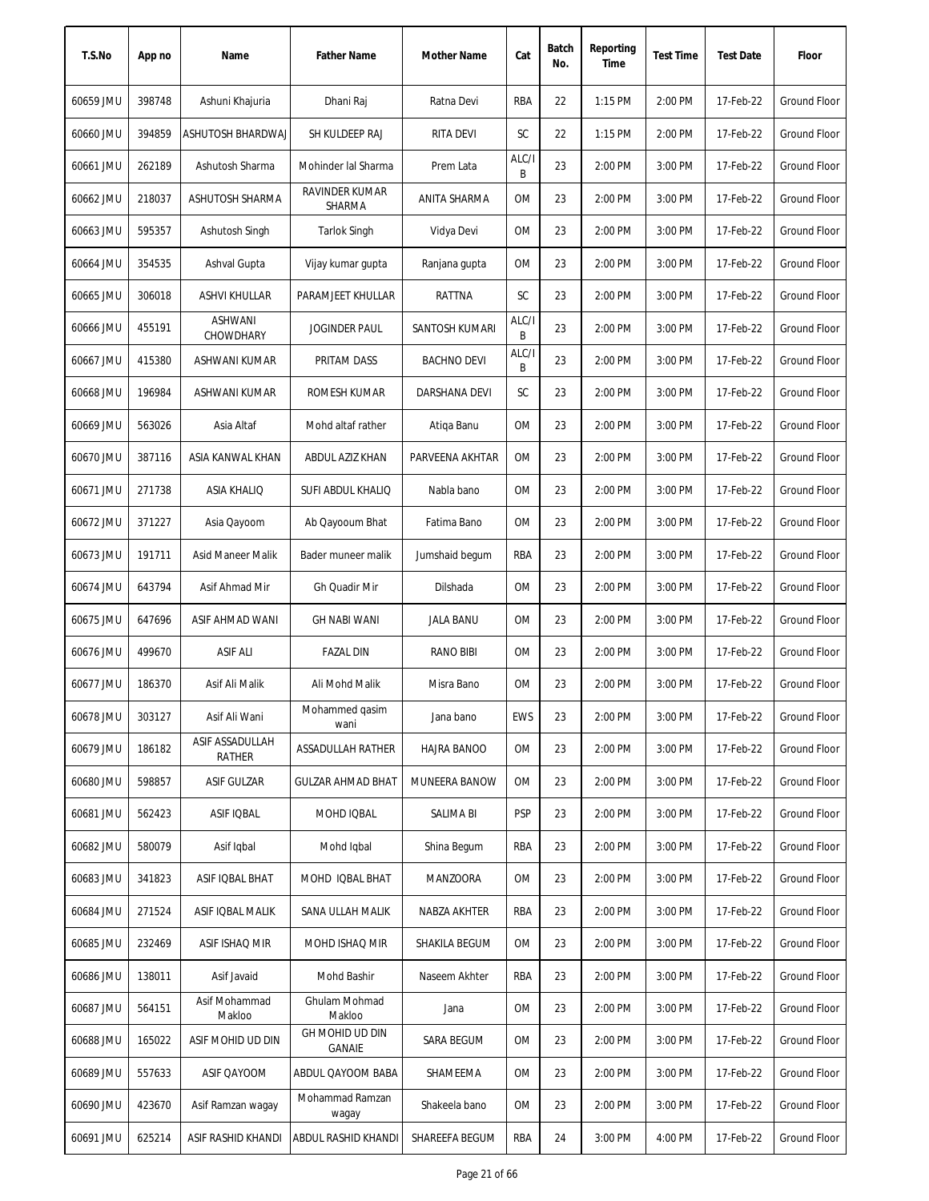| T.S.No | App no | Name | Father Name | Mother Name | Cat | Batch No. | Reporting Time | Test Time | Test Date | Floor |
|---|---|---|---|---|---|---|---|---|---|---|
| 60659 JMU | 398748 | Ashuni Khajuria | Dhani Raj | Ratna Devi | RBA | 22 | 1:15 PM | 2:00 PM | 17-Feb-22 | Ground Floor |
| 60660 JMU | 394859 | ASHUTOSH BHARDWAJ | SH KULDEEP RAJ | RITA DEVI | SC | 22 | 1:15 PM | 2:00 PM | 17-Feb-22 | Ground Floor |
| 60661 JMU | 262189 | Ashutosh Sharma | Mohinder lal Sharma | Prem Lata | ALC/IB | 23 | 2:00 PM | 3:00 PM | 17-Feb-22 | Ground Floor |
| 60662 JMU | 218037 | ASHUTOSH SHARMA | RAVINDER KUMAR SHARMA | ANITA SHARMA | OM | 23 | 2:00 PM | 3:00 PM | 17-Feb-22 | Ground Floor |
| 60663 JMU | 595357 | Ashutosh Singh | Tarlok Singh | Vidya Devi | OM | 23 | 2:00 PM | 3:00 PM | 17-Feb-22 | Ground Floor |
| 60664 JMU | 354535 | Ashval Gupta | Vijay kumar gupta | Ranjana gupta | OM | 23 | 2:00 PM | 3:00 PM | 17-Feb-22 | Ground Floor |
| 60665 JMU | 306018 | ASHVI KHULLAR | PARAMJEET KHULLAR | RATTNA | SC | 23 | 2:00 PM | 3:00 PM | 17-Feb-22 | Ground Floor |
| 60666 JMU | 455191 | ASHWANI CHOWDHARY | JOGINDER PAUL | SANTOSH KUMARI | ALC/IB | 23 | 2:00 PM | 3:00 PM | 17-Feb-22 | Ground Floor |
| 60667 JMU | 415380 | ASHWANI KUMAR | PRITAM DASS | BACHNO DEVI | ALC/IB | 23 | 2:00 PM | 3:00 PM | 17-Feb-22 | Ground Floor |
| 60668 JMU | 196984 | ASHWANI KUMAR | ROMESH KUMAR | DARSHANA DEVI | SC | 23 | 2:00 PM | 3:00 PM | 17-Feb-22 | Ground Floor |
| 60669 JMU | 563026 | Asia Altaf | Mohd altaf rather | Atiqa Banu | OM | 23 | 2:00 PM | 3:00 PM | 17-Feb-22 | Ground Floor |
| 60670 JMU | 387116 | ASIA KANWAL KHAN | ABDUL AZIZ KHAN | PARVEENA AKHTAR | OM | 23 | 2:00 PM | 3:00 PM | 17-Feb-22 | Ground Floor |
| 60671 JMU | 271738 | ASIA KHALIQ | SUFI ABDUL KHALIQ | Nabla bano | OM | 23 | 2:00 PM | 3:00 PM | 17-Feb-22 | Ground Floor |
| 60672 JMU | 371227 | Asia Qayoom | Ab Qayooum Bhat | Fatima Bano | OM | 23 | 2:00 PM | 3:00 PM | 17-Feb-22 | Ground Floor |
| 60673 JMU | 191711 | Asid Maneer Malik | Bader muneer malik | Jumshaid begum | RBA | 23 | 2:00 PM | 3:00 PM | 17-Feb-22 | Ground Floor |
| 60674 JMU | 643794 | Asif Ahmad Mir | Gh Quadir Mir | Dilshada | OM | 23 | 2:00 PM | 3:00 PM | 17-Feb-22 | Ground Floor |
| 60675 JMU | 647696 | ASIF AHMAD WANI | GH NABI WANI | JALA BANU | OM | 23 | 2:00 PM | 3:00 PM | 17-Feb-22 | Ground Floor |
| 60676 JMU | 499670 | ASIF ALI | FAZAL DIN | RANO BIBI | OM | 23 | 2:00 PM | 3:00 PM | 17-Feb-22 | Ground Floor |
| 60677 JMU | 186370 | Asif Ali Malik | Ali Mohd Malik | Misra Bano | OM | 23 | 2:00 PM | 3:00 PM | 17-Feb-22 | Ground Floor |
| 60678 JMU | 303127 | Asif Ali Wani | Mohammed qasim wani | Jana bano | EWS | 23 | 2:00 PM | 3:00 PM | 17-Feb-22 | Ground Floor |
| 60679 JMU | 186182 | ASIF ASSADULLAH RATHER | ASSADULLAH RATHER | HAJRA BANOO | OM | 23 | 2:00 PM | 3:00 PM | 17-Feb-22 | Ground Floor |
| 60680 JMU | 598857 | ASIF GULZAR | GULZAR AHMAD BHAT | MUNEERA BANOW | OM | 23 | 2:00 PM | 3:00 PM | 17-Feb-22 | Ground Floor |
| 60681 JMU | 562423 | ASIF IQBAL | MOHD IQBAL | SALIMA BI | PSP | 23 | 2:00 PM | 3:00 PM | 17-Feb-22 | Ground Floor |
| 60682 JMU | 580079 | Asif Iqbal | Mohd Iqbal | Shina Begum | RBA | 23 | 2:00 PM | 3:00 PM | 17-Feb-22 | Ground Floor |
| 60683 JMU | 341823 | ASIF IQBAL BHAT | MOHD IQBAL BHAT | MANZOORA | OM | 23 | 2:00 PM | 3:00 PM | 17-Feb-22 | Ground Floor |
| 60684 JMU | 271524 | ASIF IQBAL MALIK | SANA ULLAH MALIK | NABZA AKHTER | RBA | 23 | 2:00 PM | 3:00 PM | 17-Feb-22 | Ground Floor |
| 60685 JMU | 232469 | ASIF ISHAQ MIR | MOHD ISHAQ MIR | SHAKILA BEGUM | OM | 23 | 2:00 PM | 3:00 PM | 17-Feb-22 | Ground Floor |
| 60686 JMU | 138011 | Asif Javaid | Mohd Bashir | Naseem Akhter | RBA | 23 | 2:00 PM | 3:00 PM | 17-Feb-22 | Ground Floor |
| 60687 JMU | 564151 | Asif Mohammad Makloo | Ghulam Mohmad Makloo | Jana | OM | 23 | 2:00 PM | 3:00 PM | 17-Feb-22 | Ground Floor |
| 60688 JMU | 165022 | ASIF MOHID UD DIN | GH MOHID UD DIN GANAIE | SARA BEGUM | OM | 23 | 2:00 PM | 3:00 PM | 17-Feb-22 | Ground Floor |
| 60689 JMU | 557633 | ASIF QAYOOM | ABDUL QAYOOM BABA | SHAMEEMA | OM | 23 | 2:00 PM | 3:00 PM | 17-Feb-22 | Ground Floor |
| 60690 JMU | 423670 | Asif Ramzan wagay | Mohammad Ramzan wagay | Shakeela bano | OM | 23 | 2:00 PM | 3:00 PM | 17-Feb-22 | Ground Floor |
| 60691 JMU | 625214 | ASIF RASHID KHANDI | ABDUL RASHID KHANDI | SHAREEFA BEGUM | RBA | 24 | 3:00 PM | 4:00 PM | 17-Feb-22 | Ground Floor |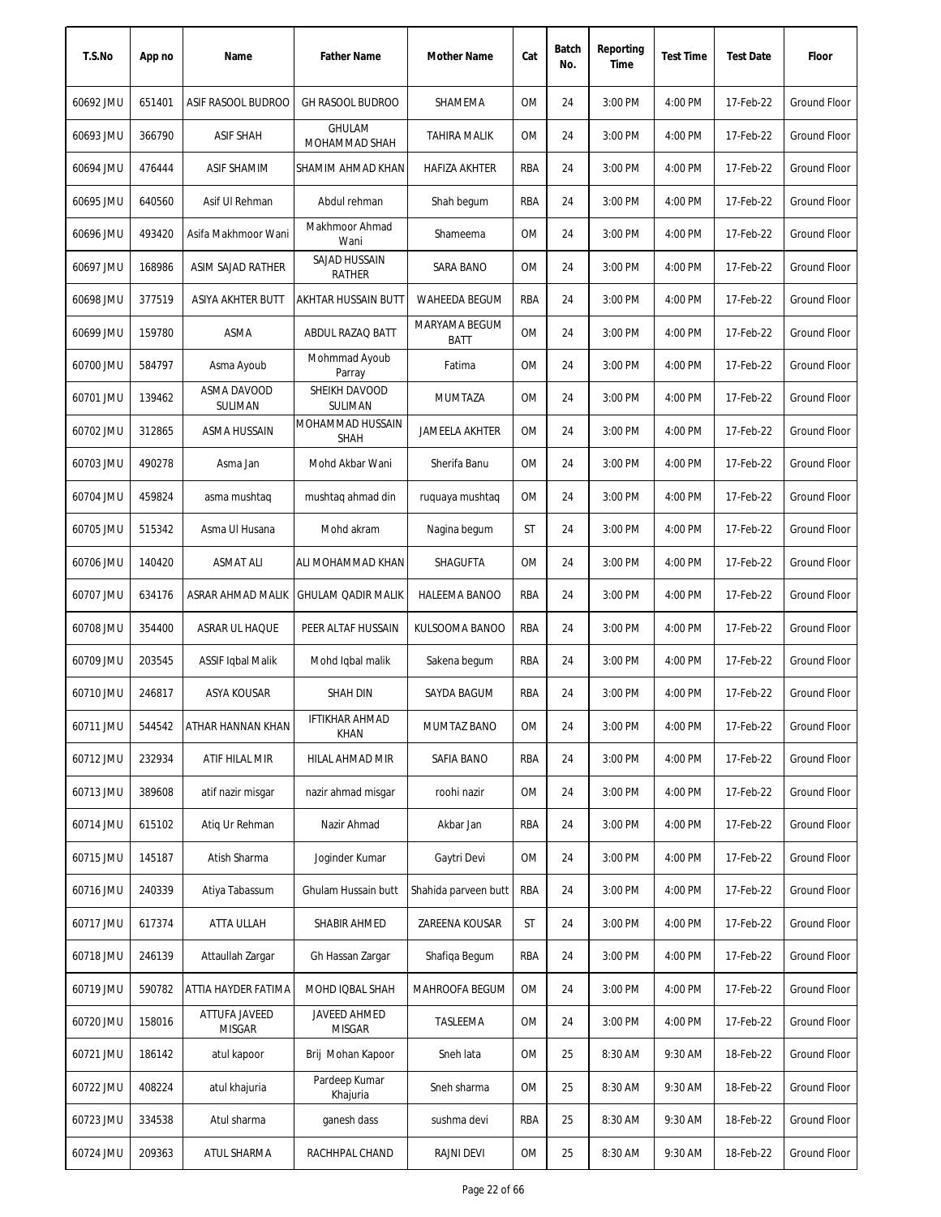| T.S.No | App no | Name | Father Name | Mother Name | Cat | Batch No. | Reporting Time | Test Time | Test Date | Floor |
|---|---|---|---|---|---|---|---|---|---|---|
| 60692 JMU | 651401 | ASIF RASOOL BUDROO | GH RASOOL BUDROO | SHAMEMA | OM | 24 | 3:00 PM | 4:00 PM | 17-Feb-22 | Ground Floor |
| 60693 JMU | 366790 | ASIF SHAH | GHULAM MOHAMMAD SHAH | TAHIRA MALIK | OM | 24 | 3:00 PM | 4:00 PM | 17-Feb-22 | Ground Floor |
| 60694 JMU | 476444 | ASIF SHAMIM | SHAMIM AHMAD KHAN | HAFIZA AKHTER | RBA | 24 | 3:00 PM | 4:00 PM | 17-Feb-22 | Ground Floor |
| 60695 JMU | 640560 | Asif Ul Rehman | Abdul rehman | Shah begum | RBA | 24 | 3:00 PM | 4:00 PM | 17-Feb-22 | Ground Floor |
| 60696 JMU | 493420 | Asifa Makhmoor Wani | Makhmoor Ahmad Wani | Shameema | OM | 24 | 3:00 PM | 4:00 PM | 17-Feb-22 | Ground Floor |
| 60697 JMU | 168986 | ASIM SAJAD RATHER | SAJAD HUSSAIN RATHER | SARA BANO | OM | 24 | 3:00 PM | 4:00 PM | 17-Feb-22 | Ground Floor |
| 60698 JMU | 377519 | ASIYA AKHTER BUTT | AKHTAR HUSSAIN BUTT | WAHEEDA BEGUM | RBA | 24 | 3:00 PM | 4:00 PM | 17-Feb-22 | Ground Floor |
| 60699 JMU | 159780 | ASMA | ABDUL RAZAQ BATT | MARYAMA BEGUM BATT | OM | 24 | 3:00 PM | 4:00 PM | 17-Feb-22 | Ground Floor |
| 60700 JMU | 584797 | Asma Ayoub | Mohmmad Ayoub Parray | Fatima | OM | 24 | 3:00 PM | 4:00 PM | 17-Feb-22 | Ground Floor |
| 60701 JMU | 139462 | ASMA DAVOOD SULIMAN | SHEIKH DAVOOD SULIMAN | MUMTAZA | OM | 24 | 3:00 PM | 4:00 PM | 17-Feb-22 | Ground Floor |
| 60702 JMU | 312865 | ASMA HUSSAIN | MOHAMMAD HUSSAIN SHAH | JAMEELA AKHTER | OM | 24 | 3:00 PM | 4:00 PM | 17-Feb-22 | Ground Floor |
| 60703 JMU | 490278 | Asma Jan | Mohd Akbar Wani | Sherifa Banu | OM | 24 | 3:00 PM | 4:00 PM | 17-Feb-22 | Ground Floor |
| 60704 JMU | 459824 | asma mushtaq | mushtaq ahmad din | ruquaya mushtaq | OM | 24 | 3:00 PM | 4:00 PM | 17-Feb-22 | Ground Floor |
| 60705 JMU | 515342 | Asma Ul Husana | Mohd akram | Nagina begum | ST | 24 | 3:00 PM | 4:00 PM | 17-Feb-22 | Ground Floor |
| 60706 JMU | 140420 | ASMAT ALI | ALI MOHAMMAD KHAN | SHAGUFTA | OM | 24 | 3:00 PM | 4:00 PM | 17-Feb-22 | Ground Floor |
| 60707 JMU | 634176 | ASRAR AHMAD MALIK | GHULAM QADIR MALIK | HALEEMA BANOO | RBA | 24 | 3:00 PM | 4:00 PM | 17-Feb-22 | Ground Floor |
| 60708 JMU | 354400 | ASRAR UL HAQUE | PEER ALTAF HUSSAIN | KULSOOMA BANOO | RBA | 24 | 3:00 PM | 4:00 PM | 17-Feb-22 | Ground Floor |
| 60709 JMU | 203545 | ASSIF Iqbal Malik | Mohd Iqbal malik | Sakena begum | RBA | 24 | 3:00 PM | 4:00 PM | 17-Feb-22 | Ground Floor |
| 60710 JMU | 246817 | ASYA KOUSAR | SHAH DIN | SAYDA BAGUM | RBA | 24 | 3:00 PM | 4:00 PM | 17-Feb-22 | Ground Floor |
| 60711 JMU | 544542 | ATHAR HANNAN KHAN | IFTIKHAR AHMAD KHAN | MUMTAZ BANO | OM | 24 | 3:00 PM | 4:00 PM | 17-Feb-22 | Ground Floor |
| 60712 JMU | 232934 | ATIF HILAL MIR | HILAL AHMAD MIR | SAFIA BANO | RBA | 24 | 3:00 PM | 4:00 PM | 17-Feb-22 | Ground Floor |
| 60713 JMU | 389608 | atif nazir misgar | nazir ahmad misgar | roohi nazir | OM | 24 | 3:00 PM | 4:00 PM | 17-Feb-22 | Ground Floor |
| 60714 JMU | 615102 | Atiq Ur Rehman | Nazir Ahmad | Akbar Jan | RBA | 24 | 3:00 PM | 4:00 PM | 17-Feb-22 | Ground Floor |
| 60715 JMU | 145187 | Atish Sharma | Joginder Kumar | Gaytri Devi | OM | 24 | 3:00 PM | 4:00 PM | 17-Feb-22 | Ground Floor |
| 60716 JMU | 240339 | Atiya Tabassum | Ghulam Hussain butt | Shahida parveen butt | RBA | 24 | 3:00 PM | 4:00 PM | 17-Feb-22 | Ground Floor |
| 60717 JMU | 617374 | ATTA ULLAH | SHABIR AHMED | ZAREENA KOUSAR | ST | 24 | 3:00 PM | 4:00 PM | 17-Feb-22 | Ground Floor |
| 60718 JMU | 246139 | Attaullah Zargar | Gh Hassan Zargar | Shafiqa Begum | RBA | 24 | 3:00 PM | 4:00 PM | 17-Feb-22 | Ground Floor |
| 60719 JMU | 590782 | ATTIA HAYDER FATIMA | MOHD IQBAL SHAH | MAHROOFA BEGUM | OM | 24 | 3:00 PM | 4:00 PM | 17-Feb-22 | Ground Floor |
| 60720 JMU | 158016 | ATTUFA JAVEED MISGAR | JAVEED AHMED MISGAR | TASLEEMA | OM | 24 | 3:00 PM | 4:00 PM | 17-Feb-22 | Ground Floor |
| 60721 JMU | 186142 | atul kapoor | Brij Mohan Kapoor | Sneh lata | OM | 25 | 8:30 AM | 9:30 AM | 18-Feb-22 | Ground Floor |
| 60722 JMU | 408224 | atul khajuria | Pardeep Kumar Khajuria | Sneh sharma | OM | 25 | 8:30 AM | 9:30 AM | 18-Feb-22 | Ground Floor |
| 60723 JMU | 334538 | Atul sharma | ganesh dass | sushma devi | RBA | 25 | 8:30 AM | 9:30 AM | 18-Feb-22 | Ground Floor |
| 60724 JMU | 209363 | ATUL SHARMA | RACHHPAL CHAND | RAJNI DEVI | OM | 25 | 8:30 AM | 9:30 AM | 18-Feb-22 | Ground Floor |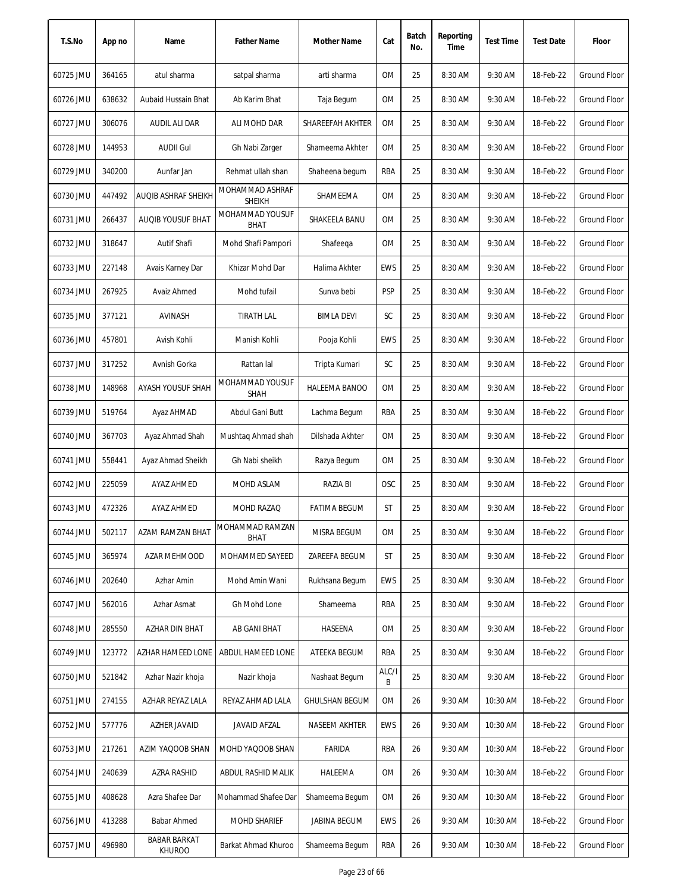| T.S.No | App no | Name | Father Name | Mother Name | Cat | Batch No. | Reporting Time | Test Time | Test Date | Floor |
|---|---|---|---|---|---|---|---|---|---|---|
| 60725 JMU | 364165 | atul sharma | satpal sharma | arti sharma | OM | 25 | 8:30 AM | 9:30 AM | 18-Feb-22 | Ground Floor |
| 60726 JMU | 638632 | Aubaid Hussain Bhat | Ab Karim Bhat | Taja Begum | OM | 25 | 8:30 AM | 9:30 AM | 18-Feb-22 | Ground Floor |
| 60727 JMU | 306076 | AUDIL ALI DAR | ALI MOHD DAR | SHAREEFAH AKHTER | OM | 25 | 8:30 AM | 9:30 AM | 18-Feb-22 | Ground Floor |
| 60728 JMU | 144953 | AUDIl Gul | Gh Nabi Zarger | Shameema Akhter | OM | 25 | 8:30 AM | 9:30 AM | 18-Feb-22 | Ground Floor |
| 60729 JMU | 340200 | Aunfar Jan | Rehmat ullah shan | Shaheena begum | RBA | 25 | 8:30 AM | 9:30 AM | 18-Feb-22 | Ground Floor |
| 60730 JMU | 447492 | AUQIB ASHRAF SHEIKH | MOHAMMAD ASHRAF SHEIKH | SHAMEEMA | OM | 25 | 8:30 AM | 9:30 AM | 18-Feb-22 | Ground Floor |
| 60731 JMU | 266437 | AUQIB YOUSUF BHAT | MOHAMMAD YOUSUF BHAT | SHAKEELA BANU | OM | 25 | 8:30 AM | 9:30 AM | 18-Feb-22 | Ground Floor |
| 60732 JMU | 318647 | Autif Shafi | Mohd Shafi Pampori | Shafeeqa | OM | 25 | 8:30 AM | 9:30 AM | 18-Feb-22 | Ground Floor |
| 60733 JMU | 227148 | Avais Karney Dar | Khizar Mohd Dar | Halima Akhter | EWS | 25 | 8:30 AM | 9:30 AM | 18-Feb-22 | Ground Floor |
| 60734 JMU | 267925 | Avaiz Ahmed | Mohd tufail | Sunva bebi | PSP | 25 | 8:30 AM | 9:30 AM | 18-Feb-22 | Ground Floor |
| 60735 JMU | 377121 | AVINASH | TIRATH LAL | BIMLA DEVI | SC | 25 | 8:30 AM | 9:30 AM | 18-Feb-22 | Ground Floor |
| 60736 JMU | 457801 | Avish Kohli | Manish Kohli | Pooja Kohli | EWS | 25 | 8:30 AM | 9:30 AM | 18-Feb-22 | Ground Floor |
| 60737 JMU | 317252 | Avnish Gorka | Rattan lal | Tripta Kumari | SC | 25 | 8:30 AM | 9:30 AM | 18-Feb-22 | Ground Floor |
| 60738 JMU | 148968 | AYASH YOUSUF SHAH | MOHAMMAD YOUSUF SHAH | HALEEMA BANOO | OM | 25 | 8:30 AM | 9:30 AM | 18-Feb-22 | Ground Floor |
| 60739 JMU | 519764 | Ayaz AHMAD | Abdul Gani Butt | Lachma Begum | RBA | 25 | 8:30 AM | 9:30 AM | 18-Feb-22 | Ground Floor |
| 60740 JMU | 367703 | Ayaz Ahmad Shah | Mushtaq Ahmad shah | Dilshada Akhter | OM | 25 | 8:30 AM | 9:30 AM | 18-Feb-22 | Ground Floor |
| 60741 JMU | 558441 | Ayaz Ahmad Sheikh | Gh Nabi sheikh | Razya Begum | OM | 25 | 8:30 AM | 9:30 AM | 18-Feb-22 | Ground Floor |
| 60742 JMU | 225059 | AYAZ AHMED | MOHD ASLAM | RAZIA BI | OSC | 25 | 8:30 AM | 9:30 AM | 18-Feb-22 | Ground Floor |
| 60743 JMU | 472326 | AYAZ AHMED | MOHD RAZAQ | FATIMA BEGUM | ST | 25 | 8:30 AM | 9:30 AM | 18-Feb-22 | Ground Floor |
| 60744 JMU | 502117 | AZAM RAMZAN BHAT | MOHAMMAD RAMZAN BHAT | MISRA BEGUM | OM | 25 | 8:30 AM | 9:30 AM | 18-Feb-22 | Ground Floor |
| 60745 JMU | 365974 | AZAR MEHMOOD | MOHAMMED SAYEED | ZAREEFA BEGUM | ST | 25 | 8:30 AM | 9:30 AM | 18-Feb-22 | Ground Floor |
| 60746 JMU | 202640 | Azhar Amin | Mohd Amin Wani | Rukhsana Begum | EWS | 25 | 8:30 AM | 9:30 AM | 18-Feb-22 | Ground Floor |
| 60747 JMU | 562016 | Azhar Asmat | Gh Mohd Lone | Shameema | RBA | 25 | 8:30 AM | 9:30 AM | 18-Feb-22 | Ground Floor |
| 60748 JMU | 285550 | AZHAR DIN BHAT | AB GANI BHAT | HASEENA | OM | 25 | 8:30 AM | 9:30 AM | 18-Feb-22 | Ground Floor |
| 60749 JMU | 123772 | AZHAR HAMEED LONE | ABDUL HAMEED LONE | ATEEKA BEGUM | RBA | 25 | 8:30 AM | 9:30 AM | 18-Feb-22 | Ground Floor |
| 60750 JMU | 521842 | Azhar Nazir khoja | Nazir khoja | Nashaat Begum | ALC/IB | 25 | 8:30 AM | 9:30 AM | 18-Feb-22 | Ground Floor |
| 60751 JMU | 274155 | AZHAR REYAZ LALA | REYAZ AHMAD LALA | GHULSHAN BEGUM | OM | 26 | 9:30 AM | 10:30 AM | 18-Feb-22 | Ground Floor |
| 60752 JMU | 577776 | AZHER JAVAID | JAVAID AFZAL | NASEEM AKHTER | EWS | 26 | 9:30 AM | 10:30 AM | 18-Feb-22 | Ground Floor |
| 60753 JMU | 217261 | AZIM YAQOOB SHAN | MOHD YAQOOB SHAN | FARIDA | RBA | 26 | 9:30 AM | 10:30 AM | 18-Feb-22 | Ground Floor |
| 60754 JMU | 240639 | AZRA RASHID | ABDUL RASHID MALIK | HALEEMA | OM | 26 | 9:30 AM | 10:30 AM | 18-Feb-22 | Ground Floor |
| 60755 JMU | 408628 | Azra Shafee Dar | Mohammad Shafee Dar | Shameema Begum | OM | 26 | 9:30 AM | 10:30 AM | 18-Feb-22 | Ground Floor |
| 60756 JMU | 413288 | Babar Ahmed | MOHD SHARIEF | JABINA BEGUM | EWS | 26 | 9:30 AM | 10:30 AM | 18-Feb-22 | Ground Floor |
| 60757 JMU | 496980 | BABAR BARKAT KHUROO | Barkat Ahmad Khuroo | Shameema Begum | RBA | 26 | 9:30 AM | 10:30 AM | 18-Feb-22 | Ground Floor |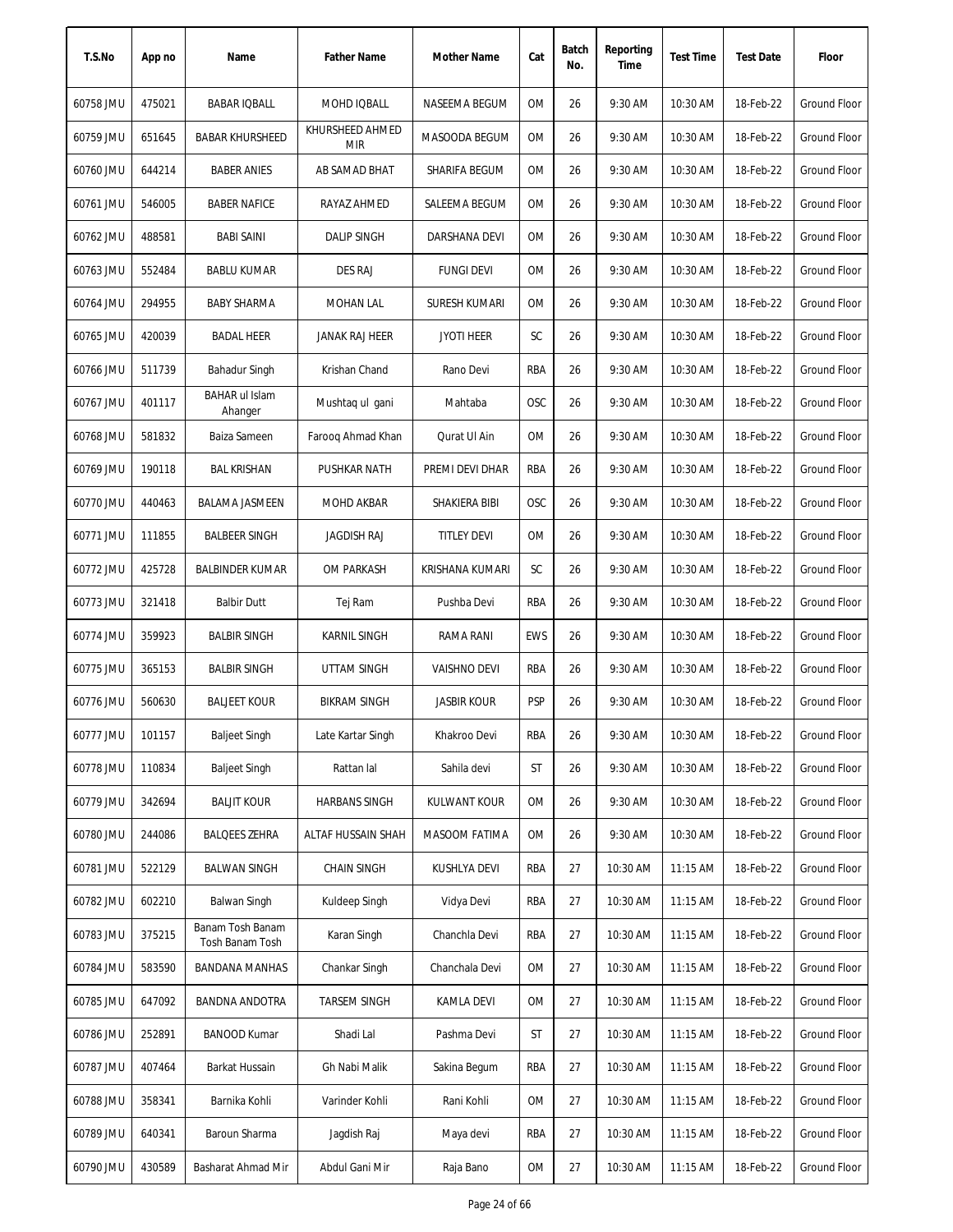| T.S.No | App no | Name | Father Name | Mother Name | Cat | Batch No. | Reporting Time | Test Time | Test Date | Floor |
|---|---|---|---|---|---|---|---|---|---|---|
| 60758 JMU | 475021 | BABAR IQBALL | MOHD IQBALL | NASEEMA BEGUM | OM | 26 | 9:30 AM | 10:30 AM | 18-Feb-22 | Ground Floor |
| 60759 JMU | 651645 | BABAR KHURSHEED | KHURSHEED AHMED MIR | MASOODA BEGUM | OM | 26 | 9:30 AM | 10:30 AM | 18-Feb-22 | Ground Floor |
| 60760 JMU | 644214 | BABER ANIES | AB SAMAD BHAT | SHARIFA BEGUM | OM | 26 | 9:30 AM | 10:30 AM | 18-Feb-22 | Ground Floor |
| 60761 JMU | 546005 | BABER NAFICE | RAYAZ AHMED | SALEEMA BEGUM | OM | 26 | 9:30 AM | 10:30 AM | 18-Feb-22 | Ground Floor |
| 60762 JMU | 488581 | BABI SAINI | DALIP SINGH | DARSHANA DEVI | OM | 26 | 9:30 AM | 10:30 AM | 18-Feb-22 | Ground Floor |
| 60763 JMU | 552484 | BABLU KUMAR | DES RAJ | FUNGI DEVI | OM | 26 | 9:30 AM | 10:30 AM | 18-Feb-22 | Ground Floor |
| 60764 JMU | 294955 | BABY SHARMA | MOHAN LAL | SURESH KUMARI | OM | 26 | 9:30 AM | 10:30 AM | 18-Feb-22 | Ground Floor |
| 60765 JMU | 420039 | BADAL HEER | JANAK RAJ HEER | JYOTI HEER | SC | 26 | 9:30 AM | 10:30 AM | 18-Feb-22 | Ground Floor |
| 60766 JMU | 511739 | Bahadur Singh | Krishan Chand | Rano Devi | RBA | 26 | 9:30 AM | 10:30 AM | 18-Feb-22 | Ground Floor |
| 60767 JMU | 401117 | BAHAR ul Islam Ahanger | Mushtaq ul gani | Mahtaba | OSC | 26 | 9:30 AM | 10:30 AM | 18-Feb-22 | Ground Floor |
| 60768 JMU | 581832 | Baiza Sameen | Farooq Ahmad Khan | Qurat Ul Ain | OM | 26 | 9:30 AM | 10:30 AM | 18-Feb-22 | Ground Floor |
| 60769 JMU | 190118 | BAL KRISHAN | PUSHKAR NATH | PREMI DEVI DHAR | RBA | 26 | 9:30 AM | 10:30 AM | 18-Feb-22 | Ground Floor |
| 60770 JMU | 440463 | BALAMA JASMEEN | MOHD AKBAR | SHAKIERA BIBI | OSC | 26 | 9:30 AM | 10:30 AM | 18-Feb-22 | Ground Floor |
| 60771 JMU | 111855 | BALBEER SINGH | JAGDISH RAJ | TITLEY DEVI | OM | 26 | 9:30 AM | 10:30 AM | 18-Feb-22 | Ground Floor |
| 60772 JMU | 425728 | BALBINDER KUMAR | OM PARKASH | KRISHANA KUMARI | SC | 26 | 9:30 AM | 10:30 AM | 18-Feb-22 | Ground Floor |
| 60773 JMU | 321418 | Balbir Dutt | Tej Ram | Pushba Devi | RBA | 26 | 9:30 AM | 10:30 AM | 18-Feb-22 | Ground Floor |
| 60774 JMU | 359923 | BALBIR SINGH | KARNIL SINGH | RAMA RANI | EWS | 26 | 9:30 AM | 10:30 AM | 18-Feb-22 | Ground Floor |
| 60775 JMU | 365153 | BALBIR SINGH | UTTAM SINGH | VAISHNO DEVI | RBA | 26 | 9:30 AM | 10:30 AM | 18-Feb-22 | Ground Floor |
| 60776 JMU | 560630 | BALJEET KOUR | BIKRAM SINGH | JASBIR KOUR | PSP | 26 | 9:30 AM | 10:30 AM | 18-Feb-22 | Ground Floor |
| 60777 JMU | 101157 | Baljeet Singh | Late Kartar Singh | Khakroo Devi | RBA | 26 | 9:30 AM | 10:30 AM | 18-Feb-22 | Ground Floor |
| 60778 JMU | 110834 | Baljeet Singh | Rattan lal | Sahila devi | ST | 26 | 9:30 AM | 10:30 AM | 18-Feb-22 | Ground Floor |
| 60779 JMU | 342694 | BALJIT KOUR | HARBANS SINGH | KULWANT KOUR | OM | 26 | 9:30 AM | 10:30 AM | 18-Feb-22 | Ground Floor |
| 60780 JMU | 244086 | BALQEES ZEHRA | ALTAF HUSSAIN SHAH | MASOOM FATIMA | OM | 26 | 9:30 AM | 10:30 AM | 18-Feb-22 | Ground Floor |
| 60781 JMU | 522129 | BALWAN SINGH | CHAIN SINGH | KUSHLYA DEVI | RBA | 27 | 10:30 AM | 11:15 AM | 18-Feb-22 | Ground Floor |
| 60782 JMU | 602210 | Balwan Singh | Kuldeep Singh | Vidya Devi | RBA | 27 | 10:30 AM | 11:15 AM | 18-Feb-22 | Ground Floor |
| 60783 JMU | 375215 | Banam Tosh Banam Tosh Banam Tosh | Karan Singh | Chanchla Devi | RBA | 27 | 10:30 AM | 11:15 AM | 18-Feb-22 | Ground Floor |
| 60784 JMU | 583590 | BANDANA MANHAS | Chankar Singh | Chanchala Devi | OM | 27 | 10:30 AM | 11:15 AM | 18-Feb-22 | Ground Floor |
| 60785 JMU | 647092 | BANDNA ANDOTRA | TARSEM SINGH | KAMLA DEVI | OM | 27 | 10:30 AM | 11:15 AM | 18-Feb-22 | Ground Floor |
| 60786 JMU | 252891 | BANOOD Kumar | Shadi Lal | Pashma Devi | ST | 27 | 10:30 AM | 11:15 AM | 18-Feb-22 | Ground Floor |
| 60787 JMU | 407464 | Barkat Hussain | Gh Nabi Malik | Sakina Begum | RBA | 27 | 10:30 AM | 11:15 AM | 18-Feb-22 | Ground Floor |
| 60788 JMU | 358341 | Barnika Kohli | Varinder Kohli | Rani Kohli | OM | 27 | 10:30 AM | 11:15 AM | 18-Feb-22 | Ground Floor |
| 60789 JMU | 640341 | Baroun Sharma | Jagdish Raj | Maya devi | RBA | 27 | 10:30 AM | 11:15 AM | 18-Feb-22 | Ground Floor |
| 60790 JMU | 430589 | Basharat Ahmad Mir | Abdul Gani Mir | Raja Bano | OM | 27 | 10:30 AM | 11:15 AM | 18-Feb-22 | Ground Floor |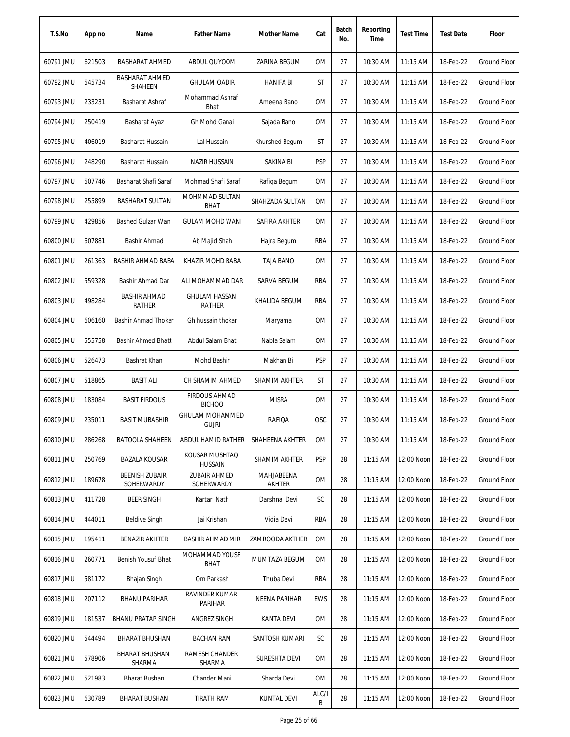| T.S.No | App no | Name | Father Name | Mother Name | Cat | Batch No. | Reporting Time | Test Time | Test Date | Floor |
|---|---|---|---|---|---|---|---|---|---|---|
| 60791 JMU | 621503 | BASHARAT AHMED | ABDUL QUYOOM | ZARINA BEGUM | OM | 27 | 10:30 AM | 11:15 AM | 18-Feb-22 | Ground Floor |
| 60792 JMU | 545734 | BASHARAT AHMED SHAHEEN | GHULAM QADIR | HANIFA BI | ST | 27 | 10:30 AM | 11:15 AM | 18-Feb-22 | Ground Floor |
| 60793 JMU | 233231 | Basharat Ashraf | Mohammad Ashraf Bhat | Ameena Bano | OM | 27 | 10:30 AM | 11:15 AM | 18-Feb-22 | Ground Floor |
| 60794 JMU | 250419 | Basharat Ayaz | Gh Mohd Ganai | Sajada Bano | OM | 27 | 10:30 AM | 11:15 AM | 18-Feb-22 | Ground Floor |
| 60795 JMU | 406019 | Basharat Hussain | Lal Hussain | Khurshed Begum | ST | 27 | 10:30 AM | 11:15 AM | 18-Feb-22 | Ground Floor |
| 60796 JMU | 248290 | Basharat Hussain | NAZIR HUSSAIN | SAKINA BI | PSP | 27 | 10:30 AM | 11:15 AM | 18-Feb-22 | Ground Floor |
| 60797 JMU | 507746 | Basharat Shafi Saraf | Mohmad Shafi Saraf | Rafiqa Begum | OM | 27 | 10:30 AM | 11:15 AM | 18-Feb-22 | Ground Floor |
| 60798 JMU | 255899 | BASHARAT SULTAN | MOHMMAD SULTAN BHAT | SHAHZADA SULTAN | OM | 27 | 10:30 AM | 11:15 AM | 18-Feb-22 | Ground Floor |
| 60799 JMU | 429856 | Bashed Gulzar Wani | GULAM MOHD WANI | SAFIRA AKHTER | OM | 27 | 10:30 AM | 11:15 AM | 18-Feb-22 | Ground Floor |
| 60800 JMU | 607881 | Bashir Ahmad | Ab Majid Shah | Hajra Begum | RBA | 27 | 10:30 AM | 11:15 AM | 18-Feb-22 | Ground Floor |
| 60801 JMU | 261363 | BASHIR AHMAD BABA | KHAZIR MOHD BABA | TAJA BANO | OM | 27 | 10:30 AM | 11:15 AM | 18-Feb-22 | Ground Floor |
| 60802 JMU | 559328 | Bashir Ahmad Dar | ALI MOHAMMAD DAR | SARVA BEGUM | RBA | 27 | 10:30 AM | 11:15 AM | 18-Feb-22 | Ground Floor |
| 60803 JMU | 498284 | BASHIR AHMAD RATHER | GHULAM HASSAN RATHER | KHALIDA BEGUM | RBA | 27 | 10:30 AM | 11:15 AM | 18-Feb-22 | Ground Floor |
| 60804 JMU | 606160 | Bashir Ahmad Thokar | Gh hussain thokar | Maryama | OM | 27 | 10:30 AM | 11:15 AM | 18-Feb-22 | Ground Floor |
| 60805 JMU | 555758 | Bashir Ahmed Bhatt | Abdul Salam Bhat | Nabla Salam | OM | 27 | 10:30 AM | 11:15 AM | 18-Feb-22 | Ground Floor |
| 60806 JMU | 526473 | Bashrat Khan | Mohd Bashir | Makhan Bi | PSP | 27 | 10:30 AM | 11:15 AM | 18-Feb-22 | Ground Floor |
| 60807 JMU | 518865 | BASIT ALI | CH SHAMIM AHMED | SHAMIM AKHTER | ST | 27 | 10:30 AM | 11:15 AM | 18-Feb-22 | Ground Floor |
| 60808 JMU | 183084 | BASIT FIRDOUS | FIRDOUS AHMAD BICHOO | MISRA | OM | 27 | 10:30 AM | 11:15 AM | 18-Feb-22 | Ground Floor |
| 60809 JMU | 235011 | BASIT MUBASHIR | GHULAM MOHAMMED GUJRI | RAFIQA | OSC | 27 | 10:30 AM | 11:15 AM | 18-Feb-22 | Ground Floor |
| 60810 JMU | 286268 | BATOOLA SHAHEEN | ABDUL HAMID RATHER | SHAHEENA AKHTER | OM | 27 | 10:30 AM | 11:15 AM | 18-Feb-22 | Ground Floor |
| 60811 JMU | 250769 | BAZALA KOUSAR | KOUSAR MUSHTAQ HUSSAIN | SHAMIM AKHTER | PSP | 28 | 11:15 AM | 12:00 Noon | 18-Feb-22 | Ground Floor |
| 60812 JMU | 189678 | BEENISH ZUBAIR SOHERWARDY | ZUBAIR AHMED SOHERWARDY | MAHJABEENA AKHTER | OM | 28 | 11:15 AM | 12:00 Noon | 18-Feb-22 | Ground Floor |
| 60813 JMU | 411728 | BEER SINGH | Kartar Nath | Darshna Devi | SC | 28 | 11:15 AM | 12:00 Noon | 18-Feb-22 | Ground Floor |
| 60814 JMU | 444011 | Beldive Singh | Jai Krishan | Vidia Devi | RBA | 28 | 11:15 AM | 12:00 Noon | 18-Feb-22 | Ground Floor |
| 60815 JMU | 195411 | BENAZIR AKHTER | BASHIR AHMAD MIR | ZAMROODA AKTHER | OM | 28 | 11:15 AM | 12:00 Noon | 18-Feb-22 | Ground Floor |
| 60816 JMU | 260771 | Benish Yousuf Bhat | MOHAMMAD YOUSF BHAT | MUMTAZA BEGUM | OM | 28 | 11:15 AM | 12:00 Noon | 18-Feb-22 | Ground Floor |
| 60817 JMU | 581172 | Bhajan Singh | Om Parkash | Thuba Devi | RBA | 28 | 11:15 AM | 12:00 Noon | 18-Feb-22 | Ground Floor |
| 60818 JMU | 207112 | BHANU PARIHAR | RAVINDER KUMAR PARIHAR | NEENA PARIHAR | EWS | 28 | 11:15 AM | 12:00 Noon | 18-Feb-22 | Ground Floor |
| 60819 JMU | 181537 | BHANU PRATAP SINGH | ANGREZ SINGH | KANTA DEVI | OM | 28 | 11:15 AM | 12:00 Noon | 18-Feb-22 | Ground Floor |
| 60820 JMU | 544494 | BHARAT BHUSHAN | BACHAN RAM | SANTOSH KUMARI | SC | 28 | 11:15 AM | 12:00 Noon | 18-Feb-22 | Ground Floor |
| 60821 JMU | 578906 | BHARAT BHUSHAN SHARMA | RAMESH CHANDER SHARMA | SURESHTA DEVI | OM | 28 | 11:15 AM | 12:00 Noon | 18-Feb-22 | Ground Floor |
| 60822 JMU | 521983 | Bharat Bushan | Chander Mani | Sharda Devi | OM | 28 | 11:15 AM | 12:00 Noon | 18-Feb-22 | Ground Floor |
| 60823 JMU | 630789 | BHARAT BUSHAN | TIRATH RAM | KUNTAL DEVI | ALC/IB | 28 | 11:15 AM | 12:00 Noon | 18-Feb-22 | Ground Floor |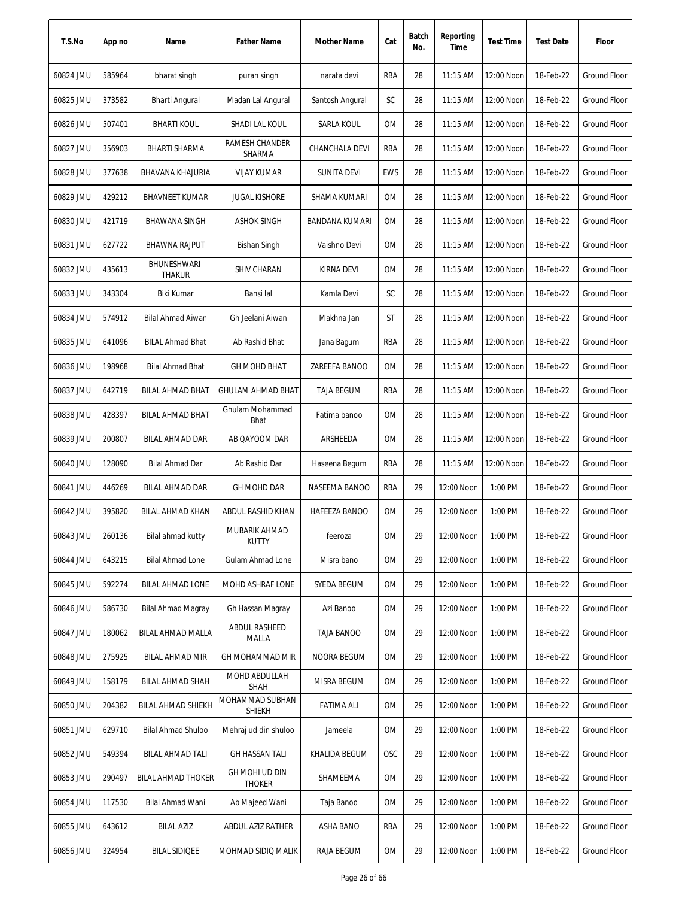| T.S.No | App no | Name | Father Name | Mother Name | Cat | Batch No. | Reporting Time | Test Time | Test Date | Floor |
|---|---|---|---|---|---|---|---|---|---|---|
| 60824 JMU | 585964 | bharat singh | puran singh | narata devi | RBA | 28 | 11:15 AM | 12:00 Noon | 18-Feb-22 | Ground Floor |
| 60825 JMU | 373582 | Bharti Angural | Madan Lal Angural | Santosh Angural | SC | 28 | 11:15 AM | 12:00 Noon | 18-Feb-22 | Ground Floor |
| 60826 JMU | 507401 | BHARTI KOUL | SHADI LAL KOUL | SARLA KOUL | OM | 28 | 11:15 AM | 12:00 Noon | 18-Feb-22 | Ground Floor |
| 60827 JMU | 356903 | BHARTI SHARMA | RAMESH CHANDER SHARMA | CHANCHALA DEVI | RBA | 28 | 11:15 AM | 12:00 Noon | 18-Feb-22 | Ground Floor |
| 60828 JMU | 377638 | BHAVANA KHAJURIA | VIJAY KUMAR | SUNITA DEVI | EWS | 28 | 11:15 AM | 12:00 Noon | 18-Feb-22 | Ground Floor |
| 60829 JMU | 429212 | BHAVNEET KUMAR | JUGAL KISHORE | SHAMA KUMARI | OM | 28 | 11:15 AM | 12:00 Noon | 18-Feb-22 | Ground Floor |
| 60830 JMU | 421719 | BHAWANA SINGH | ASHOK SINGH | BANDANA KUMARI | OM | 28 | 11:15 AM | 12:00 Noon | 18-Feb-22 | Ground Floor |
| 60831 JMU | 627722 | BHAWNA RAJPUT | Bishan Singh | Vaishno Devi | OM | 28 | 11:15 AM | 12:00 Noon | 18-Feb-22 | Ground Floor |
| 60832 JMU | 435613 | BHUNESHWARI THAKUR | SHIV CHARAN | KIRNA DEVI | OM | 28 | 11:15 AM | 12:00 Noon | 18-Feb-22 | Ground Floor |
| 60833 JMU | 343304 | Biki Kumar | Bansi lal | Kamla Devi | SC | 28 | 11:15 AM | 12:00 Noon | 18-Feb-22 | Ground Floor |
| 60834 JMU | 574912 | Bilal Ahmad Aiwan | Gh Jeelani Aiwan | Makhna Jan | ST | 28 | 11:15 AM | 12:00 Noon | 18-Feb-22 | Ground Floor |
| 60835 JMU | 641096 | BILAL Ahmad Bhat | Ab Rashid Bhat | Jana Bagum | RBA | 28 | 11:15 AM | 12:00 Noon | 18-Feb-22 | Ground Floor |
| 60836 JMU | 198968 | Bilal Ahmad Bhat | GH MOHD BHAT | ZAREEFA BANOO | OM | 28 | 11:15 AM | 12:00 Noon | 18-Feb-22 | Ground Floor |
| 60837 JMU | 642719 | BILAL AHMAD BHAT | GHULAM AHMAD BHAT | TAJA BEGUM | RBA | 28 | 11:15 AM | 12:00 Noon | 18-Feb-22 | Ground Floor |
| 60838 JMU | 428397 | BILAL AHMAD BHAT | Ghulam Mohammad Bhat | Fatima banoo | OM | 28 | 11:15 AM | 12:00 Noon | 18-Feb-22 | Ground Floor |
| 60839 JMU | 200807 | BILAL AHMAD DAR | AB QAYOOM DAR | ARSHEEDA | OM | 28 | 11:15 AM | 12:00 Noon | 18-Feb-22 | Ground Floor |
| 60840 JMU | 128090 | Bilal Ahmad Dar | Ab Rashid Dar | Haseena Begum | RBA | 28 | 11:15 AM | 12:00 Noon | 18-Feb-22 | Ground Floor |
| 60841 JMU | 446269 | BILAL AHMAD DAR | GH MOHD DAR | NASEEMA BANOO | RBA | 29 | 12:00 Noon | 1:00 PM | 18-Feb-22 | Ground Floor |
| 60842 JMU | 395820 | BILAL AHMAD KHAN | ABDUL RASHID KHAN | HAFEEZA BANOO | OM | 29 | 12:00 Noon | 1:00 PM | 18-Feb-22 | Ground Floor |
| 60843 JMU | 260136 | Bilal ahmad kutty | MUBARIK AHMAD KUTTY | feeroza | OM | 29 | 12:00 Noon | 1:00 PM | 18-Feb-22 | Ground Floor |
| 60844 JMU | 643215 | Bilal Ahmad Lone | Gulam Ahmad Lone | Misra bano | OM | 29 | 12:00 Noon | 1:00 PM | 18-Feb-22 | Ground Floor |
| 60845 JMU | 592274 | BILAL AHMAD LONE | MOHD ASHRAF LONE | SYEDA BEGUM | OM | 29 | 12:00 Noon | 1:00 PM | 18-Feb-22 | Ground Floor |
| 60846 JMU | 586730 | Bilal Ahmad Magray | Gh Hassan Magray | Azi Banoo | OM | 29 | 12:00 Noon | 1:00 PM | 18-Feb-22 | Ground Floor |
| 60847 JMU | 180062 | BILAL AHMAD MALLA | ABDUL RASHEED MALLA | TAJA BANOO | OM | 29 | 12:00 Noon | 1:00 PM | 18-Feb-22 | Ground Floor |
| 60848 JMU | 275925 | BILAL AHMAD MIR | GH MOHAMMAD MIR | NOORA BEGUM | OM | 29 | 12:00 Noon | 1:00 PM | 18-Feb-22 | Ground Floor |
| 60849 JMU | 158179 | BILAL AHMAD SHAH | MOHD ABDULLAH SHAH | MISRA BEGUM | OM | 29 | 12:00 Noon | 1:00 PM | 18-Feb-22 | Ground Floor |
| 60850 JMU | 204382 | BILAL AHMAD SHIEKH | MOHAMMAD SUBHAN SHIEKH | FATIMA ALI | OM | 29 | 12:00 Noon | 1:00 PM | 18-Feb-22 | Ground Floor |
| 60851 JMU | 629710 | Bilal Ahmad Shuloo | Mehraj ud din shuloo | Jameela | OM | 29 | 12:00 Noon | 1:00 PM | 18-Feb-22 | Ground Floor |
| 60852 JMU | 549394 | BILAL AHMAD TALI | GH HASSAN TALI | KHALIDA BEGUM | OSC | 29 | 12:00 Noon | 1:00 PM | 18-Feb-22 | Ground Floor |
| 60853 JMU | 290497 | BILAL AHMAD THOKER | GH MOHI UD DIN THOKER | SHAMEEMA | OM | 29 | 12:00 Noon | 1:00 PM | 18-Feb-22 | Ground Floor |
| 60854 JMU | 117530 | Bilal Ahmad Wani | Ab Majeed Wani | Taja Banoo | OM | 29 | 12:00 Noon | 1:00 PM | 18-Feb-22 | Ground Floor |
| 60855 JMU | 643612 | BILAL AZIZ | ABDUL AZIZ RATHER | ASHA BANO | RBA | 29 | 12:00 Noon | 1:00 PM | 18-Feb-22 | Ground Floor |
| 60856 JMU | 324954 | BILAL SIDIQEE | MOHMAD SIDIQ MALIK | RAJA BEGUM | OM | 29 | 12:00 Noon | 1:00 PM | 18-Feb-22 | Ground Floor |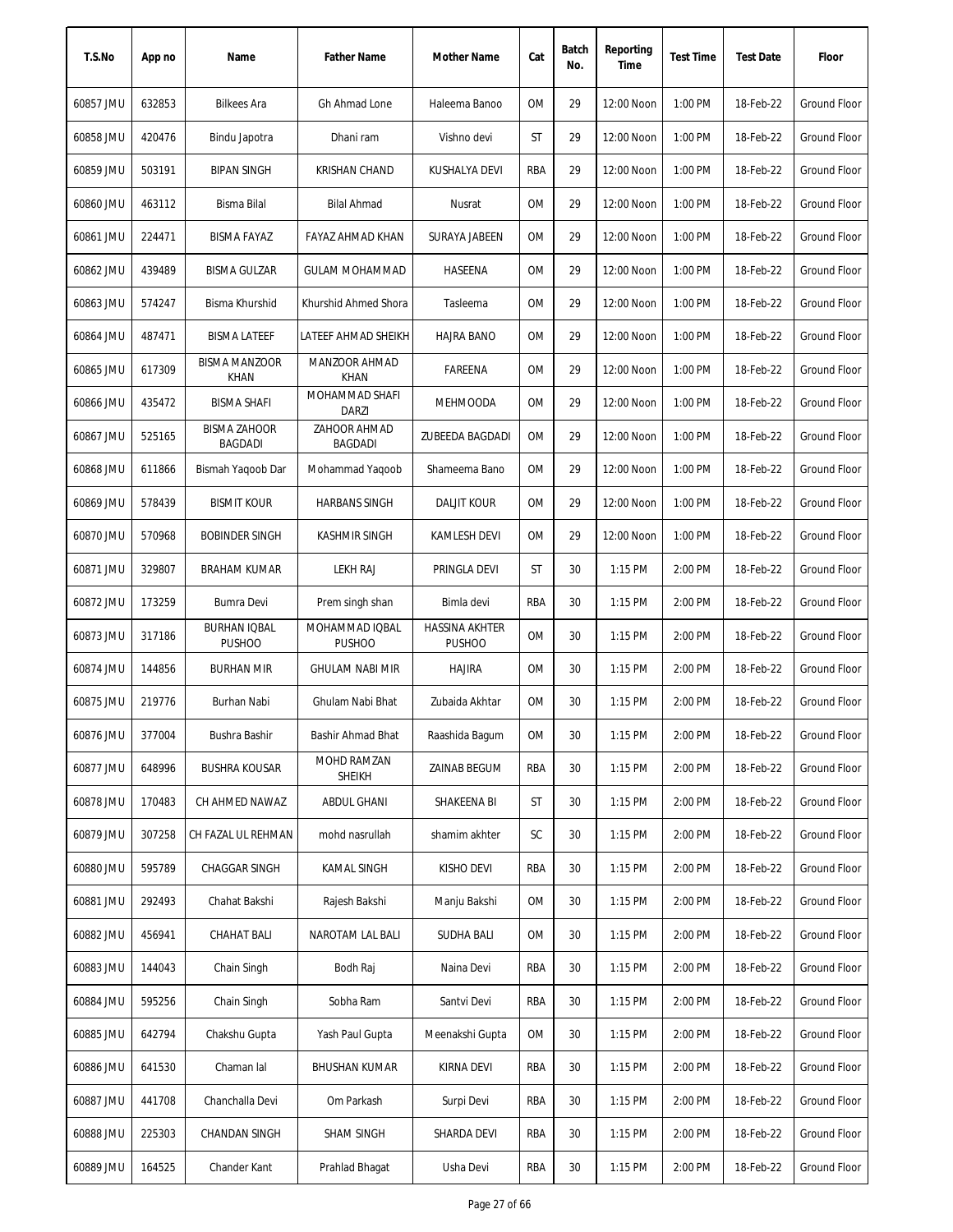| T.S.No | App no | Name | Father Name | Mother Name | Cat | Batch No. | Reporting Time | Test Time | Test Date | Floor |
|---|---|---|---|---|---|---|---|---|---|---|
| 60857 JMU | 632853 | Bilkees Ara | Gh Ahmad Lone | Haleema Banoo | OM | 29 | 12:00 Noon | 1:00 PM | 18-Feb-22 | Ground Floor |
| 60858 JMU | 420476 | Bindu Japotra | Dhani ram | Vishno devi | ST | 29 | 12:00 Noon | 1:00 PM | 18-Feb-22 | Ground Floor |
| 60859 JMU | 503191 | BIPAN SINGH | KRISHAN CHAND | KUSHALYA DEVI | RBA | 29 | 12:00 Noon | 1:00 PM | 18-Feb-22 | Ground Floor |
| 60860 JMU | 463112 | Bisma Bilal | Bilal Ahmad | Nusrat | OM | 29 | 12:00 Noon | 1:00 PM | 18-Feb-22 | Ground Floor |
| 60861 JMU | 224471 | BISMA FAYAZ | FAYAZ AHMAD KHAN | SURAYA JABEEN | OM | 29 | 12:00 Noon | 1:00 PM | 18-Feb-22 | Ground Floor |
| 60862 JMU | 439489 | BISMA GULZAR | GULAM MOHAMMAD | HASEENA | OM | 29 | 12:00 Noon | 1:00 PM | 18-Feb-22 | Ground Floor |
| 60863 JMU | 574247 | Bisma Khurshid | Khurshid Ahmed Shora | Tasleema | OM | 29 | 12:00 Noon | 1:00 PM | 18-Feb-22 | Ground Floor |
| 60864 JMU | 487471 | BISMA LATEEF | LATEEF AHMAD SHEIKH | HAJRA BANO | OM | 29 | 12:00 Noon | 1:00 PM | 18-Feb-22 | Ground Floor |
| 60865 JMU | 617309 | BISMA MANZOOR KHAN | MANZOOR AHMAD KHAN | FAREENA | OM | 29 | 12:00 Noon | 1:00 PM | 18-Feb-22 | Ground Floor |
| 60866 JMU | 435472 | BISMA SHAFI | MOHAMMAD SHAFI DARZI | MEHMOODA | OM | 29 | 12:00 Noon | 1:00 PM | 18-Feb-22 | Ground Floor |
| 60867 JMU | 525165 | BISMA ZAHOOR BAGDADI | ZAHOOR AHMAD BAGDADI | ZUBEEDA BAGDADI | OM | 29 | 12:00 Noon | 1:00 PM | 18-Feb-22 | Ground Floor |
| 60868 JMU | 611866 | Bismah Yaqoob Dar | Mohammad Yaqoob | Shameema Bano | OM | 29 | 12:00 Noon | 1:00 PM | 18-Feb-22 | Ground Floor |
| 60869 JMU | 578439 | BISMIT KOUR | HARBANS SINGH | DALJIT KOUR | OM | 29 | 12:00 Noon | 1:00 PM | 18-Feb-22 | Ground Floor |
| 60870 JMU | 570968 | BOBINDER SINGH | KASHMIR SINGH | KAMLESH DEVI | OM | 29 | 12:00 Noon | 1:00 PM | 18-Feb-22 | Ground Floor |
| 60871 JMU | 329807 | BRAHAM KUMAR | LEKH RAJ | PRINGLA DEVI | ST | 30 | 1:15 PM | 2:00 PM | 18-Feb-22 | Ground Floor |
| 60872 JMU | 173259 | Bumra Devi | Prem singh shan | Bimla devi | RBA | 30 | 1:15 PM | 2:00 PM | 18-Feb-22 | Ground Floor |
| 60873 JMU | 317186 | BURHAN IQBAL PUSHOO | MOHAMMAD IQBAL PUSHOO | HASSINA AKHTER PUSHOO | OM | 30 | 1:15 PM | 2:00 PM | 18-Feb-22 | Ground Floor |
| 60874 JMU | 144856 | BURHAN MIR | GHULAM NABI MIR | HAJIRA | OM | 30 | 1:15 PM | 2:00 PM | 18-Feb-22 | Ground Floor |
| 60875 JMU | 219776 | Burhan Nabi | Ghulam Nabi Bhat | Zubaida Akhtar | OM | 30 | 1:15 PM | 2:00 PM | 18-Feb-22 | Ground Floor |
| 60876 JMU | 377004 | Bushra Bashir | Bashir Ahmad Bhat | Raashida Bagum | OM | 30 | 1:15 PM | 2:00 PM | 18-Feb-22 | Ground Floor |
| 60877 JMU | 648996 | BUSHRA KOUSAR | MOHD RAMZAN SHEIKH | ZAINAB BEGUM | RBA | 30 | 1:15 PM | 2:00 PM | 18-Feb-22 | Ground Floor |
| 60878 JMU | 170483 | CH AHMED NAWAZ | ABDUL GHANI | SHAKEENA BI | ST | 30 | 1:15 PM | 2:00 PM | 18-Feb-22 | Ground Floor |
| 60879 JMU | 307258 | CH FAZAL UL REHMAN | mohd nasrullah | shamim akhter | SC | 30 | 1:15 PM | 2:00 PM | 18-Feb-22 | Ground Floor |
| 60880 JMU | 595789 | CHAGGAR SINGH | KAMAL SINGH | KISHO DEVI | RBA | 30 | 1:15 PM | 2:00 PM | 18-Feb-22 | Ground Floor |
| 60881 JMU | 292493 | Chahat Bakshi | Rajesh Bakshi | Manju Bakshi | OM | 30 | 1:15 PM | 2:00 PM | 18-Feb-22 | Ground Floor |
| 60882 JMU | 456941 | CHAHAT BALI | NAROTAM LAL BALI | SUDHA BALI | OM | 30 | 1:15 PM | 2:00 PM | 18-Feb-22 | Ground Floor |
| 60883 JMU | 144043 | Chain Singh | Bodh Raj | Naina Devi | RBA | 30 | 1:15 PM | 2:00 PM | 18-Feb-22 | Ground Floor |
| 60884 JMU | 595256 | Chain Singh | Sobha Ram | Santvi Devi | RBA | 30 | 1:15 PM | 2:00 PM | 18-Feb-22 | Ground Floor |
| 60885 JMU | 642794 | Chakshu Gupta | Yash Paul Gupta | Meenakshi Gupta | OM | 30 | 1:15 PM | 2:00 PM | 18-Feb-22 | Ground Floor |
| 60886 JMU | 641530 | Chaman lal | BHUSHAN KUMAR | KIRNA DEVI | RBA | 30 | 1:15 PM | 2:00 PM | 18-Feb-22 | Ground Floor |
| 60887 JMU | 441708 | Chanchalla Devi | Om Parkash | Surpi Devi | RBA | 30 | 1:15 PM | 2:00 PM | 18-Feb-22 | Ground Floor |
| 60888 JMU | 225303 | CHANDAN SINGH | SHAM SINGH | SHARDA DEVI | RBA | 30 | 1:15 PM | 2:00 PM | 18-Feb-22 | Ground Floor |
| 60889 JMU | 164525 | Chander Kant | Prahlad Bhagat | Usha Devi | RBA | 30 | 1:15 PM | 2:00 PM | 18-Feb-22 | Ground Floor |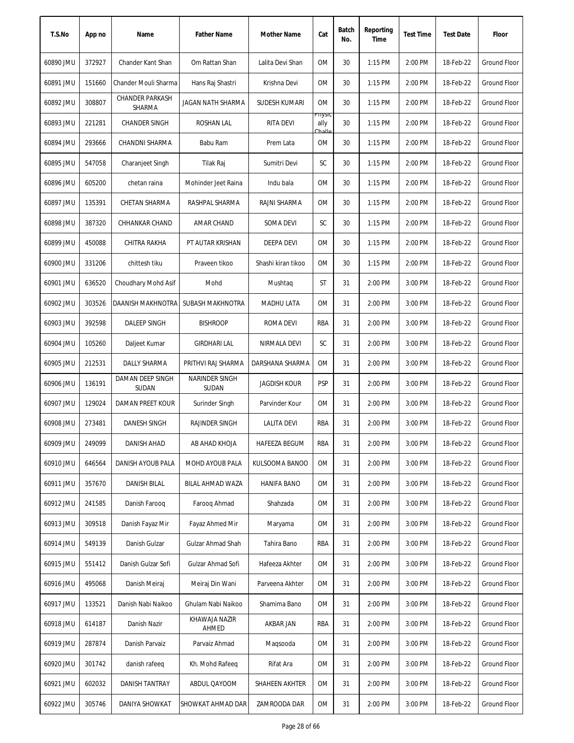| T.S.No | App no | Name | Father Name | Mother Name | Cat | Batch No. | Reporting Time | Test Time | Test Date | Floor |
|---|---|---|---|---|---|---|---|---|---|---|
| 60890 JMU | 372927 | Chander Kant Shan | Om Rattan Shan | Lalita Devi Shan | OM | 30 | 1:15 PM | 2:00 PM | 18-Feb-22 | Ground Floor |
| 60891 JMU | 151660 | Chander Mouli Sharma | Hans Raj Shastri | Krishna Devi | OM | 30 | 1:15 PM | 2:00 PM | 18-Feb-22 | Ground Floor |
| 60892 JMU | 308807 | CHANDER PARKASH SHARMA | JAGAN NATH SHARMA | SUDESH KUMARI | OM | 30 | 1:15 PM | 2:00 PM | 18-Feb-22 | Ground Floor |
| 60893 JMU | 221281 | CHANDER SINGH | ROSHAN LAL | RITA DEVI | Physically Challe | 30 | 1:15 PM | 2:00 PM | 18-Feb-22 | Ground Floor |
| 60894 JMU | 293666 | CHANDNI SHARMA | Babu Ram | Prem Lata | OM | 30 | 1:15 PM | 2:00 PM | 18-Feb-22 | Ground Floor |
| 60895 JMU | 547058 | Charanjeet Singh | Tilak Raj | Sumitri Devi | SC | 30 | 1:15 PM | 2:00 PM | 18-Feb-22 | Ground Floor |
| 60896 JMU | 605200 | chetan raina | Mohinder Jeet Raina | Indu bala | OM | 30 | 1:15 PM | 2:00 PM | 18-Feb-22 | Ground Floor |
| 60897 JMU | 135391 | CHETAN SHARMA | RASHPAL SHARMA | RAJNI SHARMA | OM | 30 | 1:15 PM | 2:00 PM | 18-Feb-22 | Ground Floor |
| 60898 JMU | 387320 | CHHANKAR CHAND | AMAR CHAND | SOMA DEVI | SC | 30 | 1:15 PM | 2:00 PM | 18-Feb-22 | Ground Floor |
| 60899 JMU | 450088 | CHITRA RAKHA | PT AUTAR KRISHAN | DEEPA DEVI | OM | 30 | 1:15 PM | 2:00 PM | 18-Feb-22 | Ground Floor |
| 60900 JMU | 331206 | chittesh tiku | Praveen tikoo | Shashi kiran tikoo | OM | 30 | 1:15 PM | 2:00 PM | 18-Feb-22 | Ground Floor |
| 60901 JMU | 636520 | Choudhary Mohd Asif | Mohd | Mushtaq | ST | 31 | 2:00 PM | 3:00 PM | 18-Feb-22 | Ground Floor |
| 60902 JMU | 303526 | DAANISH MAKHNOTRA | SUBASH MAKHNOTRA | MADHU LATA | OM | 31 | 2:00 PM | 3:00 PM | 18-Feb-22 | Ground Floor |
| 60903 JMU | 392598 | DALEEP SINGH | BISHROOP | ROMA DEVI | RBA | 31 | 2:00 PM | 3:00 PM | 18-Feb-22 | Ground Floor |
| 60904 JMU | 105260 | Daljeet Kumar | GIRDHARI LAL | NIRMALA DEVI | SC | 31 | 2:00 PM | 3:00 PM | 18-Feb-22 | Ground Floor |
| 60905 JMU | 212531 | DALLY SHARMA | PRITHVI RAJ SHARMA | DARSHANA SHARMA | OM | 31 | 2:00 PM | 3:00 PM | 18-Feb-22 | Ground Floor |
| 60906 JMU | 136191 | DAMAN DEEP SINGH SUDAN | NARINDER SINGH SUDAN | JAGDISH KOUR | PSP | 31 | 2:00 PM | 3:00 PM | 18-Feb-22 | Ground Floor |
| 60907 JMU | 129024 | DAMAN PREET KOUR | Surinder Singh | Parvinder Kour | OM | 31 | 2:00 PM | 3:00 PM | 18-Feb-22 | Ground Floor |
| 60908 JMU | 273481 | DANESH SINGH | RAJINDER SINGH | LALITA DEVI | RBA | 31 | 2:00 PM | 3:00 PM | 18-Feb-22 | Ground Floor |
| 60909 JMU | 249099 | DANISH AHAD | AB AHAD KHOJA | HAFEEZA BEGUM | RBA | 31 | 2:00 PM | 3:00 PM | 18-Feb-22 | Ground Floor |
| 60910 JMU | 646564 | DANISH AYOUB PALA | MOHD AYOUB PALA | KULSOOMA BANOO | OM | 31 | 2:00 PM | 3:00 PM | 18-Feb-22 | Ground Floor |
| 60911 JMU | 357670 | DANISH BILAL | BILAL AHMAD WAZA | HANIFA BANO | OM | 31 | 2:00 PM | 3:00 PM | 18-Feb-22 | Ground Floor |
| 60912 JMU | 241585 | Danish Farooq | Farooq Ahmad | Shahzada | OM | 31 | 2:00 PM | 3:00 PM | 18-Feb-22 | Ground Floor |
| 60913 JMU | 309518 | Danish Fayaz Mir | Fayaz Ahmed Mir | Maryama | OM | 31 | 2:00 PM | 3:00 PM | 18-Feb-22 | Ground Floor |
| 60914 JMU | 549139 | Danish Gulzar | Gulzar Ahmad Shah | Tahira Bano | RBA | 31 | 2:00 PM | 3:00 PM | 18-Feb-22 | Ground Floor |
| 60915 JMU | 551412 | Danish Gulzar Sofi | Gulzar Ahmad Sofi | Hafeeza Akhter | OM | 31 | 2:00 PM | 3:00 PM | 18-Feb-22 | Ground Floor |
| 60916 JMU | 495068 | Danish Meiraj | Meiraj Din Wani | Parveena Akhter | OM | 31 | 2:00 PM | 3:00 PM | 18-Feb-22 | Ground Floor |
| 60917 JMU | 133521 | Danish Nabi Naikoo | Ghulam Nabi Naikoo | Shamima Bano | OM | 31 | 2:00 PM | 3:00 PM | 18-Feb-22 | Ground Floor |
| 60918 JMU | 614187 | Danish Nazir | KHAWAJA NAZIR AHMED | AKBAR JAN | RBA | 31 | 2:00 PM | 3:00 PM | 18-Feb-22 | Ground Floor |
| 60919 JMU | 287874 | Danish Parvaiz | Parvaiz Ahmad | Maqsooda | OM | 31 | 2:00 PM | 3:00 PM | 18-Feb-22 | Ground Floor |
| 60920 JMU | 301742 | danish rafeeq | Kh. Mohd Rafeeq | Rifat Ara | OM | 31 | 2:00 PM | 3:00 PM | 18-Feb-22 | Ground Floor |
| 60921 JMU | 602032 | DANISH TANTRAY | ABDUL QAYOOM | SHAHEEN AKHTER | OM | 31 | 2:00 PM | 3:00 PM | 18-Feb-22 | Ground Floor |
| 60922 JMU | 305746 | DANIYA SHOWKAT | SHOWKAT AHMAD DAR | ZAMROODA DAR | OM | 31 | 2:00 PM | 3:00 PM | 18-Feb-22 | Ground Floor |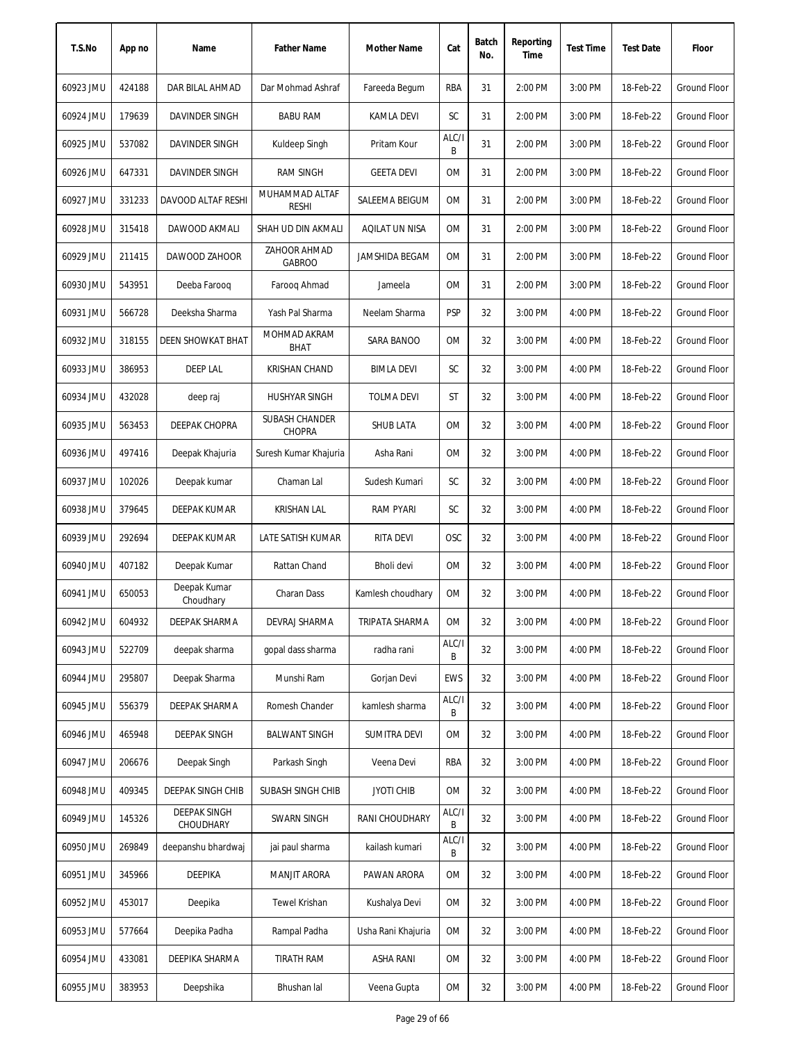| T.S.No | App no | Name | Father Name | Mother Name | Cat | Batch No. | Reporting Time | Test Time | Test Date | Floor |
|---|---|---|---|---|---|---|---|---|---|---|
| 60923 JMU | 424188 | DAR BILAL AHMAD | Dar Mohmad Ashraf | Fareeda Begum | RBA | 31 | 2:00 PM | 3:00 PM | 18-Feb-22 | Ground Floor |
| 60924 JMU | 179639 | DAVINDER SINGH | BABU RAM | KAMLA DEVI | SC | 31 | 2:00 PM | 3:00 PM | 18-Feb-22 | Ground Floor |
| 60925 JMU | 537082 | DAVINDER SINGH | Kuldeep Singh | Pritam Kour | ALC/IB | 31 | 2:00 PM | 3:00 PM | 18-Feb-22 | Ground Floor |
| 60926 JMU | 647331 | DAVINDER SINGH | RAM SINGH | GEETA DEVI | OM | 31 | 2:00 PM | 3:00 PM | 18-Feb-22 | Ground Floor |
| 60927 JMU | 331233 | DAVOOD ALTAF RESHI | MUHAMMAD ALTAF RESHI | SALEEMA BEIGUM | OM | 31 | 2:00 PM | 3:00 PM | 18-Feb-22 | Ground Floor |
| 60928 JMU | 315418 | DAWOOD AKMALI | SHAH UD DIN AKMALI | AQILAT UN NISA | OM | 31 | 2:00 PM | 3:00 PM | 18-Feb-22 | Ground Floor |
| 60929 JMU | 211415 | DAWOOD ZAHOOR | ZAHOOR AHMAD GABROO | JAMSHIDA BEGAM | OM | 31 | 2:00 PM | 3:00 PM | 18-Feb-22 | Ground Floor |
| 60930 JMU | 543951 | Deeba Farooq | Farooq Ahmad | Jameela | OM | 31 | 2:00 PM | 3:00 PM | 18-Feb-22 | Ground Floor |
| 60931 JMU | 566728 | Deeksha Sharma | Yash Pal Sharma | Neelam Sharma | PSP | 32 | 3:00 PM | 4:00 PM | 18-Feb-22 | Ground Floor |
| 60932 JMU | 318155 | DEEN SHOWKAT BHAT | MOHMAD AKRAM BHAT | SARA BANOO | OM | 32 | 3:00 PM | 4:00 PM | 18-Feb-22 | Ground Floor |
| 60933 JMU | 386953 | DEEP LAL | KRISHAN CHAND | BIMLA DEVI | SC | 32 | 3:00 PM | 4:00 PM | 18-Feb-22 | Ground Floor |
| 60934 JMU | 432028 | deep raj | HUSHYAR SINGH | TOLMA DEVI | ST | 32 | 3:00 PM | 4:00 PM | 18-Feb-22 | Ground Floor |
| 60935 JMU | 563453 | DEEPAK CHOPRA | SUBASH CHANDER CHOPRA | SHUB LATA | OM | 32 | 3:00 PM | 4:00 PM | 18-Feb-22 | Ground Floor |
| 60936 JMU | 497416 | Deepak Khajuria | Suresh Kumar Khajuria | Asha Rani | OM | 32 | 3:00 PM | 4:00 PM | 18-Feb-22 | Ground Floor |
| 60937 JMU | 102026 | Deepak kumar | Chaman Lal | Sudesh Kumari | SC | 32 | 3:00 PM | 4:00 PM | 18-Feb-22 | Ground Floor |
| 60938 JMU | 379645 | DEEPAK KUMAR | KRISHAN LAL | RAM PYARI | SC | 32 | 3:00 PM | 4:00 PM | 18-Feb-22 | Ground Floor |
| 60939 JMU | 292694 | DEEPAK KUMAR | LATE SATISH KUMAR | RITA DEVI | OSC | 32 | 3:00 PM | 4:00 PM | 18-Feb-22 | Ground Floor |
| 60940 JMU | 407182 | Deepak Kumar | Rattan Chand | Bholi devi | OM | 32 | 3:00 PM | 4:00 PM | 18-Feb-22 | Ground Floor |
| 60941 JMU | 650053 | Deepak Kumar Choudhary | Charan Dass | Kamlesh choudhary | OM | 32 | 3:00 PM | 4:00 PM | 18-Feb-22 | Ground Floor |
| 60942 JMU | 604932 | DEEPAK SHARMA | DEVRAJ SHARMA | TRIPATA SHARMA | OM | 32 | 3:00 PM | 4:00 PM | 18-Feb-22 | Ground Floor |
| 60943 JMU | 522709 | deepak sharma | gopal dass sharma | radha rani | ALC/IB | 32 | 3:00 PM | 4:00 PM | 18-Feb-22 | Ground Floor |
| 60944 JMU | 295807 | Deepak Sharma | Munshi Ram | Gorjan Devi | EWS | 32 | 3:00 PM | 4:00 PM | 18-Feb-22 | Ground Floor |
| 60945 JMU | 556379 | DEEPAK SHARMA | Romesh Chander | kamlesh sharma | ALC/IB | 32 | 3:00 PM | 4:00 PM | 18-Feb-22 | Ground Floor |
| 60946 JMU | 465948 | DEEPAK SINGH | BALWANT SINGH | SUMITRA DEVI | OM | 32 | 3:00 PM | 4:00 PM | 18-Feb-22 | Ground Floor |
| 60947 JMU | 206676 | Deepak Singh | Parkash Singh | Veena Devi | RBA | 32 | 3:00 PM | 4:00 PM | 18-Feb-22 | Ground Floor |
| 60948 JMU | 409345 | DEEPAK SINGH CHIB | SUBASH SINGH CHIB | JYOTI CHIB | OM | 32 | 3:00 PM | 4:00 PM | 18-Feb-22 | Ground Floor |
| 60949 JMU | 145326 | DEEPAK SINGH CHOUDHARY | SWARN SINGH | RANI CHOUDHARY | ALC/IB | 32 | 3:00 PM | 4:00 PM | 18-Feb-22 | Ground Floor |
| 60950 JMU | 269849 | deepanshu bhardwaj | jai paul sharma | kailash kumari | ALC/IB | 32 | 3:00 PM | 4:00 PM | 18-Feb-22 | Ground Floor |
| 60951 JMU | 345966 | DEEPIKA | MANJIT ARORA | PAWAN ARORA | OM | 32 | 3:00 PM | 4:00 PM | 18-Feb-22 | Ground Floor |
| 60952 JMU | 453017 | Deepika | Tewel Krishan | Kushalya Devi | OM | 32 | 3:00 PM | 4:00 PM | 18-Feb-22 | Ground Floor |
| 60953 JMU | 577664 | Deepika Padha | Rampal Padha | Usha Rani Khajuria | OM | 32 | 3:00 PM | 4:00 PM | 18-Feb-22 | Ground Floor |
| 60954 JMU | 433081 | DEEPIKA SHARMA | TIRATH RAM | ASHA RANI | OM | 32 | 3:00 PM | 4:00 PM | 18-Feb-22 | Ground Floor |
| 60955 JMU | 383953 | Deepshika | Bhushan lal | Veena Gupta | OM | 32 | 3:00 PM | 4:00 PM | 18-Feb-22 | Ground Floor |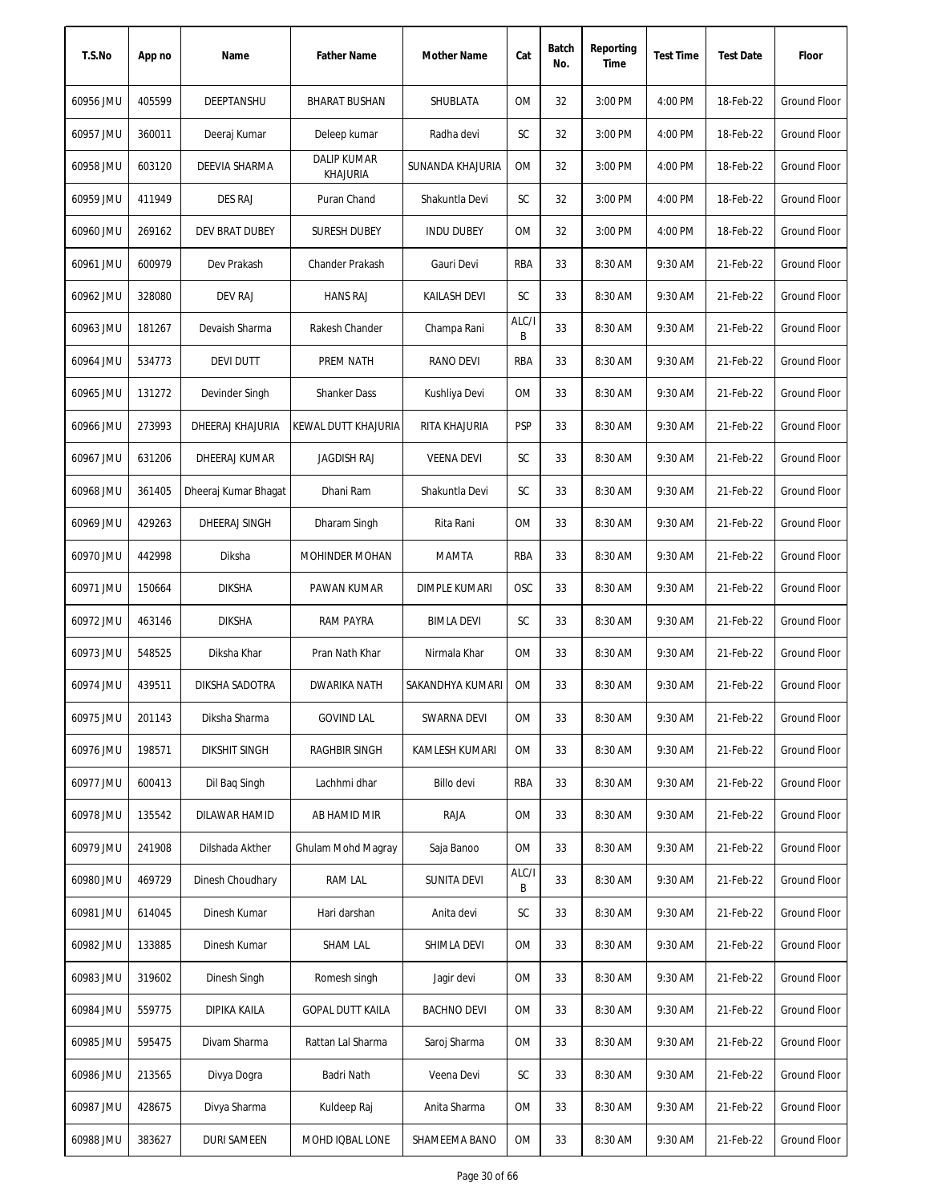| T.S.No | App no | Name | Father Name | Mother Name | Cat | Batch No. | Reporting Time | Test Time | Test Date | Floor |
|---|---|---|---|---|---|---|---|---|---|---|
| 60956 JMU | 405599 | DEEPTANSHU | BHARAT BUSHAN | SHUBLATA | OM | 32 | 3:00 PM | 4:00 PM | 18-Feb-22 | Ground Floor |
| 60957 JMU | 360011 | Deeraj Kumar | Deleep kumar | Radha devi | SC | 32 | 3:00 PM | 4:00 PM | 18-Feb-22 | Ground Floor |
| 60958 JMU | 603120 | DEEVIA SHARMA | DALIP KUMAR KHAJURIA | SUNANDA KHAJURIA | OM | 32 | 3:00 PM | 4:00 PM | 18-Feb-22 | Ground Floor |
| 60959 JMU | 411949 | DES RAJ | Puran Chand | Shakuntla Devi | SC | 32 | 3:00 PM | 4:00 PM | 18-Feb-22 | Ground Floor |
| 60960 JMU | 269162 | DEV BRAT DUBEY | SURESH DUBEY | INDU DUBEY | OM | 32 | 3:00 PM | 4:00 PM | 18-Feb-22 | Ground Floor |
| 60961 JMU | 600979 | Dev Prakash | Chander Prakash | Gauri Devi | RBA | 33 | 8:30 AM | 9:30 AM | 21-Feb-22 | Ground Floor |
| 60962 JMU | 328080 | DEV RAJ | HANS RAJ | KAILASH DEVI | SC | 33 | 8:30 AM | 9:30 AM | 21-Feb-22 | Ground Floor |
| 60963 JMU | 181267 | Devaish Sharma | Rakesh Chander | Champa Rani | ALC/IB | 33 | 8:30 AM | 9:30 AM | 21-Feb-22 | Ground Floor |
| 60964 JMU | 534773 | DEVI DUTT | PREM NATH | RANO DEVI | RBA | 33 | 8:30 AM | 9:30 AM | 21-Feb-22 | Ground Floor |
| 60965 JMU | 131272 | Devinder Singh | Shanker Dass | Kushliya Devi | OM | 33 | 8:30 AM | 9:30 AM | 21-Feb-22 | Ground Floor |
| 60966 JMU | 273993 | DHEERAJ KHAJURIA | KEWAL DUTT KHAJURIA | RITA KHAJURIA | PSP | 33 | 8:30 AM | 9:30 AM | 21-Feb-22 | Ground Floor |
| 60967 JMU | 631206 | DHEERAJ KUMAR | JAGDISH RAJ | VEENA DEVI | SC | 33 | 8:30 AM | 9:30 AM | 21-Feb-22 | Ground Floor |
| 60968 JMU | 361405 | Dheeraj Kumar Bhagat | Dhani Ram | Shakuntla Devi | SC | 33 | 8:30 AM | 9:30 AM | 21-Feb-22 | Ground Floor |
| 60969 JMU | 429263 | DHEERAJ SINGH | Dharam Singh | Rita Rani | OM | 33 | 8:30 AM | 9:30 AM | 21-Feb-22 | Ground Floor |
| 60970 JMU | 442998 | Diksha | MOHINDER MOHAN | MAMTA | RBA | 33 | 8:30 AM | 9:30 AM | 21-Feb-22 | Ground Floor |
| 60971 JMU | 150664 | DIKSHA | PAWAN KUMAR | DIMPLE KUMARI | OSC | 33 | 8:30 AM | 9:30 AM | 21-Feb-22 | Ground Floor |
| 60972 JMU | 463146 | DIKSHA | RAM PAYRA | BIMLA DEVI | SC | 33 | 8:30 AM | 9:30 AM | 21-Feb-22 | Ground Floor |
| 60973 JMU | 548525 | Diksha Khar | Pran Nath Khar | Nirmala Khar | OM | 33 | 8:30 AM | 9:30 AM | 21-Feb-22 | Ground Floor |
| 60974 JMU | 439511 | DIKSHA SADOTRA | DWARIKA NATH | SAKANDHYA KUMARI | OM | 33 | 8:30 AM | 9:30 AM | 21-Feb-22 | Ground Floor |
| 60975 JMU | 201143 | Diksha Sharma | GOVIND LAL | SWARNA DEVI | OM | 33 | 8:30 AM | 9:30 AM | 21-Feb-22 | Ground Floor |
| 60976 JMU | 198571 | DIKSHIT SINGH | RAGHBIR SINGH | KAMLESH KUMARI | OM | 33 | 8:30 AM | 9:30 AM | 21-Feb-22 | Ground Floor |
| 60977 JMU | 600413 | Dil Baq Singh | Lachhmi dhar | Billo devi | RBA | 33 | 8:30 AM | 9:30 AM | 21-Feb-22 | Ground Floor |
| 60978 JMU | 135542 | DILAWAR HAMID | AB HAMID MIR | RAJA | OM | 33 | 8:30 AM | 9:30 AM | 21-Feb-22 | Ground Floor |
| 60979 JMU | 241908 | Dilshada Akther | Ghulam Mohd Magray | Saja Banoo | OM | 33 | 8:30 AM | 9:30 AM | 21-Feb-22 | Ground Floor |
| 60980 JMU | 469729 | Dinesh Choudhary | RAM LAL | SUNITA DEVI | ALC/IB | 33 | 8:30 AM | 9:30 AM | 21-Feb-22 | Ground Floor |
| 60981 JMU | 614045 | Dinesh Kumar | Hari darshan | Anita devi | SC | 33 | 8:30 AM | 9:30 AM | 21-Feb-22 | Ground Floor |
| 60982 JMU | 133885 | Dinesh Kumar | SHAM LAL | SHIMLA DEVI | OM | 33 | 8:30 AM | 9:30 AM | 21-Feb-22 | Ground Floor |
| 60983 JMU | 319602 | Dinesh Singh | Romesh singh | Jagir devi | OM | 33 | 8:30 AM | 9:30 AM | 21-Feb-22 | Ground Floor |
| 60984 JMU | 559775 | DIPIKA KAILA | GOPAL DUTT KAILA | BACHNO DEVI | OM | 33 | 8:30 AM | 9:30 AM | 21-Feb-22 | Ground Floor |
| 60985 JMU | 595475 | Divam Sharma | Rattan Lal Sharma | Saroj Sharma | OM | 33 | 8:30 AM | 9:30 AM | 21-Feb-22 | Ground Floor |
| 60986 JMU | 213565 | Divya Dogra | Badri Nath | Veena Devi | SC | 33 | 8:30 AM | 9:30 AM | 21-Feb-22 | Ground Floor |
| 60987 JMU | 428675 | Divya Sharma | Kuldeep Raj | Anita Sharma | OM | 33 | 8:30 AM | 9:30 AM | 21-Feb-22 | Ground Floor |
| 60988 JMU | 383627 | DURI SAMEEN | MOHD IQBAL LONE | SHAMEEMA BANO | OM | 33 | 8:30 AM | 9:30 AM | 21-Feb-22 | Ground Floor |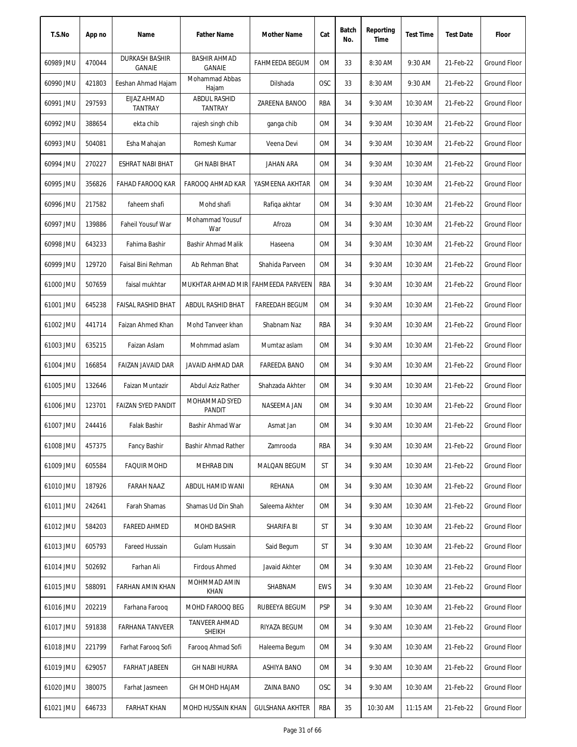| T.S.No | App no | Name | Father Name | Mother Name | Cat | Batch No. | Reporting Time | Test Time | Test Date | Floor |
|---|---|---|---|---|---|---|---|---|---|---|
| 60989 JMU | 470044 | DURKASH BASHIR GANAIE | BASHIR AHMAD GANAIE | FAHMEEDA BEGUM | OM | 33 | 8:30 AM | 9:30 AM | 21-Feb-22 | Ground Floor |
| 60990 JMU | 421803 | Eeshan Ahmad Hajam | Mohammad Abbas Hajam | Dilshada | OSC | 33 | 8:30 AM | 9:30 AM | 21-Feb-22 | Ground Floor |
| 60991 JMU | 297593 | EIJAZ AHMAD TANTRAY | ABDUL RASHID TANTRAY | ZAREENA BANOO | RBA | 34 | 9:30 AM | 10:30 AM | 21-Feb-22 | Ground Floor |
| 60992 JMU | 388654 | ekta chib | rajesh singh chib | ganga chib | OM | 34 | 9:30 AM | 10:30 AM | 21-Feb-22 | Ground Floor |
| 60993 JMU | 504081 | Esha Mahajan | Romesh Kumar | Veena Devi | OM | 34 | 9:30 AM | 10:30 AM | 21-Feb-22 | Ground Floor |
| 60994 JMU | 270227 | ESHRAT NABI BHAT | GH NABI BHAT | JAHAN ARA | OM | 34 | 9:30 AM | 10:30 AM | 21-Feb-22 | Ground Floor |
| 60995 JMU | 356826 | FAHAD FAROOQ KAR | FAROOQ AHMAD KAR | YASMEENA AKHTAR | OM | 34 | 9:30 AM | 10:30 AM | 21-Feb-22 | Ground Floor |
| 60996 JMU | 217582 | faheem shafi | Mohd shafi | Rafiqa akhtar | OM | 34 | 9:30 AM | 10:30 AM | 21-Feb-22 | Ground Floor |
| 60997 JMU | 139886 | Faheil Yousuf War | Mohammad Yousuf War | Afroza | OM | 34 | 9:30 AM | 10:30 AM | 21-Feb-22 | Ground Floor |
| 60998 JMU | 643233 | Fahima Bashir | Bashir Ahmad Malik | Haseena | OM | 34 | 9:30 AM | 10:30 AM | 21-Feb-22 | Ground Floor |
| 60999 JMU | 129720 | Faisal Bini Rehman | Ab Rehman Bhat | Shahida Parveen | OM | 34 | 9:30 AM | 10:30 AM | 21-Feb-22 | Ground Floor |
| 61000 JMU | 507659 | faisal mukhtar | MUKHTAR AHMAD MIR | FAHMEEDA PARVEEN | RBA | 34 | 9:30 AM | 10:30 AM | 21-Feb-22 | Ground Floor |
| 61001 JMU | 645238 | FAISAL RASHID BHAT | ABDUL RASHID BHAT | FAREEDAH BEGUM | OM | 34 | 9:30 AM | 10:30 AM | 21-Feb-22 | Ground Floor |
| 61002 JMU | 441714 | Faizan Ahmed Khan | Mohd Tanveer khan | Shabnam Naz | RBA | 34 | 9:30 AM | 10:30 AM | 21-Feb-22 | Ground Floor |
| 61003 JMU | 635215 | Faizan Aslam | Mohmmad aslam | Mumtaz aslam | OM | 34 | 9:30 AM | 10:30 AM | 21-Feb-22 | Ground Floor |
| 61004 JMU | 166854 | FAIZAN JAVAID DAR | JAVAID AHMAD DAR | FAREEDA BANO | OM | 34 | 9:30 AM | 10:30 AM | 21-Feb-22 | Ground Floor |
| 61005 JMU | 132646 | Faizan Muntazir | Abdul Aziz Rather | Shahzada Akhter | OM | 34 | 9:30 AM | 10:30 AM | 21-Feb-22 | Ground Floor |
| 61006 JMU | 123701 | FAIZAN SYED PANDIT | MOHAMMAD SYED PANDIT | NASEEMA JAN | OM | 34 | 9:30 AM | 10:30 AM | 21-Feb-22 | Ground Floor |
| 61007 JMU | 244416 | Falak Bashir | Bashir Ahmad War | Asmat Jan | OM | 34 | 9:30 AM | 10:30 AM | 21-Feb-22 | Ground Floor |
| 61008 JMU | 457375 | Fancy Bashir | Bashir Ahmad Rather | Zamrooda | RBA | 34 | 9:30 AM | 10:30 AM | 21-Feb-22 | Ground Floor |
| 61009 JMU | 605584 | FAQUIR MOHD | MEHRAB DIN | MALQAN BEGUM | ST | 34 | 9:30 AM | 10:30 AM | 21-Feb-22 | Ground Floor |
| 61010 JMU | 187926 | FARAH NAAZ | ABDUL HAMID WANI | REHANA | OM | 34 | 9:30 AM | 10:30 AM | 21-Feb-22 | Ground Floor |
| 61011 JMU | 242641 | Farah Shamas | Shamas Ud Din Shah | Saleema Akhter | OM | 34 | 9:30 AM | 10:30 AM | 21-Feb-22 | Ground Floor |
| 61012 JMU | 584203 | FAREED AHMED | MOHD BASHIR | SHARIFA BI | ST | 34 | 9:30 AM | 10:30 AM | 21-Feb-22 | Ground Floor |
| 61013 JMU | 605793 | Fareed Hussain | Gulam Hussain | Said Begum | ST | 34 | 9:30 AM | 10:30 AM | 21-Feb-22 | Ground Floor |
| 61014 JMU | 502692 | Farhan Ali | Firdous Ahmed | Javaid Akhter | OM | 34 | 9:30 AM | 10:30 AM | 21-Feb-22 | Ground Floor |
| 61015 JMU | 588091 | FARHAN AMIN KHAN | MOHMMAD AMIN KHAN | SHABNAM | EWS | 34 | 9:30 AM | 10:30 AM | 21-Feb-22 | Ground Floor |
| 61016 JMU | 202219 | Farhana Farooq | MOHD FAROOQ BEG | RUBEEYA BEGUM | PSP | 34 | 9:30 AM | 10:30 AM | 21-Feb-22 | Ground Floor |
| 61017 JMU | 591838 | FARHANA TANVEER | TANVEER AHMAD SHEIKH | RIYAZA BEGUM | OM | 34 | 9:30 AM | 10:30 AM | 21-Feb-22 | Ground Floor |
| 61018 JMU | 221799 | Farhat Farooq Sofi | Farooq Ahmad Sofi | Haleema Begum | OM | 34 | 9:30 AM | 10:30 AM | 21-Feb-22 | Ground Floor |
| 61019 JMU | 629057 | FARHAT JABEEN | GH NABI HURRA | ASHIYA BANO | OM | 34 | 9:30 AM | 10:30 AM | 21-Feb-22 | Ground Floor |
| 61020 JMU | 380075 | Farhat Jasmeen | GH MOHD HAJAM | ZAINA BANO | OSC | 34 | 9:30 AM | 10:30 AM | 21-Feb-22 | Ground Floor |
| 61021 JMU | 646733 | FARHAT KHAN | MOHD HUSSAIN KHAN | GULSHANA AKHTER | RBA | 35 | 10:30 AM | 11:15 AM | 21-Feb-22 | Ground Floor |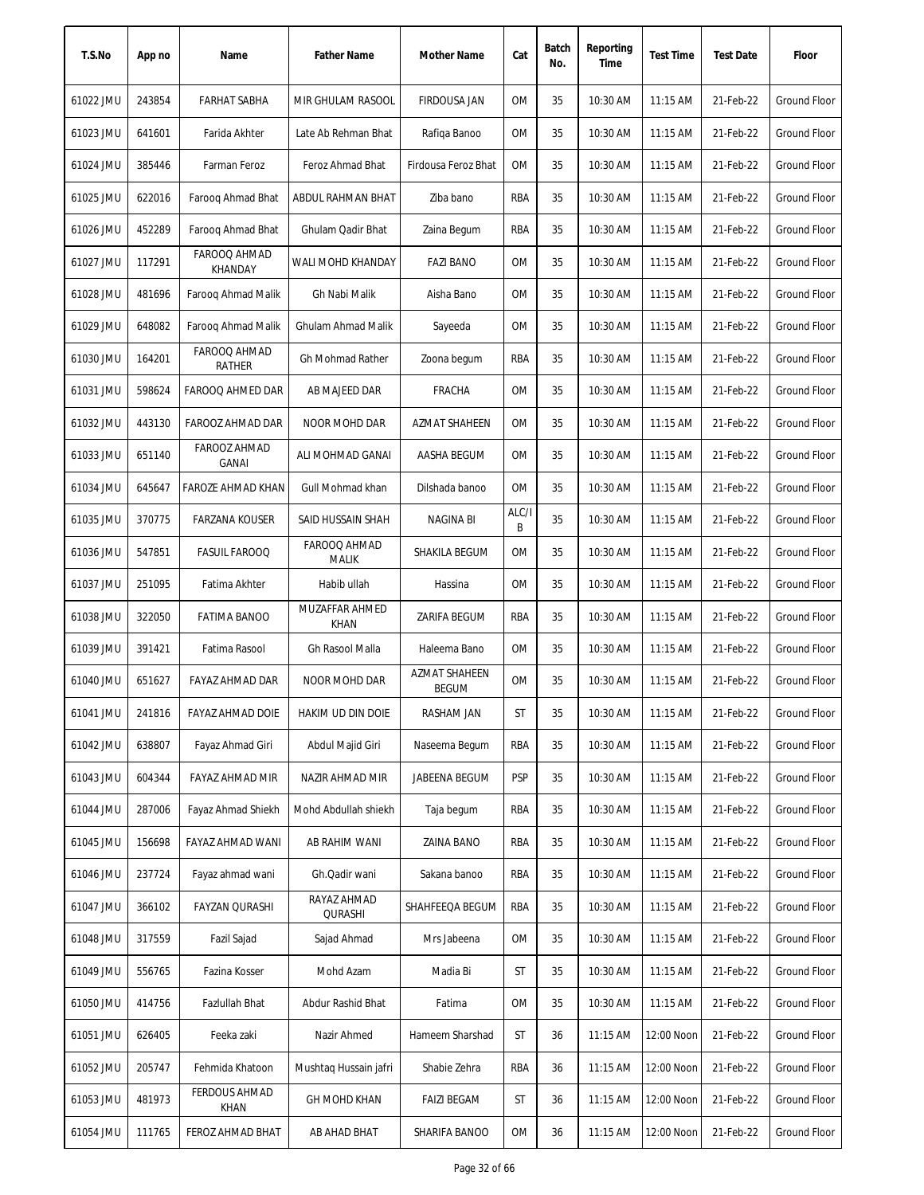| T.S.No | App no | Name | Father Name | Mother Name | Cat | Batch No. | Reporting Time | Test Time | Test Date | Floor |
|---|---|---|---|---|---|---|---|---|---|---|
| 61022 JMU | 243854 | FARHAT SABHA | MIR GHULAM RASOOL | FIRDOUSA JAN | OM | 35 | 10:30 AM | 11:15 AM | 21-Feb-22 | Ground Floor |
| 61023 JMU | 641601 | Farida Akhter | Late Ab Rehman Bhat | Rafiqa Banoo | OM | 35 | 10:30 AM | 11:15 AM | 21-Feb-22 | Ground Floor |
| 61024 JMU | 385446 | Farman Feroz | Feroz Ahmad Bhat | Firdousa Feroz Bhat | OM | 35 | 10:30 AM | 11:15 AM | 21-Feb-22 | Ground Floor |
| 61025 JMU | 622016 | Farooq Ahmad Bhat | ABDUL RAHMAN BHAT | Ziba bano | RBA | 35 | 10:30 AM | 11:15 AM | 21-Feb-22 | Ground Floor |
| 61026 JMU | 452289 | Farooq Ahmad Bhat | Ghulam Qadir Bhat | Zaina Begum | RBA | 35 | 10:30 AM | 11:15 AM | 21-Feb-22 | Ground Floor |
| 61027 JMU | 117291 | FAROOQ AHMAD KHANDAY | WALI MOHD KHANDAY | FAZI BANO | OM | 35 | 10:30 AM | 11:15 AM | 21-Feb-22 | Ground Floor |
| 61028 JMU | 481696 | Farooq Ahmad Malik | Gh Nabi Malik | Aisha Bano | OM | 35 | 10:30 AM | 11:15 AM | 21-Feb-22 | Ground Floor |
| 61029 JMU | 648082 | Farooq Ahmad Malik | Ghulam Ahmad Malik | Sayeeda | OM | 35 | 10:30 AM | 11:15 AM | 21-Feb-22 | Ground Floor |
| 61030 JMU | 164201 | FAROOQ AHMAD RATHER | Gh Mohmad Rather | Zoona begum | RBA | 35 | 10:30 AM | 11:15 AM | 21-Feb-22 | Ground Floor |
| 61031 JMU | 598624 | FAROOQ AHMED DAR | AB MAJEED DAR | FRACHA | OM | 35 | 10:30 AM | 11:15 AM | 21-Feb-22 | Ground Floor |
| 61032 JMU | 443130 | FAROOZ AHMAD DAR | NOOR MOHD DAR | AZMAT SHAHEEN | OM | 35 | 10:30 AM | 11:15 AM | 21-Feb-22 | Ground Floor |
| 61033 JMU | 651140 | FAROOZ AHMAD GANAI | ALI MOHMAD GANAI | AASHA BEGUM | OM | 35 | 10:30 AM | 11:15 AM | 21-Feb-22 | Ground Floor |
| 61034 JMU | 645647 | FAROZE AHMAD KHAN | Gull Mohmad khan | Dilshada banoo | OM | 35 | 10:30 AM | 11:15 AM | 21-Feb-22 | Ground Floor |
| 61035 JMU | 370775 | FARZANA KOUSER | SAID HUSSAIN SHAH | NAGINA BI | ALC/IB | 35 | 10:30 AM | 11:15 AM | 21-Feb-22 | Ground Floor |
| 61036 JMU | 547851 | FASUIL FAROOQ | FAROOQ AHMAD MALIK | SHAKILA BEGUM | OM | 35 | 10:30 AM | 11:15 AM | 21-Feb-22 | Ground Floor |
| 61037 JMU | 251095 | Fatima Akhter | Habib ullah | Hassina | OM | 35 | 10:30 AM | 11:15 AM | 21-Feb-22 | Ground Floor |
| 61038 JMU | 322050 | FATIMA BANOO | MUZAFFAR AHMED KHAN | ZARIFA BEGUM | RBA | 35 | 10:30 AM | 11:15 AM | 21-Feb-22 | Ground Floor |
| 61039 JMU | 391421 | Fatima Rasool | Gh Rasool Malla | Haleema Bano | OM | 35 | 10:30 AM | 11:15 AM | 21-Feb-22 | Ground Floor |
| 61040 JMU | 651627 | FAYAZ AHMAD DAR | NOOR MOHD DAR | AZMAT SHAHEEN BEGUM | OM | 35 | 10:30 AM | 11:15 AM | 21-Feb-22 | Ground Floor |
| 61041 JMU | 241816 | FAYAZ AHMAD DOIE | HAKIM UD DIN DOIE | RASHAM JAN | ST | 35 | 10:30 AM | 11:15 AM | 21-Feb-22 | Ground Floor |
| 61042 JMU | 638807 | Fayaz Ahmad Giri | Abdul Majid Giri | Naseema Begum | RBA | 35 | 10:30 AM | 11:15 AM | 21-Feb-22 | Ground Floor |
| 61043 JMU | 604344 | FAYAZ AHMAD MIR | NAZIR AHMAD MIR | JABEENA BEGUM | PSP | 35 | 10:30 AM | 11:15 AM | 21-Feb-22 | Ground Floor |
| 61044 JMU | 287006 | Fayaz Ahmad Shiekh | Mohd Abdullah shiekh | Taja begum | RBA | 35 | 10:30 AM | 11:15 AM | 21-Feb-22 | Ground Floor |
| 61045 JMU | 156698 | FAYAZ AHMAD WANI | AB RAHIM WANI | ZAINA BANO | RBA | 35 | 10:30 AM | 11:15 AM | 21-Feb-22 | Ground Floor |
| 61046 JMU | 237724 | Fayaz ahmad wani | Gh.Qadir wani | Sakana banoo | RBA | 35 | 10:30 AM | 11:15 AM | 21-Feb-22 | Ground Floor |
| 61047 JMU | 366102 | FAYZAN QURASHI | RAYAZ AHMAD QURASHI | SHAHFEEQA BEGUM | RBA | 35 | 10:30 AM | 11:15 AM | 21-Feb-22 | Ground Floor |
| 61048 JMU | 317559 | Fazil Sajad | Sajad Ahmad | Mrs Jabeena | OM | 35 | 10:30 AM | 11:15 AM | 21-Feb-22 | Ground Floor |
| 61049 JMU | 556765 | Fazina Kosser | Mohd Azam | Madia Bi | ST | 35 | 10:30 AM | 11:15 AM | 21-Feb-22 | Ground Floor |
| 61050 JMU | 414756 | Fazlullah Bhat | Abdur Rashid Bhat | Fatima | OM | 35 | 10:30 AM | 11:15 AM | 21-Feb-22 | Ground Floor |
| 61051 JMU | 626405 | Feeka zaki | Nazir Ahmed | Hameem Sharshad | ST | 36 | 11:15 AM | 12:00 Noon | 21-Feb-22 | Ground Floor |
| 61052 JMU | 205747 | Fehmida Khatoon | Mushtaq Hussain jafri | Shabie Zehra | RBA | 36 | 11:15 AM | 12:00 Noon | 21-Feb-22 | Ground Floor |
| 61053 JMU | 481973 | FERDOUS AHMAD KHAN | GH MOHD KHAN | FAIZI BEGAM | ST | 36 | 11:15 AM | 12:00 Noon | 21-Feb-22 | Ground Floor |
| 61054 JMU | 111765 | FEROZ AHMAD BHAT | AB AHAD BHAT | SHARIFA BANOO | OM | 36 | 11:15 AM | 12:00 Noon | 21-Feb-22 | Ground Floor |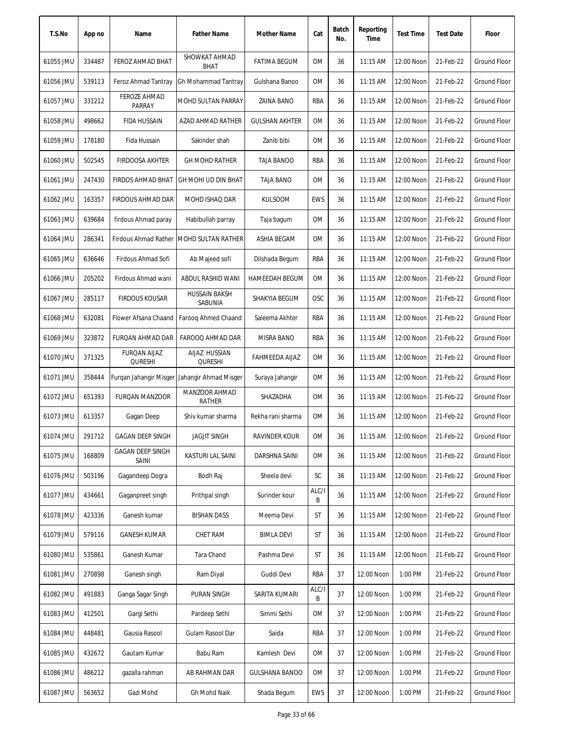| T.S.No | App no | Name | Father Name | Mother Name | Cat | Batch No. | Reporting Time | Test Time | Test Date | Floor |
|---|---|---|---|---|---|---|---|---|---|---|
| 61055 JMU | 334487 | FEROZ AHMAD BHAT | SHOWKAT AHMAD BHAT | FATIMA BEGUM | OM | 36 | 11:15 AM | 12:00 Noon | 21-Feb-22 | Ground Floor |
| 61056 JMU | 539113 | Feroz Ahmad Tantray | Gh Mohammad Tantray | Gulshana Banoo | OM | 36 | 11:15 AM | 12:00 Noon | 21-Feb-22 | Ground Floor |
| 61057 JMU | 331212 | FEROZE AHMAD PARRAY | MOHD SULTAN PARRAY | ZAINA BANO | RBA | 36 | 11:15 AM | 12:00 Noon | 21-Feb-22 | Ground Floor |
| 61058 JMU | 498662 | FIDA HUSSAIN | AZAD AHMAD RATHER | GULSHAN AKHTER | OM | 36 | 11:15 AM | 12:00 Noon | 21-Feb-22 | Ground Floor |
| 61059 JMU | 178180 | Fida Hussain | Sakinder shah | Zanib bibi | OM | 36 | 11:15 AM | 12:00 Noon | 21-Feb-22 | Ground Floor |
| 61060 JMU | 502545 | FIRDOOSA AKHTER | GH MOHD RATHER | TAJA BANOO | RBA | 36 | 11:15 AM | 12:00 Noon | 21-Feb-22 | Ground Floor |
| 61061 JMU | 247430 | FIRDOS AHMAD BHAT | GH MOHI UD DIN BHAT | TAJA BANO | OM | 36 | 11:15 AM | 12:00 Noon | 21-Feb-22 | Ground Floor |
| 61062 JMU | 163357 | FIRDOUS AHMAD DAR | MOHD ISHAQ DAR | KULSOOM | EWS | 36 | 11:15 AM | 12:00 Noon | 21-Feb-22 | Ground Floor |
| 61063 JMU | 639684 | firdous Ahmad paray | Habibullah parray | Taja bagum | OM | 36 | 11:15 AM | 12:00 Noon | 21-Feb-22 | Ground Floor |
| 61064 JMU | 286341 | Firdous Ahmad Rather | MOHD SULTAN RATHER | ASHIA BEGAM | OM | 36 | 11:15 AM | 12:00 Noon | 21-Feb-22 | Ground Floor |
| 61065 JMU | 636646 | Firdous Ahmad Sofi | Ab Majeed sofi | Dilshada Begum | RBA | 36 | 11:15 AM | 12:00 Noon | 21-Feb-22 | Ground Floor |
| 61066 JMU | 205202 | Firdous Ahmad wani | ABDUL RASHID WANI | HAMEEDAH BEGUM | OM | 36 | 11:15 AM | 12:00 Noon | 21-Feb-22 | Ground Floor |
| 61067 JMU | 285117 | FIRDOUS KOUSAR | HUSSAIN BAKSH SABUNIA | SHAKYIA BEGUM | OSC | 36 | 11:15 AM | 12:00 Noon | 21-Feb-22 | Ground Floor |
| 61068 JMU | 632081 | Flower Afsana Chaand | Farooq Ahmed Chaand | Saleema Akhter | RBA | 36 | 11:15 AM | 12:00 Noon | 21-Feb-22 | Ground Floor |
| 61069 JMU | 323872 | FURQAN AHMAD DAR | FAROOQ AHMAD DAR | MISRA BANO | RBA | 36 | 11:15 AM | 12:00 Noon | 21-Feb-22 | Ground Floor |
| 61070 JMU | 371325 | FURQAN AIJAZ QURESHI | AIJAZ HUSSIAN QURESHI | FAHMEEDA AIJAZ | OM | 36 | 11:15 AM | 12:00 Noon | 21-Feb-22 | Ground Floor |
| 61071 JMU | 358444 | Furqan Jahangir Misger | Jahangir Ahmad Misger | Suraya Jahangir | OM | 36 | 11:15 AM | 12:00 Noon | 21-Feb-22 | Ground Floor |
| 61072 JMU | 651393 | FURQAN MANZOOR | MANZOOR AHMAD RATHER | SHAZADHA | OM | 36 | 11:15 AM | 12:00 Noon | 21-Feb-22 | Ground Floor |
| 61073 JMU | 613357 | Gagan Deep | Shiv kumar sharma | Rekha rani sharma | OM | 36 | 11:15 AM | 12:00 Noon | 21-Feb-22 | Ground Floor |
| 61074 JMU | 291712 | GAGAN DEEP SINGH | JAGJIT SINGH | RAVINDER KOUR | OM | 36 | 11:15 AM | 12:00 Noon | 21-Feb-22 | Ground Floor |
| 61075 JMU | 168809 | GAGAN DEEP SINGH SAINI | KASTURI LAL SAINI | DARSHNA SAINI | OM | 36 | 11:15 AM | 12:00 Noon | 21-Feb-22 | Ground Floor |
| 61076 JMU | 503196 | Gagandeep Dogra | Bodh Raj | Sheela devi | SC | 36 | 11:15 AM | 12:00 Noon | 21-Feb-22 | Ground Floor |
| 61077 JMU | 434661 | Gaganpreet singh | Prithpal singh | Surinder kour | ALC/IB | 36 | 11:15 AM | 12:00 Noon | 21-Feb-22 | Ground Floor |
| 61078 JMU | 423336 | Ganesh kumar | BISHAN DASS | Meema Devi | ST | 36 | 11:15 AM | 12:00 Noon | 21-Feb-22 | Ground Floor |
| 61079 JMU | 579116 | GANESH KUMAR | CHET RAM | BIMLA DEVI | ST | 36 | 11:15 AM | 12:00 Noon | 21-Feb-22 | Ground Floor |
| 61080 JMU | 535861 | Ganesh Kumar | Tara Chand | Pashma Devi | ST | 36 | 11:15 AM | 12:00 Noon | 21-Feb-22 | Ground Floor |
| 61081 JMU | 270898 | Ganesh singh | Ram Diyal | Guddi Devi | RBA | 37 | 12:00 Noon | 1:00 PM | 21-Feb-22 | Ground Floor |
| 61082 JMU | 491883 | Ganga Sagar Singh | PURAN SINGH | SARITA KUMARI | ALC/IB | 37 | 12:00 Noon | 1:00 PM | 21-Feb-22 | Ground Floor |
| 61083 JMU | 412501 | Gargi Sethi | Pardeep Sethi | Simmi Sethi | OM | 37 | 12:00 Noon | 1:00 PM | 21-Feb-22 | Ground Floor |
| 61084 JMU | 448481 | Gausia Rasool | Gulam Rasool Dar | Saida | RBA | 37 | 12:00 Noon | 1:00 PM | 21-Feb-22 | Ground Floor |
| 61085 JMU | 432672 | Gautam Kumar | Babu Ram | Kamlesh Devi | OM | 37 | 12:00 Noon | 1:00 PM | 21-Feb-22 | Ground Floor |
| 61086 JMU | 486212 | gazalla rahman | AB RAHMAN DAR | GULSHANA BANOO | OM | 37 | 12:00 Noon | 1:00 PM | 21-Feb-22 | Ground Floor |
| 61087 JMU | 563652 | Gazi Mohd | Gh Mohd Naik | Shada Begum | EWS | 37 | 12:00 Noon | 1:00 PM | 21-Feb-22 | Ground Floor |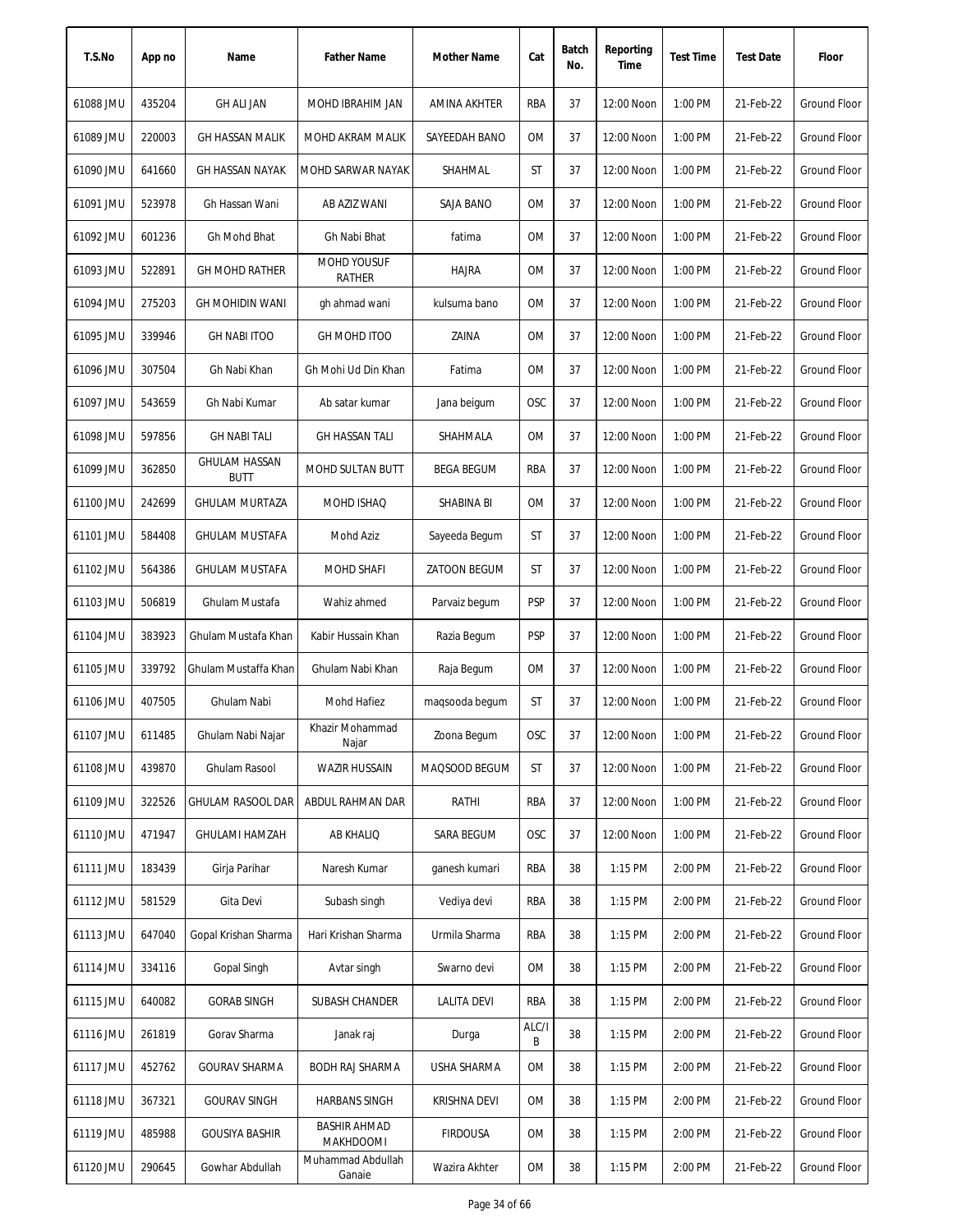| T.S.No | App no | Name | Father Name | Mother Name | Cat | Batch No. | Reporting Time | Test Time | Test Date | Floor |
|---|---|---|---|---|---|---|---|---|---|---|
| 61088 JMU | 435204 | GH ALI JAN | MOHD IBRAHIM JAN | AMINA AKHTER | RBA | 37 | 12:00 Noon | 1:00 PM | 21-Feb-22 | Ground Floor |
| 61089 JMU | 220003 | GH HASSAN MALIK | MOHD AKRAM MALIK | SAYEEDAH BANO | OM | 37 | 12:00 Noon | 1:00 PM | 21-Feb-22 | Ground Floor |
| 61090 JMU | 641660 | GH HASSAN NAYAK | MOHD SARWAR NAYAK | SHAHMAL | ST | 37 | 12:00 Noon | 1:00 PM | 21-Feb-22 | Ground Floor |
| 61091 JMU | 523978 | Gh Hassan Wani | AB AZIZ WANI | SAJA BANO | OM | 37 | 12:00 Noon | 1:00 PM | 21-Feb-22 | Ground Floor |
| 61092 JMU | 601236 | Gh Mohd Bhat | Gh Nabi Bhat | fatima | OM | 37 | 12:00 Noon | 1:00 PM | 21-Feb-22 | Ground Floor |
| 61093 JMU | 522891 | GH MOHD RATHER | MOHD YOUSUF RATHER | HAJRA | OM | 37 | 12:00 Noon | 1:00 PM | 21-Feb-22 | Ground Floor |
| 61094 JMU | 275203 | GH MOHIDIN WANI | gh ahmad wani | kulsuma bano | OM | 37 | 12:00 Noon | 1:00 PM | 21-Feb-22 | Ground Floor |
| 61095 JMU | 339946 | GH NABI ITOO | GH MOHD ITOO | ZAINA | OM | 37 | 12:00 Noon | 1:00 PM | 21-Feb-22 | Ground Floor |
| 61096 JMU | 307504 | Gh Nabi Khan | Gh Mohi Ud Din Khan | Fatima | OM | 37 | 12:00 Noon | 1:00 PM | 21-Feb-22 | Ground Floor |
| 61097 JMU | 543659 | Gh Nabi Kumar | Ab satar kumar | Jana beigum | OSC | 37 | 12:00 Noon | 1:00 PM | 21-Feb-22 | Ground Floor |
| 61098 JMU | 597856 | GH NABI TALI | GH HASSAN TALI | SHAHMALA | OM | 37 | 12:00 Noon | 1:00 PM | 21-Feb-22 | Ground Floor |
| 61099 JMU | 362850 | GHULAM HASSAN BUTT | MOHD SULTAN BUTT | BEGA BEGUM | RBA | 37 | 12:00 Noon | 1:00 PM | 21-Feb-22 | Ground Floor |
| 61100 JMU | 242699 | GHULAM MURTAZA | MOHD ISHAQ | SHABINA BI | OM | 37 | 12:00 Noon | 1:00 PM | 21-Feb-22 | Ground Floor |
| 61101 JMU | 584408 | GHULAM MUSTAFA | Mohd Aziz | Sayeeda Begum | ST | 37 | 12:00 Noon | 1:00 PM | 21-Feb-22 | Ground Floor |
| 61102 JMU | 564386 | GHULAM MUSTAFA | MOHD SHAFI | ZATOON BEGUM | ST | 37 | 12:00 Noon | 1:00 PM | 21-Feb-22 | Ground Floor |
| 61103 JMU | 506819 | Ghulam Mustafa | Wahiz ahmed | Parvaiz begum | PSP | 37 | 12:00 Noon | 1:00 PM | 21-Feb-22 | Ground Floor |
| 61104 JMU | 383923 | Ghulam Mustafa Khan | Kabir Hussain Khan | Razia Begum | PSP | 37 | 12:00 Noon | 1:00 PM | 21-Feb-22 | Ground Floor |
| 61105 JMU | 339792 | Ghulam Mustaffa Khan | Ghulam Nabi Khan | Raja Begum | OM | 37 | 12:00 Noon | 1:00 PM | 21-Feb-22 | Ground Floor |
| 61106 JMU | 407505 | Ghulam Nabi | Mohd Hafiez | maqsooda begum | ST | 37 | 12:00 Noon | 1:00 PM | 21-Feb-22 | Ground Floor |
| 61107 JMU | 611485 | Ghulam Nabi Najar | Khazir Mohammad Najar | Zoona Begum | OSC | 37 | 12:00 Noon | 1:00 PM | 21-Feb-22 | Ground Floor |
| 61108 JMU | 439870 | Ghulam Rasool | WAZIR HUSSAIN | MAQSOOD BEGUM | ST | 37 | 12:00 Noon | 1:00 PM | 21-Feb-22 | Ground Floor |
| 61109 JMU | 322526 | GHULAM RASOOL DAR | ABDUL RAHMAN DAR | RATHI | RBA | 37 | 12:00 Noon | 1:00 PM | 21-Feb-22 | Ground Floor |
| 61110 JMU | 471947 | GHULAMI HAMZAH | AB KHALIQ | SARA BEGUM | OSC | 37 | 12:00 Noon | 1:00 PM | 21-Feb-22 | Ground Floor |
| 61111 JMU | 183439 | Girja Parihar | Naresh Kumar | ganesh kumari | RBA | 38 | 1:15 PM | 2:00 PM | 21-Feb-22 | Ground Floor |
| 61112 JMU | 581529 | Gita Devi | Subash singh | Vediya devi | RBA | 38 | 1:15 PM | 2:00 PM | 21-Feb-22 | Ground Floor |
| 61113 JMU | 647040 | Gopal Krishan Sharma | Hari Krishan Sharma | Urmila Sharma | RBA | 38 | 1:15 PM | 2:00 PM | 21-Feb-22 | Ground Floor |
| 61114 JMU | 334116 | Gopal Singh | Avtar singh | Swarno devi | OM | 38 | 1:15 PM | 2:00 PM | 21-Feb-22 | Ground Floor |
| 61115 JMU | 640082 | GORAB SINGH | SUBASH CHANDER | LALITA DEVI | RBA | 38 | 1:15 PM | 2:00 PM | 21-Feb-22 | Ground Floor |
| 61116 JMU | 261819 | Gorav Sharma | Janak raj | Durga | ALC/IB | 38 | 1:15 PM | 2:00 PM | 21-Feb-22 | Ground Floor |
| 61117 JMU | 452762 | GOURAV SHARMA | BODH RAJ SHARMA | USHA SHARMA | OM | 38 | 1:15 PM | 2:00 PM | 21-Feb-22 | Ground Floor |
| 61118 JMU | 367321 | GOURAV SINGH | HARBANS SINGH | KRISHNA DEVI | OM | 38 | 1:15 PM | 2:00 PM | 21-Feb-22 | Ground Floor |
| 61119 JMU | 485988 | GOUSIYA BASHIR | BASHIR AHMAD MAKHDOOMI | FIRDOUSA | OM | 38 | 1:15 PM | 2:00 PM | 21-Feb-22 | Ground Floor |
| 61120 JMU | 290645 | Gowhar Abdullah | Muhammad Abdullah Ganaie | Wazira Akhter | OM | 38 | 1:15 PM | 2:00 PM | 21-Feb-22 | Ground Floor |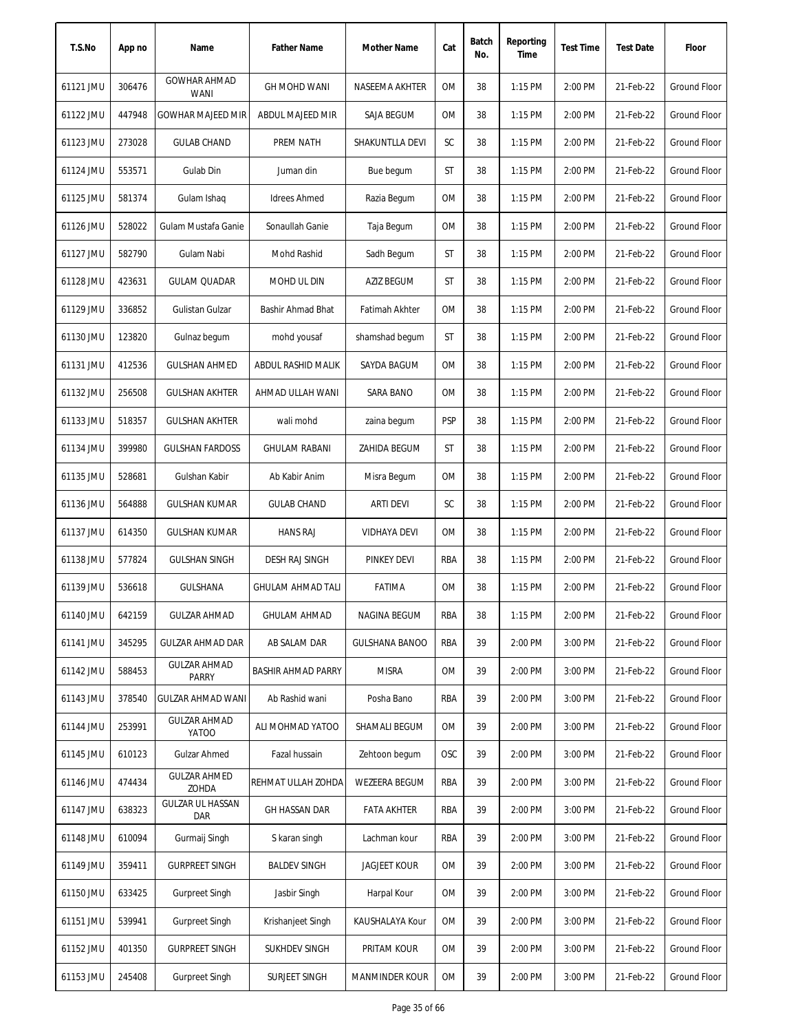| T.S.No | App no | Name | Father Name | Mother Name | Cat | Batch No. | Reporting Time | Test Time | Test Date | Floor |
|---|---|---|---|---|---|---|---|---|---|---|
| 61121 JMU | 306476 | GOWHAR AHMAD WANI | GH MOHD WANI | NASEEMA AKHTER | OM | 38 | 1:15 PM | 2:00 PM | 21-Feb-22 | Ground Floor |
| 61122 JMU | 447948 | GOWHAR MAJEED MIR | ABDUL MAJEED MIR | SAJA BEGUM | OM | 38 | 1:15 PM | 2:00 PM | 21-Feb-22 | Ground Floor |
| 61123 JMU | 273028 | GULAB CHAND | PREM NATH | SHAKUNTLLA DEVI | SC | 38 | 1:15 PM | 2:00 PM | 21-Feb-22 | Ground Floor |
| 61124 JMU | 553571 | Gulab Din | Juman din | Bue begum | ST | 38 | 1:15 PM | 2:00 PM | 21-Feb-22 | Ground Floor |
| 61125 JMU | 581374 | Gulam Ishaq | Idrees Ahmed | Razia Begum | OM | 38 | 1:15 PM | 2:00 PM | 21-Feb-22 | Ground Floor |
| 61126 JMU | 528022 | Gulam Mustafa Ganie | Sonaullah Ganie | Taja Begum | OM | 38 | 1:15 PM | 2:00 PM | 21-Feb-22 | Ground Floor |
| 61127 JMU | 582790 | Gulam Nabi | Mohd Rashid | Sadh Begum | ST | 38 | 1:15 PM | 2:00 PM | 21-Feb-22 | Ground Floor |
| 61128 JMU | 423631 | GULAM QUADAR | MOHD UL DIN | AZIZ BEGUM | ST | 38 | 1:15 PM | 2:00 PM | 21-Feb-22 | Ground Floor |
| 61129 JMU | 336852 | Gulistan Gulzar | Bashir Ahmad Bhat | Fatimah Akhter | OM | 38 | 1:15 PM | 2:00 PM | 21-Feb-22 | Ground Floor |
| 61130 JMU | 123820 | Gulnaz begum | mohd yousaf | shamshad begum | ST | 38 | 1:15 PM | 2:00 PM | 21-Feb-22 | Ground Floor |
| 61131 JMU | 412536 | GULSHAN AHMED | ABDUL RASHID MALIK | SAYDA BAGUM | OM | 38 | 1:15 PM | 2:00 PM | 21-Feb-22 | Ground Floor |
| 61132 JMU | 256508 | GULSHAN AKHTER | AHMAD ULLAH WANI | SARA BANO | OM | 38 | 1:15 PM | 2:00 PM | 21-Feb-22 | Ground Floor |
| 61133 JMU | 518357 | GULSHAN AKHTER | wali mohd | zaina begum | PSP | 38 | 1:15 PM | 2:00 PM | 21-Feb-22 | Ground Floor |
| 61134 JMU | 399980 | GULSHAN FARDOSS | GHULAM RABANI | ZAHIDA BEGUM | ST | 38 | 1:15 PM | 2:00 PM | 21-Feb-22 | Ground Floor |
| 61135 JMU | 528681 | Gulshan Kabir | Ab Kabir Anim | Misra Begum | OM | 38 | 1:15 PM | 2:00 PM | 21-Feb-22 | Ground Floor |
| 61136 JMU | 564888 | GULSHAN KUMAR | GULAB CHAND | ARTI DEVI | SC | 38 | 1:15 PM | 2:00 PM | 21-Feb-22 | Ground Floor |
| 61137 JMU | 614350 | GULSHAN KUMAR | HANS RAJ | VIDHAYA DEVI | OM | 38 | 1:15 PM | 2:00 PM | 21-Feb-22 | Ground Floor |
| 61138 JMU | 577824 | GULSHAN SINGH | DESH RAJ SINGH | PINKEY DEVI | RBA | 38 | 1:15 PM | 2:00 PM | 21-Feb-22 | Ground Floor |
| 61139 JMU | 536618 | GULSHANA | GHULAM AHMAD TALI | FATIMA | OM | 38 | 1:15 PM | 2:00 PM | 21-Feb-22 | Ground Floor |
| 61140 JMU | 642159 | GULZAR AHMAD | GHULAM AHMAD | NAGINA BEGUM | RBA | 38 | 1:15 PM | 2:00 PM | 21-Feb-22 | Ground Floor |
| 61141 JMU | 345295 | GULZAR AHMAD DAR | AB SALAM DAR | GULSHANA BANOO | RBA | 39 | 2:00 PM | 3:00 PM | 21-Feb-22 | Ground Floor |
| 61142 JMU | 588453 | GULZAR AHMAD PARRY | BASHIR AHMAD PARRY | MISRA | OM | 39 | 2:00 PM | 3:00 PM | 21-Feb-22 | Ground Floor |
| 61143 JMU | 378540 | GULZAR AHMAD WANI | Ab Rashid wani | Posha Bano | RBA | 39 | 2:00 PM | 3:00 PM | 21-Feb-22 | Ground Floor |
| 61144 JMU | 253991 | GULZAR AHMAD YATOO | ALI MOHMAD YATOO | SHAMALI BEGUM | OM | 39 | 2:00 PM | 3:00 PM | 21-Feb-22 | Ground Floor |
| 61145 JMU | 610123 | Gulzar Ahmed | Fazal hussain | Zehtoon begum | OSC | 39 | 2:00 PM | 3:00 PM | 21-Feb-22 | Ground Floor |
| 61146 JMU | 474434 | GULZAR AHMED ZOHDA | REHMAT ULLAH ZOHDA | WEZEERA BEGUM | RBA | 39 | 2:00 PM | 3:00 PM | 21-Feb-22 | Ground Floor |
| 61147 JMU | 638323 | GULZAR UL HASSAN DAR | GH HASSAN DAR | FATA AKHTER | RBA | 39 | 2:00 PM | 3:00 PM | 21-Feb-22 | Ground Floor |
| 61148 JMU | 610094 | Gurmaij Singh | S karan singh | Lachman kour | RBA | 39 | 2:00 PM | 3:00 PM | 21-Feb-22 | Ground Floor |
| 61149 JMU | 359411 | GURPREET SINGH | BALDEV SINGH | JAGJEET KOUR | OM | 39 | 2:00 PM | 3:00 PM | 21-Feb-22 | Ground Floor |
| 61150 JMU | 633425 | Gurpreet Singh | Jasbir Singh | Harpal Kour | OM | 39 | 2:00 PM | 3:00 PM | 21-Feb-22 | Ground Floor |
| 61151 JMU | 539941 | Gurpreet Singh | Krishanjeet Singh | KAUSHALAYA Kour | OM | 39 | 2:00 PM | 3:00 PM | 21-Feb-22 | Ground Floor |
| 61152 JMU | 401350 | GURPREET SINGH | SUKHDEV SINGH | PRITAM KOUR | OM | 39 | 2:00 PM | 3:00 PM | 21-Feb-22 | Ground Floor |
| 61153 JMU | 245408 | Gurpreet Singh | SURJEET SINGH | MANMINDER KOUR | OM | 39 | 2:00 PM | 3:00 PM | 21-Feb-22 | Ground Floor |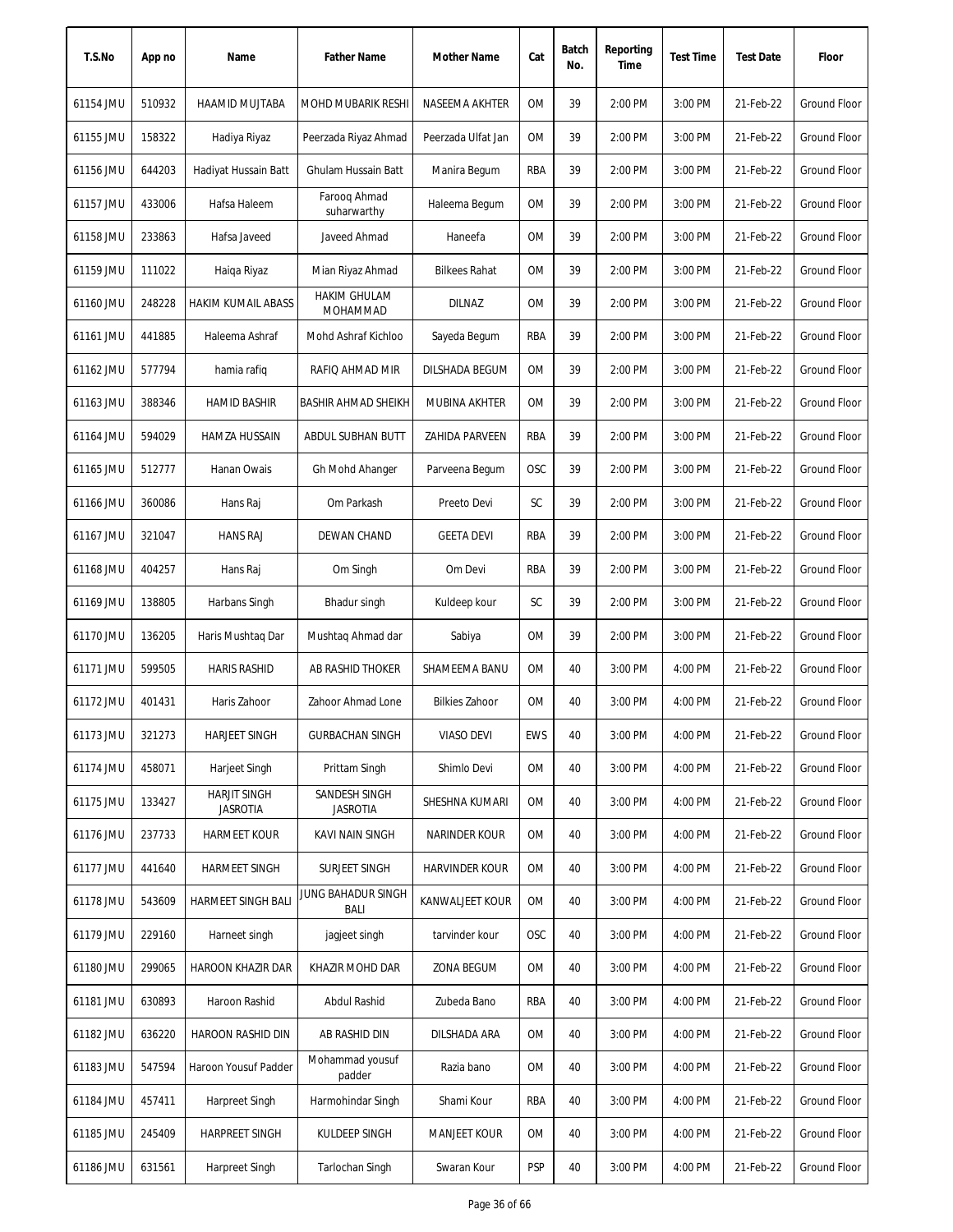| T.S.No | App no | Name | Father Name | Mother Name | Cat | Batch No. | Reporting Time | Test Time | Test Date | Floor |
|---|---|---|---|---|---|---|---|---|---|---|
| 61154 JMU | 510932 | HAAMID MUJTABA | MOHD MUBARIK RESHI | NASEEMA AKHTER | OM | 39 | 2:00 PM | 3:00 PM | 21-Feb-22 | Ground Floor |
| 61155 JMU | 158322 | Hadiya Riyaz | Peerzada Riyaz Ahmad | Peerzada Ulfat Jan | OM | 39 | 2:00 PM | 3:00 PM | 21-Feb-22 | Ground Floor |
| 61156 JMU | 644203 | Hadiyat Hussain Batt | Ghulam Hussain Batt | Manira Begum | RBA | 39 | 2:00 PM | 3:00 PM | 21-Feb-22 | Ground Floor |
| 61157 JMU | 433006 | Hafsa Haleem | Farooq Ahmad suharwarthy | Haleema Begum | OM | 39 | 2:00 PM | 3:00 PM | 21-Feb-22 | Ground Floor |
| 61158 JMU | 233863 | Hafsa Javeed | Javeed Ahmad | Haneefa | OM | 39 | 2:00 PM | 3:00 PM | 21-Feb-22 | Ground Floor |
| 61159 JMU | 111022 | Haiqa Riyaz | Mian Riyaz Ahmad | Bilkees Rahat | OM | 39 | 2:00 PM | 3:00 PM | 21-Feb-22 | Ground Floor |
| 61160 JMU | 248228 | HAKIM KUMAIL ABASS | HAKIM GHULAM MOHAMMAD | DILNAZ | OM | 39 | 2:00 PM | 3:00 PM | 21-Feb-22 | Ground Floor |
| 61161 JMU | 441885 | Haleema Ashraf | Mohd Ashraf Kichloo | Sayeda Begum | RBA | 39 | 2:00 PM | 3:00 PM | 21-Feb-22 | Ground Floor |
| 61162 JMU | 577794 | hamia rafiq | RAFIQ AHMAD MIR | DILSHADA BEGUM | OM | 39 | 2:00 PM | 3:00 PM | 21-Feb-22 | Ground Floor |
| 61163 JMU | 388346 | HAMID BASHIR | BASHIR AHMAD SHEIKH | MUBINA AKHTER | OM | 39 | 2:00 PM | 3:00 PM | 21-Feb-22 | Ground Floor |
| 61164 JMU | 594029 | HAMZA HUSSAIN | ABDUL SUBHAN BUTT | ZAHIDA PARVEEN | RBA | 39 | 2:00 PM | 3:00 PM | 21-Feb-22 | Ground Floor |
| 61165 JMU | 512777 | Hanan Owais | Gh Mohd Ahanger | Parveena Begum | OSC | 39 | 2:00 PM | 3:00 PM | 21-Feb-22 | Ground Floor |
| 61166 JMU | 360086 | Hans Raj | Om Parkash | Preeto Devi | SC | 39 | 2:00 PM | 3:00 PM | 21-Feb-22 | Ground Floor |
| 61167 JMU | 321047 | HANS RAJ | DEWAN CHAND | GEETA DEVI | RBA | 39 | 2:00 PM | 3:00 PM | 21-Feb-22 | Ground Floor |
| 61168 JMU | 404257 | Hans Raj | Om Singh | Om Devi | RBA | 39 | 2:00 PM | 3:00 PM | 21-Feb-22 | Ground Floor |
| 61169 JMU | 138805 | Harbans Singh | Bhadur singh | Kuldeep kour | SC | 39 | 2:00 PM | 3:00 PM | 21-Feb-22 | Ground Floor |
| 61170 JMU | 136205 | Haris Mushtaq Dar | Mushtaq Ahmad dar | Sabiya | OM | 39 | 2:00 PM | 3:00 PM | 21-Feb-22 | Ground Floor |
| 61171 JMU | 599505 | HARIS RASHID | AB RASHID THOKER | SHAMEEMA BANU | OM | 40 | 3:00 PM | 4:00 PM | 21-Feb-22 | Ground Floor |
| 61172 JMU | 401431 | Haris Zahoor | Zahoor Ahmad Lone | Bilkies Zahoor | OM | 40 | 3:00 PM | 4:00 PM | 21-Feb-22 | Ground Floor |
| 61173 JMU | 321273 | HARJEET SINGH | GURBACHAN SINGH | VIASO DEVI | EWS | 40 | 3:00 PM | 4:00 PM | 21-Feb-22 | Ground Floor |
| 61174 JMU | 458071 | Harjeet Singh | Prittam Singh | Shimlo Devi | OM | 40 | 3:00 PM | 4:00 PM | 21-Feb-22 | Ground Floor |
| 61175 JMU | 133427 | HARJIT SINGH JASROTIA | SANDESH SINGH JASROTIA | SHESHNA KUMARI | OM | 40 | 3:00 PM | 4:00 PM | 21-Feb-22 | Ground Floor |
| 61176 JMU | 237733 | HARMEET KOUR | KAVI NAIN SINGH | NARINDER KOUR | OM | 40 | 3:00 PM | 4:00 PM | 21-Feb-22 | Ground Floor |
| 61177 JMU | 441640 | HARMEET SINGH | SURJEET SINGH | HARVINDER KOUR | OM | 40 | 3:00 PM | 4:00 PM | 21-Feb-22 | Ground Floor |
| 61178 JMU | 543609 | HARMEET SINGH BALI | JUNG BAHADUR SINGH BALI | KANWALJEET KOUR | OM | 40 | 3:00 PM | 4:00 PM | 21-Feb-22 | Ground Floor |
| 61179 JMU | 229160 | Harneet singh | jagjeet singh | tarvinder kour | OSC | 40 | 3:00 PM | 4:00 PM | 21-Feb-22 | Ground Floor |
| 61180 JMU | 299065 | HAROON KHAZIR DAR | KHAZIR MOHD DAR | ZONA BEGUM | OM | 40 | 3:00 PM | 4:00 PM | 21-Feb-22 | Ground Floor |
| 61181 JMU | 630893 | Haroon Rashid | Abdul Rashid | Zubeda Bano | RBA | 40 | 3:00 PM | 4:00 PM | 21-Feb-22 | Ground Floor |
| 61182 JMU | 636220 | HAROON RASHID DIN | AB RASHID DIN | DILSHADA ARA | OM | 40 | 3:00 PM | 4:00 PM | 21-Feb-22 | Ground Floor |
| 61183 JMU | 547594 | Haroon Yousuf Padder | Mohammad yousuf padder | Razia bano | OM | 40 | 3:00 PM | 4:00 PM | 21-Feb-22 | Ground Floor |
| 61184 JMU | 457411 | Harpreet Singh | Harmohindar Singh | Shami Kour | RBA | 40 | 3:00 PM | 4:00 PM | 21-Feb-22 | Ground Floor |
| 61185 JMU | 245409 | HARPREET SINGH | KULDEEP SINGH | MANJEET KOUR | OM | 40 | 3:00 PM | 4:00 PM | 21-Feb-22 | Ground Floor |
| 61186 JMU | 631561 | Harpreet Singh | Tarlochan Singh | Swaran Kour | PSP | 40 | 3:00 PM | 4:00 PM | 21-Feb-22 | Ground Floor |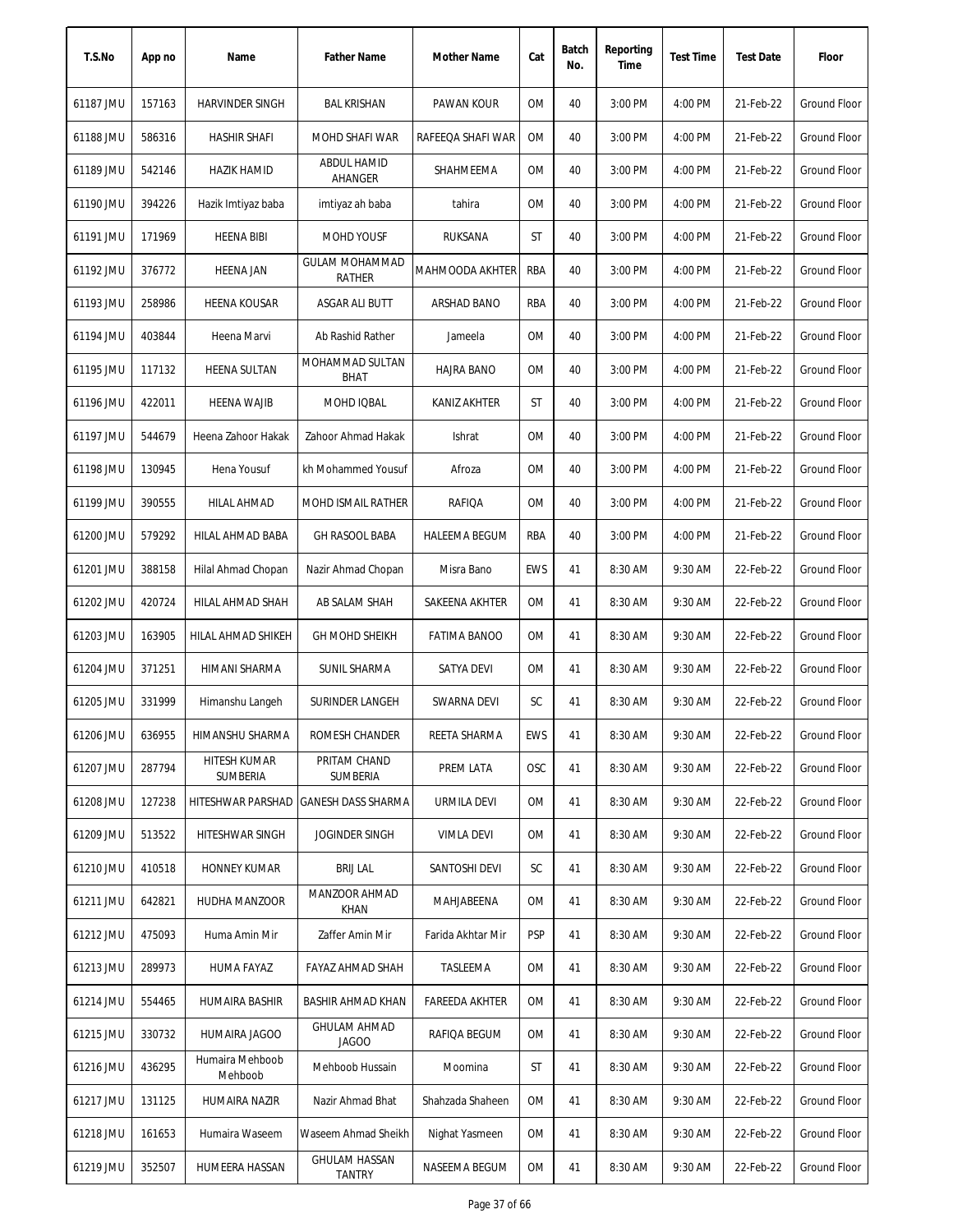| T.S.No | App no | Name | Father Name | Mother Name | Cat | Batch No. | Reporting Time | Test Time | Test Date | Floor |
|---|---|---|---|---|---|---|---|---|---|---|
| 61187 JMU | 157163 | HARVINDER SINGH | BAL KRISHAN | PAWAN KOUR | OM | 40 | 3:00 PM | 4:00 PM | 21-Feb-22 | Ground Floor |
| 61188 JMU | 586316 | HASHIR SHAFI | MOHD SHAFI WAR | RAFEEQA SHAFI WAR | OM | 40 | 3:00 PM | 4:00 PM | 21-Feb-22 | Ground Floor |
| 61189 JMU | 542146 | HAZIK HAMID | ABDUL HAMID AHANGER | SHAHMEEMA | OM | 40 | 3:00 PM | 4:00 PM | 21-Feb-22 | Ground Floor |
| 61190 JMU | 394226 | Hazik Imtiyaz baba | imtiyaz ah baba | tahira | OM | 40 | 3:00 PM | 4:00 PM | 21-Feb-22 | Ground Floor |
| 61191 JMU | 171969 | HEENA BIBI | MOHD YOUSF | RUKSANA | ST | 40 | 3:00 PM | 4:00 PM | 21-Feb-22 | Ground Floor |
| 61192 JMU | 376772 | HEENA JAN | GULAM MOHAMMAD RATHER | MAHMOODA AKHTER | RBA | 40 | 3:00 PM | 4:00 PM | 21-Feb-22 | Ground Floor |
| 61193 JMU | 258986 | HEENA KOUSAR | ASGAR ALI BUTT | ARSHAD BANO | RBA | 40 | 3:00 PM | 4:00 PM | 21-Feb-22 | Ground Floor |
| 61194 JMU | 403844 | Heena Marvi | Ab Rashid Rather | Jameela | OM | 40 | 3:00 PM | 4:00 PM | 21-Feb-22 | Ground Floor |
| 61195 JMU | 117132 | HEENA SULTAN | MOHAMMAD SULTAN BHAT | HAJRA BANO | OM | 40 | 3:00 PM | 4:00 PM | 21-Feb-22 | Ground Floor |
| 61196 JMU | 422011 | HEENA WAJIB | MOHD IQBAL | KANIZ AKHTER | ST | 40 | 3:00 PM | 4:00 PM | 21-Feb-22 | Ground Floor |
| 61197 JMU | 544679 | Heena Zahoor Hakak | Zahoor Ahmad Hakak | Ishrat | OM | 40 | 3:00 PM | 4:00 PM | 21-Feb-22 | Ground Floor |
| 61198 JMU | 130945 | Hena Yousuf | kh Mohammed Yousuf | Afroza | OM | 40 | 3:00 PM | 4:00 PM | 21-Feb-22 | Ground Floor |
| 61199 JMU | 390555 | HILAL AHMAD | MOHD ISMAIL RATHER | RAFIQA | OM | 40 | 3:00 PM | 4:00 PM | 21-Feb-22 | Ground Floor |
| 61200 JMU | 579292 | HILAL AHMAD BABA | GH RASOOL BABA | HALEEMA BEGUM | RBA | 40 | 3:00 PM | 4:00 PM | 21-Feb-22 | Ground Floor |
| 61201 JMU | 388158 | Hilal Ahmad Chopan | Nazir Ahmad Chopan | Misra Bano | EWS | 41 | 8:30 AM | 9:30 AM | 22-Feb-22 | Ground Floor |
| 61202 JMU | 420724 | HILAL AHMAD SHAH | AB SALAM SHAH | SAKEENA AKHTER | OM | 41 | 8:30 AM | 9:30 AM | 22-Feb-22 | Ground Floor |
| 61203 JMU | 163905 | HILAL AHMAD SHIKEH | GH MOHD SHEIKH | FATIMA BANOO | OM | 41 | 8:30 AM | 9:30 AM | 22-Feb-22 | Ground Floor |
| 61204 JMU | 371251 | HIMANI SHARMA | SUNIL SHARMA | SATYA DEVI | OM | 41 | 8:30 AM | 9:30 AM | 22-Feb-22 | Ground Floor |
| 61205 JMU | 331999 | Himanshu Langeh | SURINDER LANGEH | SWARNA DEVI | SC | 41 | 8:30 AM | 9:30 AM | 22-Feb-22 | Ground Floor |
| 61206 JMU | 636955 | HIMANSHU SHARMA | ROMESH CHANDER | REETA SHARMA | EWS | 41 | 8:30 AM | 9:30 AM | 22-Feb-22 | Ground Floor |
| 61207 JMU | 287794 | HITESH KUMAR SUMBERIA | PRITAM CHAND SUMBERIA | PREM LATA | OSC | 41 | 8:30 AM | 9:30 AM | 22-Feb-22 | Ground Floor |
| 61208 JMU | 127238 | HITESHWAR PARSHAD | GANESH DASS SHARMA | URMILA DEVI | OM | 41 | 8:30 AM | 9:30 AM | 22-Feb-22 | Ground Floor |
| 61209 JMU | 513522 | HITESHWAR SINGH | JOGINDER SINGH | VIMLA DEVI | OM | 41 | 8:30 AM | 9:30 AM | 22-Feb-22 | Ground Floor |
| 61210 JMU | 410518 | HONNEY KUMAR | BRIJ LAL | SANTOSHI DEVI | SC | 41 | 8:30 AM | 9:30 AM | 22-Feb-22 | Ground Floor |
| 61211 JMU | 642821 | HUDHA MANZOOR | MANZOOR AHMAD KHAN | MAHJABEENA | OM | 41 | 8:30 AM | 9:30 AM | 22-Feb-22 | Ground Floor |
| 61212 JMU | 475093 | Huma Amin Mir | Zaffer Amin Mir | Farida Akhtar Mir | PSP | 41 | 8:30 AM | 9:30 AM | 22-Feb-22 | Ground Floor |
| 61213 JMU | 289973 | HUMA FAYAZ | FAYAZ AHMAD SHAH | TASLEEMA | OM | 41 | 8:30 AM | 9:30 AM | 22-Feb-22 | Ground Floor |
| 61214 JMU | 554465 | HUMAIRA BASHIR | BASHIR AHMAD KHAN | FAREEDA AKHTER | OM | 41 | 8:30 AM | 9:30 AM | 22-Feb-22 | Ground Floor |
| 61215 JMU | 330732 | HUMAIRA JAGOO | GHULAM AHMAD JAGOO | RAFIQA BEGUM | OM | 41 | 8:30 AM | 9:30 AM | 22-Feb-22 | Ground Floor |
| 61216 JMU | 436295 | Humaira Mehboob Mehboob | Mehboob Hussain | Moomina | ST | 41 | 8:30 AM | 9:30 AM | 22-Feb-22 | Ground Floor |
| 61217 JMU | 131125 | HUMAIRA NAZIR | Nazir Ahmad Bhat | Shahzada Shaheen | OM | 41 | 8:30 AM | 9:30 AM | 22-Feb-22 | Ground Floor |
| 61218 JMU | 161653 | Humaira Waseem | Waseem Ahmad Sheikh | Nighat Yasmeen | OM | 41 | 8:30 AM | 9:30 AM | 22-Feb-22 | Ground Floor |
| 61219 JMU | 352507 | HUMEERA HASSAN | GHULAM HASSAN TANTRY | NASEEMA BEGUM | OM | 41 | 8:30 AM | 9:30 AM | 22-Feb-22 | Ground Floor |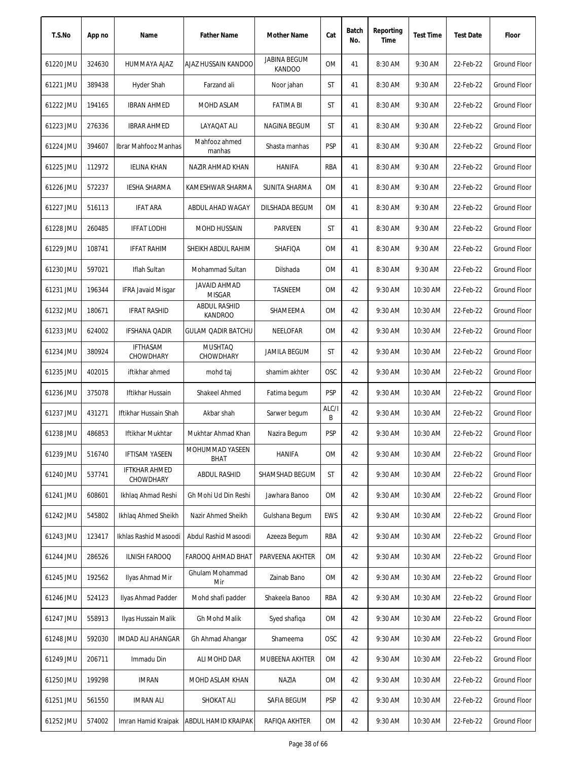| T.S.No | App no | Name | Father Name | Mother Name | Cat | Batch No. | Reporting Time | Test Time | Test Date | Floor |
|---|---|---|---|---|---|---|---|---|---|---|
| 61220 JMU | 324630 | HUMMAYA AJAZ | AJAZ HUSSAIN KANDOO | JABINA BEGUM KANDOO | OM | 41 | 8:30 AM | 9:30 AM | 22-Feb-22 | Ground Floor |
| 61221 JMU | 389438 | Hyder Shah | Farzand ali | Noor jahan | ST | 41 | 8:30 AM | 9:30 AM | 22-Feb-22 | Ground Floor |
| 61222 JMU | 194165 | IBRAN AHMED | MOHD ASLAM | FATIMA BI | ST | 41 | 8:30 AM | 9:30 AM | 22-Feb-22 | Ground Floor |
| 61223 JMU | 276336 | IBRAR AHMED | LAYAQAT ALI | NAGINA BEGUM | ST | 41 | 8:30 AM | 9:30 AM | 22-Feb-22 | Ground Floor |
| 61224 JMU | 394607 | Ibrar Mahfooz Manhas | Mahfooz ahmed manhas | Shasta manhas | PSP | 41 | 8:30 AM | 9:30 AM | 22-Feb-22 | Ground Floor |
| 61225 JMU | 112972 | IELINA KHAN | NAZIR AHMAD KHAN | HANIFA | RBA | 41 | 8:30 AM | 9:30 AM | 22-Feb-22 | Ground Floor |
| 61226 JMU | 572237 | IESHA SHARMA | KAMESHWAR SHARMA | SUNITA SHARMA | OM | 41 | 8:30 AM | 9:30 AM | 22-Feb-22 | Ground Floor |
| 61227 JMU | 516113 | IFAT ARA | ABDUL AHAD WAGAY | DILSHADA BEGUM | OM | 41 | 8:30 AM | 9:30 AM | 22-Feb-22 | Ground Floor |
| 61228 JMU | 260485 | IFFAT LODHI | MOHD HUSSAIN | PARVEEN | ST | 41 | 8:30 AM | 9:30 AM | 22-Feb-22 | Ground Floor |
| 61229 JMU | 108741 | IFFAT RAHIM | SHEIKH ABDUL RAHIM | SHAFIQA | OM | 41 | 8:30 AM | 9:30 AM | 22-Feb-22 | Ground Floor |
| 61230 JMU | 597021 | Iflah Sultan | Mohammad Sultan | Dilshada | OM | 41 | 8:30 AM | 9:30 AM | 22-Feb-22 | Ground Floor |
| 61231 JMU | 196344 | IFRA Javaid Misgar | JAVAID AHMAD MISGAR | TASNEEM | OM | 42 | 9:30 AM | 10:30 AM | 22-Feb-22 | Ground Floor |
| 61232 JMU | 180671 | IFRAT RASHID | ABDUL RASHID KANDROO | SHAMEEMA | OM | 42 | 9:30 AM | 10:30 AM | 22-Feb-22 | Ground Floor |
| 61233 JMU | 624002 | IFSHANA QADIR | GULAM QADIR BATCHU | NEELOFAR | OM | 42 | 9:30 AM | 10:30 AM | 22-Feb-22 | Ground Floor |
| 61234 JMU | 380924 | IFTHASAM CHOWDHARY | MUSHTAQ CHOWDHARY | JAMILA BEGUM | ST | 42 | 9:30 AM | 10:30 AM | 22-Feb-22 | Ground Floor |
| 61235 JMU | 402015 | iftikhar ahmed | mohd taj | shamim akhter | OSC | 42 | 9:30 AM | 10:30 AM | 22-Feb-22 | Ground Floor |
| 61236 JMU | 375078 | Iftikhar Hussain | Shakeel Ahmed | Fatima begum | PSP | 42 | 9:30 AM | 10:30 AM | 22-Feb-22 | Ground Floor |
| 61237 JMU | 431271 | Iftikhar Hussain Shah | Akbar shah | Sarwer begum | ALC/IB | 42 | 9:30 AM | 10:30 AM | 22-Feb-22 | Ground Floor |
| 61238 JMU | 486853 | Iftikhar Mukhtar | Mukhtar Ahmad Khan | Nazira Begum | PSP | 42 | 9:30 AM | 10:30 AM | 22-Feb-22 | Ground Floor |
| 61239 JMU | 516740 | IFTISAM YASEEN | MOHUMMAD YASEEN BHAT | HANIFA | OM | 42 | 9:30 AM | 10:30 AM | 22-Feb-22 | Ground Floor |
| 61240 JMU | 537741 | IFTKHAR AHMED CHOWDHARY | ABDUL RASHID | SHAMSHAD BEGUM | ST | 42 | 9:30 AM | 10:30 AM | 22-Feb-22 | Ground Floor |
| 61241 JMU | 608601 | Ikhlaq Ahmad Reshi | Gh Mohi Ud Din Reshi | Jawhara Banoo | OM | 42 | 9:30 AM | 10:30 AM | 22-Feb-22 | Ground Floor |
| 61242 JMU | 545802 | Ikhlaq Ahmed Sheikh | Nazir Ahmed Sheikh | Gulshana Begum | EWS | 42 | 9:30 AM | 10:30 AM | 22-Feb-22 | Ground Floor |
| 61243 JMU | 123417 | Ikhlas Rashid Masoodi | Abdul Rashid Masoodi | Azeeza Begum | RBA | 42 | 9:30 AM | 10:30 AM | 22-Feb-22 | Ground Floor |
| 61244 JMU | 286526 | ILNISH FAROOQ | FAROOQ AHMAD BHAT | PARVEENA AKHTER | OM | 42 | 9:30 AM | 10:30 AM | 22-Feb-22 | Ground Floor |
| 61245 JMU | 192562 | Ilyas Ahmad Mir | Ghulam Mohammad Mir | Zainab Bano | OM | 42 | 9:30 AM | 10:30 AM | 22-Feb-22 | Ground Floor |
| 61246 JMU | 524123 | Ilyas Ahmad Padder | Mohd shafi padder | Shakeela Banoo | RBA | 42 | 9:30 AM | 10:30 AM | 22-Feb-22 | Ground Floor |
| 61247 JMU | 558913 | Ilyas Hussain Malik | Gh Mohd Malik | Syed shafiqa | OM | 42 | 9:30 AM | 10:30 AM | 22-Feb-22 | Ground Floor |
| 61248 JMU | 592030 | IMDAD ALI AHANGAR | Gh Ahmad Ahangar | Shameema | OSC | 42 | 9:30 AM | 10:30 AM | 22-Feb-22 | Ground Floor |
| 61249 JMU | 206711 | Immadu Din | ALI MOHD DAR | MUBEENA AKHTER | OM | 42 | 9:30 AM | 10:30 AM | 22-Feb-22 | Ground Floor |
| 61250 JMU | 199298 | IMRAN | MOHD ASLAM KHAN | NAZIA | OM | 42 | 9:30 AM | 10:30 AM | 22-Feb-22 | Ground Floor |
| 61251 JMU | 561550 | IMRAN ALI | SHOKAT ALI | SAFIA BEGUM | PSP | 42 | 9:30 AM | 10:30 AM | 22-Feb-22 | Ground Floor |
| 61252 JMU | 574002 | Imran Hamid Kraipak | ABDUL HAMID KRAIPAK | RAFIQA AKHTER | OM | 42 | 9:30 AM | 10:30 AM | 22-Feb-22 | Ground Floor |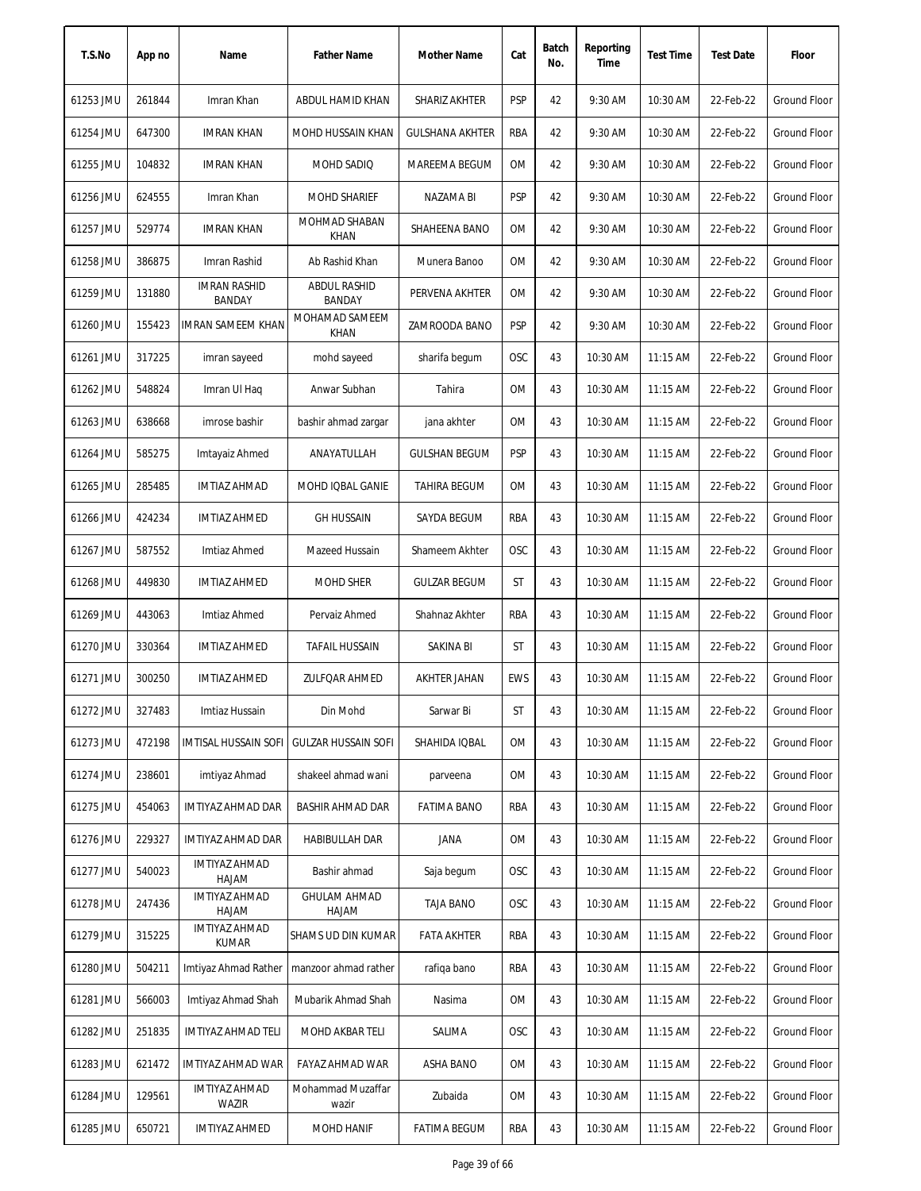| T.S.No | App no | Name | Father Name | Mother Name | Cat | Batch No. | Reporting Time | Test Time | Test Date | Floor |
|---|---|---|---|---|---|---|---|---|---|---|
| 61253 JMU | 261844 | Imran Khan | ABDUL HAMID KHAN | SHARIZ AKHTER | PSP | 42 | 9:30 AM | 10:30 AM | 22-Feb-22 | Ground Floor |
| 61254 JMU | 647300 | IMRAN KHAN | MOHD HUSSAIN KHAN | GULSHANA AKHTER | RBA | 42 | 9:30 AM | 10:30 AM | 22-Feb-22 | Ground Floor |
| 61255 JMU | 104832 | IMRAN KHAN | MOHD SADIQ | MAREEMA BEGUM | OM | 42 | 9:30 AM | 10:30 AM | 22-Feb-22 | Ground Floor |
| 61256 JMU | 624555 | Imran Khan | MOHD SHARIEF | NAZAMA BI | PSP | 42 | 9:30 AM | 10:30 AM | 22-Feb-22 | Ground Floor |
| 61257 JMU | 529774 | IMRAN KHAN | MOHMAD SHABAN KHAN | SHAHEENA BANO | OM | 42 | 9:30 AM | 10:30 AM | 22-Feb-22 | Ground Floor |
| 61258 JMU | 386875 | Imran Rashid | Ab Rashid Khan | Munera Banoo | OM | 42 | 9:30 AM | 10:30 AM | 22-Feb-22 | Ground Floor |
| 61259 JMU | 131880 | IMRAN RASHID BANDAY | ABDUL RASHID BANDAY | PERVENA AKHTER | OM | 42 | 9:30 AM | 10:30 AM | 22-Feb-22 | Ground Floor |
| 61260 JMU | 155423 | IMRAN SAMEEM KHAN | MOHAMAD SAMEEM KHAN | ZAMROODA BANO | PSP | 42 | 9:30 AM | 10:30 AM | 22-Feb-22 | Ground Floor |
| 61261 JMU | 317225 | imran sayeed | mohd sayeed | sharifa begum | OSC | 43 | 10:30 AM | 11:15 AM | 22-Feb-22 | Ground Floor |
| 61262 JMU | 548824 | Imran Ul Haq | Anwar Subhan | Tahira | OM | 43 | 10:30 AM | 11:15 AM | 22-Feb-22 | Ground Floor |
| 61263 JMU | 638668 | imrose bashir | bashir ahmad zargar | jana akhter | OM | 43 | 10:30 AM | 11:15 AM | 22-Feb-22 | Ground Floor |
| 61264 JMU | 585275 | Imtayaiz Ahmed | ANAYATULLAH | GULSHAN BEGUM | PSP | 43 | 10:30 AM | 11:15 AM | 22-Feb-22 | Ground Floor |
| 61265 JMU | 285485 | IMTIAZ AHMAD | MOHD IQBAL GANIE | TAHIRA BEGUM | OM | 43 | 10:30 AM | 11:15 AM | 22-Feb-22 | Ground Floor |
| 61266 JMU | 424234 | IMTIAZ AHMED | GH HUSSAIN | SAYDA BEGUM | RBA | 43 | 10:30 AM | 11:15 AM | 22-Feb-22 | Ground Floor |
| 61267 JMU | 587552 | Imtiaz Ahmed | Mazeed Hussain | Shameem Akhter | OSC | 43 | 10:30 AM | 11:15 AM | 22-Feb-22 | Ground Floor |
| 61268 JMU | 449830 | IMTIAZ AHMED | MOHD SHER | GULZAR BEGUM | ST | 43 | 10:30 AM | 11:15 AM | 22-Feb-22 | Ground Floor |
| 61269 JMU | 443063 | Imtiaz Ahmed | Pervaiz Ahmed | Shahnaz Akhter | RBA | 43 | 10:30 AM | 11:15 AM | 22-Feb-22 | Ground Floor |
| 61270 JMU | 330364 | IMTIAZ AHMED | TAFAIL HUSSAIN | SAKINA BI | ST | 43 | 10:30 AM | 11:15 AM | 22-Feb-22 | Ground Floor |
| 61271 JMU | 300250 | IMTIAZ AHMED | ZULFQAR AHMED | AKHTER JAHAN | EWS | 43 | 10:30 AM | 11:15 AM | 22-Feb-22 | Ground Floor |
| 61272 JMU | 327483 | Imtiaz Hussain | Din Mohd | Sarwar Bi | ST | 43 | 10:30 AM | 11:15 AM | 22-Feb-22 | Ground Floor |
| 61273 JMU | 472198 | IMTISAL HUSSAIN SOFI | GULZAR HUSSAIN SOFI | SHAHIDA IQBAL | OM | 43 | 10:30 AM | 11:15 AM | 22-Feb-22 | Ground Floor |
| 61274 JMU | 238601 | imtiyaz Ahmad | shakeel ahmad wani | parveena | OM | 43 | 10:30 AM | 11:15 AM | 22-Feb-22 | Ground Floor |
| 61275 JMU | 454063 | IMTIYAZ AHMAD DAR | BASHIR AHMAD DAR | FATIMA BANO | RBA | 43 | 10:30 AM | 11:15 AM | 22-Feb-22 | Ground Floor |
| 61276 JMU | 229327 | IMTIYAZ AHMAD DAR | HABIBULLAH DAR | JANA | OM | 43 | 10:30 AM | 11:15 AM | 22-Feb-22 | Ground Floor |
| 61277 JMU | 540023 | IMTIYAZ AHMAD HAJAM | Bashir ahmad | Saja begum | OSC | 43 | 10:30 AM | 11:15 AM | 22-Feb-22 | Ground Floor |
| 61278 JMU | 247436 | IMTIYAZ AHMAD HAJAM | GHULAM AHMAD HAJAM | TAJA BANO | OSC | 43 | 10:30 AM | 11:15 AM | 22-Feb-22 | Ground Floor |
| 61279 JMU | 315225 | IMTIYAZ AHMAD KUMAR | SHAMS UD DIN KUMAR | FATA AKHTER | RBA | 43 | 10:30 AM | 11:15 AM | 22-Feb-22 | Ground Floor |
| 61280 JMU | 504211 | Imtiyaz Ahmad Rather | manzoor ahmad rather | rafiqa bano | RBA | 43 | 10:30 AM | 11:15 AM | 22-Feb-22 | Ground Floor |
| 61281 JMU | 566003 | Imtiyaz Ahmad Shah | Mubarik Ahmad Shah | Nasima | OM | 43 | 10:30 AM | 11:15 AM | 22-Feb-22 | Ground Floor |
| 61282 JMU | 251835 | IMTIYAZ AHMAD TELI | MOHD AKBAR TELI | SALIMA | OSC | 43 | 10:30 AM | 11:15 AM | 22-Feb-22 | Ground Floor |
| 61283 JMU | 621472 | IMTIYAZ AHMAD WAR | FAYAZ AHMAD WAR | ASHA BANO | OM | 43 | 10:30 AM | 11:15 AM | 22-Feb-22 | Ground Floor |
| 61284 JMU | 129561 | IMTIYAZ AHMAD WAZIR | Mohammad Muzaffar wazir | Zubaida | OM | 43 | 10:30 AM | 11:15 AM | 22-Feb-22 | Ground Floor |
| 61285 JMU | 650721 | IMTIYAZ AHMED | MOHD HANIF | FATIMA BEGUM | RBA | 43 | 10:30 AM | 11:15 AM | 22-Feb-22 | Ground Floor |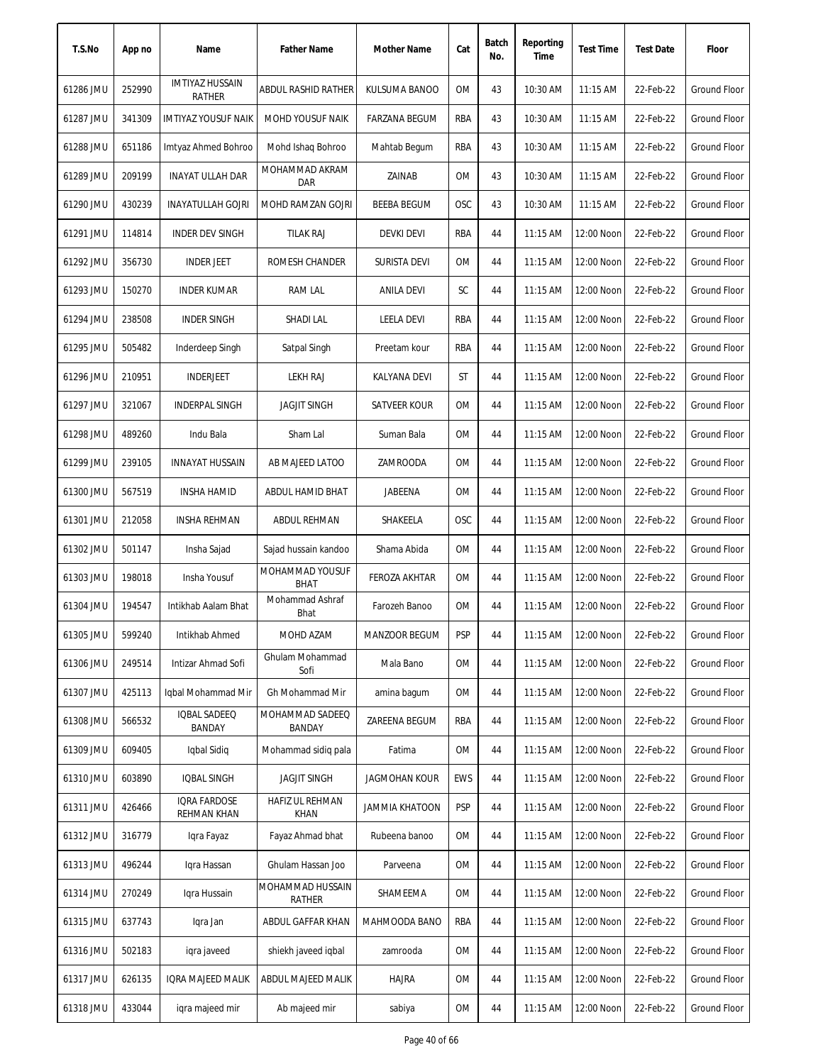| T.S.No | App no | Name | Father Name | Mother Name | Cat | Batch No. | Reporting Time | Test Time | Test Date | Floor |
|---|---|---|---|---|---|---|---|---|---|---|
| 61286 JMU | 252990 | IMTIYAZ HUSSAIN RATHER | ABDUL RASHID RATHER | KULSUMA BANOO | OM | 43 | 10:30 AM | 11:15 AM | 22-Feb-22 | Ground Floor |
| 61287 JMU | 341309 | IMTIYAZ YOUSUF NAIK | MOHD YOUSUF NAIK | FARZANA BEGUM | RBA | 43 | 10:30 AM | 11:15 AM | 22-Feb-22 | Ground Floor |
| 61288 JMU | 651186 | Imtyaz Ahmed Bohroo | Mohd Ishaq Bohroo | Mahtab Begum | RBA | 43 | 10:30 AM | 11:15 AM | 22-Feb-22 | Ground Floor |
| 61289 JMU | 209199 | INAYAT ULLAH DAR | MOHAMMAD AKRAM DAR | ZAINAB | OM | 43 | 10:30 AM | 11:15 AM | 22-Feb-22 | Ground Floor |
| 61290 JMU | 430239 | INAYATULLAH GOJRI | MOHD RAMZAN GOJRI | BEEBA BEGUM | OSC | 43 | 10:30 AM | 11:15 AM | 22-Feb-22 | Ground Floor |
| 61291 JMU | 114814 | INDER DEV SINGH | TILAK RAJ | DEVKI DEVI | RBA | 44 | 11:15 AM | 12:00 Noon | 22-Feb-22 | Ground Floor |
| 61292 JMU | 356730 | INDER JEET | ROMESH CHANDER | SURISTA DEVI | OM | 44 | 11:15 AM | 12:00 Noon | 22-Feb-22 | Ground Floor |
| 61293 JMU | 150270 | INDER KUMAR | RAM LAL | ANILA DEVI | SC | 44 | 11:15 AM | 12:00 Noon | 22-Feb-22 | Ground Floor |
| 61294 JMU | 238508 | INDER SINGH | SHADI LAL | LEELA DEVI | RBA | 44 | 11:15 AM | 12:00 Noon | 22-Feb-22 | Ground Floor |
| 61295 JMU | 505482 | Inderdeep Singh | Satpal Singh | Preetam kour | RBA | 44 | 11:15 AM | 12:00 Noon | 22-Feb-22 | Ground Floor |
| 61296 JMU | 210951 | INDERJEET | LEKH RAJ | KALYANA DEVI | ST | 44 | 11:15 AM | 12:00 Noon | 22-Feb-22 | Ground Floor |
| 61297 JMU | 321067 | INDERPAL SINGH | JAGJIT SINGH | SATVEER KOUR | OM | 44 | 11:15 AM | 12:00 Noon | 22-Feb-22 | Ground Floor |
| 61298 JMU | 489260 | Indu Bala | Sham Lal | Suman Bala | OM | 44 | 11:15 AM | 12:00 Noon | 22-Feb-22 | Ground Floor |
| 61299 JMU | 239105 | INNAYAT HUSSAIN | AB MAJEED LATOO | ZAMROODA | OM | 44 | 11:15 AM | 12:00 Noon | 22-Feb-22 | Ground Floor |
| 61300 JMU | 567519 | INSHA HAMID | ABDUL HAMID BHAT | JABEENA | OM | 44 | 11:15 AM | 12:00 Noon | 22-Feb-22 | Ground Floor |
| 61301 JMU | 212058 | INSHA REHMAN | ABDUL REHMAN | SHAKEELA | OSC | 44 | 11:15 AM | 12:00 Noon | 22-Feb-22 | Ground Floor |
| 61302 JMU | 501147 | Insha Sajad | Sajad hussain kandoo | Shama Abida | OM | 44 | 11:15 AM | 12:00 Noon | 22-Feb-22 | Ground Floor |
| 61303 JMU | 198018 | Insha Yousuf | MOHAMMAD YOUSUF BHAT | FEROZA AKHTAR | OM | 44 | 11:15 AM | 12:00 Noon | 22-Feb-22 | Ground Floor |
| 61304 JMU | 194547 | Intikhab Aalam Bhat | Mohammad Ashraf Bhat | Farozeh Banoo | OM | 44 | 11:15 AM | 12:00 Noon | 22-Feb-22 | Ground Floor |
| 61305 JMU | 599240 | Intikhab Ahmed | MOHD AZAM | MANZOOR BEGUM | PSP | 44 | 11:15 AM | 12:00 Noon | 22-Feb-22 | Ground Floor |
| 61306 JMU | 249514 | Intizar Ahmad Sofi | Ghulam Mohammad Sofi | Mala Bano | OM | 44 | 11:15 AM | 12:00 Noon | 22-Feb-22 | Ground Floor |
| 61307 JMU | 425113 | Iqbal Mohammad Mir | Gh Mohammad Mir | amina bagum | OM | 44 | 11:15 AM | 12:00 Noon | 22-Feb-22 | Ground Floor |
| 61308 JMU | 566532 | IQBAL SADEEQ BANDAY | MOHAMMAD SADEEQ BANDAY | ZAREENA BEGUM | RBA | 44 | 11:15 AM | 12:00 Noon | 22-Feb-22 | Ground Floor |
| 61309 JMU | 609405 | Iqbal Sidiq | Mohammad sidiq pala | Fatima | OM | 44 | 11:15 AM | 12:00 Noon | 22-Feb-22 | Ground Floor |
| 61310 JMU | 603890 | IQBAL SINGH | JAGJIT SINGH | JAGMOHAN KOUR | EWS | 44 | 11:15 AM | 12:00 Noon | 22-Feb-22 | Ground Floor |
| 61311 JMU | 426466 | IQRA FARDOSE REHMAN KHAN | HAFIZ UL REHMAN KHAN | JAMMIA KHATOON | PSP | 44 | 11:15 AM | 12:00 Noon | 22-Feb-22 | Ground Floor |
| 61312 JMU | 316779 | Iqra Fayaz | Fayaz Ahmad bhat | Rubeena banoo | OM | 44 | 11:15 AM | 12:00 Noon | 22-Feb-22 | Ground Floor |
| 61313 JMU | 496244 | Iqra Hassan | Ghulam Hassan Joo | Parveena | OM | 44 | 11:15 AM | 12:00 Noon | 22-Feb-22 | Ground Floor |
| 61314 JMU | 270249 | Iqra Hussain | MOHAMMAD HUSSAIN RATHER | SHAMEEMA | OM | 44 | 11:15 AM | 12:00 Noon | 22-Feb-22 | Ground Floor |
| 61315 JMU | 637743 | Iqra Jan | ABDUL GAFFAR KHAN | MAHMOODA BANO | RBA | 44 | 11:15 AM | 12:00 Noon | 22-Feb-22 | Ground Floor |
| 61316 JMU | 502183 | iqra javeed | shiekh javeed iqbal | zamrooda | OM | 44 | 11:15 AM | 12:00 Noon | 22-Feb-22 | Ground Floor |
| 61317 JMU | 626135 | IQRA MAJEED MALIK | ABDUL MAJEED MALIK | HAJRA | OM | 44 | 11:15 AM | 12:00 Noon | 22-Feb-22 | Ground Floor |
| 61318 JMU | 433044 | iqra majeed mir | Ab majeed mir | sabiya | OM | 44 | 11:15 AM | 12:00 Noon | 22-Feb-22 | Ground Floor |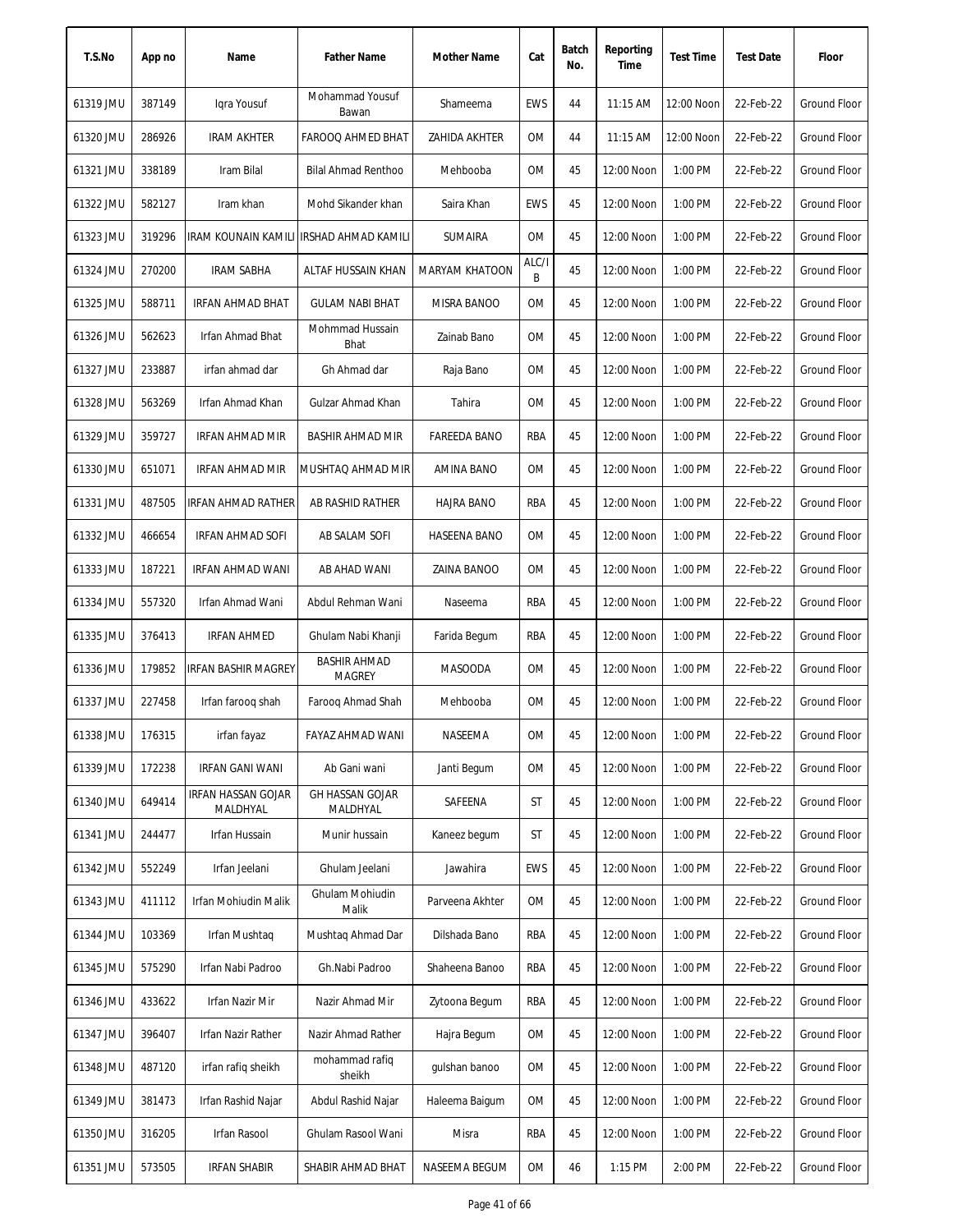| T.S.No | App no | Name | Father Name | Mother Name | Cat | Batch No. | Reporting Time | Test Time | Test Date | Floor |
|---|---|---|---|---|---|---|---|---|---|---|
| 61319 JMU | 387149 | Iqra Yousuf | Mohammad Yousuf Bawan | Shameema | EWS | 44 | 11:15 AM | 12:00 Noon | 22-Feb-22 | Ground Floor |
| 61320 JMU | 286926 | IRAM AKHTER | FAROOQ AHMED BHAT | ZAHIDA AKHTER | OM | 44 | 11:15 AM | 12:00 Noon | 22-Feb-22 | Ground Floor |
| 61321 JMU | 338189 | Iram Bilal | Bilal Ahmad Renthoo | Mehbooba | OM | 45 | 12:00 Noon | 1:00 PM | 22-Feb-22 | Ground Floor |
| 61322 JMU | 582127 | Iram khan | Mohd Sikander khan | Saira Khan | EWS | 45 | 12:00 Noon | 1:00 PM | 22-Feb-22 | Ground Floor |
| 61323 JMU | 319296 | IRAM KOUNAIN KAMILI | IRSHAD AHMAD KAMILI | SUMAIRA | OM | 45 | 12:00 Noon | 1:00 PM | 22-Feb-22 | Ground Floor |
| 61324 JMU | 270200 | IRAM SABHA | ALTAF HUSSAIN KHAN | MARYAM KHATOON | ALC/IB | 45 | 12:00 Noon | 1:00 PM | 22-Feb-22 | Ground Floor |
| 61325 JMU | 588711 | IRFAN AHMAD BHAT | GULAM NABI BHAT | MISRA BANOO | OM | 45 | 12:00 Noon | 1:00 PM | 22-Feb-22 | Ground Floor |
| 61326 JMU | 562623 | Irfan Ahmad Bhat | Mohmmad Hussain Bhat | Zainab Bano | OM | 45 | 12:00 Noon | 1:00 PM | 22-Feb-22 | Ground Floor |
| 61327 JMU | 233887 | irfan ahmad dar | Gh Ahmad dar | Raja Bano | OM | 45 | 12:00 Noon | 1:00 PM | 22-Feb-22 | Ground Floor |
| 61328 JMU | 563269 | Irfan Ahmad Khan | Gulzar Ahmad Khan | Tahira | OM | 45 | 12:00 Noon | 1:00 PM | 22-Feb-22 | Ground Floor |
| 61329 JMU | 359727 | IRFAN AHMAD MIR | BASHIR AHMAD MIR | FAREEDA BANO | RBA | 45 | 12:00 Noon | 1:00 PM | 22-Feb-22 | Ground Floor |
| 61330 JMU | 651071 | IRFAN AHMAD MIR | MUSHTAQ AHMAD MIR | AMINA BANO | OM | 45 | 12:00 Noon | 1:00 PM | 22-Feb-22 | Ground Floor |
| 61331 JMU | 487505 | IRFAN AHMAD RATHER | AB RASHID RATHER | HAJRA BANO | RBA | 45 | 12:00 Noon | 1:00 PM | 22-Feb-22 | Ground Floor |
| 61332 JMU | 466654 | IRFAN AHMAD SOFI | AB SALAM SOFI | HASEENA BANO | OM | 45 | 12:00 Noon | 1:00 PM | 22-Feb-22 | Ground Floor |
| 61333 JMU | 187221 | IRFAN AHMAD WANI | AB AHAD WANI | ZAINA BANOO | OM | 45 | 12:00 Noon | 1:00 PM | 22-Feb-22 | Ground Floor |
| 61334 JMU | 557320 | Irfan Ahmad Wani | Abdul Rehman Wani | Naseema | RBA | 45 | 12:00 Noon | 1:00 PM | 22-Feb-22 | Ground Floor |
| 61335 JMU | 376413 | IRFAN AHMED | Ghulam Nabi Khanji | Farida Begum | RBA | 45 | 12:00 Noon | 1:00 PM | 22-Feb-22 | Ground Floor |
| 61336 JMU | 179852 | IRFAN BASHIR MAGREY | BASHIR AHMAD MAGREY | MASOODA | OM | 45 | 12:00 Noon | 1:00 PM | 22-Feb-22 | Ground Floor |
| 61337 JMU | 227458 | Irfan farooq shah | Farooq Ahmad Shah | Mehbooba | OM | 45 | 12:00 Noon | 1:00 PM | 22-Feb-22 | Ground Floor |
| 61338 JMU | 176315 | irfan fayaz | FAYAZ AHMAD WANI | NASEEMA | OM | 45 | 12:00 Noon | 1:00 PM | 22-Feb-22 | Ground Floor |
| 61339 JMU | 172238 | IRFAN GANI WANI | Ab Gani wani | Janti Begum | OM | 45 | 12:00 Noon | 1:00 PM | 22-Feb-22 | Ground Floor |
| 61340 JMU | 649414 | IRFAN HASSAN GOJAR MALDHYAL | GH HASSAN GOJAR MALDHYAL | SAFEENA | ST | 45 | 12:00 Noon | 1:00 PM | 22-Feb-22 | Ground Floor |
| 61341 JMU | 244477 | Irfan Hussain | Munir hussain | Kaneez begum | ST | 45 | 12:00 Noon | 1:00 PM | 22-Feb-22 | Ground Floor |
| 61342 JMU | 552249 | Irfan Jeelani | Ghulam Jeelani | Jawahira | EWS | 45 | 12:00 Noon | 1:00 PM | 22-Feb-22 | Ground Floor |
| 61343 JMU | 411112 | Irfan Mohiudin Malik | Ghulam Mohiudin Malik | Parveena Akhter | OM | 45 | 12:00 Noon | 1:00 PM | 22-Feb-22 | Ground Floor |
| 61344 JMU | 103369 | Irfan Mushtaq | Mushtaq Ahmad Dar | Dilshada Bano | RBA | 45 | 12:00 Noon | 1:00 PM | 22-Feb-22 | Ground Floor |
| 61345 JMU | 575290 | Irfan Nabi Padroo | Gh.Nabi Padroo | Shaheena Banoo | RBA | 45 | 12:00 Noon | 1:00 PM | 22-Feb-22 | Ground Floor |
| 61346 JMU | 433622 | Irfan Nazir Mir | Nazir Ahmad Mir | Zytoona Begum | RBA | 45 | 12:00 Noon | 1:00 PM | 22-Feb-22 | Ground Floor |
| 61347 JMU | 396407 | Irfan Nazir Rather | Nazir Ahmad Rather | Hajra Begum | OM | 45 | 12:00 Noon | 1:00 PM | 22-Feb-22 | Ground Floor |
| 61348 JMU | 487120 | irfan rafiq sheikh | mohammad rafiq sheikh | gulshan banoo | OM | 45 | 12:00 Noon | 1:00 PM | 22-Feb-22 | Ground Floor |
| 61349 JMU | 381473 | Irfan Rashid Najar | Abdul Rashid Najar | Haleema Baigum | OM | 45 | 12:00 Noon | 1:00 PM | 22-Feb-22 | Ground Floor |
| 61350 JMU | 316205 | Irfan Rasool | Ghulam Rasool Wani | Misra | RBA | 45 | 12:00 Noon | 1:00 PM | 22-Feb-22 | Ground Floor |
| 61351 JMU | 573505 | IRFAN SHABIR | SHABIR AHMAD BHAT | NASEEMA BEGUM | OM | 46 | 1:15 PM | 2:00 PM | 22-Feb-22 | Ground Floor |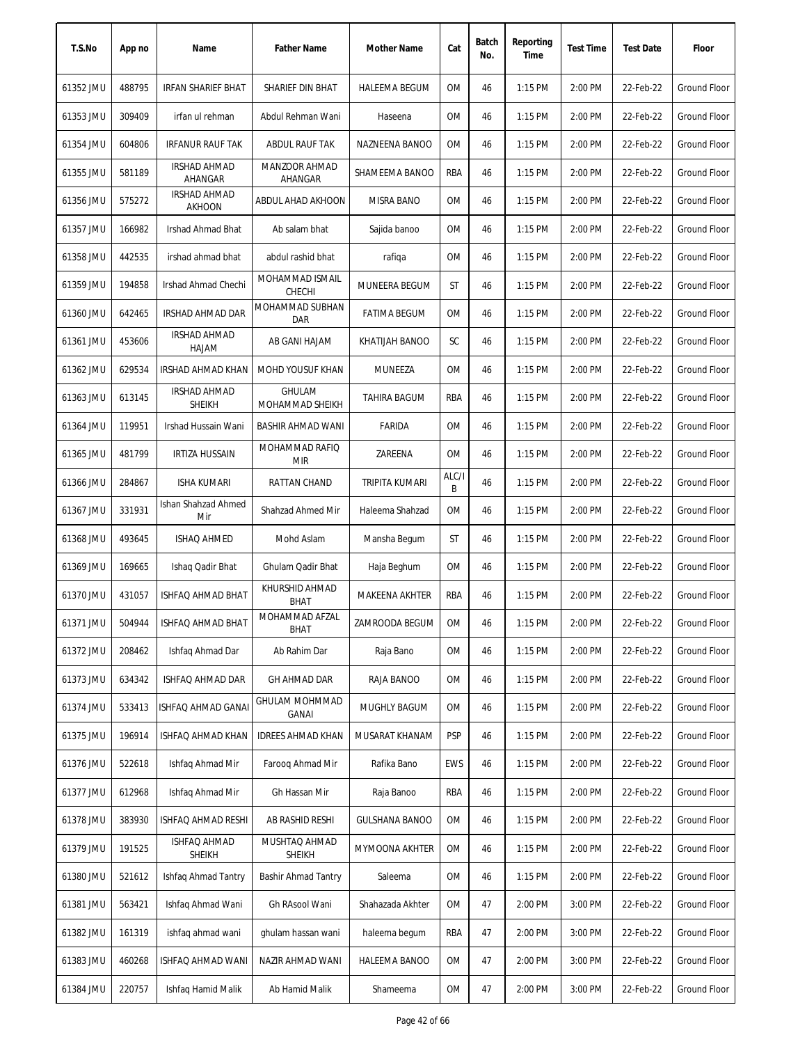| T.S.No | App no | Name | Father Name | Mother Name | Cat | Batch No. | Reporting Time | Test Time | Test Date | Floor |
|---|---|---|---|---|---|---|---|---|---|---|
| 61352 JMU | 488795 | IRFAN SHARIEF BHAT | SHARIEF DIN BHAT | HALEEMA BEGUM | OM | 46 | 1:15 PM | 2:00 PM | 22-Feb-22 | Ground Floor |
| 61353 JMU | 309409 | irfan ul rehman | Abdul Rehman Wani | Haseena | OM | 46 | 1:15 PM | 2:00 PM | 22-Feb-22 | Ground Floor |
| 61354 JMU | 604806 | IRFANUR RAUF TAK | ABDUL RAUF TAK | NAZNEENA BANOO | OM | 46 | 1:15 PM | 2:00 PM | 22-Feb-22 | Ground Floor |
| 61355 JMU | 581189 | IRSHAD AHMAD AHANGAR | MANZOOR AHMAD AHANGAR | SHAMEEMA BANOO | RBA | 46 | 1:15 PM | 2:00 PM | 22-Feb-22 | Ground Floor |
| 61356 JMU | 575272 | IRSHAD AHMAD AKHOON | ABDUL AHAD AKHOON | MISRA BANO | OM | 46 | 1:15 PM | 2:00 PM | 22-Feb-22 | Ground Floor |
| 61357 JMU | 166982 | Irshad Ahmad Bhat | Ab salam bhat | Sajida banoo | OM | 46 | 1:15 PM | 2:00 PM | 22-Feb-22 | Ground Floor |
| 61358 JMU | 442535 | irshad ahmad bhat | abdul rashid bhat | rafiqa | OM | 46 | 1:15 PM | 2:00 PM | 22-Feb-22 | Ground Floor |
| 61359 JMU | 194858 | Irshad Ahmad Chechi | MOHAMMAD ISMAIL CHECHI | MUNEERA BEGUM | ST | 46 | 1:15 PM | 2:00 PM | 22-Feb-22 | Ground Floor |
| 61360 JMU | 642465 | IRSHAD AHMAD DAR | MOHAMMAD SUBHAN DAR | FATIMA BEGUM | OM | 46 | 1:15 PM | 2:00 PM | 22-Feb-22 | Ground Floor |
| 61361 JMU | 453606 | IRSHAD AHMAD HAJAM | AB GANI HAJAM | KHATIJAH BANOO | SC | 46 | 1:15 PM | 2:00 PM | 22-Feb-22 | Ground Floor |
| 61362 JMU | 629534 | IRSHAD AHMAD KHAN | MOHD YOUSUF KHAN | MUNEEZA | OM | 46 | 1:15 PM | 2:00 PM | 22-Feb-22 | Ground Floor |
| 61363 JMU | 613145 | IRSHAD AHMAD SHEIKH | GHULAM MOHAMMAD SHEIKH | TAHIRA BAGUM | RBA | 46 | 1:15 PM | 2:00 PM | 22-Feb-22 | Ground Floor |
| 61364 JMU | 119951 | Irshad Hussain Wani | BASHIR AHMAD WANI | FARIDA | OM | 46 | 1:15 PM | 2:00 PM | 22-Feb-22 | Ground Floor |
| 61365 JMU | 481799 | IRTIZA HUSSAIN | MOHAMMAD RAFIQ MIR | ZAREENA | OM | 46 | 1:15 PM | 2:00 PM | 22-Feb-22 | Ground Floor |
| 61366 JMU | 284867 | ISHA KUMARI | RATTAN CHAND | TRIPITA KUMARI | ALC/IB | 46 | 1:15 PM | 2:00 PM | 22-Feb-22 | Ground Floor |
| 61367 JMU | 331931 | Ishan Shahzad Ahmed Mir | Shahzad Ahmed Mir | Haleema Shahzad | OM | 46 | 1:15 PM | 2:00 PM | 22-Feb-22 | Ground Floor |
| 61368 JMU | 493645 | ISHAQ AHMED | Mohd Aslam | Mansha Begum | ST | 46 | 1:15 PM | 2:00 PM | 22-Feb-22 | Ground Floor |
| 61369 JMU | 169665 | Ishaq Qadir Bhat | Ghulam Qadir Bhat | Haja Beghum | OM | 46 | 1:15 PM | 2:00 PM | 22-Feb-22 | Ground Floor |
| 61370 JMU | 431057 | ISHFAQ AHMAD BHAT | KHURSHID AHMAD BHAT | MAKEENA AKHTER | RBA | 46 | 1:15 PM | 2:00 PM | 22-Feb-22 | Ground Floor |
| 61371 JMU | 504944 | ISHFAQ AHMAD BHAT | MOHAMMAD AFZAL BHAT | ZAMROODA BEGUM | OM | 46 | 1:15 PM | 2:00 PM | 22-Feb-22 | Ground Floor |
| 61372 JMU | 208462 | Ishfaq Ahmad Dar | Ab Rahim Dar | Raja Bano | OM | 46 | 1:15 PM | 2:00 PM | 22-Feb-22 | Ground Floor |
| 61373 JMU | 634342 | ISHFAQ AHMAD DAR | GH AHMAD DAR | RAJA BANOO | OM | 46 | 1:15 PM | 2:00 PM | 22-Feb-22 | Ground Floor |
| 61374 JMU | 533413 | ISHFAQ AHMAD GANAI | GHULAM MOHMMAD GANAI | MUGHLY BAGUM | OM | 46 | 1:15 PM | 2:00 PM | 22-Feb-22 | Ground Floor |
| 61375 JMU | 196914 | ISHFAQ AHMAD KHAN | IDREES AHMAD KHAN | MUSARAT KHANAM | PSP | 46 | 1:15 PM | 2:00 PM | 22-Feb-22 | Ground Floor |
| 61376 JMU | 522618 | Ishfaq Ahmad Mir | Farooq Ahmad Mir | Rafika Bano | EWS | 46 | 1:15 PM | 2:00 PM | 22-Feb-22 | Ground Floor |
| 61377 JMU | 612968 | Ishfaq Ahmad Mir | Gh Hassan Mir | Raja Banoo | RBA | 46 | 1:15 PM | 2:00 PM | 22-Feb-22 | Ground Floor |
| 61378 JMU | 383930 | ISHFAQ AHMAD RESHI | AB RASHID RESHI | GULSHANA BANOO | OM | 46 | 1:15 PM | 2:00 PM | 22-Feb-22 | Ground Floor |
| 61379 JMU | 191525 | ISHFAQ AHMAD SHEIKH | MUSHTAQ AHMAD SHEIKH | MYMOONA AKHTER | OM | 46 | 1:15 PM | 2:00 PM | 22-Feb-22 | Ground Floor |
| 61380 JMU | 521612 | Ishfaq Ahmad Tantry | Bashir Ahmad Tantry | Saleema | OM | 46 | 1:15 PM | 2:00 PM | 22-Feb-22 | Ground Floor |
| 61381 JMU | 563421 | Ishfaq Ahmad Wani | Gh RAsool Wani | Shahazada Akhter | OM | 47 | 2:00 PM | 3:00 PM | 22-Feb-22 | Ground Floor |
| 61382 JMU | 161319 | ishfaq ahmad wani | ghulam hassan wani | haleema begum | RBA | 47 | 2:00 PM | 3:00 PM | 22-Feb-22 | Ground Floor |
| 61383 JMU | 460268 | ISHFAQ AHMAD WANI | NAZIR AHMAD WANI | HALEEMA BANOO | OM | 47 | 2:00 PM | 3:00 PM | 22-Feb-22 | Ground Floor |
| 61384 JMU | 220757 | Ishfaq Hamid Malik | Ab Hamid Malik | Shameema | OM | 47 | 2:00 PM | 3:00 PM | 22-Feb-22 | Ground Floor |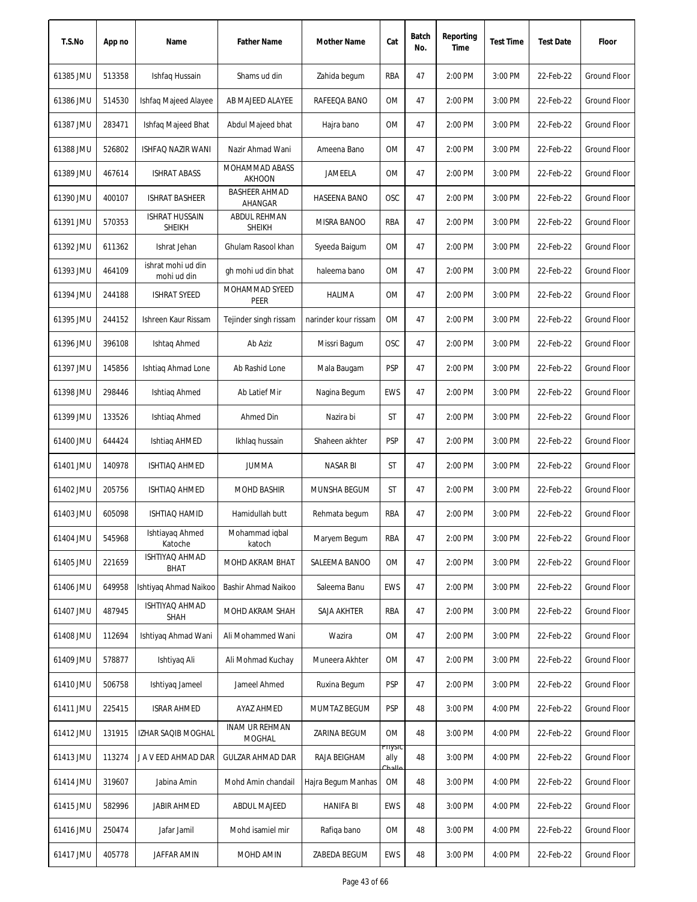| T.S.No | App no | Name | Father Name | Mother Name | Cat | Batch No. | Reporting Time | Test Time | Test Date | Floor |
|---|---|---|---|---|---|---|---|---|---|---|
| 61385 JMU | 513358 | Ishfaq Hussain | Shams ud din | Zahida begum | RBA | 47 | 2:00 PM | 3:00 PM | 22-Feb-22 | Ground Floor |
| 61386 JMU | 514530 | Ishfaq Majeed Alayee | AB MAJEED ALAYEE | RAFEEQA BANO | OM | 47 | 2:00 PM | 3:00 PM | 22-Feb-22 | Ground Floor |
| 61387 JMU | 283471 | Ishfaq Majeed Bhat | Abdul Majeed bhat | Hajra bano | OM | 47 | 2:00 PM | 3:00 PM | 22-Feb-22 | Ground Floor |
| 61388 JMU | 526802 | ISHFAQ NAZIR WANI | Nazir Ahmad Wani | Ameena Bano | OM | 47 | 2:00 PM | 3:00 PM | 22-Feb-22 | Ground Floor |
| 61389 JMU | 467614 | ISHRAT ABASS | MOHAMMAD ABASS AKHOON | JAMEELA | OM | 47 | 2:00 PM | 3:00 PM | 22-Feb-22 | Ground Floor |
| 61390 JMU | 400107 | ISHRAT BASHEER | BASHEER AHMAD AHANGAR | HASEENA BANO | OSC | 47 | 2:00 PM | 3:00 PM | 22-Feb-22 | Ground Floor |
| 61391 JMU | 570353 | ISHRAT HUSSAIN SHEIKH | ABDUL REHMAN SHEIKH | MISRA BANOO | RBA | 47 | 2:00 PM | 3:00 PM | 22-Feb-22 | Ground Floor |
| 61392 JMU | 611362 | Ishrat Jehan | Ghulam Rasool khan | Syeeda Baigum | OM | 47 | 2:00 PM | 3:00 PM | 22-Feb-22 | Ground Floor |
| 61393 JMU | 464109 | ishrat mohi ud din mohi ud din | gh mohi ud din bhat | haleema bano | OM | 47 | 2:00 PM | 3:00 PM | 22-Feb-22 | Ground Floor |
| 61394 JMU | 244188 | ISHRAT SYEED | MOHAMMAD SYEED PEER | HALIMA | OM | 47 | 2:00 PM | 3:00 PM | 22-Feb-22 | Ground Floor |
| 61395 JMU | 244152 | Ishreen Kaur Rissam | Tejinder singh rissam | narinder kour rissam | OM | 47 | 2:00 PM | 3:00 PM | 22-Feb-22 | Ground Floor |
| 61396 JMU | 396108 | Ishtaq Ahmed | Ab Aziz | Missri Bagum | OSC | 47 | 2:00 PM | 3:00 PM | 22-Feb-22 | Ground Floor |
| 61397 JMU | 145856 | Ishtiaq Ahmad Lone | Ab Rashid Lone | Mala Baugam | PSP | 47 | 2:00 PM | 3:00 PM | 22-Feb-22 | Ground Floor |
| 61398 JMU | 298446 | Ishtiaq Ahmed | Ab Latief Mir | Nagina Begum | EWS | 47 | 2:00 PM | 3:00 PM | 22-Feb-22 | Ground Floor |
| 61399 JMU | 133526 | Ishtiaq Ahmed | Ahmed Din | Nazira bi | ST | 47 | 2:00 PM | 3:00 PM | 22-Feb-22 | Ground Floor |
| 61400 JMU | 644424 | Ishtiaq AHMED | Ikhlaq hussain | Shaheen akhter | PSP | 47 | 2:00 PM | 3:00 PM | 22-Feb-22 | Ground Floor |
| 61401 JMU | 140978 | ISHTIAQ AHMED | JUMMA | NASAR BI | ST | 47 | 2:00 PM | 3:00 PM | 22-Feb-22 | Ground Floor |
| 61402 JMU | 205756 | ISHTIAQ AHMED | MOHD BASHIR | MUNSHA BEGUM | ST | 47 | 2:00 PM | 3:00 PM | 22-Feb-22 | Ground Floor |
| 61403 JMU | 605098 | ISHTIAQ HAMID | Hamidullah butt | Rehmata begum | RBA | 47 | 2:00 PM | 3:00 PM | 22-Feb-22 | Ground Floor |
| 61404 JMU | 545968 | Ishtiayaq Ahmed Katoche | Mohammad iqbal katoch | Maryem Begum | RBA | 47 | 2:00 PM | 3:00 PM | 22-Feb-22 | Ground Floor |
| 61405 JMU | 221659 | ISHTIYAQ AHMAD BHAT | MOHD AKRAM BHAT | SALEEMA BANOO | OM | 47 | 2:00 PM | 3:00 PM | 22-Feb-22 | Ground Floor |
| 61406 JMU | 649958 | Ishtiyaq Ahmad Naikoo | Bashir Ahmad Naikoo | Saleema Banu | EWS | 47 | 2:00 PM | 3:00 PM | 22-Feb-22 | Ground Floor |
| 61407 JMU | 487945 | ISHTIYAQ AHMAD SHAH | MOHD AKRAM SHAH | SAJA AKHTER | RBA | 47 | 2:00 PM | 3:00 PM | 22-Feb-22 | Ground Floor |
| 61408 JMU | 112694 | Ishtiyaq Ahmad Wani | Ali Mohammed Wani | Wazira | OM | 47 | 2:00 PM | 3:00 PM | 22-Feb-22 | Ground Floor |
| 61409 JMU | 578877 | Ishtiyaq Ali | Ali Mohmad Kuchay | Muneera Akhter | OM | 47 | 2:00 PM | 3:00 PM | 22-Feb-22 | Ground Floor |
| 61410 JMU | 506758 | Ishtiyaq Jameel | Jameel Ahmed | Ruxina Begum | PSP | 47 | 2:00 PM | 3:00 PM | 22-Feb-22 | Ground Floor |
| 61411 JMU | 225415 | ISRAR AHMED | AYAZ AHMED | MUMTAZ BEGUM | PSP | 48 | 3:00 PM | 4:00 PM | 22-Feb-22 | Ground Floor |
| 61412 JMU | 131915 | IZHAR SAQIB MOGHAL | INAM UR REHMAN MOGHAL | ZARINA BEGUM | OM | 48 | 3:00 PM | 4:00 PM | 22-Feb-22 | Ground Floor |
| 61413 JMU | 113274 | J A V EED AHMAD DAR | GULZAR AHMAD DAR | RAJA BEIGHAM | Physically Challe | 48 | 3:00 PM | 4:00 PM | 22-Feb-22 | Ground Floor |
| 61414 JMU | 319607 | Jabina Amin | Mohd Amin chandail | Hajra Begum Manhas | OM | 48 | 3:00 PM | 4:00 PM | 22-Feb-22 | Ground Floor |
| 61415 JMU | 582996 | JABIR AHMED | ABDUL MAJEED | HANIFA BI | EWS | 48 | 3:00 PM | 4:00 PM | 22-Feb-22 | Ground Floor |
| 61416 JMU | 250474 | Jafar Jamil | Mohd isamiel mir | Rafiqa bano | OM | 48 | 3:00 PM | 4:00 PM | 22-Feb-22 | Ground Floor |
| 61417 JMU | 405778 | JAFFAR AMIN | MOHD AMIN | ZABEDA BEGUM | EWS | 48 | 3:00 PM | 4:00 PM | 22-Feb-22 | Ground Floor |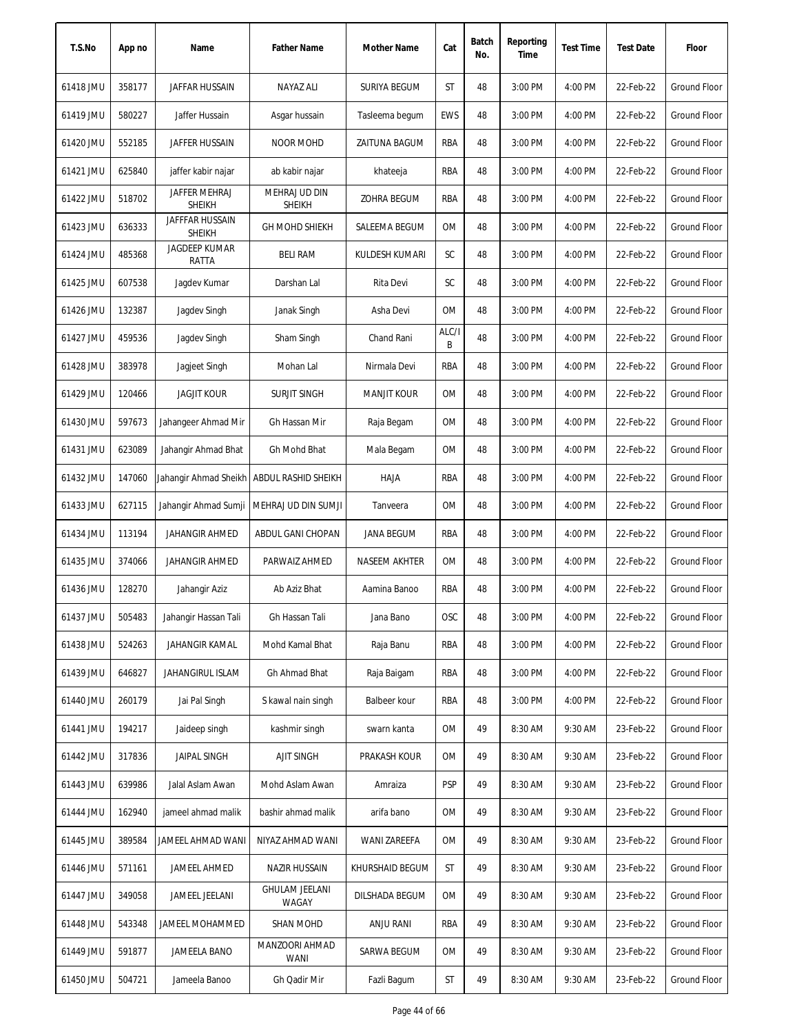| T.S.No | App no | Name | Father Name | Mother Name | Cat | Batch No. | Reporting Time | Test Time | Test Date | Floor |
|---|---|---|---|---|---|---|---|---|---|---|
| 61418 JMU | 358177 | JAFFAR HUSSAIN | NAYAZ ALI | SURIYA BEGUM | ST | 48 | 3:00 PM | 4:00 PM | 22-Feb-22 | Ground Floor |
| 61419 JMU | 580227 | Jaffer Hussain | Asgar hussain | Tasleema begum | EWS | 48 | 3:00 PM | 4:00 PM | 22-Feb-22 | Ground Floor |
| 61420 JMU | 552185 | JAFFER HUSSAIN | NOOR MOHD | ZAITUNA BAGUM | RBA | 48 | 3:00 PM | 4:00 PM | 22-Feb-22 | Ground Floor |
| 61421 JMU | 625840 | jaffer kabir najar | ab kabir najar | khateeja | RBA | 48 | 3:00 PM | 4:00 PM | 22-Feb-22 | Ground Floor |
| 61422 JMU | 518702 | JAFFER MEHRAJ SHEIKH | MEHRAJ UD DIN SHEIKH | ZOHRA BEGUM | RBA | 48 | 3:00 PM | 4:00 PM | 22-Feb-22 | Ground Floor |
| 61423 JMU | 636333 | JAFFFAR HUSSAIN SHEIKH | GH MOHD SHIEKH | SALEEMA BEGUM | OM | 48 | 3:00 PM | 4:00 PM | 22-Feb-22 | Ground Floor |
| 61424 JMU | 485368 | JAGDEEP KUMAR RATTA | BELI RAM | KULDESH KUMARI | SC | 48 | 3:00 PM | 4:00 PM | 22-Feb-22 | Ground Floor |
| 61425 JMU | 607538 | Jagdev Kumar | Darshan Lal | Rita Devi | SC | 48 | 3:00 PM | 4:00 PM | 22-Feb-22 | Ground Floor |
| 61426 JMU | 132387 | Jagdev Singh | Janak Singh | Asha Devi | OM | 48 | 3:00 PM | 4:00 PM | 22-Feb-22 | Ground Floor |
| 61427 JMU | 459536 | Jagdev Singh | Sham Singh | Chand Rani | ALC/IB | 48 | 3:00 PM | 4:00 PM | 22-Feb-22 | Ground Floor |
| 61428 JMU | 383978 | Jagjeet Singh | Mohan Lal | Nirmala Devi | RBA | 48 | 3:00 PM | 4:00 PM | 22-Feb-22 | Ground Floor |
| 61429 JMU | 120466 | JAGJIT KOUR | SURJIT SINGH | MANJIT KOUR | OM | 48 | 3:00 PM | 4:00 PM | 22-Feb-22 | Ground Floor |
| 61430 JMU | 597673 | Jahangeer Ahmad Mir | Gh Hassan Mir | Raja Begam | OM | 48 | 3:00 PM | 4:00 PM | 22-Feb-22 | Ground Floor |
| 61431 JMU | 623089 | Jahangir Ahmad Bhat | Gh Mohd Bhat | Mala Begam | OM | 48 | 3:00 PM | 4:00 PM | 22-Feb-22 | Ground Floor |
| 61432 JMU | 147060 | Jahangir Ahmad Sheikh | ABDUL RASHID SHEIKH | HAJA | RBA | 48 | 3:00 PM | 4:00 PM | 22-Feb-22 | Ground Floor |
| 61433 JMU | 627115 | Jahangir Ahmad Sumji | MEHRAJ UD DIN SUMJI | Tanveera | OM | 48 | 3:00 PM | 4:00 PM | 22-Feb-22 | Ground Floor |
| 61434 JMU | 113194 | JAHANGIR AHMED | ABDUL GANI CHOPAN | JANA BEGUM | RBA | 48 | 3:00 PM | 4:00 PM | 22-Feb-22 | Ground Floor |
| 61435 JMU | 374066 | JAHANGIR AHMED | PARWAIZ AHMED | NASEEM AKHTER | OM | 48 | 3:00 PM | 4:00 PM | 22-Feb-22 | Ground Floor |
| 61436 JMU | 128270 | Jahangir Aziz | Ab Aziz Bhat | Aamina Banoo | RBA | 48 | 3:00 PM | 4:00 PM | 22-Feb-22 | Ground Floor |
| 61437 JMU | 505483 | Jahangir Hassan Tali | Gh Hassan Tali | Jana Bano | OSC | 48 | 3:00 PM | 4:00 PM | 22-Feb-22 | Ground Floor |
| 61438 JMU | 524263 | JAHANGIR KAMAL | Mohd Kamal Bhat | Raja Banu | RBA | 48 | 3:00 PM | 4:00 PM | 22-Feb-22 | Ground Floor |
| 61439 JMU | 646827 | JAHANGIRUL ISLAM | Gh Ahmad Bhat | Raja Baigam | RBA | 48 | 3:00 PM | 4:00 PM | 22-Feb-22 | Ground Floor |
| 61440 JMU | 260179 | Jai Pal Singh | S kawal nain singh | Balbeer kour | RBA | 48 | 3:00 PM | 4:00 PM | 22-Feb-22 | Ground Floor |
| 61441 JMU | 194217 | Jaideep singh | kashmir singh | swarn kanta | OM | 49 | 8:30 AM | 9:30 AM | 23-Feb-22 | Ground Floor |
| 61442 JMU | 317836 | JAIPAL SINGH | AJIT SINGH | PRAKASH KOUR | OM | 49 | 8:30 AM | 9:30 AM | 23-Feb-22 | Ground Floor |
| 61443 JMU | 639986 | Jalal Aslam Awan | Mohd Aslam Awan | Amraiza | PSP | 49 | 8:30 AM | 9:30 AM | 23-Feb-22 | Ground Floor |
| 61444 JMU | 162940 | jameel ahmad malik | bashir ahmad malik | arifa bano | OM | 49 | 8:30 AM | 9:30 AM | 23-Feb-22 | Ground Floor |
| 61445 JMU | 389584 | JAMEEL AHMAD WANI | NIYAZ AHMAD WANI | WANI ZAREEFA | OM | 49 | 8:30 AM | 9:30 AM | 23-Feb-22 | Ground Floor |
| 61446 JMU | 571161 | JAMEEL AHMED | NAZIR HUSSAIN | KHURSHAID BEGUM | ST | 49 | 8:30 AM | 9:30 AM | 23-Feb-22 | Ground Floor |
| 61447 JMU | 349058 | JAMEEL JEELANI | GHULAM JEELANI WAGAY | DILSHADA BEGUM | OM | 49 | 8:30 AM | 9:30 AM | 23-Feb-22 | Ground Floor |
| 61448 JMU | 543348 | JAMEEL MOHAMMED | SHAN MOHD | ANJU RANI | RBA | 49 | 8:30 AM | 9:30 AM | 23-Feb-22 | Ground Floor |
| 61449 JMU | 591877 | JAMEELA BANO | MANZOORI AHMAD WANI | SARWA BEGUM | OM | 49 | 8:30 AM | 9:30 AM | 23-Feb-22 | Ground Floor |
| 61450 JMU | 504721 | Jameela Banoo | Gh Qadir Mir | Fazli Bagum | ST | 49 | 8:30 AM | 9:30 AM | 23-Feb-22 | Ground Floor |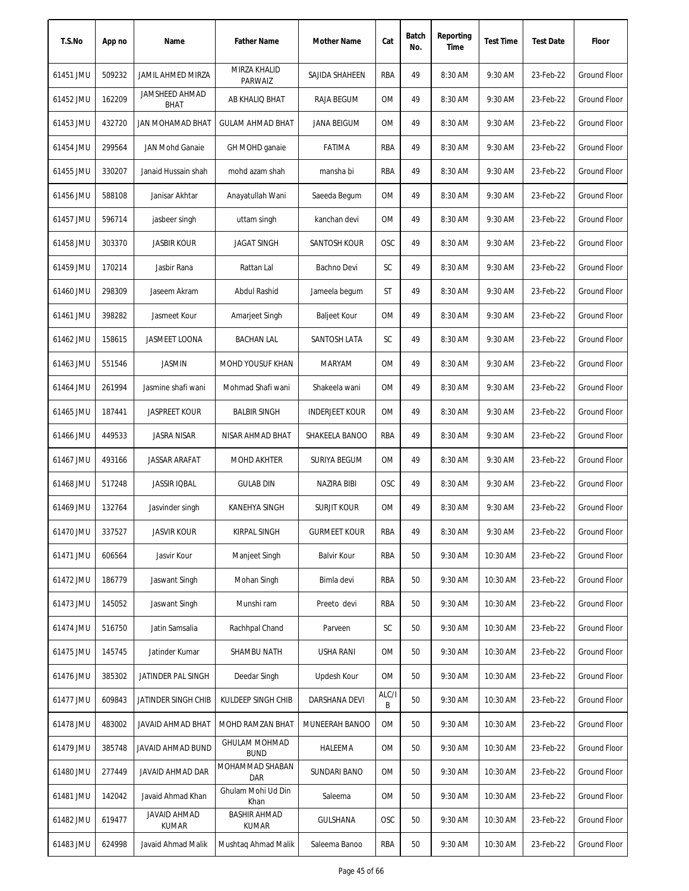| T.S.No | App no | Name | Father Name | Mother Name | Cat | Batch No. | Reporting Time | Test Time | Test Date | Floor |
|---|---|---|---|---|---|---|---|---|---|---|
| 61451 JMU | 509232 | JAMIL AHMED MIRZA | MIRZA KHALID PARWAIZ | SAJIDA SHAHEEN | RBA | 49 | 8:30 AM | 9:30 AM | 23-Feb-22 | Ground Floor |
| 61452 JMU | 162209 | JAMSHEED AHMAD BHAT | AB KHALIQ BHAT | RAJA BEGUM | OM | 49 | 8:30 AM | 9:30 AM | 23-Feb-22 | Ground Floor |
| 61453 JMU | 432720 | JAN MOHAMAD BHAT | GULAM AHMAD BHAT | JANA BEIGUM | OM | 49 | 8:30 AM | 9:30 AM | 23-Feb-22 | Ground Floor |
| 61454 JMU | 299564 | JAN Mohd Ganaie | GH MOHD ganaie | FATIMA | RBA | 49 | 8:30 AM | 9:30 AM | 23-Feb-22 | Ground Floor |
| 61455 JMU | 330207 | Janaid Hussain shah | mohd azam shah | mansha bi | RBA | 49 | 8:30 AM | 9:30 AM | 23-Feb-22 | Ground Floor |
| 61456 JMU | 588108 | Janisar Akhtar | Anayatullah Wani | Saeeda Begum | OM | 49 | 8:30 AM | 9:30 AM | 23-Feb-22 | Ground Floor |
| 61457 JMU | 596714 | jasbeer singh | uttam singh | kanchan devi | OM | 49 | 8:30 AM | 9:30 AM | 23-Feb-22 | Ground Floor |
| 61458 JMU | 303370 | JASBIR KOUR | JAGAT SINGH | SANTOSH KOUR | OSC | 49 | 8:30 AM | 9:30 AM | 23-Feb-22 | Ground Floor |
| 61459 JMU | 170214 | Jasbir Rana | Rattan Lal | Bachno Devi | SC | 49 | 8:30 AM | 9:30 AM | 23-Feb-22 | Ground Floor |
| 61460 JMU | 298309 | Jaseem Akram | Abdul Rashid | Jameela begum | ST | 49 | 8:30 AM | 9:30 AM | 23-Feb-22 | Ground Floor |
| 61461 JMU | 398282 | Jasmeet Kour | Amarjeet Singh | Baljeet Kour | OM | 49 | 8:30 AM | 9:30 AM | 23-Feb-22 | Ground Floor |
| 61462 JMU | 158615 | JASMEET LOONA | BACHAN LAL | SANTOSH LATA | SC | 49 | 8:30 AM | 9:30 AM | 23-Feb-22 | Ground Floor |
| 61463 JMU | 551546 | JASMIN | MOHD YOUSUF KHAN | MARYAM | OM | 49 | 8:30 AM | 9:30 AM | 23-Feb-22 | Ground Floor |
| 61464 JMU | 261994 | Jasmine shafi wani | Mohmad Shafi wani | Shakeela wani | OM | 49 | 8:30 AM | 9:30 AM | 23-Feb-22 | Ground Floor |
| 61465 JMU | 187441 | JASPREET KOUR | BALBIR SINGH | INDERJEET KOUR | OM | 49 | 8:30 AM | 9:30 AM | 23-Feb-22 | Ground Floor |
| 61466 JMU | 449533 | JASRA NISAR | NISAR AHMAD BHAT | SHAKEELA BANOO | RBA | 49 | 8:30 AM | 9:30 AM | 23-Feb-22 | Ground Floor |
| 61467 JMU | 493166 | JASSAR ARAFAT | MOHD AKHTER | SURIYA BEGUM | OM | 49 | 8:30 AM | 9:30 AM | 23-Feb-22 | Ground Floor |
| 61468 JMU | 517248 | JASSIR IQBAL | GULAB DIN | NAZIRA BIBI | OSC | 49 | 8:30 AM | 9:30 AM | 23-Feb-22 | Ground Floor |
| 61469 JMU | 132764 | Jasvinder singh | KANEHYA SINGH | SURJIT KOUR | OM | 49 | 8:30 AM | 9:30 AM | 23-Feb-22 | Ground Floor |
| 61470 JMU | 337527 | JASVIR KOUR | KIRPAL SINGH | GURMEET KOUR | RBA | 49 | 8:30 AM | 9:30 AM | 23-Feb-22 | Ground Floor |
| 61471 JMU | 606564 | Jasvir Kour | Manjeet Singh | Balvir Kour | RBA | 50 | 9:30 AM | 10:30 AM | 23-Feb-22 | Ground Floor |
| 61472 JMU | 186779 | Jaswant Singh | Mohan Singh | Bimla devi | RBA | 50 | 9:30 AM | 10:30 AM | 23-Feb-22 | Ground Floor |
| 61473 JMU | 145052 | Jaswant Singh | Munshi ram | Preeto devi | RBA | 50 | 9:30 AM | 10:30 AM | 23-Feb-22 | Ground Floor |
| 61474 JMU | 516750 | Jatin Samsalia | Rachhpal Chand | Parveen | SC | 50 | 9:30 AM | 10:30 AM | 23-Feb-22 | Ground Floor |
| 61475 JMU | 145745 | Jatinder Kumar | SHAMBU NATH | USHA RANI | OM | 50 | 9:30 AM | 10:30 AM | 23-Feb-22 | Ground Floor |
| 61476 JMU | 385302 | JATINDER PAL SINGH | Deedar Singh | Updesh Kour | OM | 50 | 9:30 AM | 10:30 AM | 23-Feb-22 | Ground Floor |
| 61477 JMU | 609843 | JATINDER SINGH CHIB | KULDEEP SINGH CHIB | DARSHANA DEVI | ALC/IB | 50 | 9:30 AM | 10:30 AM | 23-Feb-22 | Ground Floor |
| 61478 JMU | 483002 | JAVAID AHMAD BHAT | MOHD RAMZAN BHAT | MUNEERAH BANOO | OM | 50 | 9:30 AM | 10:30 AM | 23-Feb-22 | Ground Floor |
| 61479 JMU | 385748 | JAVAID AHMAD BUND | GHULAM MOHMAD BUND | HALEEMA | OM | 50 | 9:30 AM | 10:30 AM | 23-Feb-22 | Ground Floor |
| 61480 JMU | 277449 | JAVAID AHMAD DAR | MOHAMMAD SHABAN DAR | SUNDARI BANO | OM | 50 | 9:30 AM | 10:30 AM | 23-Feb-22 | Ground Floor |
| 61481 JMU | 142042 | Javaid Ahmad Khan | Ghulam Mohi Ud Din Khan | Saleema | OM | 50 | 9:30 AM | 10:30 AM | 23-Feb-22 | Ground Floor |
| 61482 JMU | 619477 | JAVAID AHMAD KUMAR | BASHIR AHMAD KUMAR | GULSHANA | OSC | 50 | 9:30 AM | 10:30 AM | 23-Feb-22 | Ground Floor |
| 61483 JMU | 624998 | Javaid Ahmad Malik | Mushtaq Ahmad Malik | Saleema Banoo | RBA | 50 | 9:30 AM | 10:30 AM | 23-Feb-22 | Ground Floor |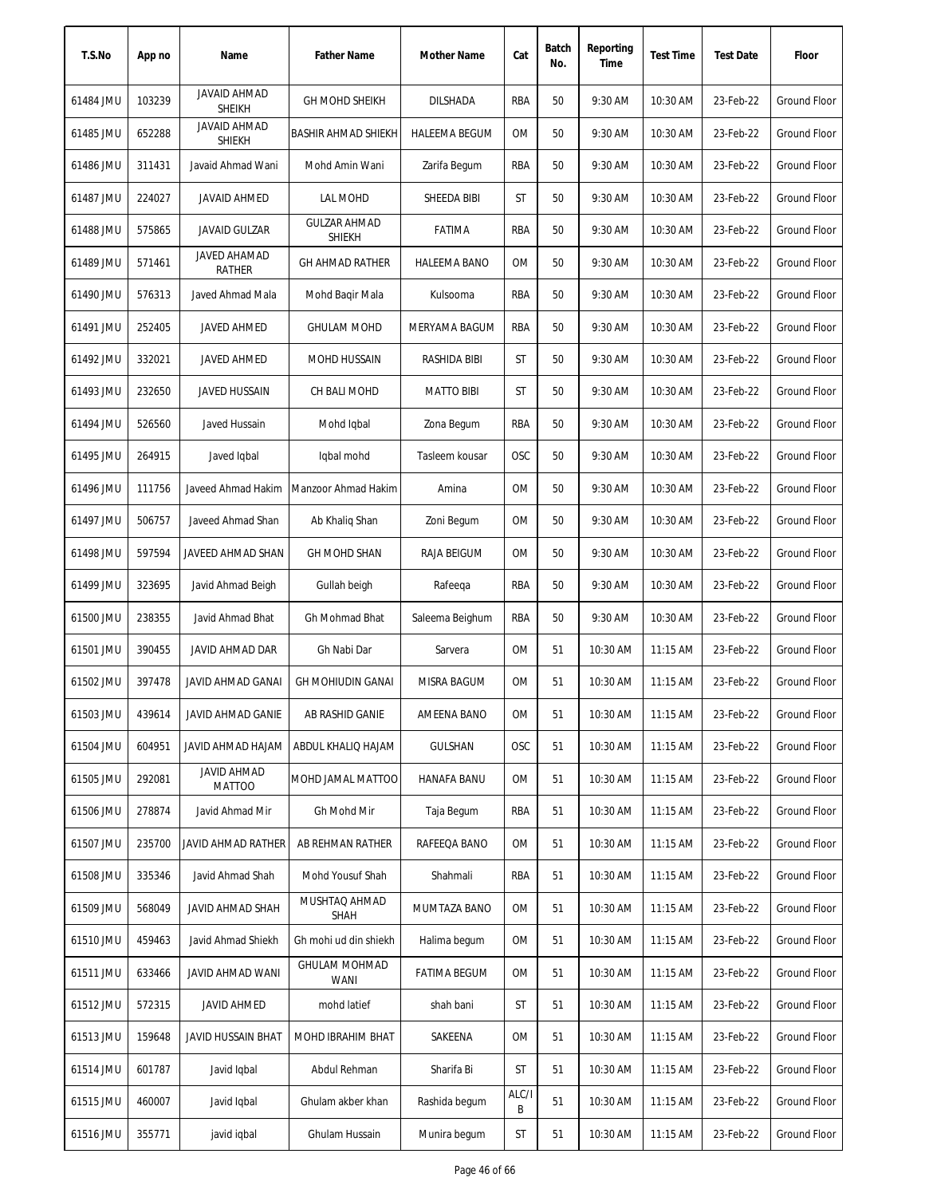| T.S.No | App no | Name | Father Name | Mother Name | Cat | Batch No. | Reporting Time | Test Time | Test Date | Floor |
|---|---|---|---|---|---|---|---|---|---|---|
| 61484 JMU | 103239 | JAVAID AHMAD SHEIKH | GH MOHD SHEIKH | DILSHADA | RBA | 50 | 9:30 AM | 10:30 AM | 23-Feb-22 | Ground Floor |
| 61485 JMU | 652288 | JAVAID AHMAD SHEIKH | BASHIR AHMAD SHIEKH | HALEEMA BEGUM | OM | 50 | 9:30 AM | 10:30 AM | 23-Feb-22 | Ground Floor |
| 61486 JMU | 311431 | Javaid Ahmad Wani | Mohd Amin Wani | Zarifa Begum | RBA | 50 | 9:30 AM | 10:30 AM | 23-Feb-22 | Ground Floor |
| 61487 JMU | 224027 | JAVAID AHMED | LAL MOHD | SHEEDA BIBI | ST | 50 | 9:30 AM | 10:30 AM | 23-Feb-22 | Ground Floor |
| 61488 JMU | 575865 | JAVAID GULZAR | GULZAR AHMAD SHIEKH | FATIMA | RBA | 50 | 9:30 AM | 10:30 AM | 23-Feb-22 | Ground Floor |
| 61489 JMU | 571461 | JAVED AHAMAD RATHER | GH AHMAD RATHER | HALEEMA BANO | OM | 50 | 9:30 AM | 10:30 AM | 23-Feb-22 | Ground Floor |
| 61490 JMU | 576313 | Javed Ahmad Mala | Mohd Baqir Mala | Kulsooma | RBA | 50 | 9:30 AM | 10:30 AM | 23-Feb-22 | Ground Floor |
| 61491 JMU | 252405 | JAVED AHMED | GHULAM MOHD | MERYAMA BAGUM | RBA | 50 | 9:30 AM | 10:30 AM | 23-Feb-22 | Ground Floor |
| 61492 JMU | 332021 | JAVED AHMED | MOHD HUSSAIN | RASHIDA BIBI | ST | 50 | 9:30 AM | 10:30 AM | 23-Feb-22 | Ground Floor |
| 61493 JMU | 232650 | JAVED HUSSAIN | CH BALI MOHD | MATTO BIBI | ST | 50 | 9:30 AM | 10:30 AM | 23-Feb-22 | Ground Floor |
| 61494 JMU | 526560 | Javed Hussain | Mohd Iqbal | Zona Begum | RBA | 50 | 9:30 AM | 10:30 AM | 23-Feb-22 | Ground Floor |
| 61495 JMU | 264915 | Javed Iqbal | Iqbal mohd | Tasleem kousar | OSC | 50 | 9:30 AM | 10:30 AM | 23-Feb-22 | Ground Floor |
| 61496 JMU | 111756 | Javeed Ahmad Hakim | Manzoor Ahmad Hakim | Amina | OM | 50 | 9:30 AM | 10:30 AM | 23-Feb-22 | Ground Floor |
| 61497 JMU | 506757 | Javeed Ahmad Shan | Ab Khaliq Shan | Zoni Begum | OM | 50 | 9:30 AM | 10:30 AM | 23-Feb-22 | Ground Floor |
| 61498 JMU | 597594 | JAVEED AHMAD SHAN | GH MOHD SHAN | RAJA BEIGUM | OM | 50 | 9:30 AM | 10:30 AM | 23-Feb-22 | Ground Floor |
| 61499 JMU | 323695 | Javid Ahmad Beigh | Gullah beigh | Rafeeqa | RBA | 50 | 9:30 AM | 10:30 AM | 23-Feb-22 | Ground Floor |
| 61500 JMU | 238355 | Javid Ahmad Bhat | Gh Mohmad Bhat | Saleema Beighum | RBA | 50 | 9:30 AM | 10:30 AM | 23-Feb-22 | Ground Floor |
| 61501 JMU | 390455 | JAVID AHMAD DAR | Gh Nabi Dar | Sarvera | OM | 51 | 10:30 AM | 11:15 AM | 23-Feb-22 | Ground Floor |
| 61502 JMU | 397478 | JAVID AHMAD GANAI | GH MOHIUDIN GANAI | MISRA BAGUM | OM | 51 | 10:30 AM | 11:15 AM | 23-Feb-22 | Ground Floor |
| 61503 JMU | 439614 | JAVID AHMAD GANIE | AB RASHID GANIE | AMEENA BANO | OM | 51 | 10:30 AM | 11:15 AM | 23-Feb-22 | Ground Floor |
| 61504 JMU | 604951 | JAVID AHMAD HAJAM | ABDUL KHALIQ HAJAM | GULSHAN | OSC | 51 | 10:30 AM | 11:15 AM | 23-Feb-22 | Ground Floor |
| 61505 JMU | 292081 | JAVID AHMAD MATTOO | MOHD JAMAL MATTOO | HANAFA BANU | OM | 51 | 10:30 AM | 11:15 AM | 23-Feb-22 | Ground Floor |
| 61506 JMU | 278874 | Javid Ahmad Mir | Gh Mohd Mir | Taja Begum | RBA | 51 | 10:30 AM | 11:15 AM | 23-Feb-22 | Ground Floor |
| 61507 JMU | 235700 | JAVID AHMAD RATHER | AB REHMAN RATHER | RAFEEQA BANO | OM | 51 | 10:30 AM | 11:15 AM | 23-Feb-22 | Ground Floor |
| 61508 JMU | 335346 | Javid Ahmad Shah | Mohd Yousuf Shah | Shahmali | RBA | 51 | 10:30 AM | 11:15 AM | 23-Feb-22 | Ground Floor |
| 61509 JMU | 568049 | JAVID AHMAD SHAH | MUSHTAQ AHMAD SHAH | MUMTAZA BANO | OM | 51 | 10:30 AM | 11:15 AM | 23-Feb-22 | Ground Floor |
| 61510 JMU | 459463 | Javid Ahmad Shiekh | Gh mohi ud din shiekh | Halima begum | OM | 51 | 10:30 AM | 11:15 AM | 23-Feb-22 | Ground Floor |
| 61511 JMU | 633466 | JAVID AHMAD WANI | GHULAM MOHMAD WANI | FATIMA BEGUM | OM | 51 | 10:30 AM | 11:15 AM | 23-Feb-22 | Ground Floor |
| 61512 JMU | 572315 | JAVID AHMED | mohd latief | shah bani | ST | 51 | 10:30 AM | 11:15 AM | 23-Feb-22 | Ground Floor |
| 61513 JMU | 159648 | JAVID HUSSAIN BHAT | MOHD IBRAHIM BHAT | SAKEENA | OM | 51 | 10:30 AM | 11:15 AM | 23-Feb-22 | Ground Floor |
| 61514 JMU | 601787 | Javid Iqbal | Abdul Rehman | Sharifa Bi | ST | 51 | 10:30 AM | 11:15 AM | 23-Feb-22 | Ground Floor |
| 61515 JMU | 460007 | Javid Iqbal | Ghulam akber khan | Rashida begum | ALC/IB | 51 | 10:30 AM | 11:15 AM | 23-Feb-22 | Ground Floor |
| 61516 JMU | 355771 | javid iqbal | Ghulam Hussain | Munira begum | ST | 51 | 10:30 AM | 11:15 AM | 23-Feb-22 | Ground Floor |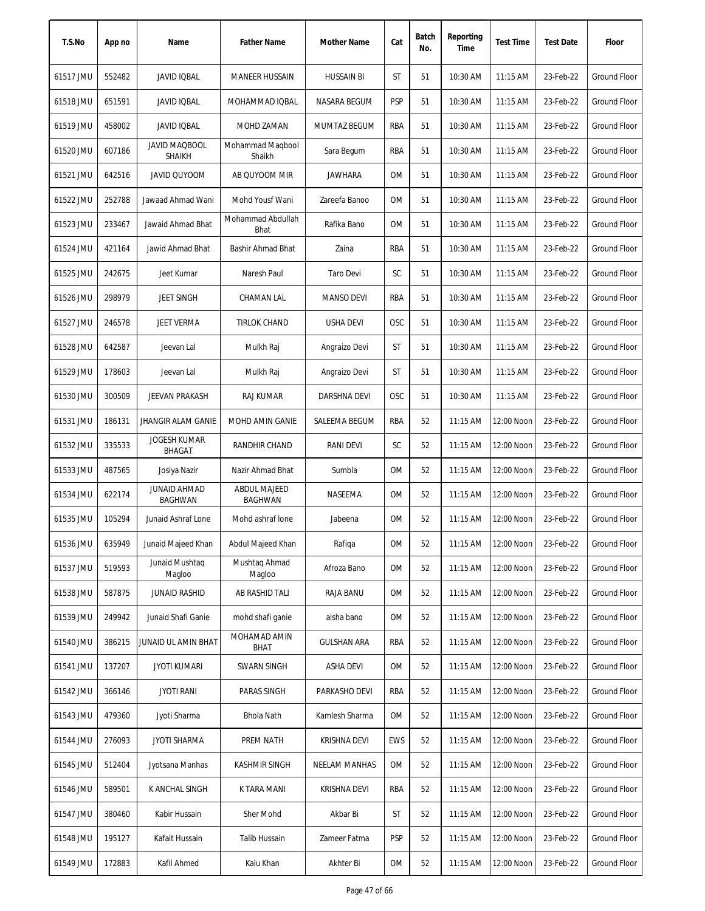| T.S.No | App no | Name | Father Name | Mother Name | Cat | Batch No. | Reporting Time | Test Time | Test Date | Floor |
|---|---|---|---|---|---|---|---|---|---|---|
| 61517 JMU | 552482 | JAVID IQBAL | MANEER HUSSAIN | HUSSAIN BI | ST | 51 | 10:30 AM | 11:15 AM | 23-Feb-22 | Ground Floor |
| 61518 JMU | 651591 | JAVID IQBAL | MOHAMMAD IQBAL | NASARA BEGUM | PSP | 51 | 10:30 AM | 11:15 AM | 23-Feb-22 | Ground Floor |
| 61519 JMU | 458002 | JAVID IQBAL | MOHD ZAMAN | MUMTAZ BEGUM | RBA | 51 | 10:30 AM | 11:15 AM | 23-Feb-22 | Ground Floor |
| 61520 JMU | 607186 | JAVID MAQBOOL SHAIKH | Mohammad Maqbool Shaikh | Sara Begum | RBA | 51 | 10:30 AM | 11:15 AM | 23-Feb-22 | Ground Floor |
| 61521 JMU | 642516 | JAVID QUYOOM | AB QUYOOM MIR | JAWHARA | OM | 51 | 10:30 AM | 11:15 AM | 23-Feb-22 | Ground Floor |
| 61522 JMU | 252788 | Jawaad Ahmad Wani | Mohd Yousf Wani | Zareefa Banoo | OM | 51 | 10:30 AM | 11:15 AM | 23-Feb-22 | Ground Floor |
| 61523 JMU | 233467 | Jawaid Ahmad Bhat | Mohammad Abdullah Bhat | Rafika Bano | OM | 51 | 10:30 AM | 11:15 AM | 23-Feb-22 | Ground Floor |
| 61524 JMU | 421164 | Jawid Ahmad Bhat | Bashir Ahmad Bhat | Zaina | RBA | 51 | 10:30 AM | 11:15 AM | 23-Feb-22 | Ground Floor |
| 61525 JMU | 242675 | Jeet Kumar | Naresh Paul | Taro Devi | SC | 51 | 10:30 AM | 11:15 AM | 23-Feb-22 | Ground Floor |
| 61526 JMU | 298979 | JEET SINGH | CHAMAN LAL | MANSO DEVI | RBA | 51 | 10:30 AM | 11:15 AM | 23-Feb-22 | Ground Floor |
| 61527 JMU | 246578 | JEET VERMA | TIRLOK CHAND | USHA DEVI | OSC | 51 | 10:30 AM | 11:15 AM | 23-Feb-22 | Ground Floor |
| 61528 JMU | 642587 | Jeevan Lal | Mulkh Raj | Angraizo Devi | ST | 51 | 10:30 AM | 11:15 AM | 23-Feb-22 | Ground Floor |
| 61529 JMU | 178603 | Jeevan Lal | Mulkh Raj | Angraizo Devi | ST | 51 | 10:30 AM | 11:15 AM | 23-Feb-22 | Ground Floor |
| 61530 JMU | 300509 | JEEVAN PRAKASH | RAJ KUMAR | DARSHNA DEVI | OSC | 51 | 10:30 AM | 11:15 AM | 23-Feb-22 | Ground Floor |
| 61531 JMU | 186131 | JHANGIR ALAM GANIE | MOHD AMIN GANIE | SALEEMA BEGUM | RBA | 52 | 11:15 AM | 12:00 Noon | 23-Feb-22 | Ground Floor |
| 61532 JMU | 335533 | JOGESH KUMAR BHAGAT | RANDHIR CHAND | RANI DEVI | SC | 52 | 11:15 AM | 12:00 Noon | 23-Feb-22 | Ground Floor |
| 61533 JMU | 487565 | Josiya Nazir | Nazir Ahmad Bhat | Sumbla | OM | 52 | 11:15 AM | 12:00 Noon | 23-Feb-22 | Ground Floor |
| 61534 JMU | 622174 | JUNAID AHMAD BAGHWAN | ABDUL MAJEED BAGHWAN | NASEEMA | OM | 52 | 11:15 AM | 12:00 Noon | 23-Feb-22 | Ground Floor |
| 61535 JMU | 105294 | Junaid Ashraf Lone | Mohd ashraf lone | Jabeena | OM | 52 | 11:15 AM | 12:00 Noon | 23-Feb-22 | Ground Floor |
| 61536 JMU | 635949 | Junaid Majeed Khan | Abdul Majeed Khan | Rafiqa | OM | 52 | 11:15 AM | 12:00 Noon | 23-Feb-22 | Ground Floor |
| 61537 JMU | 519593 | Junaid Mushtaq Magloo | Mushtaq Ahmad Magloo | Afroza Bano | OM | 52 | 11:15 AM | 12:00 Noon | 23-Feb-22 | Ground Floor |
| 61538 JMU | 587875 | JUNAID RASHID | AB RASHID TALI | RAJA BANU | OM | 52 | 11:15 AM | 12:00 Noon | 23-Feb-22 | Ground Floor |
| 61539 JMU | 249942 | Junaid Shafi Ganie | mohd shafi ganie | aisha bano | OM | 52 | 11:15 AM | 12:00 Noon | 23-Feb-22 | Ground Floor |
| 61540 JMU | 386215 | JUNAID UL AMIN BHAT | MOHAMAD AMIN BHAT | GULSHAN ARA | RBA | 52 | 11:15 AM | 12:00 Noon | 23-Feb-22 | Ground Floor |
| 61541 JMU | 137207 | JYOTI KUMARI | SWARN SINGH | ASHA DEVI | OM | 52 | 11:15 AM | 12:00 Noon | 23-Feb-22 | Ground Floor |
| 61542 JMU | 366146 | JYOTI RANI | PARAS SINGH | PARKASHO DEVI | RBA | 52 | 11:15 AM | 12:00 Noon | 23-Feb-22 | Ground Floor |
| 61543 JMU | 479360 | Jyoti Sharma | Bhola Nath | Kamlesh Sharma | OM | 52 | 11:15 AM | 12:00 Noon | 23-Feb-22 | Ground Floor |
| 61544 JMU | 276093 | JYOTI SHARMA | PREM NATH | KRISHNA DEVI | EWS | 52 | 11:15 AM | 12:00 Noon | 23-Feb-22 | Ground Floor |
| 61545 JMU | 512404 | Jyotsana Manhas | KASHMIR SINGH | NEELAM MANHAS | OM | 52 | 11:15 AM | 12:00 Noon | 23-Feb-22 | Ground Floor |
| 61546 JMU | 589501 | K ANCHAL SINGH | K TARA MANI | KRISHNA DEVI | RBA | 52 | 11:15 AM | 12:00 Noon | 23-Feb-22 | Ground Floor |
| 61547 JMU | 380460 | Kabir Hussain | Sher Mohd | Akbar Bi | ST | 52 | 11:15 AM | 12:00 Noon | 23-Feb-22 | Ground Floor |
| 61548 JMU | 195127 | Kafait Hussain | Talib Hussain | Zameer Fatma | PSP | 52 | 11:15 AM | 12:00 Noon | 23-Feb-22 | Ground Floor |
| 61549 JMU | 172883 | Kafil Ahmed | Kalu Khan | Akhter Bi | OM | 52 | 11:15 AM | 12:00 Noon | 23-Feb-22 | Ground Floor |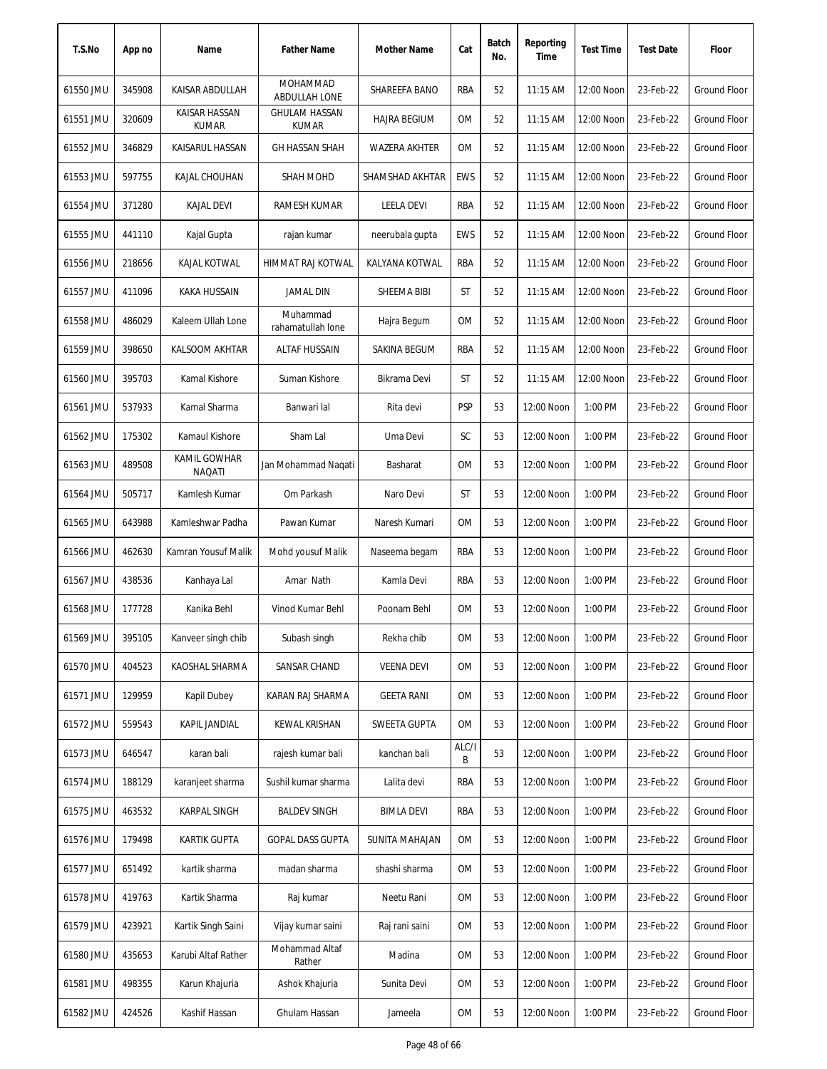| T.S.No | App no | Name | Father Name | Mother Name | Cat | Batch No. | Reporting Time | Test Time | Test Date | Floor |
|---|---|---|---|---|---|---|---|---|---|---|
| 61550 JMU | 345908 | KAISAR ABDULLAH | MOHAMMAD ABDULLAH LONE | SHAREEFA BANO | RBA | 52 | 11:15 AM | 12:00 Noon | 23-Feb-22 | Ground Floor |
| 61551 JMU | 320609 | KAISAR HASSAN KUMAR | GHULAM HASSAN KUMAR | HAJRA BEGIUM | OM | 52 | 11:15 AM | 12:00 Noon | 23-Feb-22 | Ground Floor |
| 61552 JMU | 346829 | KAISARUL HASSAN | GH HASSAN SHAH | WAZERA AKHTER | OM | 52 | 11:15 AM | 12:00 Noon | 23-Feb-22 | Ground Floor |
| 61553 JMU | 597755 | KAJAL CHOUHAN | SHAH MOHD | SHAMSHAD AKHTAR | EWS | 52 | 11:15 AM | 12:00 Noon | 23-Feb-22 | Ground Floor |
| 61554 JMU | 371280 | KAJAL DEVI | RAMESH KUMAR | LEELA DEVI | RBA | 52 | 11:15 AM | 12:00 Noon | 23-Feb-22 | Ground Floor |
| 61555 JMU | 441110 | Kajal Gupta | rajan kumar | neerubala gupta | EWS | 52 | 11:15 AM | 12:00 Noon | 23-Feb-22 | Ground Floor |
| 61556 JMU | 218656 | KAJAL KOTWAL | HIMMAT RAJ KOTWAL | KALYANA KOTWAL | RBA | 52 | 11:15 AM | 12:00 Noon | 23-Feb-22 | Ground Floor |
| 61557 JMU | 411096 | KAKA HUSSAIN | JAMAL DIN | SHEEMA BIBI | ST | 52 | 11:15 AM | 12:00 Noon | 23-Feb-22 | Ground Floor |
| 61558 JMU | 486029 | Kaleem Ullah Lone | Muhammad rahamatullah lone | Hajra Begum | OM | 52 | 11:15 AM | 12:00 Noon | 23-Feb-22 | Ground Floor |
| 61559 JMU | 398650 | KALSOOM AKHTAR | ALTAF HUSSAIN | SAKINA BEGUM | RBA | 52 | 11:15 AM | 12:00 Noon | 23-Feb-22 | Ground Floor |
| 61560 JMU | 395703 | Kamal Kishore | Suman Kishore | Bikrama Devi | ST | 52 | 11:15 AM | 12:00 Noon | 23-Feb-22 | Ground Floor |
| 61561 JMU | 537933 | Kamal Sharma | Banwari lal | Rita devi | PSP | 53 | 12:00 Noon | 1:00 PM | 23-Feb-22 | Ground Floor |
| 61562 JMU | 175302 | Kamaul Kishore | Sham Lal | Uma Devi | SC | 53 | 12:00 Noon | 1:00 PM | 23-Feb-22 | Ground Floor |
| 61563 JMU | 489508 | KAMIL GOWHAR NAQATI | Jan Mohammad Naqati | Basharat | OM | 53 | 12:00 Noon | 1:00 PM | 23-Feb-22 | Ground Floor |
| 61564 JMU | 505717 | Kamlesh Kumar | Om Parkash | Naro Devi | ST | 53 | 12:00 Noon | 1:00 PM | 23-Feb-22 | Ground Floor |
| 61565 JMU | 643988 | Kamleshwar Padha | Pawan Kumar | Naresh Kumari | OM | 53 | 12:00 Noon | 1:00 PM | 23-Feb-22 | Ground Floor |
| 61566 JMU | 462630 | Kamran Yousuf Malik | Mohd yousuf Malik | Naseema begam | RBA | 53 | 12:00 Noon | 1:00 PM | 23-Feb-22 | Ground Floor |
| 61567 JMU | 438536 | Kanhaya Lal | Amar Nath | Kamla Devi | RBA | 53 | 12:00 Noon | 1:00 PM | 23-Feb-22 | Ground Floor |
| 61568 JMU | 177728 | Kanika Behl | Vinod Kumar Behl | Poonam Behl | OM | 53 | 12:00 Noon | 1:00 PM | 23-Feb-22 | Ground Floor |
| 61569 JMU | 395105 | Kanveer singh chib | Subash singh | Rekha chib | OM | 53 | 12:00 Noon | 1:00 PM | 23-Feb-22 | Ground Floor |
| 61570 JMU | 404523 | KAOSHAL SHARMA | SANSAR CHAND | VEENA DEVI | OM | 53 | 12:00 Noon | 1:00 PM | 23-Feb-22 | Ground Floor |
| 61571 JMU | 129959 | Kapil Dubey | KARAN RAJ SHARMA | GEETA RANI | OM | 53 | 12:00 Noon | 1:00 PM | 23-Feb-22 | Ground Floor |
| 61572 JMU | 559543 | KAPIL JANDIAL | KEWAL KRISHAN | SWEETA GUPTA | OM | 53 | 12:00 Noon | 1:00 PM | 23-Feb-22 | Ground Floor |
| 61573 JMU | 646547 | karan bali | rajesh kumar bali | kanchan bali | ALC/IB | 53 | 12:00 Noon | 1:00 PM | 23-Feb-22 | Ground Floor |
| 61574 JMU | 188129 | karanjeet sharma | Sushil kumar sharma | Lalita devi | RBA | 53 | 12:00 Noon | 1:00 PM | 23-Feb-22 | Ground Floor |
| 61575 JMU | 463532 | KARPAL SINGH | BALDEV SINGH | BIMLA DEVI | RBA | 53 | 12:00 Noon | 1:00 PM | 23-Feb-22 | Ground Floor |
| 61576 JMU | 179498 | KARTIK GUPTA | GOPAL DASS GUPTA | SUNITA MAHAJAN | OM | 53 | 12:00 Noon | 1:00 PM | 23-Feb-22 | Ground Floor |
| 61577 JMU | 651492 | kartik sharma | madan sharma | shashi sharma | OM | 53 | 12:00 Noon | 1:00 PM | 23-Feb-22 | Ground Floor |
| 61578 JMU | 419763 | Kartik Sharma | Raj kumar | Neetu Rani | OM | 53 | 12:00 Noon | 1:00 PM | 23-Feb-22 | Ground Floor |
| 61579 JMU | 423921 | Kartik Singh Saini | Vijay kumar saini | Raj rani saini | OM | 53 | 12:00 Noon | 1:00 PM | 23-Feb-22 | Ground Floor |
| 61580 JMU | 435653 | Karubi Altaf Rather | Mohammad Altaf Rather | Madina | OM | 53 | 12:00 Noon | 1:00 PM | 23-Feb-22 | Ground Floor |
| 61581 JMU | 498355 | Karun Khajuria | Ashok Khajuria | Sunita Devi | OM | 53 | 12:00 Noon | 1:00 PM | 23-Feb-22 | Ground Floor |
| 61582 JMU | 424526 | Kashif Hassan | Ghulam Hassan | Jameela | OM | 53 | 12:00 Noon | 1:00 PM | 23-Feb-22 | Ground Floor |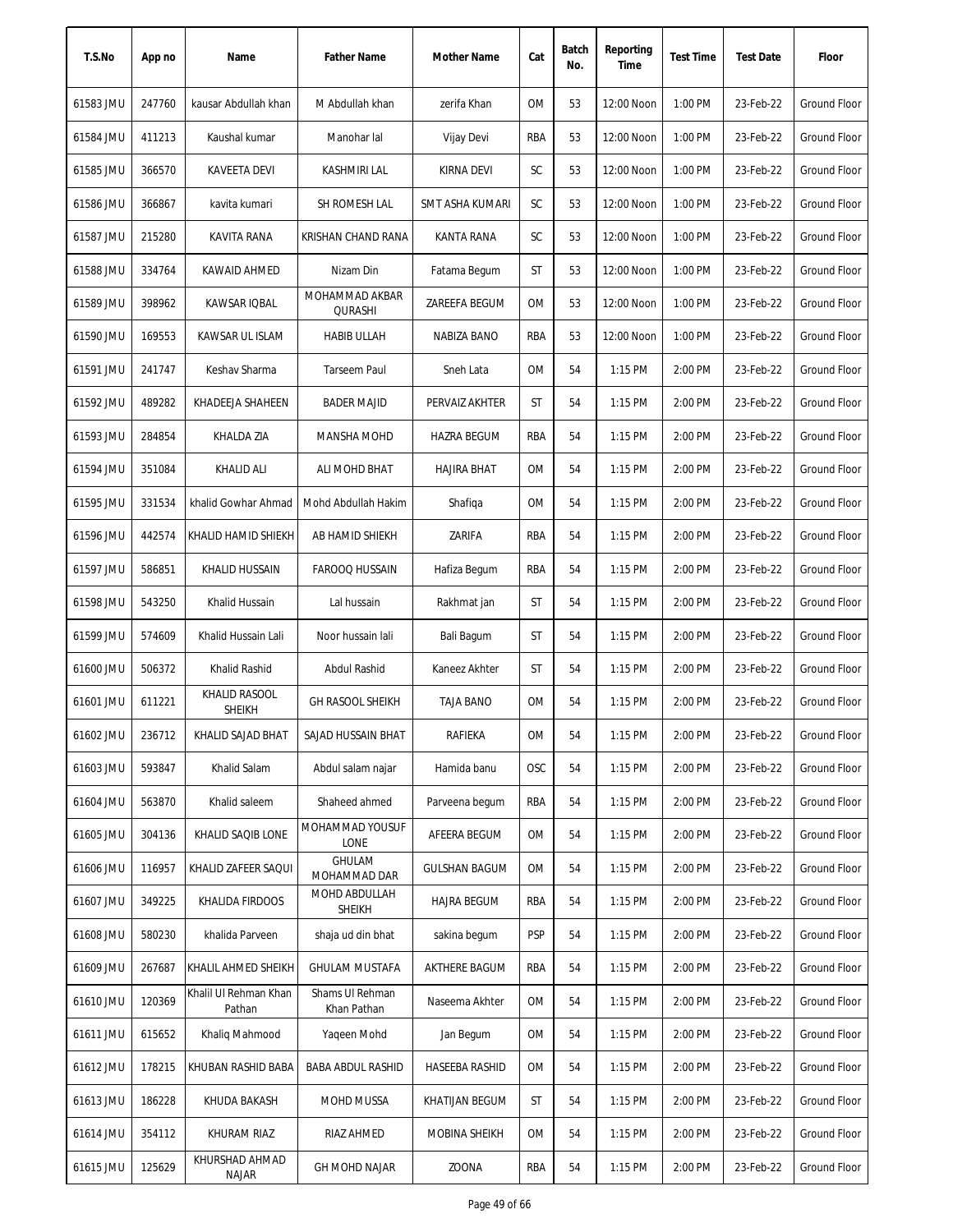| T.S.No | App no | Name | Father Name | Mother Name | Cat | Batch No. | Reporting Time | Test Time | Test Date | Floor |
|---|---|---|---|---|---|---|---|---|---|---|
| 61583 JMU | 247760 | kausar Abdullah khan | M Abdullah khan | zerifa Khan | OM | 53 | 12:00 Noon | 1:00 PM | 23-Feb-22 | Ground Floor |
| 61584 JMU | 411213 | Kaushal kumar | Manohar lal | Vijay Devi | RBA | 53 | 12:00 Noon | 1:00 PM | 23-Feb-22 | Ground Floor |
| 61585 JMU | 366570 | KAVEETA DEVI | KASHMIRI LAL | KIRNA DEVI | SC | 53 | 12:00 Noon | 1:00 PM | 23-Feb-22 | Ground Floor |
| 61586 JMU | 366867 | kavita kumari | SH ROMESH LAL | SMT ASHA KUMARI | SC | 53 | 12:00 Noon | 1:00 PM | 23-Feb-22 | Ground Floor |
| 61587 JMU | 215280 | KAVITA RANA | KRISHAN CHAND RANA | KANTA RANA | SC | 53 | 12:00 Noon | 1:00 PM | 23-Feb-22 | Ground Floor |
| 61588 JMU | 334764 | KAWAID AHMED | Nizam Din | Fatama Begum | ST | 53 | 12:00 Noon | 1:00 PM | 23-Feb-22 | Ground Floor |
| 61589 JMU | 398962 | KAWSAR IQBAL | MOHAMMAD AKBAR QURASHI | ZAREEFA BEGUM | OM | 53 | 12:00 Noon | 1:00 PM | 23-Feb-22 | Ground Floor |
| 61590 JMU | 169553 | KAWSAR UL ISLAM | HABIB ULLAH | NABIZA BANO | RBA | 53 | 12:00 Noon | 1:00 PM | 23-Feb-22 | Ground Floor |
| 61591 JMU | 241747 | Keshav Sharma | Tarseem Paul | Sneh Lata | OM | 54 | 1:15 PM | 2:00 PM | 23-Feb-22 | Ground Floor |
| 61592 JMU | 489282 | KHADEEJA SHAHEEN | BADER MAJID | PERVAIZ AKHTER | ST | 54 | 1:15 PM | 2:00 PM | 23-Feb-22 | Ground Floor |
| 61593 JMU | 284854 | KHALDA ZIA | MANSHA MOHD | HAZRA BEGUM | RBA | 54 | 1:15 PM | 2:00 PM | 23-Feb-22 | Ground Floor |
| 61594 JMU | 351084 | KHALID ALI | ALI MOHD BHAT | HAJIRA BHAT | OM | 54 | 1:15 PM | 2:00 PM | 23-Feb-22 | Ground Floor |
| 61595 JMU | 331534 | khalid Gowhar Ahmad | Mohd Abdullah Hakim | Shafiqa | OM | 54 | 1:15 PM | 2:00 PM | 23-Feb-22 | Ground Floor |
| 61596 JMU | 442574 | KHALID HAMID SHIEKH | AB HAMID SHIEKH | ZARIFA | RBA | 54 | 1:15 PM | 2:00 PM | 23-Feb-22 | Ground Floor |
| 61597 JMU | 586851 | KHALID HUSSAIN | FAROOQ HUSSAIN | Hafiza Begum | RBA | 54 | 1:15 PM | 2:00 PM | 23-Feb-22 | Ground Floor |
| 61598 JMU | 543250 | Khalid Hussain | Lal hussain | Rakhmat jan | ST | 54 | 1:15 PM | 2:00 PM | 23-Feb-22 | Ground Floor |
| 61599 JMU | 574609 | Khalid Hussain Lali | Noor hussain lali | Bali Bagum | ST | 54 | 1:15 PM | 2:00 PM | 23-Feb-22 | Ground Floor |
| 61600 JMU | 506372 | Khalid Rashid | Abdul Rashid | Kaneez Akhter | ST | 54 | 1:15 PM | 2:00 PM | 23-Feb-22 | Ground Floor |
| 61601 JMU | 611221 | KHALID RASOOL SHEIKH | GH RASOOL SHEIKH | TAJA BANO | OM | 54 | 1:15 PM | 2:00 PM | 23-Feb-22 | Ground Floor |
| 61602 JMU | 236712 | KHALID SAJAD BHAT | SAJAD HUSSAIN BHAT | RAFIEKA | OM | 54 | 1:15 PM | 2:00 PM | 23-Feb-22 | Ground Floor |
| 61603 JMU | 593847 | Khalid Salam | Abdul salam najar | Hamida banu | OSC | 54 | 1:15 PM | 2:00 PM | 23-Feb-22 | Ground Floor |
| 61604 JMU | 563870 | Khalid saleem | Shaheed ahmed | Parveena begum | RBA | 54 | 1:15 PM | 2:00 PM | 23-Feb-22 | Ground Floor |
| 61605 JMU | 304136 | KHALID SAQIB LONE | MOHAMMAD YOUSUF LONE | AFEERA BEGUM | OM | 54 | 1:15 PM | 2:00 PM | 23-Feb-22 | Ground Floor |
| 61606 JMU | 116957 | KHALID ZAFEER SAQUI | GHULAM MOHAMMAD DAR | GULSHAN BAGUM | OM | 54 | 1:15 PM | 2:00 PM | 23-Feb-22 | Ground Floor |
| 61607 JMU | 349225 | KHALIDA FIRDOOS | MOHD ABDULLAH SHEIKH | HAJRA BEGUM | RBA | 54 | 1:15 PM | 2:00 PM | 23-Feb-22 | Ground Floor |
| 61608 JMU | 580230 | khalida Parveen | shaja ud din bhat | sakina begum | PSP | 54 | 1:15 PM | 2:00 PM | 23-Feb-22 | Ground Floor |
| 61609 JMU | 267687 | KHALIL AHMED SHEIKH | GHULAM MUSTAFA | AKTHERE BAGUM | RBA | 54 | 1:15 PM | 2:00 PM | 23-Feb-22 | Ground Floor |
| 61610 JMU | 120369 | Khalil Ul Rehman Khan Pathan | Shams Ul Rehman Khan Pathan | Naseema Akhter | OM | 54 | 1:15 PM | 2:00 PM | 23-Feb-22 | Ground Floor |
| 61611 JMU | 615652 | Khaliq Mahmood | Yaqeen Mohd | Jan Begum | OM | 54 | 1:15 PM | 2:00 PM | 23-Feb-22 | Ground Floor |
| 61612 JMU | 178215 | KHUBAN RASHID BABA | BABA ABDUL RASHID | HASEEBA RASHID | OM | 54 | 1:15 PM | 2:00 PM | 23-Feb-22 | Ground Floor |
| 61613 JMU | 186228 | KHUDA BAKASH | MOHD MUSSA | KHATIJAN BEGUM | ST | 54 | 1:15 PM | 2:00 PM | 23-Feb-22 | Ground Floor |
| 61614 JMU | 354112 | KHURAM RIAZ | RIAZ AHMED | MOBINA SHEIKH | OM | 54 | 1:15 PM | 2:00 PM | 23-Feb-22 | Ground Floor |
| 61615 JMU | 125629 | KHURSHAD AHMAD NAJAR | GH MOHD NAJAR | ZOONA | RBA | 54 | 1:15 PM | 2:00 PM | 23-Feb-22 | Ground Floor |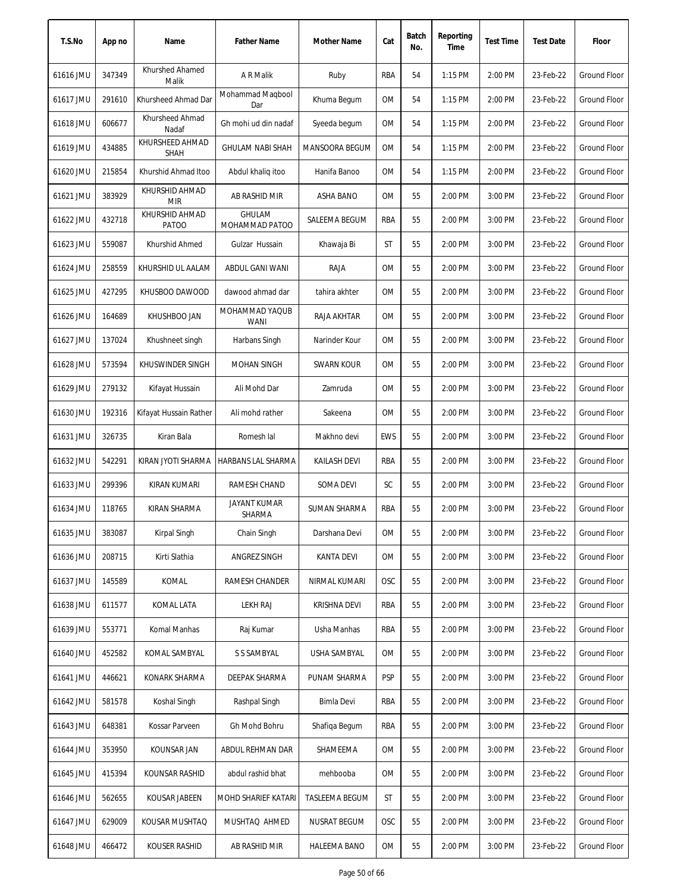| T.S.No | App no | Name | Father Name | Mother Name | Cat | Batch No. | Reporting Time | Test Time | Test Date | Floor |
|---|---|---|---|---|---|---|---|---|---|---|
| 61616 JMU | 347349 | Khurshed Ahamed Malik | A R Malik | Ruby | RBA | 54 | 1:15 PM | 2:00 PM | 23-Feb-22 | Ground Floor |
| 61617 JMU | 291610 | Khursheed Ahmad Dar | Mohammad Maqbool Dar | Khuma Begum | OM | 54 | 1:15 PM | 2:00 PM | 23-Feb-22 | Ground Floor |
| 61618 JMU | 606677 | Khursheed Ahmad Nadaf | Gh mohi ud din nadaf | Syeeda begum | OM | 54 | 1:15 PM | 2:00 PM | 23-Feb-22 | Ground Floor |
| 61619 JMU | 434885 | KHURSHEED AHMAD SHAH | GHULAM NABI SHAH | MANSOORA BEGUM | OM | 54 | 1:15 PM | 2:00 PM | 23-Feb-22 | Ground Floor |
| 61620 JMU | 215854 | Khurshid Ahmad Itoo | Abdul khaliq itoo | Hanifa Banoo | OM | 54 | 1:15 PM | 2:00 PM | 23-Feb-22 | Ground Floor |
| 61621 JMU | 383929 | KHURSHID AHMAD MIR | AB RASHID MIR | ASHA BANO | OM | 55 | 2:00 PM | 3:00 PM | 23-Feb-22 | Ground Floor |
| 61622 JMU | 432718 | KHURSHID AHMAD PATOO | GHULAM MOHAMMAD PATOO | SALEEMA BEGUM | RBA | 55 | 2:00 PM | 3:00 PM | 23-Feb-22 | Ground Floor |
| 61623 JMU | 559087 | Khurshid Ahmed | Gulzar Hussain | Khawaja Bi | ST | 55 | 2:00 PM | 3:00 PM | 23-Feb-22 | Ground Floor |
| 61624 JMU | 258559 | KHURSHID UL AALAM | ABDUL GANI WANI | RAJA | OM | 55 | 2:00 PM | 3:00 PM | 23-Feb-22 | Ground Floor |
| 61625 JMU | 427295 | KHUSBOO DAWOOD | dawood ahmad dar | tahira akhter | OM | 55 | 2:00 PM | 3:00 PM | 23-Feb-22 | Ground Floor |
| 61626 JMU | 164689 | KHUSHBOO JAN | MOHAMMAD YAQUB WANI | RAJA AKHTAR | OM | 55 | 2:00 PM | 3:00 PM | 23-Feb-22 | Ground Floor |
| 61627 JMU | 137024 | Khushneet singh | Harbans Singh | Narinder Kour | OM | 55 | 2:00 PM | 3:00 PM | 23-Feb-22 | Ground Floor |
| 61628 JMU | 573594 | KHUSWINDER SINGH | MOHAN SINGH | SWARN KOUR | OM | 55 | 2:00 PM | 3:00 PM | 23-Feb-22 | Ground Floor |
| 61629 JMU | 279132 | Kifayat Hussain | Ali Mohd Dar | Zamruda | OM | 55 | 2:00 PM | 3:00 PM | 23-Feb-22 | Ground Floor |
| 61630 JMU | 192316 | Kifayat Hussain Rather | Ali mohd rather | Sakeena | OM | 55 | 2:00 PM | 3:00 PM | 23-Feb-22 | Ground Floor |
| 61631 JMU | 326735 | Kiran Bala | Romesh lal | Makhno devi | EWS | 55 | 2:00 PM | 3:00 PM | 23-Feb-22 | Ground Floor |
| 61632 JMU | 542291 | KIRAN JYOTI SHARMA | HARBANS LAL SHARMA | KAILASH DEVI | RBA | 55 | 2:00 PM | 3:00 PM | 23-Feb-22 | Ground Floor |
| 61633 JMU | 299396 | KIRAN KUMARI | RAMESH CHAND | SOMA DEVI | SC | 55 | 2:00 PM | 3:00 PM | 23-Feb-22 | Ground Floor |
| 61634 JMU | 118765 | KIRAN SHARMA | JAYANT KUMAR SHARMA | SUMAN SHARMA | RBA | 55 | 2:00 PM | 3:00 PM | 23-Feb-22 | Ground Floor |
| 61635 JMU | 383087 | Kirpal Singh | Chain Singh | Darshana Devi | OM | 55 | 2:00 PM | 3:00 PM | 23-Feb-22 | Ground Floor |
| 61636 JMU | 208715 | Kirti Slathia | ANGREZ SINGH | KANTA DEVI | OM | 55 | 2:00 PM | 3:00 PM | 23-Feb-22 | Ground Floor |
| 61637 JMU | 145589 | KOMAL | RAMESH CHANDER | NIRMAL KUMARI | OSC | 55 | 2:00 PM | 3:00 PM | 23-Feb-22 | Ground Floor |
| 61638 JMU | 611577 | KOMAL LATA | LEKH RAJ | KRISHNA DEVI | RBA | 55 | 2:00 PM | 3:00 PM | 23-Feb-22 | Ground Floor |
| 61639 JMU | 553771 | Komal Manhas | Raj Kumar | Usha Manhas | RBA | 55 | 2:00 PM | 3:00 PM | 23-Feb-22 | Ground Floor |
| 61640 JMU | 452582 | KOMAL SAMBYAL | S S SAMBYAL | USHA SAMBYAL | OM | 55 | 2:00 PM | 3:00 PM | 23-Feb-22 | Ground Floor |
| 61641 JMU | 446621 | KONARK SHARMA | DEEPAK SHARMA | PUNAM SHARMA | PSP | 55 | 2:00 PM | 3:00 PM | 23-Feb-22 | Ground Floor |
| 61642 JMU | 581578 | Koshal Singh | Rashpal Singh | Bimla Devi | RBA | 55 | 2:00 PM | 3:00 PM | 23-Feb-22 | Ground Floor |
| 61643 JMU | 648381 | Kossar Parveen | Gh Mohd Bohru | Shafiqa Begum | RBA | 55 | 2:00 PM | 3:00 PM | 23-Feb-22 | Ground Floor |
| 61644 JMU | 353950 | KOUNSAR JAN | ABDUL REHMAN DAR | SHAMEEMA | OM | 55 | 2:00 PM | 3:00 PM | 23-Feb-22 | Ground Floor |
| 61645 JMU | 415394 | KOUNSAR RASHID | abdul rashid bhat | mehbooba | OM | 55 | 2:00 PM | 3:00 PM | 23-Feb-22 | Ground Floor |
| 61646 JMU | 562655 | KOUSAR JABEEN | MOHD SHARIEF KATARI | TASLEEMA BEGUM | ST | 55 | 2:00 PM | 3:00 PM | 23-Feb-22 | Ground Floor |
| 61647 JMU | 629009 | KOUSAR MUSHTAQ | MUSHTAQ AHMED | NUSRAT BEGUM | OSC | 55 | 2:00 PM | 3:00 PM | 23-Feb-22 | Ground Floor |
| 61648 JMU | 466472 | KOUSER RASHID | AB RASHID MIR | HALEEMA BANO | OM | 55 | 2:00 PM | 3:00 PM | 23-Feb-22 | Ground Floor |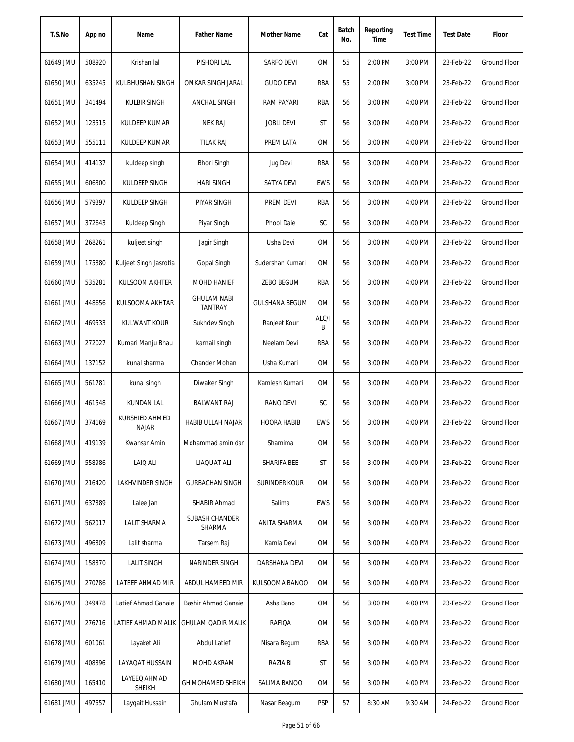| T.S.No | App no | Name | Father Name | Mother Name | Cat | Batch No. | Reporting Time | Test Time | Test Date | Floor |
|---|---|---|---|---|---|---|---|---|---|---|
| 61649 JMU | 508920 | Krishan lal | PISHORI LAL | SARFO DEVI | OM | 55 | 2:00 PM | 3:00 PM | 23-Feb-22 | Ground Floor |
| 61650 JMU | 635245 | KULBHUSHAN SINGH | OMKAR SINGH JARAL | GUDO DEVI | RBA | 55 | 2:00 PM | 3:00 PM | 23-Feb-22 | Ground Floor |
| 61651 JMU | 341494 | KULBIR SINGH | ANCHAL SINGH | RAM PAYARI | RBA | 56 | 3:00 PM | 4:00 PM | 23-Feb-22 | Ground Floor |
| 61652 JMU | 123515 | KULDEEP KUMAR | NEK RAJ | JOBLI DEVI | ST | 56 | 3:00 PM | 4:00 PM | 23-Feb-22 | Ground Floor |
| 61653 JMU | 555111 | KULDEEP KUMAR | TILAK RAJ | PREM LATA | OM | 56 | 3:00 PM | 4:00 PM | 23-Feb-22 | Ground Floor |
| 61654 JMU | 414137 | kuldeep singh | Bhori Singh | Jug Devi | RBA | 56 | 3:00 PM | 4:00 PM | 23-Feb-22 | Ground Floor |
| 61655 JMU | 606300 | KULDEEP SINGH | HARI SINGH | SATYA DEVI | EWS | 56 | 3:00 PM | 4:00 PM | 23-Feb-22 | Ground Floor |
| 61656 JMU | 579397 | KULDEEP SINGH | PIYAR SINGH | PREM DEVI | RBA | 56 | 3:00 PM | 4:00 PM | 23-Feb-22 | Ground Floor |
| 61657 JMU | 372643 | Kuldeep Singh | Piyar Singh | Phool Daie | SC | 56 | 3:00 PM | 4:00 PM | 23-Feb-22 | Ground Floor |
| 61658 JMU | 268261 | kuljeet singh | Jagir Singh | Usha Devi | OM | 56 | 3:00 PM | 4:00 PM | 23-Feb-22 | Ground Floor |
| 61659 JMU | 175380 | Kuljeet Singh Jasrotia | Gopal Singh | Sudershan Kumari | OM | 56 | 3:00 PM | 4:00 PM | 23-Feb-22 | Ground Floor |
| 61660 JMU | 535281 | KULSOOM AKHTER | MOHD HANIEF | ZEBO BEGUM | RBA | 56 | 3:00 PM | 4:00 PM | 23-Feb-22 | Ground Floor |
| 61661 JMU | 448656 | KULSOOMA AKHTAR | GHULAM NABI TANTRAY | GULSHANA BEGUM | OM | 56 | 3:00 PM | 4:00 PM | 23-Feb-22 | Ground Floor |
| 61662 JMU | 469533 | KULWANT KOUR | Sukhdev Singh | Ranjeet Kour | ALC/IB | 56 | 3:00 PM | 4:00 PM | 23-Feb-22 | Ground Floor |
| 61663 JMU | 272027 | Kumari Manju Bhau | karnail singh | Neelam Devi | RBA | 56 | 3:00 PM | 4:00 PM | 23-Feb-22 | Ground Floor |
| 61664 JMU | 137152 | kunal sharma | Chander Mohan | Usha Kumari | OM | 56 | 3:00 PM | 4:00 PM | 23-Feb-22 | Ground Floor |
| 61665 JMU | 561781 | kunal singh | Diwaker Singh | Kamlesh Kumari | OM | 56 | 3:00 PM | 4:00 PM | 23-Feb-22 | Ground Floor |
| 61666 JMU | 461548 | KUNDAN LAL | BALWANT RAJ | RANO DEVI | SC | 56 | 3:00 PM | 4:00 PM | 23-Feb-22 | Ground Floor |
| 61667 JMU | 374169 | KURSHIED AHMED NAJAR | HABIB ULLAH NAJAR | HOORA HABIB | EWS | 56 | 3:00 PM | 4:00 PM | 23-Feb-22 | Ground Floor |
| 61668 JMU | 419139 | Kwansar Amin | Mohammad amin dar | Shamima | OM | 56 | 3:00 PM | 4:00 PM | 23-Feb-22 | Ground Floor |
| 61669 JMU | 558986 | LAIQ ALI | LIAQUAT ALI | SHARIFA BEE | ST | 56 | 3:00 PM | 4:00 PM | 23-Feb-22 | Ground Floor |
| 61670 JMU | 216420 | LAKHVINDER SINGH | GURBACHAN SINGH | SURINDER KOUR | OM | 56 | 3:00 PM | 4:00 PM | 23-Feb-22 | Ground Floor |
| 61671 JMU | 637889 | Lalee Jan | SHABIR Ahmad | Salima | EWS | 56 | 3:00 PM | 4:00 PM | 23-Feb-22 | Ground Floor |
| 61672 JMU | 562017 | LALIT SHARMA | SUBASH CHANDER SHARMA | ANITA SHARMA | OM | 56 | 3:00 PM | 4:00 PM | 23-Feb-22 | Ground Floor |
| 61673 JMU | 496809 | Lalit sharma | Tarsem Raj | Kamla Devi | OM | 56 | 3:00 PM | 4:00 PM | 23-Feb-22 | Ground Floor |
| 61674 JMU | 158870 | LALIT SINGH | NARINDER SINGH | DARSHANA DEVI | OM | 56 | 3:00 PM | 4:00 PM | 23-Feb-22 | Ground Floor |
| 61675 JMU | 270786 | LATEEF AHMAD MIR | ABDUL HAMEED MIR | KULSOOMA BANOO | OM | 56 | 3:00 PM | 4:00 PM | 23-Feb-22 | Ground Floor |
| 61676 JMU | 349478 | Latief Ahmad Ganaie | Bashir Ahmad Ganaie | Asha Bano | OM | 56 | 3:00 PM | 4:00 PM | 23-Feb-22 | Ground Floor |
| 61677 JMU | 276716 | LATIEF AHMAD MALIK | GHULAM QADIR MALIK | RAFIQA | OM | 56 | 3:00 PM | 4:00 PM | 23-Feb-22 | Ground Floor |
| 61678 JMU | 601061 | Layaket Ali | Abdul Latief | Nisara Begum | RBA | 56 | 3:00 PM | 4:00 PM | 23-Feb-22 | Ground Floor |
| 61679 JMU | 408896 | LAYAQAT HUSSAIN | MOHD AKRAM | RAZIA BI | ST | 56 | 3:00 PM | 4:00 PM | 23-Feb-22 | Ground Floor |
| 61680 JMU | 165410 | LAYEEQ AHMAD SHEIKH | GH MOHAMED SHEIKH | SALIMA BANOO | OM | 56 | 3:00 PM | 4:00 PM | 23-Feb-22 | Ground Floor |
| 61681 JMU | 497657 | Layqait Hussain | Ghulam Mustafa | Nasar Beagum | PSP | 57 | 8:30 AM | 9:30 AM | 24-Feb-22 | Ground Floor |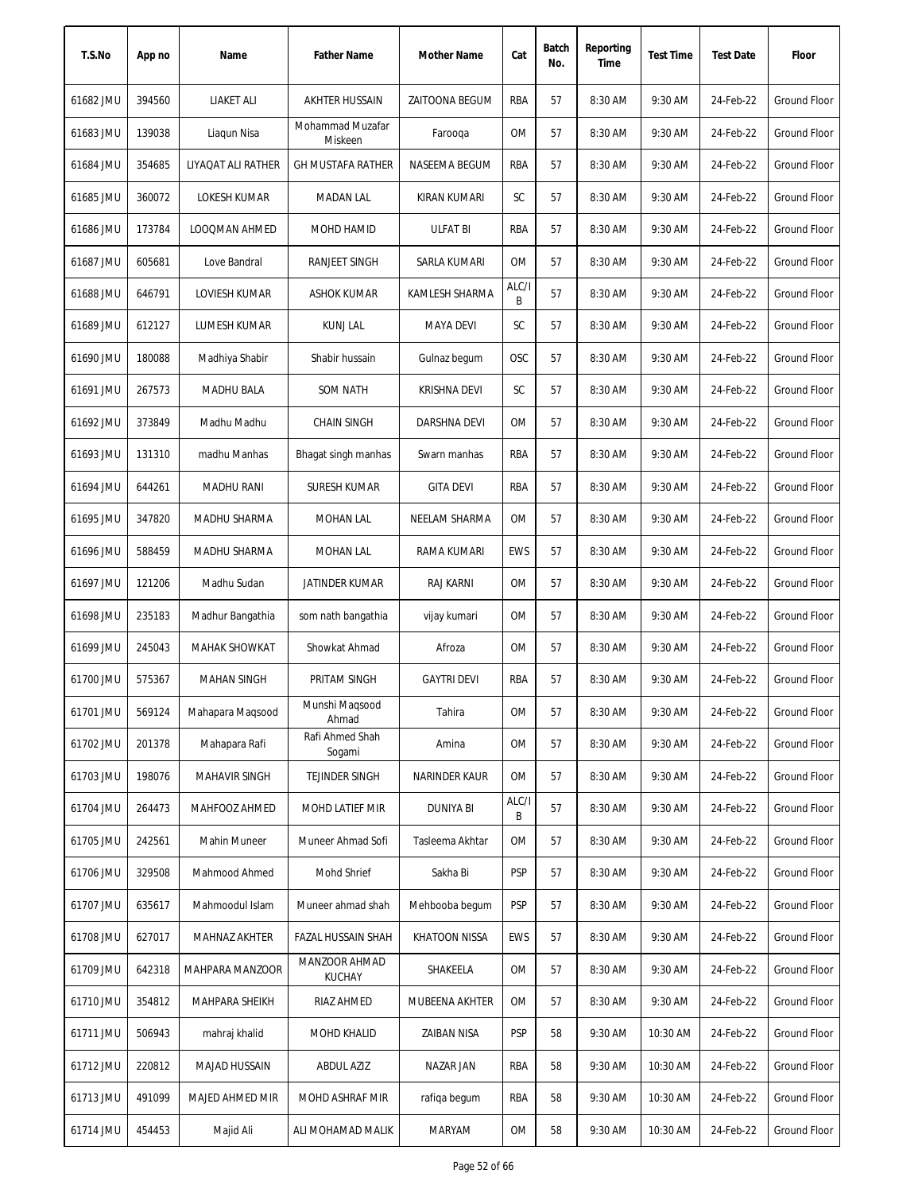| T.S.No | App no | Name | Father Name | Mother Name | Cat | Batch No. | Reporting Time | Test Time | Test Date | Floor |
|---|---|---|---|---|---|---|---|---|---|---|
| 61682 JMU | 394560 | LIAKET ALI | AKHTER HUSSAIN | ZAITOONA BEGUM | RBA | 57 | 8:30 AM | 9:30 AM | 24-Feb-22 | Ground Floor |
| 61683 JMU | 139038 | Liaqun Nisa | Mohammad Muzafar Miskeen | Farooqa | OM | 57 | 8:30 AM | 9:30 AM | 24-Feb-22 | Ground Floor |
| 61684 JMU | 354685 | LIYAQAT ALI RATHER | GH MUSTAFA RATHER | NASEEMA BEGUM | RBA | 57 | 8:30 AM | 9:30 AM | 24-Feb-22 | Ground Floor |
| 61685 JMU | 360072 | LOKESH KUMAR | MADAN LAL | KIRAN KUMARI | SC | 57 | 8:30 AM | 9:30 AM | 24-Feb-22 | Ground Floor |
| 61686 JMU | 173784 | LOOQMAN AHMED | MOHD HAMID | ULFAT BI | RBA | 57 | 8:30 AM | 9:30 AM | 24-Feb-22 | Ground Floor |
| 61687 JMU | 605681 | Love Bandral | RANJEET SINGH | SARLA KUMARI | OM | 57 | 8:30 AM | 9:30 AM | 24-Feb-22 | Ground Floor |
| 61688 JMU | 646791 | LOVIESH KUMAR | ASHOK KUMAR | KAMLESH SHARMA | ALC/IB | 57 | 8:30 AM | 9:30 AM | 24-Feb-22 | Ground Floor |
| 61689 JMU | 612127 | LUMESH KUMAR | KUNJ LAL | MAYA DEVI | SC | 57 | 8:30 AM | 9:30 AM | 24-Feb-22 | Ground Floor |
| 61690 JMU | 180088 | Madhiya Shabir | Shabir hussain | Gulnaz begum | OSC | 57 | 8:30 AM | 9:30 AM | 24-Feb-22 | Ground Floor |
| 61691 JMU | 267573 | MADHU BALA | SOM NATH | KRISHNA DEVI | SC | 57 | 8:30 AM | 9:30 AM | 24-Feb-22 | Ground Floor |
| 61692 JMU | 373849 | Madhu Madhu | CHAIN SINGH | DARSHNA DEVI | OM | 57 | 8:30 AM | 9:30 AM | 24-Feb-22 | Ground Floor |
| 61693 JMU | 131310 | madhu Manhas | Bhagat singh manhas | Swarn manhas | RBA | 57 | 8:30 AM | 9:30 AM | 24-Feb-22 | Ground Floor |
| 61694 JMU | 644261 | MADHU RANI | SURESH KUMAR | GITA DEVI | RBA | 57 | 8:30 AM | 9:30 AM | 24-Feb-22 | Ground Floor |
| 61695 JMU | 347820 | MADHU SHARMA | MOHAN LAL | NEELAM SHARMA | OM | 57 | 8:30 AM | 9:30 AM | 24-Feb-22 | Ground Floor |
| 61696 JMU | 588459 | MADHU SHARMA | MOHAN LAL | RAMA KUMARI | EWS | 57 | 8:30 AM | 9:30 AM | 24-Feb-22 | Ground Floor |
| 61697 JMU | 121206 | Madhu Sudan | JATINDER KUMAR | RAJ KARNI | OM | 57 | 8:30 AM | 9:30 AM | 24-Feb-22 | Ground Floor |
| 61698 JMU | 235183 | Madhur Bangathia | som nath bangathia | vijay kumari | OM | 57 | 8:30 AM | 9:30 AM | 24-Feb-22 | Ground Floor |
| 61699 JMU | 245043 | MAHAK SHOWKAT | Showkat Ahmad | Afroza | OM | 57 | 8:30 AM | 9:30 AM | 24-Feb-22 | Ground Floor |
| 61700 JMU | 575367 | MAHAN SINGH | PRITAM SINGH | GAYTRI DEVI | RBA | 57 | 8:30 AM | 9:30 AM | 24-Feb-22 | Ground Floor |
| 61701 JMU | 569124 | Mahapara Maqsood | Munshi Maqsood Ahmad | Tahira | OM | 57 | 8:30 AM | 9:30 AM | 24-Feb-22 | Ground Floor |
| 61702 JMU | 201378 | Mahapara Rafi | Rafi Ahmed Shah Sogami | Amina | OM | 57 | 8:30 AM | 9:30 AM | 24-Feb-22 | Ground Floor |
| 61703 JMU | 198076 | MAHAVIR SINGH | TEJINDER SINGH | NARINDER KAUR | OM | 57 | 8:30 AM | 9:30 AM | 24-Feb-22 | Ground Floor |
| 61704 JMU | 264473 | MAHFOOZ AHMED | MOHD LATIEF MIR | DUNIYA BI | ALC/IB | 57 | 8:30 AM | 9:30 AM | 24-Feb-22 | Ground Floor |
| 61705 JMU | 242561 | Mahin Muneer | Muneer Ahmad Sofi | Tasleema Akhtar | OM | 57 | 8:30 AM | 9:30 AM | 24-Feb-22 | Ground Floor |
| 61706 JMU | 329508 | Mahmood Ahmed | Mohd Shrief | Sakha Bi | PSP | 57 | 8:30 AM | 9:30 AM | 24-Feb-22 | Ground Floor |
| 61707 JMU | 635617 | Mahmoodul Islam | Muneer ahmad shah | Mehbooba begum | PSP | 57 | 8:30 AM | 9:30 AM | 24-Feb-22 | Ground Floor |
| 61708 JMU | 627017 | MAHNAZ AKHTER | FAZAL HUSSAIN SHAH | KHATOON NISSA | EWS | 57 | 8:30 AM | 9:30 AM | 24-Feb-22 | Ground Floor |
| 61709 JMU | 642318 | MAHPARA MANZOOR | MANZOOR AHMAD KUCHAY | SHAKEELA | OM | 57 | 8:30 AM | 9:30 AM | 24-Feb-22 | Ground Floor |
| 61710 JMU | 354812 | MAHPARA SHEIKH | RIAZ AHMED | MUBEENA AKHTER | OM | 57 | 8:30 AM | 9:30 AM | 24-Feb-22 | Ground Floor |
| 61711 JMU | 506943 | mahraj khalid | MOHD KHALID | ZAIBAN NISA | PSP | 58 | 9:30 AM | 10:30 AM | 24-Feb-22 | Ground Floor |
| 61712 JMU | 220812 | MAJAD HUSSAIN | ABDUL AZIZ | NAZAR JAN | RBA | 58 | 9:30 AM | 10:30 AM | 24-Feb-22 | Ground Floor |
| 61713 JMU | 491099 | MAJED AHMED MIR | MOHD ASHRAF MIR | rafiqa begum | RBA | 58 | 9:30 AM | 10:30 AM | 24-Feb-22 | Ground Floor |
| 61714 JMU | 454453 | Majid Ali | ALI MOHAMAD MALIK | MARYAM | OM | 58 | 9:30 AM | 10:30 AM | 24-Feb-22 | Ground Floor |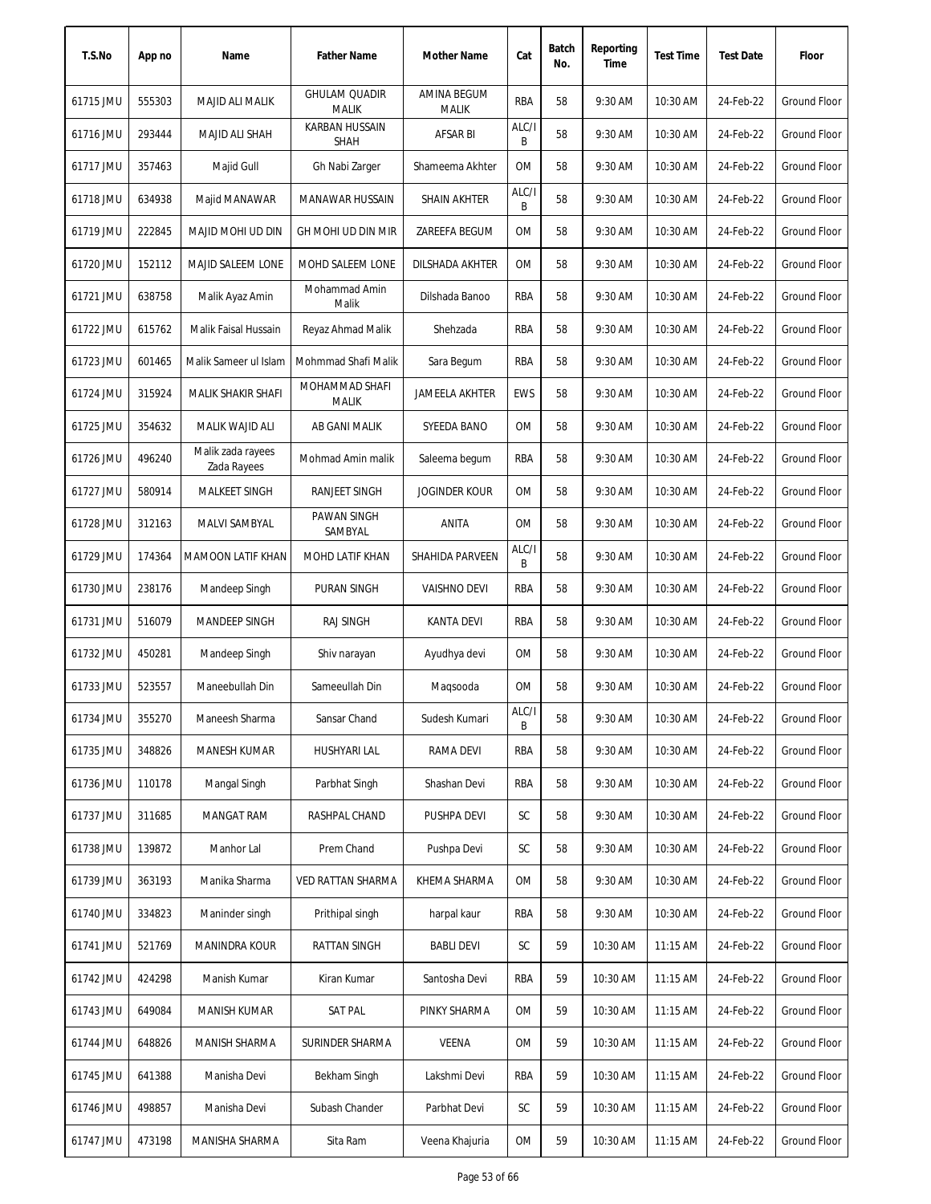| T.S.No | App no | Name | Father Name | Mother Name | Cat | Batch No. | Reporting Time | Test Time | Test Date | Floor |
|---|---|---|---|---|---|---|---|---|---|---|
| 61715 JMU | 555303 | MAJID ALI MALIK | GHULAM QUADIR MALIK | AMINA BEGUM MALIK | RBA | 58 | 9:30 AM | 10:30 AM | 24-Feb-22 | Ground Floor |
| 61716 JMU | 293444 | MAJID ALI SHAH | KARBAN HUSSAIN SHAH | AFSAR BI | ALC/IB | 58 | 9:30 AM | 10:30 AM | 24-Feb-22 | Ground Floor |
| 61717 JMU | 357463 | Majid Gull | Gh Nabi Zarger | Shameema Akhter | OM | 58 | 9:30 AM | 10:30 AM | 24-Feb-22 | Ground Floor |
| 61718 JMU | 634938 | Majid MANAWAR | MANAWAR HUSSAIN | SHAIN AKHTER | ALC/IB | 58 | 9:30 AM | 10:30 AM | 24-Feb-22 | Ground Floor |
| 61719 JMU | 222845 | MAJID MOHI UD DIN | GH MOHI UD DIN MIR | ZAREEFA BEGUM | OM | 58 | 9:30 AM | 10:30 AM | 24-Feb-22 | Ground Floor |
| 61720 JMU | 152112 | MAJID SALEEM LONE | MOHD SALEEM LONE | DILSHADA AKHTER | OM | 58 | 9:30 AM | 10:30 AM | 24-Feb-22 | Ground Floor |
| 61721 JMU | 638758 | Malik Ayaz Amin | Mohammad Amin Malik | Dilshada Banoo | RBA | 58 | 9:30 AM | 10:30 AM | 24-Feb-22 | Ground Floor |
| 61722 JMU | 615762 | Malik Faisal Hussain | Reyaz Ahmad Malik | Shehzada | RBA | 58 | 9:30 AM | 10:30 AM | 24-Feb-22 | Ground Floor |
| 61723 JMU | 601465 | Malik Sameer ul Islam | Mohmmad Shafi Malik | Sara Begum | RBA | 58 | 9:30 AM | 10:30 AM | 24-Feb-22 | Ground Floor |
| 61724 JMU | 315924 | MALIK SHAKIR SHAFI | MOHAMMAD SHAFI MALIK | JAMEELA AKHTER | EWS | 58 | 9:30 AM | 10:30 AM | 24-Feb-22 | Ground Floor |
| 61725 JMU | 354632 | MALIK WAJID ALI | AB GANI MALIK | SYEEDA BANO | OM | 58 | 9:30 AM | 10:30 AM | 24-Feb-22 | Ground Floor |
| 61726 JMU | 496240 | Malik zada rayees Zada Rayees | Mohmad Amin malik | Saleema begum | RBA | 58 | 9:30 AM | 10:30 AM | 24-Feb-22 | Ground Floor |
| 61727 JMU | 580914 | MALKEET SINGH | RANJEET SINGH | JOGINDER KOUR | OM | 58 | 9:30 AM | 10:30 AM | 24-Feb-22 | Ground Floor |
| 61728 JMU | 312163 | MALVI SAMBYAL | PAWAN SINGH SAMBYAL | ANITA | OM | 58 | 9:30 AM | 10:30 AM | 24-Feb-22 | Ground Floor |
| 61729 JMU | 174364 | MAMOON LATIF KHAN | MOHD LATIF KHAN | SHAHIDA PARVEEN | ALC/IB | 58 | 9:30 AM | 10:30 AM | 24-Feb-22 | Ground Floor |
| 61730 JMU | 238176 | Mandeep Singh | PURAN SINGH | VAISHNO DEVI | RBA | 58 | 9:30 AM | 10:30 AM | 24-Feb-22 | Ground Floor |
| 61731 JMU | 516079 | MANDEEP SINGH | RAJ SINGH | KANTA DEVI | RBA | 58 | 9:30 AM | 10:30 AM | 24-Feb-22 | Ground Floor |
| 61732 JMU | 450281 | Mandeep Singh | Shiv narayan | Ayudhya devi | OM | 58 | 9:30 AM | 10:30 AM | 24-Feb-22 | Ground Floor |
| 61733 JMU | 523557 | Maneebullah Din | Sameeullah Din | Maqsooda | OM | 58 | 9:30 AM | 10:30 AM | 24-Feb-22 | Ground Floor |
| 61734 JMU | 355270 | Maneesh Sharma | Sansar Chand | Sudesh Kumari | ALC/IB | 58 | 9:30 AM | 10:30 AM | 24-Feb-22 | Ground Floor |
| 61735 JMU | 348826 | MANESH KUMAR | HUSHYARI LAL | RAMA DEVI | RBA | 58 | 9:30 AM | 10:30 AM | 24-Feb-22 | Ground Floor |
| 61736 JMU | 110178 | Mangal Singh | Parbhat Singh | Shashan Devi | RBA | 58 | 9:30 AM | 10:30 AM | 24-Feb-22 | Ground Floor |
| 61737 JMU | 311685 | MANGAT RAM | RASHPAL CHAND | PUSHPA DEVI | SC | 58 | 9:30 AM | 10:30 AM | 24-Feb-22 | Ground Floor |
| 61738 JMU | 139872 | Manhor Lal | Prem Chand | Pushpa Devi | SC | 58 | 9:30 AM | 10:30 AM | 24-Feb-22 | Ground Floor |
| 61739 JMU | 363193 | Manika Sharma | VED RATTAN SHARMA | KHEMA SHARMA | OM | 58 | 9:30 AM | 10:30 AM | 24-Feb-22 | Ground Floor |
| 61740 JMU | 334823 | Maninder singh | Prithipal singh | harpal kaur | RBA | 58 | 9:30 AM | 10:30 AM | 24-Feb-22 | Ground Floor |
| 61741 JMU | 521769 | MANINDRA KOUR | RATTAN SINGH | BABLI DEVI | SC | 59 | 10:30 AM | 11:15 AM | 24-Feb-22 | Ground Floor |
| 61742 JMU | 424298 | Manish Kumar | Kiran Kumar | Santosha Devi | RBA | 59 | 10:30 AM | 11:15 AM | 24-Feb-22 | Ground Floor |
| 61743 JMU | 649084 | MANISH KUMAR | SAT PAL | PINKY SHARMA | OM | 59 | 10:30 AM | 11:15 AM | 24-Feb-22 | Ground Floor |
| 61744 JMU | 648826 | MANISH SHARMA | SURINDER SHARMA | VEENA | OM | 59 | 10:30 AM | 11:15 AM | 24-Feb-22 | Ground Floor |
| 61745 JMU | 641388 | Manisha Devi | Bekham Singh | Lakshmi Devi | RBA | 59 | 10:30 AM | 11:15 AM | 24-Feb-22 | Ground Floor |
| 61746 JMU | 498857 | Manisha Devi | Subash Chander | Parbhat Devi | SC | 59 | 10:30 AM | 11:15 AM | 24-Feb-22 | Ground Floor |
| 61747 JMU | 473198 | MANISHA SHARMA | Sita Ram | Veena Khajuria | OM | 59 | 10:30 AM | 11:15 AM | 24-Feb-22 | Ground Floor |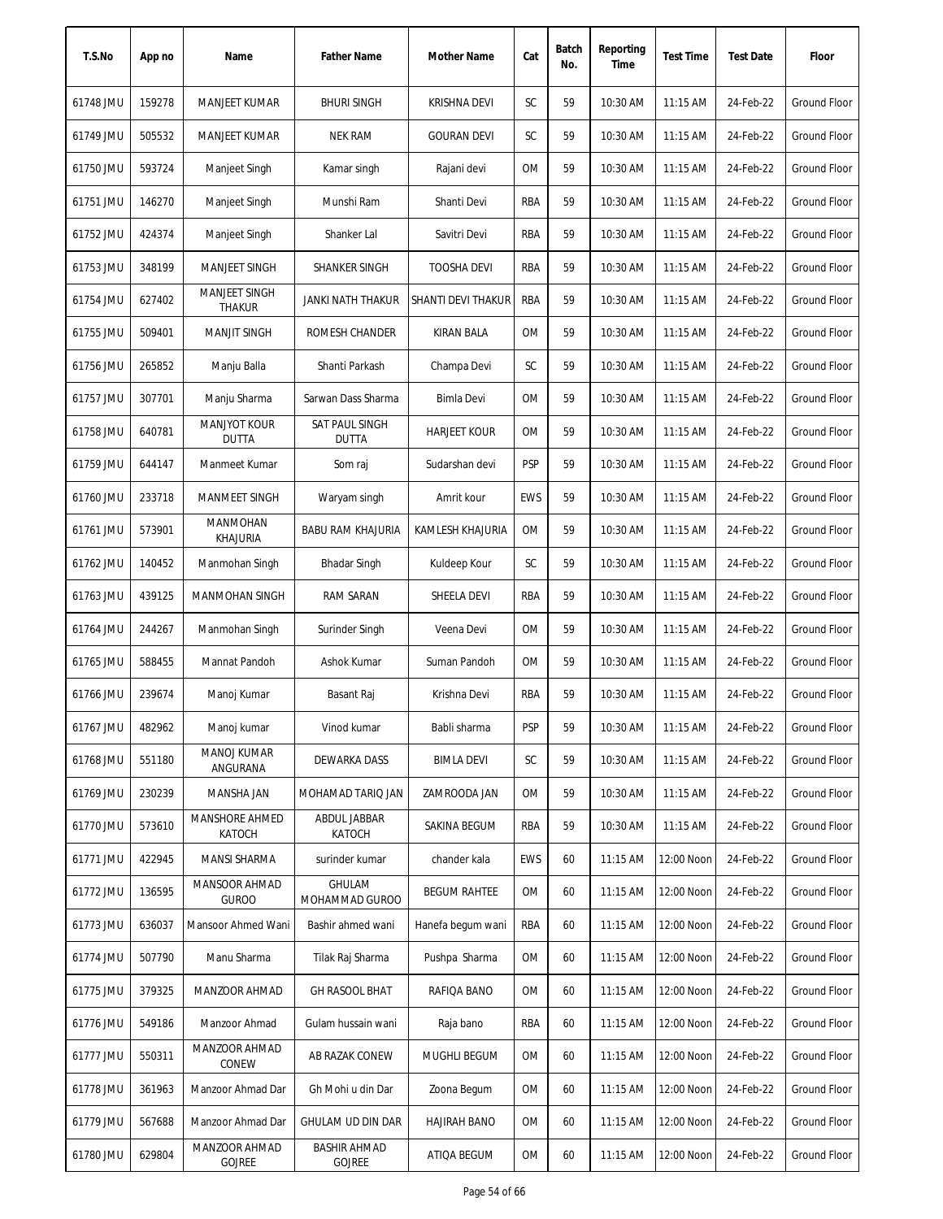| T.S.No | App no | Name | Father Name | Mother Name | Cat | Batch No. | Reporting Time | Test Time | Test Date | Floor |
|---|---|---|---|---|---|---|---|---|---|---|
| 61748 JMU | 159278 | MANJEET KUMAR | BHURI SINGH | KRISHNA DEVI | SC | 59 | 10:30 AM | 11:15 AM | 24-Feb-22 | Ground Floor |
| 61749 JMU | 505532 | MANJEET KUMAR | NEK RAM | GOURAN DEVI | SC | 59 | 10:30 AM | 11:15 AM | 24-Feb-22 | Ground Floor |
| 61750 JMU | 593724 | Manjeet Singh | Kamar singh | Rajani devi | OM | 59 | 10:30 AM | 11:15 AM | 24-Feb-22 | Ground Floor |
| 61751 JMU | 146270 | Manjeet Singh | Munshi Ram | Shanti Devi | RBA | 59 | 10:30 AM | 11:15 AM | 24-Feb-22 | Ground Floor |
| 61752 JMU | 424374 | Manjeet Singh | Shanker Lal | Savitri Devi | RBA | 59 | 10:30 AM | 11:15 AM | 24-Feb-22 | Ground Floor |
| 61753 JMU | 348199 | MANJEET SINGH | SHANKER SINGH | TOOSHA DEVI | RBA | 59 | 10:30 AM | 11:15 AM | 24-Feb-22 | Ground Floor |
| 61754 JMU | 627402 | MANJEET SINGH THAKUR | JANKI NATH THAKUR | SHANTI DEVI THAKUR | RBA | 59 | 10:30 AM | 11:15 AM | 24-Feb-22 | Ground Floor |
| 61755 JMU | 509401 | MANJIT SINGH | ROMESH CHANDER | KIRAN BALA | OM | 59 | 10:30 AM | 11:15 AM | 24-Feb-22 | Ground Floor |
| 61756 JMU | 265852 | Manju Balla | Shanti Parkash | Champa Devi | SC | 59 | 10:30 AM | 11:15 AM | 24-Feb-22 | Ground Floor |
| 61757 JMU | 307701 | Manju Sharma | Sarwan Dass Sharma | Bimla Devi | OM | 59 | 10:30 AM | 11:15 AM | 24-Feb-22 | Ground Floor |
| 61758 JMU | 640781 | MANJYOT KOUR DUTTA | SAT PAUL SINGH DUTTA | HARJEET KOUR | OM | 59 | 10:30 AM | 11:15 AM | 24-Feb-22 | Ground Floor |
| 61759 JMU | 644147 | Manmeet Kumar | Som raj | Sudarshan devi | PSP | 59 | 10:30 AM | 11:15 AM | 24-Feb-22 | Ground Floor |
| 61760 JMU | 233718 | MANMEET SINGH | Waryam singh | Amrit kour | EWS | 59 | 10:30 AM | 11:15 AM | 24-Feb-22 | Ground Floor |
| 61761 JMU | 573901 | MANMOHAN KHAJURIA | BABU RAM KHAJURIA | KAMLESH KHAJURIA | OM | 59 | 10:30 AM | 11:15 AM | 24-Feb-22 | Ground Floor |
| 61762 JMU | 140452 | Manmohan Singh | Bhadar Singh | Kuldeep Kour | SC | 59 | 10:30 AM | 11:15 AM | 24-Feb-22 | Ground Floor |
| 61763 JMU | 439125 | MANMOHAN SINGH | RAM SARAN | SHEELA DEVI | RBA | 59 | 10:30 AM | 11:15 AM | 24-Feb-22 | Ground Floor |
| 61764 JMU | 244267 | Manmohan Singh | Surinder Singh | Veena Devi | OM | 59 | 10:30 AM | 11:15 AM | 24-Feb-22 | Ground Floor |
| 61765 JMU | 588455 | Mannat Pandoh | Ashok Kumar | Suman Pandoh | OM | 59 | 10:30 AM | 11:15 AM | 24-Feb-22 | Ground Floor |
| 61766 JMU | 239674 | Manoj Kumar | Basant Raj | Krishna Devi | RBA | 59 | 10:30 AM | 11:15 AM | 24-Feb-22 | Ground Floor |
| 61767 JMU | 482962 | Manoj kumar | Vinod kumar | Babli sharma | PSP | 59 | 10:30 AM | 11:15 AM | 24-Feb-22 | Ground Floor |
| 61768 JMU | 551180 | MANOJ KUMAR ANGURANA | DEWARKA DASS | BIMLA DEVI | SC | 59 | 10:30 AM | 11:15 AM | 24-Feb-22 | Ground Floor |
| 61769 JMU | 230239 | MANSHA JAN | MOHAMAD TARIQ JAN | ZAMROODA JAN | OM | 59 | 10:30 AM | 11:15 AM | 24-Feb-22 | Ground Floor |
| 61770 JMU | 573610 | MANSHORE AHMED KATOCH | ABDUL JABBAR KATOCH | SAKINA BEGUM | RBA | 59 | 10:30 AM | 11:15 AM | 24-Feb-22 | Ground Floor |
| 61771 JMU | 422945 | MANSI SHARMA | surinder kumar | chander kala | EWS | 60 | 11:15 AM | 12:00 Noon | 24-Feb-22 | Ground Floor |
| 61772 JMU | 136595 | MANSOOR AHMAD GUROO | GHULAM MOHAMMAD GUROO | BEGUM RAHTEE | OM | 60 | 11:15 AM | 12:00 Noon | 24-Feb-22 | Ground Floor |
| 61773 JMU | 636037 | Mansoor Ahmed Wani | Bashir ahmed wani | Hanefa begum wani | RBA | 60 | 11:15 AM | 12:00 Noon | 24-Feb-22 | Ground Floor |
| 61774 JMU | 507790 | Manu Sharma | Tilak Raj Sharma | Pushpa Sharma | OM | 60 | 11:15 AM | 12:00 Noon | 24-Feb-22 | Ground Floor |
| 61775 JMU | 379325 | MANZOOR AHMAD | GH RASOOL BHAT | RAFIQA BANO | OM | 60 | 11:15 AM | 12:00 Noon | 24-Feb-22 | Ground Floor |
| 61776 JMU | 549186 | Manzoor Ahmad | Gulam hussain wani | Raja bano | RBA | 60 | 11:15 AM | 12:00 Noon | 24-Feb-22 | Ground Floor |
| 61777 JMU | 550311 | MANZOOR AHMAD CONEW | AB RAZAK CONEW | MUGHLI BEGUM | OM | 60 | 11:15 AM | 12:00 Noon | 24-Feb-22 | Ground Floor |
| 61778 JMU | 361963 | Manzoor Ahmad Dar | Gh Mohi u din Dar | Zoona Begum | OM | 60 | 11:15 AM | 12:00 Noon | 24-Feb-22 | Ground Floor |
| 61779 JMU | 567688 | Manzoor Ahmad Dar | GHULAM UD DIN DAR | HAJIRAH BANO | OM | 60 | 11:15 AM | 12:00 Noon | 24-Feb-22 | Ground Floor |
| 61780 JMU | 629804 | MANZOOR AHMAD GOJREE | BASHIR AHMAD GOJREE | ATIQA BEGUM | OM | 60 | 11:15 AM | 12:00 Noon | 24-Feb-22 | Ground Floor |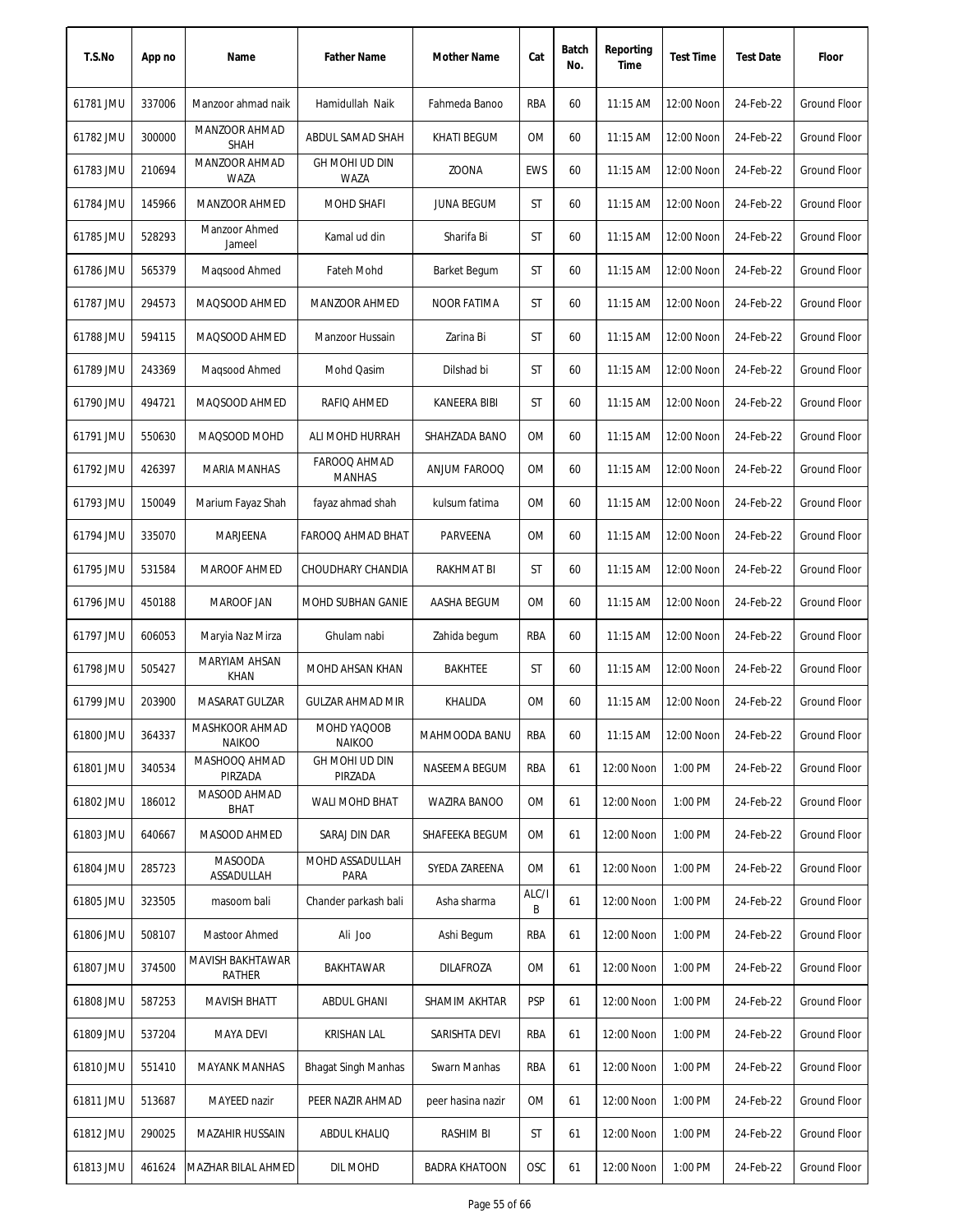| T.S.No | App no | Name | Father Name | Mother Name | Cat | Batch No. | Reporting Time | Test Time | Test Date | Floor |
|---|---|---|---|---|---|---|---|---|---|---|
| 61781 JMU | 337006 | Manzoor ahmad naik | Hamidullah Naik | Fahmeda Banoo | RBA | 60 | 11:15 AM | 12:00 Noon | 24-Feb-22 | Ground Floor |
| 61782 JMU | 300000 | MANZOOR AHMAD SHAH | ABDUL SAMAD SHAH | KHATI BEGUM | OM | 60 | 11:15 AM | 12:00 Noon | 24-Feb-22 | Ground Floor |
| 61783 JMU | 210694 | MANZOOR AHMAD WAZA | GH MOHI UD DIN WAZA | ZOONA | EWS | 60 | 11:15 AM | 12:00 Noon | 24-Feb-22 | Ground Floor |
| 61784 JMU | 145966 | MANZOOR AHMED | MOHD SHAFI | JUNA BEGUM | ST | 60 | 11:15 AM | 12:00 Noon | 24-Feb-22 | Ground Floor |
| 61785 JMU | 528293 | Manzoor Ahmed Jameel | Kamal ud din | Sharifa Bi | ST | 60 | 11:15 AM | 12:00 Noon | 24-Feb-22 | Ground Floor |
| 61786 JMU | 565379 | Maqsood Ahmed | Fateh Mohd | Barket Begum | ST | 60 | 11:15 AM | 12:00 Noon | 24-Feb-22 | Ground Floor |
| 61787 JMU | 294573 | MAQSOOD AHMED | MANZOOR AHMED | NOOR FATIMA | ST | 60 | 11:15 AM | 12:00 Noon | 24-Feb-22 | Ground Floor |
| 61788 JMU | 594115 | MAQSOOD AHMED | Manzoor Hussain | Zarina Bi | ST | 60 | 11:15 AM | 12:00 Noon | 24-Feb-22 | Ground Floor |
| 61789 JMU | 243369 | Maqsood Ahmed | Mohd Qasim | Dilshad bi | ST | 60 | 11:15 AM | 12:00 Noon | 24-Feb-22 | Ground Floor |
| 61790 JMU | 494721 | MAQSOOD AHMED | RAFIQ AHMED | KANEERA BIBI | ST | 60 | 11:15 AM | 12:00 Noon | 24-Feb-22 | Ground Floor |
| 61791 JMU | 550630 | MAQSOOD MOHD | ALI MOHD HURRAH | SHAHZADA BANO | OM | 60 | 11:15 AM | 12:00 Noon | 24-Feb-22 | Ground Floor |
| 61792 JMU | 426397 | MARIA MANHAS | FAROOQ AHMAD MANHAS | ANJUM FAROOQ | OM | 60 | 11:15 AM | 12:00 Noon | 24-Feb-22 | Ground Floor |
| 61793 JMU | 150049 | Marium Fayaz Shah | fayaz ahmad shah | kulsum fatima | OM | 60 | 11:15 AM | 12:00 Noon | 24-Feb-22 | Ground Floor |
| 61794 JMU | 335070 | MARJEENA | FAROOQ AHMAD BHAT | PARVEENA | OM | 60 | 11:15 AM | 12:00 Noon | 24-Feb-22 | Ground Floor |
| 61795 JMU | 531584 | MAROOF AHMED | CHOUDHARY CHANDIA | RAKHMAT BI | ST | 60 | 11:15 AM | 12:00 Noon | 24-Feb-22 | Ground Floor |
| 61796 JMU | 450188 | MAROOF JAN | MOHD SUBHAN GANIE | AASHA BEGUM | OM | 60 | 11:15 AM | 12:00 Noon | 24-Feb-22 | Ground Floor |
| 61797 JMU | 606053 | Maryia Naz Mirza | Ghulam nabi | Zahida begum | RBA | 60 | 11:15 AM | 12:00 Noon | 24-Feb-22 | Ground Floor |
| 61798 JMU | 505427 | MARYIAM AHSAN KHAN | MOHD AHSAN KHAN | BAKHTEE | ST | 60 | 11:15 AM | 12:00 Noon | 24-Feb-22 | Ground Floor |
| 61799 JMU | 203900 | MASARAT GULZAR | GULZAR AHMAD MIR | KHALIDA | OM | 60 | 11:15 AM | 12:00 Noon | 24-Feb-22 | Ground Floor |
| 61800 JMU | 364337 | MASHKOOR AHMAD NAIKOO | MOHD YAQOOB NAIKOO | MAHMOODA BANU | RBA | 60 | 11:15 AM | 12:00 Noon | 24-Feb-22 | Ground Floor |
| 61801 JMU | 340534 | MASHOOQ AHMAD PIRZADA | GH MOHI UD DIN PIRZADA | NASEEMA BEGUM | RBA | 61 | 12:00 Noon | 1:00 PM | 24-Feb-22 | Ground Floor |
| 61802 JMU | 186012 | MASOOD AHMAD BHAT | WALI MOHD BHAT | WAZIRA BANOO | OM | 61 | 12:00 Noon | 1:00 PM | 24-Feb-22 | Ground Floor |
| 61803 JMU | 640667 | MASOOD AHMED | SARAJ DIN DAR | SHAFEEKA BEGUM | OM | 61 | 12:00 Noon | 1:00 PM | 24-Feb-22 | Ground Floor |
| 61804 JMU | 285723 | MASOODA ASSADULLAH | MOHD ASSADULLAH PARA | SYEDA ZAREENA | OM | 61 | 12:00 Noon | 1:00 PM | 24-Feb-22 | Ground Floor |
| 61805 JMU | 323505 | masoom bali | Chander parkash bali | Asha sharma | ALC/IB | 61 | 12:00 Noon | 1:00 PM | 24-Feb-22 | Ground Floor |
| 61806 JMU | 508107 | Mastoor Ahmed | Ali Joo | Ashi Begum | RBA | 61 | 12:00 Noon | 1:00 PM | 24-Feb-22 | Ground Floor |
| 61807 JMU | 374500 | MAVISH BAKHTAWAR RATHER | BAKHTAWAR | DILAFROZA | OM | 61 | 12:00 Noon | 1:00 PM | 24-Feb-22 | Ground Floor |
| 61808 JMU | 587253 | MAVISH BHATT | ABDUL GHANI | SHAMIM AKHTAR | PSP | 61 | 12:00 Noon | 1:00 PM | 24-Feb-22 | Ground Floor |
| 61809 JMU | 537204 | MAYA DEVI | KRISHAN LAL | SARISHTA DEVI | RBA | 61 | 12:00 Noon | 1:00 PM | 24-Feb-22 | Ground Floor |
| 61810 JMU | 551410 | MAYANK MANHAS | Bhagat Singh Manhas | Swarn Manhas | RBA | 61 | 12:00 Noon | 1:00 PM | 24-Feb-22 | Ground Floor |
| 61811 JMU | 513687 | MAYEED nazir | PEER NAZIR AHMAD | peer hasina nazir | OM | 61 | 12:00 Noon | 1:00 PM | 24-Feb-22 | Ground Floor |
| 61812 JMU | 290025 | MAZAHIR HUSSAIN | ABDUL KHALIQ | RASHIM BI | ST | 61 | 12:00 Noon | 1:00 PM | 24-Feb-22 | Ground Floor |
| 61813 JMU | 461624 | MAZHAR BILAL AHMED | DIL MOHD | BADRA KHATOON | OSC | 61 | 12:00 Noon | 1:00 PM | 24-Feb-22 | Ground Floor |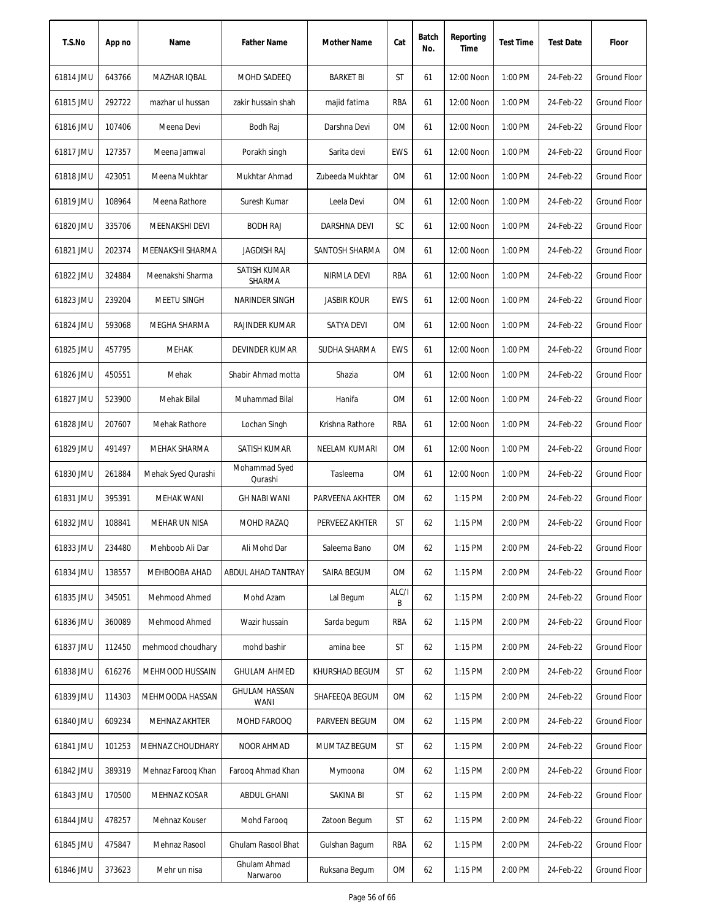| T.S.No | App no | Name | Father Name | Mother Name | Cat | Batch No. | Reporting Time | Test Time | Test Date | Floor |
|---|---|---|---|---|---|---|---|---|---|---|
| 61814 JMU | 643766 | MAZHAR IQBAL | MOHD SADEEQ | BARKET BI | ST | 61 | 12:00 Noon | 1:00 PM | 24-Feb-22 | Ground Floor |
| 61815 JMU | 292722 | mazhar ul hussan | zakir hussain shah | majid fatima | RBA | 61 | 12:00 Noon | 1:00 PM | 24-Feb-22 | Ground Floor |
| 61816 JMU | 107406 | Meena Devi | Bodh Raj | Darshna Devi | OM | 61 | 12:00 Noon | 1:00 PM | 24-Feb-22 | Ground Floor |
| 61817 JMU | 127357 | Meena Jamwal | Porakh singh | Sarita devi | EWS | 61 | 12:00 Noon | 1:00 PM | 24-Feb-22 | Ground Floor |
| 61818 JMU | 423051 | Meena Mukhtar | Mukhtar Ahmad | Zubeeda Mukhtar | OM | 61 | 12:00 Noon | 1:00 PM | 24-Feb-22 | Ground Floor |
| 61819 JMU | 108964 | Meena Rathore | Suresh Kumar | Leela Devi | OM | 61 | 12:00 Noon | 1:00 PM | 24-Feb-22 | Ground Floor |
| 61820 JMU | 335706 | MEENAKSHI DEVI | BODH RAJ | DARSHNA DEVI | SC | 61 | 12:00 Noon | 1:00 PM | 24-Feb-22 | Ground Floor |
| 61821 JMU | 202374 | MEENAKSHI SHARMA | JAGDISH RAJ | SANTOSH SHARMA | OM | 61 | 12:00 Noon | 1:00 PM | 24-Feb-22 | Ground Floor |
| 61822 JMU | 324884 | Meenakshi Sharma | SATISH KUMAR SHARMA | NIRMLA DEVI | RBA | 61 | 12:00 Noon | 1:00 PM | 24-Feb-22 | Ground Floor |
| 61823 JMU | 239204 | MEETU SINGH | NARINDER SINGH | JASBIR KOUR | EWS | 61 | 12:00 Noon | 1:00 PM | 24-Feb-22 | Ground Floor |
| 61824 JMU | 593068 | MEGHA SHARMA | RAJINDER KUMAR | SATYA DEVI | OM | 61 | 12:00 Noon | 1:00 PM | 24-Feb-22 | Ground Floor |
| 61825 JMU | 457795 | MEHAK | DEVINDER KUMAR | SUDHA SHARMA | EWS | 61 | 12:00 Noon | 1:00 PM | 24-Feb-22 | Ground Floor |
| 61826 JMU | 450551 | Mehak | Shabir Ahmad motta | Shazia | OM | 61 | 12:00 Noon | 1:00 PM | 24-Feb-22 | Ground Floor |
| 61827 JMU | 523900 | Mehak Bilal | Muhammad Bilal | Hanifa | OM | 61 | 12:00 Noon | 1:00 PM | 24-Feb-22 | Ground Floor |
| 61828 JMU | 207607 | Mehak Rathore | Lochan Singh | Krishna Rathore | RBA | 61 | 12:00 Noon | 1:00 PM | 24-Feb-22 | Ground Floor |
| 61829 JMU | 491497 | MEHAK SHARMA | SATISH KUMAR | NEELAM KUMARI | OM | 61 | 12:00 Noon | 1:00 PM | 24-Feb-22 | Ground Floor |
| 61830 JMU | 261884 | Mehak Syed Qurashi | Mohammad Syed Qurashi | Tasleema | OM | 61 | 12:00 Noon | 1:00 PM | 24-Feb-22 | Ground Floor |
| 61831 JMU | 395391 | MEHAK WANI | GH NABI WANI | PARVEENA AKHTER | OM | 62 | 1:15 PM | 2:00 PM | 24-Feb-22 | Ground Floor |
| 61832 JMU | 108841 | MEHAR UN NISA | MOHD RAZAQ | PERVEEZ AKHTER | ST | 62 | 1:15 PM | 2:00 PM | 24-Feb-22 | Ground Floor |
| 61833 JMU | 234480 | Mehboob Ali Dar | Ali Mohd Dar | Saleema Bano | OM | 62 | 1:15 PM | 2:00 PM | 24-Feb-22 | Ground Floor |
| 61834 JMU | 138557 | MEHBOOBA AHAD | ABDUL AHAD TANTRAY | SAIRA BEGUM | OM | 62 | 1:15 PM | 2:00 PM | 24-Feb-22 | Ground Floor |
| 61835 JMU | 345051 | Mehmood Ahmed | Mohd Azam | Lal Begum | ALC/IB | 62 | 1:15 PM | 2:00 PM | 24-Feb-22 | Ground Floor |
| 61836 JMU | 360089 | Mehmood Ahmed | Wazir hussain | Sarda begum | RBA | 62 | 1:15 PM | 2:00 PM | 24-Feb-22 | Ground Floor |
| 61837 JMU | 112450 | mehmood choudhary | mohd bashir | amina bee | ST | 62 | 1:15 PM | 2:00 PM | 24-Feb-22 | Ground Floor |
| 61838 JMU | 616276 | MEHMOOD HUSSAIN | GHULAM AHMED | KHURSHAD BEGUM | ST | 62 | 1:15 PM | 2:00 PM | 24-Feb-22 | Ground Floor |
| 61839 JMU | 114303 | MEHMOODA HASSAN | GHULAM HASSAN WANI | SHAFEEQA BEGUM | OM | 62 | 1:15 PM | 2:00 PM | 24-Feb-22 | Ground Floor |
| 61840 JMU | 609234 | MEHNAZ AKHTER | MOHD FAROOQ | PARVEEN BEGUM | OM | 62 | 1:15 PM | 2:00 PM | 24-Feb-22 | Ground Floor |
| 61841 JMU | 101253 | MEHNAZ CHOUDHARY | NOOR AHMAD | MUMTAZ BEGUM | ST | 62 | 1:15 PM | 2:00 PM | 24-Feb-22 | Ground Floor |
| 61842 JMU | 389319 | Mehnaz Farooq Khan | Farooq Ahmad Khan | Mymoona | OM | 62 | 1:15 PM | 2:00 PM | 24-Feb-22 | Ground Floor |
| 61843 JMU | 170500 | MEHNAZ KOSAR | ABDUL GHANI | SAKINA BI | ST | 62 | 1:15 PM | 2:00 PM | 24-Feb-22 | Ground Floor |
| 61844 JMU | 478257 | Mehnaz Kouser | Mohd Farooq | Zatoon Begum | ST | 62 | 1:15 PM | 2:00 PM | 24-Feb-22 | Ground Floor |
| 61845 JMU | 475847 | Mehnaz Rasool | Ghulam Rasool Bhat | Gulshan Bagum | RBA | 62 | 1:15 PM | 2:00 PM | 24-Feb-22 | Ground Floor |
| 61846 JMU | 373623 | Mehr un nisa | Ghulam Ahmad Narwaroo | Ruksana Begum | OM | 62 | 1:15 PM | 2:00 PM | 24-Feb-22 | Ground Floor |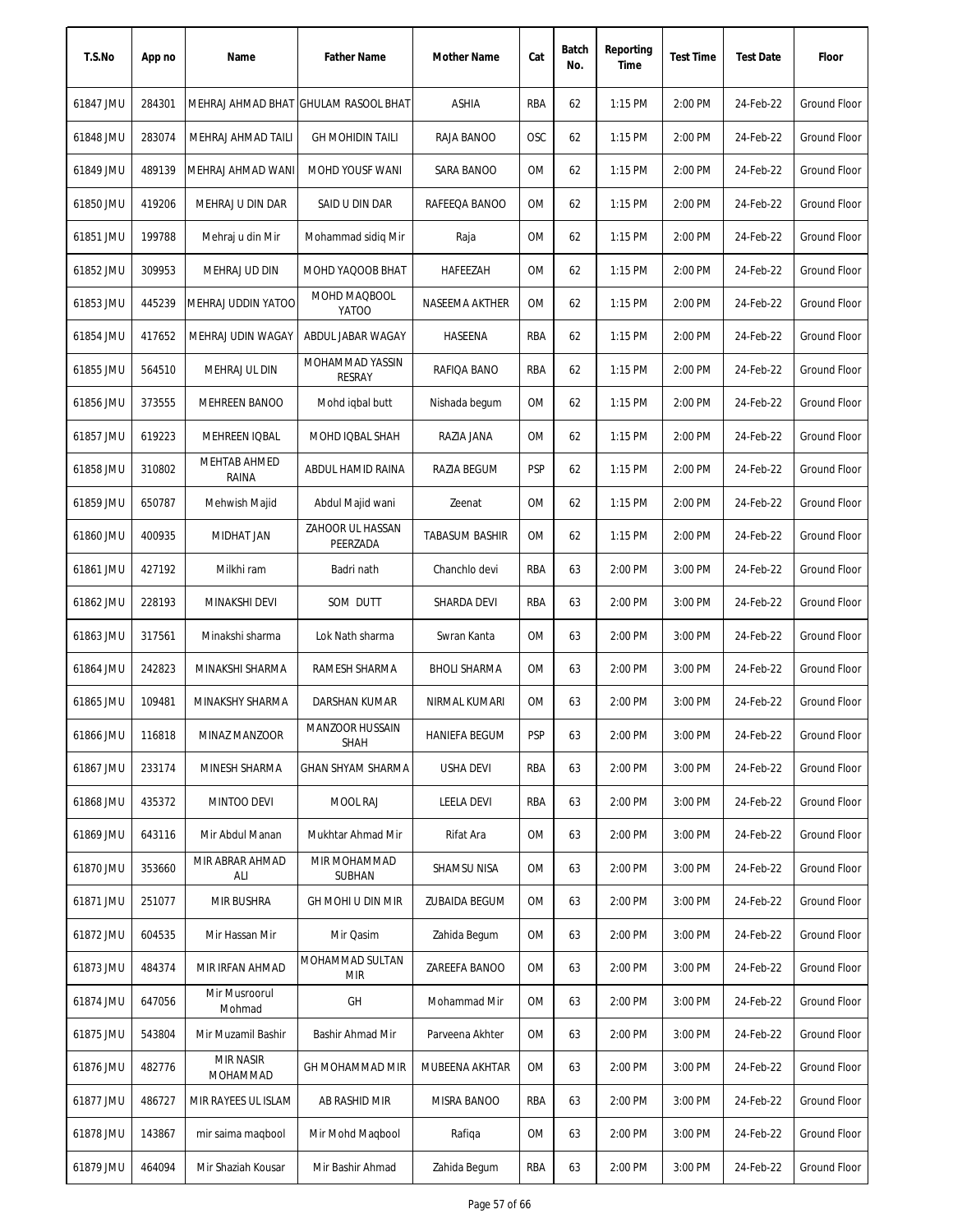| T.S.No | App no | Name | Father Name | Mother Name | Cat | Batch No. | Reporting Time | Test Time | Test Date | Floor |
|---|---|---|---|---|---|---|---|---|---|---|
| 61847 JMU | 284301 | MEHRAJ AHMAD BHAT | GHULAM RASOOL BHAT | ASHIA | RBA | 62 | 1:15 PM | 2:00 PM | 24-Feb-22 | Ground Floor |
| 61848 JMU | 283074 | MEHRAJ AHMAD TAILI | GH MOHIDIN TAILI | RAJA BANOO | OSC | 62 | 1:15 PM | 2:00 PM | 24-Feb-22 | Ground Floor |
| 61849 JMU | 489139 | MEHRAJ AHMAD WANI | MOHD YOUSF WANI | SARA BANOO | OM | 62 | 1:15 PM | 2:00 PM | 24-Feb-22 | Ground Floor |
| 61850 JMU | 419206 | MEHRAJ U DIN DAR | SAID U DIN DAR | RAFEEQA BANOO | OM | 62 | 1:15 PM | 2:00 PM | 24-Feb-22 | Ground Floor |
| 61851 JMU | 199788 | Mehraj u din Mir | Mohammad sidiq Mir | Raja | OM | 62 | 1:15 PM | 2:00 PM | 24-Feb-22 | Ground Floor |
| 61852 JMU | 309953 | MEHRAJ UD DIN | MOHD YAQOOB BHAT | HAFEEZAH | OM | 62 | 1:15 PM | 2:00 PM | 24-Feb-22 | Ground Floor |
| 61853 JMU | 445239 | MEHRAJ UDDIN YATOO | MOHD MAQBOOL YATOO | NASEEMA AKTHER | OM | 62 | 1:15 PM | 2:00 PM | 24-Feb-22 | Ground Floor |
| 61854 JMU | 417652 | MEHRAJ UDIN WAGAY | ABDUL JABAR WAGAY | HASEENA | RBA | 62 | 1:15 PM | 2:00 PM | 24-Feb-22 | Ground Floor |
| 61855 JMU | 564510 | MEHRAJ UL DIN | MOHAMMAD YASSIN RESRAY | RAFIQA BANO | RBA | 62 | 1:15 PM | 2:00 PM | 24-Feb-22 | Ground Floor |
| 61856 JMU | 373555 | MEHREEN BANOO | Mohd iqbal butt | Nishada begum | OM | 62 | 1:15 PM | 2:00 PM | 24-Feb-22 | Ground Floor |
| 61857 JMU | 619223 | MEHREEN IQBAL | MOHD IQBAL SHAH | RAZIA JANA | OM | 62 | 1:15 PM | 2:00 PM | 24-Feb-22 | Ground Floor |
| 61858 JMU | 310802 | MEHTAB AHMED RAINA | ABDUL HAMID RAINA | RAZIA BEGUM | PSP | 62 | 1:15 PM | 2:00 PM | 24-Feb-22 | Ground Floor |
| 61859 JMU | 650787 | Mehwish Majid | Abdul Majid wani | Zeenat | OM | 62 | 1:15 PM | 2:00 PM | 24-Feb-22 | Ground Floor |
| 61860 JMU | 400935 | MIDHAT JAN | ZAHOOR UL HASSAN PEERZADA | TABASUM BASHIR | OM | 62 | 1:15 PM | 2:00 PM | 24-Feb-22 | Ground Floor |
| 61861 JMU | 427192 | Milkhi ram | Badri nath | Chanchlo devi | RBA | 63 | 2:00 PM | 3:00 PM | 24-Feb-22 | Ground Floor |
| 61862 JMU | 228193 | MINAKSHI DEVI | SOM DUTT | SHARDA DEVI | RBA | 63 | 2:00 PM | 3:00 PM | 24-Feb-22 | Ground Floor |
| 61863 JMU | 317561 | Minakshi sharma | Lok Nath sharma | Swran Kanta | OM | 63 | 2:00 PM | 3:00 PM | 24-Feb-22 | Ground Floor |
| 61864 JMU | 242823 | MINAKSHI SHARMA | RAMESH SHARMA | BHOLI SHARMA | OM | 63 | 2:00 PM | 3:00 PM | 24-Feb-22 | Ground Floor |
| 61865 JMU | 109481 | MINAKSHY SHARMA | DARSHAN KUMAR | NIRMAL KUMARI | OM | 63 | 2:00 PM | 3:00 PM | 24-Feb-22 | Ground Floor |
| 61866 JMU | 116818 | MINAZ MANZOOR | MANZOOR HUSSAIN SHAH | HANIEFA BEGUM | PSP | 63 | 2:00 PM | 3:00 PM | 24-Feb-22 | Ground Floor |
| 61867 JMU | 233174 | MINESH SHARMA | GHAN SHYAM SHARMA | USHA DEVI | RBA | 63 | 2:00 PM | 3:00 PM | 24-Feb-22 | Ground Floor |
| 61868 JMU | 435372 | MINTOO DEVI | MOOL RAJ | LEELA DEVI | RBA | 63 | 2:00 PM | 3:00 PM | 24-Feb-22 | Ground Floor |
| 61869 JMU | 643116 | Mir Abdul Manan | Mukhtar Ahmad Mir | Rifat Ara | OM | 63 | 2:00 PM | 3:00 PM | 24-Feb-22 | Ground Floor |
| 61870 JMU | 353660 | MIR ABRAR AHMAD ALI | MIR MOHAMMAD SUBHAN | SHAMSU NISA | OM | 63 | 2:00 PM | 3:00 PM | 24-Feb-22 | Ground Floor |
| 61871 JMU | 251077 | MIR BUSHRA | GH MOHI U DIN MIR | ZUBAIDA BEGUM | OM | 63 | 2:00 PM | 3:00 PM | 24-Feb-22 | Ground Floor |
| 61872 JMU | 604535 | Mir Hassan Mir | Mir Qasim | Zahida Begum | OM | 63 | 2:00 PM | 3:00 PM | 24-Feb-22 | Ground Floor |
| 61873 JMU | 484374 | MIR IRFAN AHMAD | MOHAMMAD SULTAN MIR | ZAREEFA BANOO | OM | 63 | 2:00 PM | 3:00 PM | 24-Feb-22 | Ground Floor |
| 61874 JMU | 647056 | Mir Musroorul Mohmad | GH | Mohammad Mir | OM | 63 | 2:00 PM | 3:00 PM | 24-Feb-22 | Ground Floor |
| 61875 JMU | 543804 | Mir Muzamil Bashir | Bashir Ahmad Mir | Parveena Akhter | OM | 63 | 2:00 PM | 3:00 PM | 24-Feb-22 | Ground Floor |
| 61876 JMU | 482776 | MIR NASIR MOHAMMAD | GH MOHAMMAD MIR | MUBEENA AKHTAR | OM | 63 | 2:00 PM | 3:00 PM | 24-Feb-22 | Ground Floor |
| 61877 JMU | 486727 | MIR RAYEES UL ISLAM | AB RASHID MIR | MISRA BANOO | RBA | 63 | 2:00 PM | 3:00 PM | 24-Feb-22 | Ground Floor |
| 61878 JMU | 143867 | mir saima maqbool | Mir Mohd Maqbool | Rafiqa | OM | 63 | 2:00 PM | 3:00 PM | 24-Feb-22 | Ground Floor |
| 61879 JMU | 464094 | Mir Shaziah Kousar | Mir Bashir Ahmad | Zahida Begum | RBA | 63 | 2:00 PM | 3:00 PM | 24-Feb-22 | Ground Floor |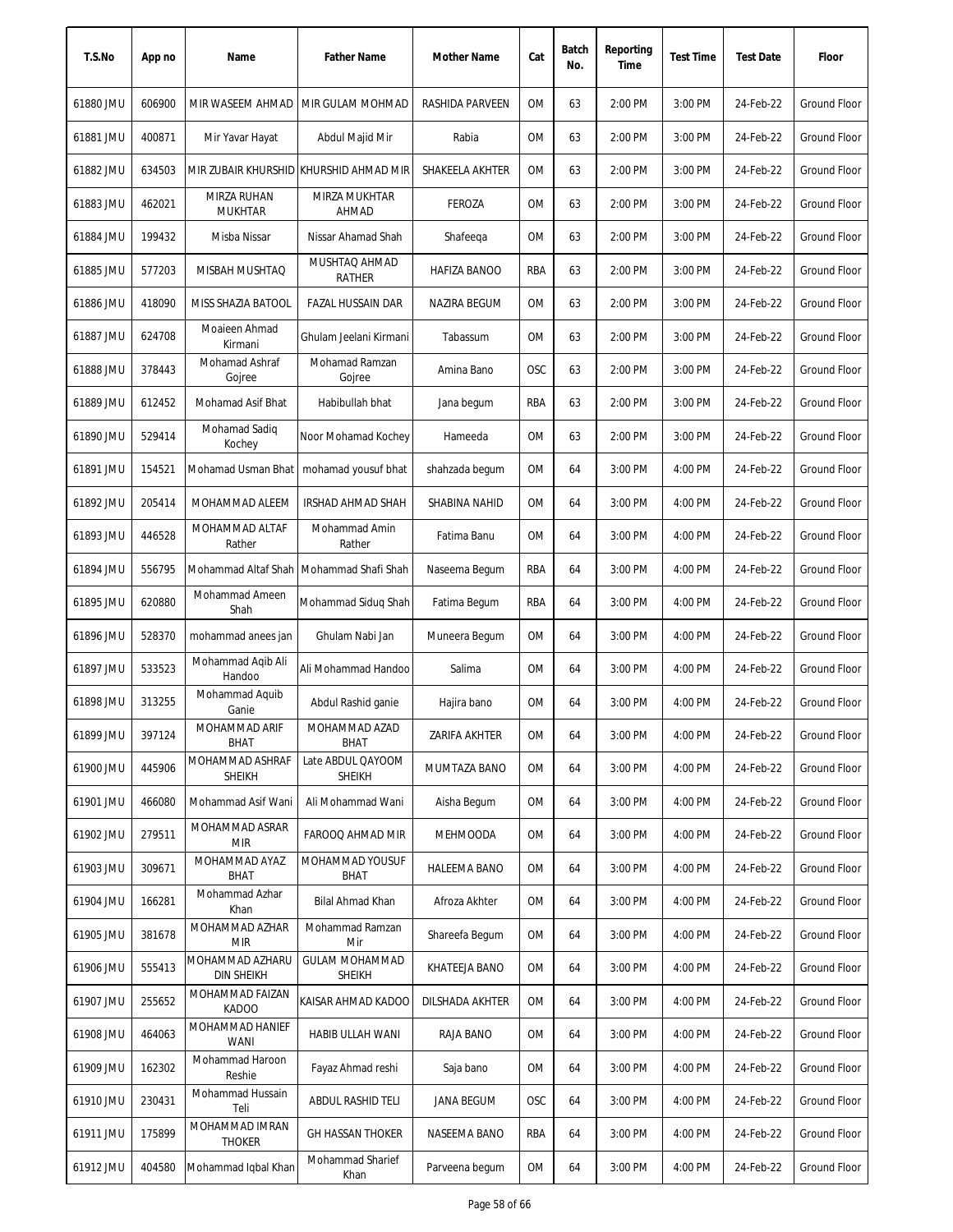| T.S.No | App no | Name | Father Name | Mother Name | Cat | Batch No. | Reporting Time | Test Time | Test Date | Floor |
|---|---|---|---|---|---|---|---|---|---|---|
| 61880 JMU | 606900 | MIR WASEEM AHMAD | MIR GULAM MOHMAD | RASHIDA PARVEEN | OM | 63 | 2:00 PM | 3:00 PM | 24-Feb-22 | Ground Floor |
| 61881 JMU | 400871 | Mir Yavar Hayat | Abdul Majid Mir | Rabia | OM | 63 | 2:00 PM | 3:00 PM | 24-Feb-22 | Ground Floor |
| 61882 JMU | 634503 | MIR ZUBAIR KHURSHID | KHURSHID AHMAD MIR | SHAKEELA AKHTER | OM | 63 | 2:00 PM | 3:00 PM | 24-Feb-22 | Ground Floor |
| 61883 JMU | 462021 | MIRZA RUHAN MUKHTAR | MIRZA MUKHTAR AHMAD | FEROZA | OM | 63 | 2:00 PM | 3:00 PM | 24-Feb-22 | Ground Floor |
| 61884 JMU | 199432 | Misba Nissar | Nissar Ahamad Shah | Shafeeqa | OM | 63 | 2:00 PM | 3:00 PM | 24-Feb-22 | Ground Floor |
| 61885 JMU | 577203 | MISBAH MUSHTAQ | MUSHTAQ AHMAD RATHER | HAFIZA BANOO | RBA | 63 | 2:00 PM | 3:00 PM | 24-Feb-22 | Ground Floor |
| 61886 JMU | 418090 | MISS SHAZIA BATOOL | FAZAL HUSSAIN DAR | NAZIRA BEGUM | OM | 63 | 2:00 PM | 3:00 PM | 24-Feb-22 | Ground Floor |
| 61887 JMU | 624708 | Moaieen Ahmad Kirmani | Ghulam Jeelani Kirmani | Tabassum | OM | 63 | 2:00 PM | 3:00 PM | 24-Feb-22 | Ground Floor |
| 61888 JMU | 378443 | Mohamad Ashraf Gojree | Mohamad Ramzan Gojree | Amina Bano | OSC | 63 | 2:00 PM | 3:00 PM | 24-Feb-22 | Ground Floor |
| 61889 JMU | 612452 | Mohamad Asif Bhat | Habibullah bhat | Jana begum | RBA | 63 | 2:00 PM | 3:00 PM | 24-Feb-22 | Ground Floor |
| 61890 JMU | 529414 | Mohamad Sadiq Kochey | Noor Mohamad Kochey | Hameeda | OM | 63 | 2:00 PM | 3:00 PM | 24-Feb-22 | Ground Floor |
| 61891 JMU | 154521 | Mohamad Usman Bhat | mohamad yousuf bhat | shahzada begum | OM | 64 | 3:00 PM | 4:00 PM | 24-Feb-22 | Ground Floor |
| 61892 JMU | 205414 | MOHAMMAD ALEEM | IRSHAD AHMAD SHAH | SHABINA NAHID | OM | 64 | 3:00 PM | 4:00 PM | 24-Feb-22 | Ground Floor |
| 61893 JMU | 446528 | MOHAMMAD ALTAF Rather | Mohammad Amin Rather | Fatima Banu | OM | 64 | 3:00 PM | 4:00 PM | 24-Feb-22 | Ground Floor |
| 61894 JMU | 556795 | Mohammad Altaf Shah | Mohammad Shafi Shah | Naseema Begum | RBA | 64 | 3:00 PM | 4:00 PM | 24-Feb-22 | Ground Floor |
| 61895 JMU | 620880 | Mohammad Ameen Shah | Mohammad Siduq Shah | Fatima Begum | RBA | 64 | 3:00 PM | 4:00 PM | 24-Feb-22 | Ground Floor |
| 61896 JMU | 528370 | mohammad anees jan | Ghulam Nabi Jan | Muneera Begum | OM | 64 | 3:00 PM | 4:00 PM | 24-Feb-22 | Ground Floor |
| 61897 JMU | 533523 | Mohammad Aqib Ali Handoo | Ali Mohammad Handoo | Salima | OM | 64 | 3:00 PM | 4:00 PM | 24-Feb-22 | Ground Floor |
| 61898 JMU | 313255 | Mohammad Aquib Ganie | Abdul Rashid ganie | Hajira bano | OM | 64 | 3:00 PM | 4:00 PM | 24-Feb-22 | Ground Floor |
| 61899 JMU | 397124 | MOHAMMAD ARIF BHAT | MOHAMMAD AZAD BHAT | ZARIFA AKHTER | OM | 64 | 3:00 PM | 4:00 PM | 24-Feb-22 | Ground Floor |
| 61900 JMU | 445906 | MOHAMMAD ASHRAF SHEIKH | Late ABDUL QAYOOM SHEIKH | MUMTAZA BANO | OM | 64 | 3:00 PM | 4:00 PM | 24-Feb-22 | Ground Floor |
| 61901 JMU | 466080 | Mohammad Asif Wani | Ali Mohammad Wani | Aisha Begum | OM | 64 | 3:00 PM | 4:00 PM | 24-Feb-22 | Ground Floor |
| 61902 JMU | 279511 | MOHAMMAD ASRAR MIR | FAROOQ AHMAD MIR | MEHMOODA | OM | 64 | 3:00 PM | 4:00 PM | 24-Feb-22 | Ground Floor |
| 61903 JMU | 309671 | MOHAMMAD AYAZ BHAT | MOHAMMAD YOUSUF BHAT | HALEEMA BANO | OM | 64 | 3:00 PM | 4:00 PM | 24-Feb-22 | Ground Floor |
| 61904 JMU | 166281 | Mohammad Azhar Khan | Bilal Ahmad Khan | Afroza Akhter | OM | 64 | 3:00 PM | 4:00 PM | 24-Feb-22 | Ground Floor |
| 61905 JMU | 381678 | MOHAMMAD AZHAR MIR | Mohammad Ramzan Mir | Shareefa Begum | OM | 64 | 3:00 PM | 4:00 PM | 24-Feb-22 | Ground Floor |
| 61906 JMU | 555413 | MOHAMMAD AZHARU DIN SHEIKH | GULAM MOHAMMAD SHEIKH | KHATEEJA BANO | OM | 64 | 3:00 PM | 4:00 PM | 24-Feb-22 | Ground Floor |
| 61907 JMU | 255652 | MOHAMMAD FAIZAN KADOO | KAISAR AHMAD KADOO | DILSHADA AKHTER | OM | 64 | 3:00 PM | 4:00 PM | 24-Feb-22 | Ground Floor |
| 61908 JMU | 464063 | MOHAMMAD HANIEF WANI | HABIB ULLAH WANI | RAJA BANO | OM | 64 | 3:00 PM | 4:00 PM | 24-Feb-22 | Ground Floor |
| 61909 JMU | 162302 | Mohammad Haroon Reshie | Fayaz Ahmad reshi | Saja bano | OM | 64 | 3:00 PM | 4:00 PM | 24-Feb-22 | Ground Floor |
| 61910 JMU | 230431 | Mohammad Hussain Teli | ABDUL RASHID TELI | JANA BEGUM | OSC | 64 | 3:00 PM | 4:00 PM | 24-Feb-22 | Ground Floor |
| 61911 JMU | 175899 | MOHAMMAD IMRAN THOKER | GH HASSAN THOKER | NASEEMA BANO | RBA | 64 | 3:00 PM | 4:00 PM | 24-Feb-22 | Ground Floor |
| 61912 JMU | 404580 | Mohammad Iqbal Khan | Mohammad Sharief Khan | Parveena begum | OM | 64 | 3:00 PM | 4:00 PM | 24-Feb-22 | Ground Floor |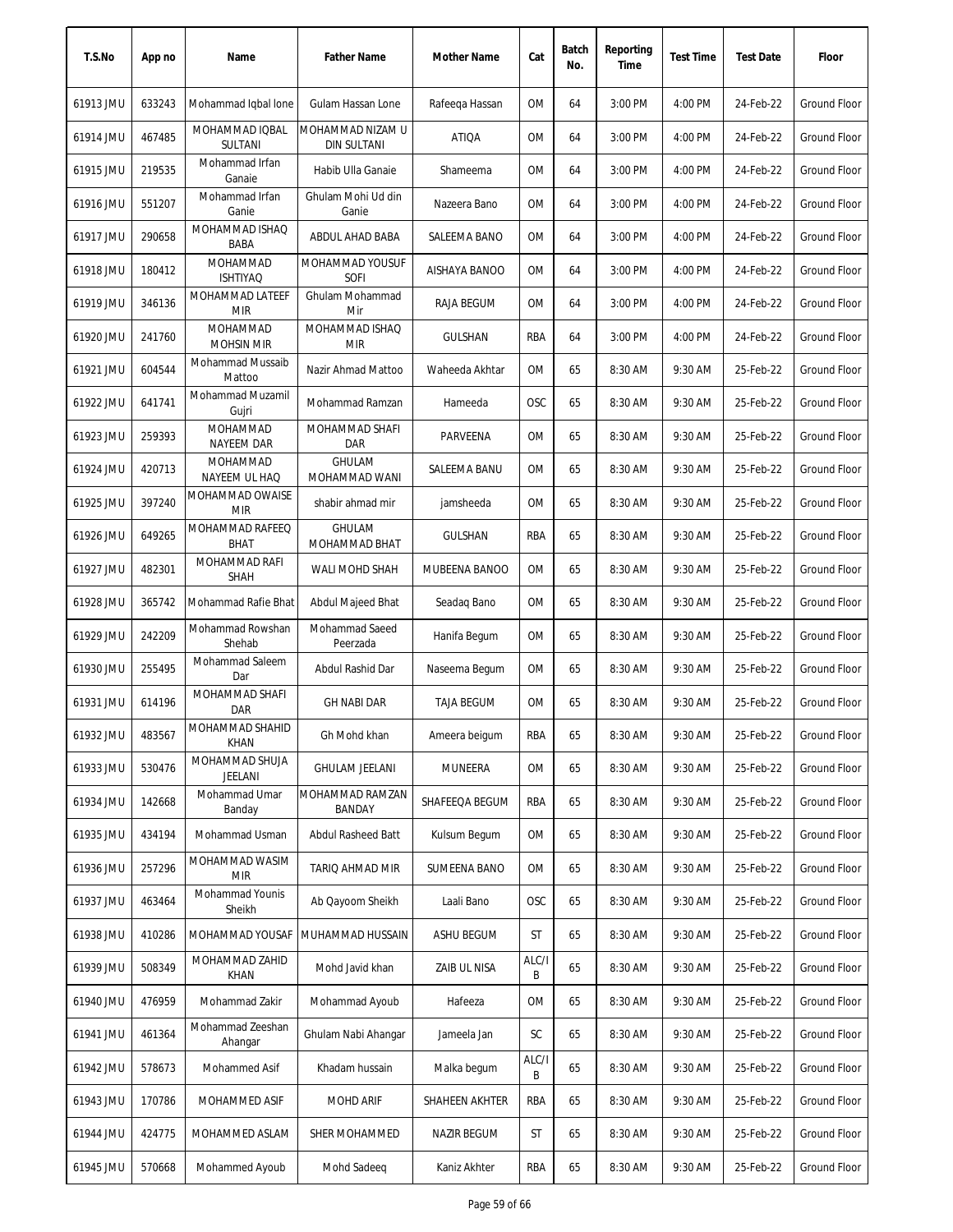| T.S.No | App no | Name | Father Name | Mother Name | Cat | Batch No. | Reporting Time | Test Time | Test Date | Floor |
|---|---|---|---|---|---|---|---|---|---|---|
| 61913 JMU | 633243 | Mohammad Iqbal lone | Gulam Hassan Lone | Rafeeqa Hassan | OM | 64 | 3:00 PM | 4:00 PM | 24-Feb-22 | Ground Floor |
| 61914 JMU | 467485 | MOHAMMAD IQBAL SULTANI | MOHAMMAD NIZAM U DIN SULTANI | ATIQA | OM | 64 | 3:00 PM | 4:00 PM | 24-Feb-22 | Ground Floor |
| 61915 JMU | 219535 | Mohammad Irfan Ganaie | Habib Ulla Ganaie | Shameema | OM | 64 | 3:00 PM | 4:00 PM | 24-Feb-22 | Ground Floor |
| 61916 JMU | 551207 | Mohammad Irfan Ganie | Ghulam Mohi Ud din Ganie | Nazeera Bano | OM | 64 | 3:00 PM | 4:00 PM | 24-Feb-22 | Ground Floor |
| 61917 JMU | 290658 | MOHAMMAD ISHAQ BABA | ABDUL AHAD BABA | SALEEMA BANO | OM | 64 | 3:00 PM | 4:00 PM | 24-Feb-22 | Ground Floor |
| 61918 JMU | 180412 | MOHAMMAD ISHTIYAQ | MOHAMMAD YOUSUF SOFI | AISHAYA BANOO | OM | 64 | 3:00 PM | 4:00 PM | 24-Feb-22 | Ground Floor |
| 61919 JMU | 346136 | MOHAMMAD LATEEF MIR | Ghulam Mohammad Mir | RAJA BEGUM | OM | 64 | 3:00 PM | 4:00 PM | 24-Feb-22 | Ground Floor |
| 61920 JMU | 241760 | MOHAMMAD MOHSIN MIR | MOHAMMAD ISHAQ MIR | GULSHAN | RBA | 64 | 3:00 PM | 4:00 PM | 24-Feb-22 | Ground Floor |
| 61921 JMU | 604544 | Mohammad Mussaib Mattoo | Nazir Ahmad Mattoo | Waheeda Akhtar | OM | 65 | 8:30 AM | 9:30 AM | 25-Feb-22 | Ground Floor |
| 61922 JMU | 641741 | Mohammad Muzamil Gujri | Mohammad Ramzan | Hameeda | OSC | 65 | 8:30 AM | 9:30 AM | 25-Feb-22 | Ground Floor |
| 61923 JMU | 259393 | MOHAMMAD NAYEEM DAR | MOHAMMAD SHAFI DAR | PARVEENA | OM | 65 | 8:30 AM | 9:30 AM | 25-Feb-22 | Ground Floor |
| 61924 JMU | 420713 | MOHAMMAD NAYEEM UL HAQ | GHULAM MOHAMMAD WANI | SALEEMA BANU | OM | 65 | 8:30 AM | 9:30 AM | 25-Feb-22 | Ground Floor |
| 61925 JMU | 397240 | MOHAMMAD OWAISE MIR | shabir ahmad mir | jamsheeda | OM | 65 | 8:30 AM | 9:30 AM | 25-Feb-22 | Ground Floor |
| 61926 JMU | 649265 | MOHAMMAD RAFEEQ BHAT | GHULAM MOHAMMAD BHAT | GULSHAN | RBA | 65 | 8:30 AM | 9:30 AM | 25-Feb-22 | Ground Floor |
| 61927 JMU | 482301 | MOHAMMAD RAFI SHAH | WALI MOHD SHAH | MUBEENA BANOO | OM | 65 | 8:30 AM | 9:30 AM | 25-Feb-22 | Ground Floor |
| 61928 JMU | 365742 | Mohammad Rafie Bhat | Abdul Majeed Bhat | Seadaq Bano | OM | 65 | 8:30 AM | 9:30 AM | 25-Feb-22 | Ground Floor |
| 61929 JMU | 242209 | Mohammad Rowshan Shehab | Mohammad Saeed Peerzada | Hanifa Begum | OM | 65 | 8:30 AM | 9:30 AM | 25-Feb-22 | Ground Floor |
| 61930 JMU | 255495 | Mohammad Saleem Dar | Abdul Rashid Dar | Naseema Begum | OM | 65 | 8:30 AM | 9:30 AM | 25-Feb-22 | Ground Floor |
| 61931 JMU | 614196 | MOHAMMAD SHAFI DAR | GH NABI DAR | TAJA BEGUM | OM | 65 | 8:30 AM | 9:30 AM | 25-Feb-22 | Ground Floor |
| 61932 JMU | 483567 | MOHAMMAD SHAHID KHAN | Gh Mohd khan | Ameera beigum | RBA | 65 | 8:30 AM | 9:30 AM | 25-Feb-22 | Ground Floor |
| 61933 JMU | 530476 | MOHAMMAD SHUJA JEELANI | GHULAM JEELANI | MUNEERA | OM | 65 | 8:30 AM | 9:30 AM | 25-Feb-22 | Ground Floor |
| 61934 JMU | 142668 | Mohammad Umar Banday | MOHAMMAD RAMZAN BANDAY | SHAFEEQA BEGUM | RBA | 65 | 8:30 AM | 9:30 AM | 25-Feb-22 | Ground Floor |
| 61935 JMU | 434194 | Mohammad Usman | Abdul Rasheed Batt | Kulsum Begum | OM | 65 | 8:30 AM | 9:30 AM | 25-Feb-22 | Ground Floor |
| 61936 JMU | 257296 | MOHAMMAD WASIM MIR | TARIQ AHMAD MIR | SUMEENA BANO | OM | 65 | 8:30 AM | 9:30 AM | 25-Feb-22 | Ground Floor |
| 61937 JMU | 463464 | Mohammad Younis Sheikh | Ab Qayoom Sheikh | Laali Bano | OSC | 65 | 8:30 AM | 9:30 AM | 25-Feb-22 | Ground Floor |
| 61938 JMU | 410286 | MOHAMMAD YOUSAF | MUHAMMAD HUSSAIN | ASHU BEGUM | ST | 65 | 8:30 AM | 9:30 AM | 25-Feb-22 | Ground Floor |
| 61939 JMU | 508349 | MOHAMMAD ZAHID KHAN | Mohd Javid khan | ZAIB UL NISA | ALC/IB | 65 | 8:30 AM | 9:30 AM | 25-Feb-22 | Ground Floor |
| 61940 JMU | 476959 | Mohammad Zakir | Mohammad Ayoub | Hafeeza | OM | 65 | 8:30 AM | 9:30 AM | 25-Feb-22 | Ground Floor |
| 61941 JMU | 461364 | Mohammad Zeeshan Ahangar | Ghulam Nabi Ahangar | Jameela Jan | SC | 65 | 8:30 AM | 9:30 AM | 25-Feb-22 | Ground Floor |
| 61942 JMU | 578673 | Mohammed Asif | Khadam hussain | Malka begum | ALC/IB | 65 | 8:30 AM | 9:30 AM | 25-Feb-22 | Ground Floor |
| 61943 JMU | 170786 | MOHAMMED ASIF | MOHD ARIF | SHAHEEN AKHTER | RBA | 65 | 8:30 AM | 9:30 AM | 25-Feb-22 | Ground Floor |
| 61944 JMU | 424775 | MOHAMMED ASLAM | SHER MOHAMMED | NAZIR BEGUM | ST | 65 | 8:30 AM | 9:30 AM | 25-Feb-22 | Ground Floor |
| 61945 JMU | 570668 | Mohammed Ayoub | Mohd Sadeeq | Kaniz Akhter | RBA | 65 | 8:30 AM | 9:30 AM | 25-Feb-22 | Ground Floor |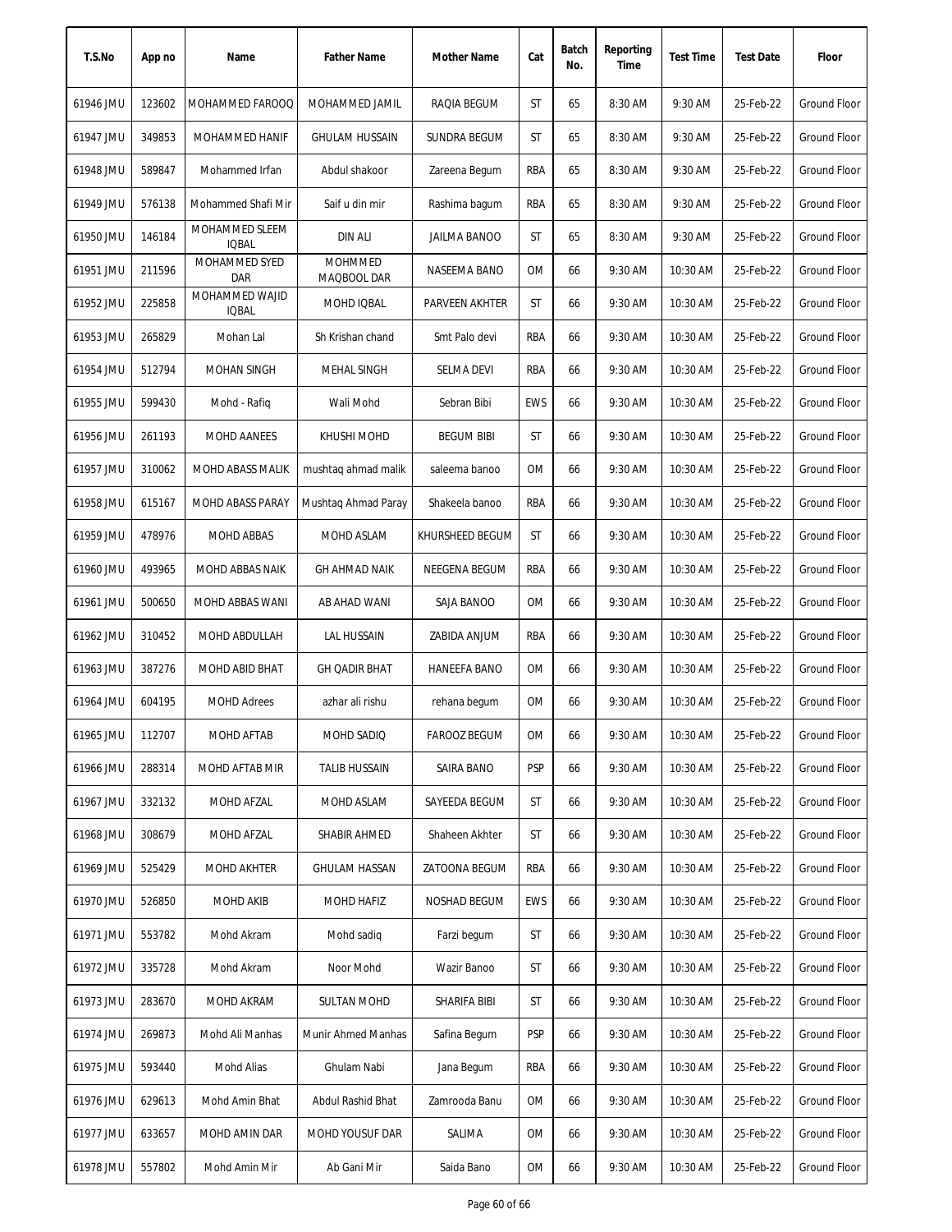| T.S.No | App no | Name | Father Name | Mother Name | Cat | Batch No. | Reporting Time | Test Time | Test Date | Floor |
|---|---|---|---|---|---|---|---|---|---|---|
| 61946 JMU | 123602 | MOHAMMED FAROOQ | MOHAMMED JAMIL | RAQIA BEGUM | ST | 65 | 8:30 AM | 9:30 AM | 25-Feb-22 | Ground Floor |
| 61947 JMU | 349853 | MOHAMMED HANIF | GHULAM HUSSAIN | SUNDRA BEGUM | ST | 65 | 8:30 AM | 9:30 AM | 25-Feb-22 | Ground Floor |
| 61948 JMU | 589847 | Mohammed Irfan | Abdul shakoor | Zareena Begum | RBA | 65 | 8:30 AM | 9:30 AM | 25-Feb-22 | Ground Floor |
| 61949 JMU | 576138 | Mohammed Shafi Mir | Saif u din mir | Rashima bagum | RBA | 65 | 8:30 AM | 9:30 AM | 25-Feb-22 | Ground Floor |
| 61950 JMU | 146184 | MOHAMMED SLEEM IQBAL | DIN ALI | JAILMA BANOO | ST | 65 | 8:30 AM | 9:30 AM | 25-Feb-22 | Ground Floor |
| 61951 JMU | 211596 | MOHAMMED SYED DAR | MOHMMED MAQBOOL DAR | NASEEMA BANO | OM | 66 | 9:30 AM | 10:30 AM | 25-Feb-22 | Ground Floor |
| 61952 JMU | 225858 | MOHAMMED WAJID IQBAL | MOHD IQBAL | PARVEEN AKHTER | ST | 66 | 9:30 AM | 10:30 AM | 25-Feb-22 | Ground Floor |
| 61953 JMU | 265829 | Mohan Lal | Sh Krishan chand | Smt Palo devi | RBA | 66 | 9:30 AM | 10:30 AM | 25-Feb-22 | Ground Floor |
| 61954 JMU | 512794 | MOHAN SINGH | MEHAL SINGH | SELMA DEVI | RBA | 66 | 9:30 AM | 10:30 AM | 25-Feb-22 | Ground Floor |
| 61955 JMU | 599430 | Mohd - Rafiq | Wali Mohd | Sebran Bibi | EWS | 66 | 9:30 AM | 10:30 AM | 25-Feb-22 | Ground Floor |
| 61956 JMU | 261193 | MOHD AANEES | KHUSHI MOHD | BEGUM BIBI | ST | 66 | 9:30 AM | 10:30 AM | 25-Feb-22 | Ground Floor |
| 61957 JMU | 310062 | MOHD ABASS MALIK | mushtaq ahmad malik | saleema banoo | OM | 66 | 9:30 AM | 10:30 AM | 25-Feb-22 | Ground Floor |
| 61958 JMU | 615167 | MOHD ABASS PARAY | Mushtaq Ahmad Paray | Shakeela banoo | RBA | 66 | 9:30 AM | 10:30 AM | 25-Feb-22 | Ground Floor |
| 61959 JMU | 478976 | MOHD ABBAS | MOHD ASLAM | KHURSHEED BEGUM | ST | 66 | 9:30 AM | 10:30 AM | 25-Feb-22 | Ground Floor |
| 61960 JMU | 493965 | MOHD ABBAS NAIK | GH AHMAD NAIK | NEEGENA BEGUM | RBA | 66 | 9:30 AM | 10:30 AM | 25-Feb-22 | Ground Floor |
| 61961 JMU | 500650 | MOHD ABBAS WANI | AB AHAD WANI | SAJA BANOO | OM | 66 | 9:30 AM | 10:30 AM | 25-Feb-22 | Ground Floor |
| 61962 JMU | 310452 | MOHD ABDULLAH | LAL HUSSAIN | ZABIDA ANJUM | RBA | 66 | 9:30 AM | 10:30 AM | 25-Feb-22 | Ground Floor |
| 61963 JMU | 387276 | MOHD ABID BHAT | GH QADIR BHAT | HANEEFA BANO | OM | 66 | 9:30 AM | 10:30 AM | 25-Feb-22 | Ground Floor |
| 61964 JMU | 604195 | MOHD Adrees | azhar ali rishu | rehana begum | OM | 66 | 9:30 AM | 10:30 AM | 25-Feb-22 | Ground Floor |
| 61965 JMU | 112707 | MOHD AFTAB | MOHD SADIQ | FAROOZ BEGUM | OM | 66 | 9:30 AM | 10:30 AM | 25-Feb-22 | Ground Floor |
| 61966 JMU | 288314 | MOHD AFTAB MIR | TALIB HUSSAIN | SAIRA BANO | PSP | 66 | 9:30 AM | 10:30 AM | 25-Feb-22 | Ground Floor |
| 61967 JMU | 332132 | MOHD AFZAL | MOHD ASLAM | SAYEEDA BEGUM | ST | 66 | 9:30 AM | 10:30 AM | 25-Feb-22 | Ground Floor |
| 61968 JMU | 308679 | MOHD AFZAL | SHABIR AHMED | Shaheen Akhter | ST | 66 | 9:30 AM | 10:30 AM | 25-Feb-22 | Ground Floor |
| 61969 JMU | 525429 | MOHD AKHTER | GHULAM HASSAN | ZATOONA BEGUM | RBA | 66 | 9:30 AM | 10:30 AM | 25-Feb-22 | Ground Floor |
| 61970 JMU | 526850 | MOHD AKIB | MOHD HAFIZ | NOSHAD BEGUM | EWS | 66 | 9:30 AM | 10:30 AM | 25-Feb-22 | Ground Floor |
| 61971 JMU | 553782 | Mohd Akram | Mohd sadiq | Farzi begum | ST | 66 | 9:30 AM | 10:30 AM | 25-Feb-22 | Ground Floor |
| 61972 JMU | 335728 | Mohd Akram | Noor Mohd | Wazir Banoo | ST | 66 | 9:30 AM | 10:30 AM | 25-Feb-22 | Ground Floor |
| 61973 JMU | 283670 | MOHD AKRAM | SULTAN MOHD | SHARIFA BIBI | ST | 66 | 9:30 AM | 10:30 AM | 25-Feb-22 | Ground Floor |
| 61974 JMU | 269873 | Mohd Ali Manhas | Munir Ahmed Manhas | Safina Begum | PSP | 66 | 9:30 AM | 10:30 AM | 25-Feb-22 | Ground Floor |
| 61975 JMU | 593440 | Mohd Alias | Ghulam Nabi | Jana Begum | RBA | 66 | 9:30 AM | 10:30 AM | 25-Feb-22 | Ground Floor |
| 61976 JMU | 629613 | Mohd Amin Bhat | Abdul Rashid Bhat | Zamrooda Banu | OM | 66 | 9:30 AM | 10:30 AM | 25-Feb-22 | Ground Floor |
| 61977 JMU | 633657 | MOHD AMIN DAR | MOHD YOUSUF DAR | SALIMA | OM | 66 | 9:30 AM | 10:30 AM | 25-Feb-22 | Ground Floor |
| 61978 JMU | 557802 | Mohd Amin Mir | Ab Gani Mir | Saida Bano | OM | 66 | 9:30 AM | 10:30 AM | 25-Feb-22 | Ground Floor |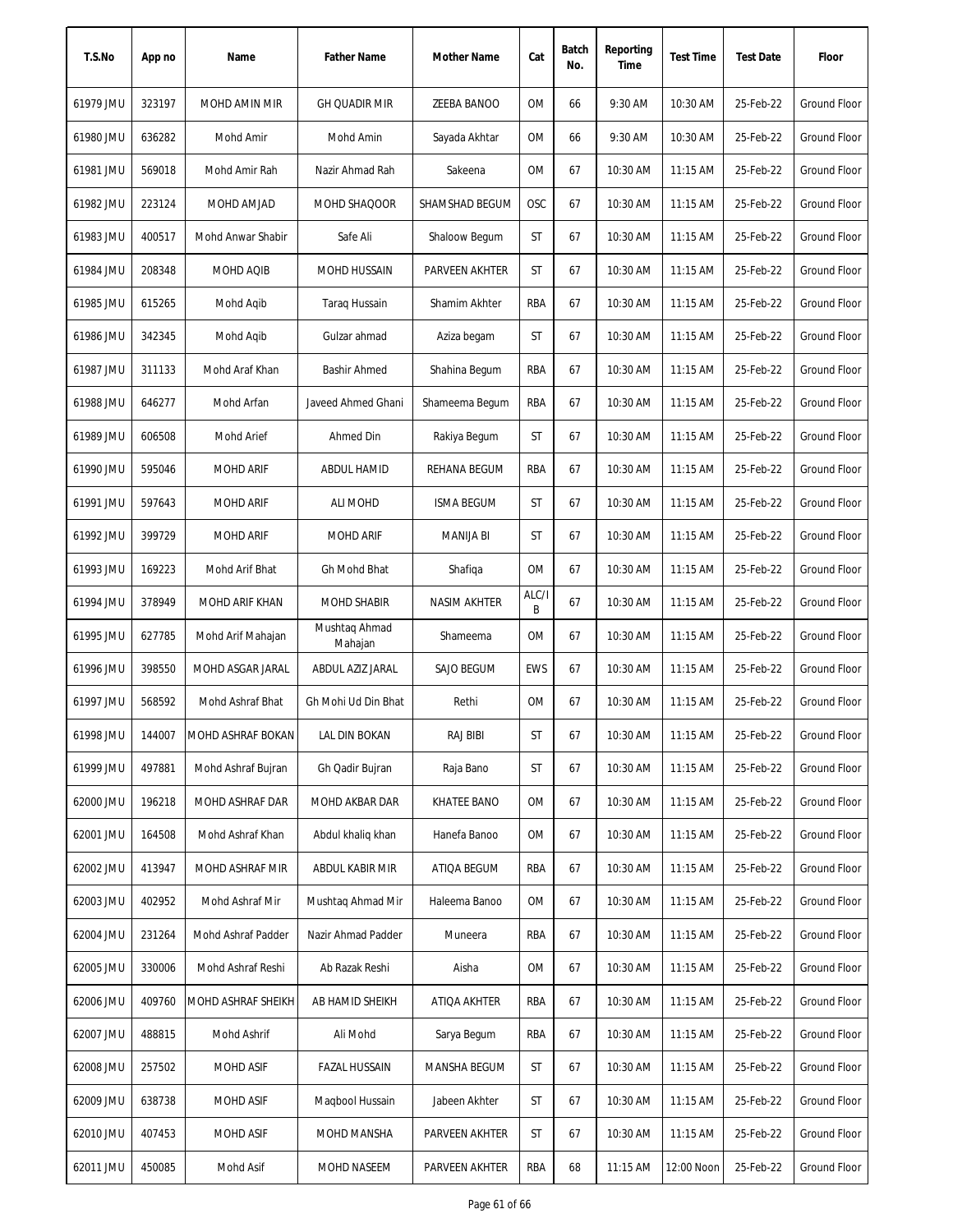| T.S.No | App no | Name | Father Name | Mother Name | Cat | Batch No. | Reporting Time | Test Time | Test Date | Floor |
|---|---|---|---|---|---|---|---|---|---|---|
| 61979 JMU | 323197 | MOHD AMIN MIR | GH QUADIR MIR | ZEEBA BANOO | OM | 66 | 9:30 AM | 10:30 AM | 25-Feb-22 | Ground Floor |
| 61980 JMU | 636282 | Mohd Amir | Mohd Amin | Sayada Akhtar | OM | 66 | 9:30 AM | 10:30 AM | 25-Feb-22 | Ground Floor |
| 61981 JMU | 569018 | Mohd Amir Rah | Nazir Ahmad Rah | Sakeena | OM | 67 | 10:30 AM | 11:15 AM | 25-Feb-22 | Ground Floor |
| 61982 JMU | 223124 | MOHD AMJAD | MOHD SHAQOOR | SHAMSHAD BEGUM | OSC | 67 | 10:30 AM | 11:15 AM | 25-Feb-22 | Ground Floor |
| 61983 JMU | 400517 | Mohd Anwar Shabir | Safe Ali | Shaloow Begum | ST | 67 | 10:30 AM | 11:15 AM | 25-Feb-22 | Ground Floor |
| 61984 JMU | 208348 | MOHD AQIB | MOHD HUSSAIN | PARVEEN AKHTER | ST | 67 | 10:30 AM | 11:15 AM | 25-Feb-22 | Ground Floor |
| 61985 JMU | 615265 | Mohd Aqib | Taraq Hussain | Shamim Akhter | RBA | 67 | 10:30 AM | 11:15 AM | 25-Feb-22 | Ground Floor |
| 61986 JMU | 342345 | Mohd Aqib | Gulzar ahmad | Aziza begam | ST | 67 | 10:30 AM | 11:15 AM | 25-Feb-22 | Ground Floor |
| 61987 JMU | 311133 | Mohd Araf Khan | Bashir Ahmed | Shahina Begum | RBA | 67 | 10:30 AM | 11:15 AM | 25-Feb-22 | Ground Floor |
| 61988 JMU | 646277 | Mohd Arfan | Javeed Ahmed Ghani | Shameema Begum | RBA | 67 | 10:30 AM | 11:15 AM | 25-Feb-22 | Ground Floor |
| 61989 JMU | 606508 | Mohd Arief | Ahmed Din | Rakiya Begum | ST | 67 | 10:30 AM | 11:15 AM | 25-Feb-22 | Ground Floor |
| 61990 JMU | 595046 | MOHD ARIF | ABDUL HAMID | REHANA BEGUM | RBA | 67 | 10:30 AM | 11:15 AM | 25-Feb-22 | Ground Floor |
| 61991 JMU | 597643 | MOHD ARIF | ALI MOHD | ISMA BEGUM | ST | 67 | 10:30 AM | 11:15 AM | 25-Feb-22 | Ground Floor |
| 61992 JMU | 399729 | MOHD ARIF | MOHD ARIF | MANIJA BI | ST | 67 | 10:30 AM | 11:15 AM | 25-Feb-22 | Ground Floor |
| 61993 JMU | 169223 | Mohd Arif Bhat | Gh Mohd Bhat | Shafiqa | OM | 67 | 10:30 AM | 11:15 AM | 25-Feb-22 | Ground Floor |
| 61994 JMU | 378949 | MOHD ARIF KHAN | MOHD SHABIR | NASIM AKHTER | ALC/IB | 67 | 10:30 AM | 11:15 AM | 25-Feb-22 | Ground Floor |
| 61995 JMU | 627785 | Mohd Arif Mahajan | Mushtaq Ahmad Mahajan | Shameema | OM | 67 | 10:30 AM | 11:15 AM | 25-Feb-22 | Ground Floor |
| 61996 JMU | 398550 | MOHD ASGAR JARAL | ABDUL AZIZ JARAL | SAJO BEGUM | EWS | 67 | 10:30 AM | 11:15 AM | 25-Feb-22 | Ground Floor |
| 61997 JMU | 568592 | Mohd Ashraf Bhat | Gh Mohi Ud Din Bhat | Rethi | OM | 67 | 10:30 AM | 11:15 AM | 25-Feb-22 | Ground Floor |
| 61998 JMU | 144007 | MOHD ASHRAF BOKAN | LAL DIN BOKAN | RAJ BIBI | ST | 67 | 10:30 AM | 11:15 AM | 25-Feb-22 | Ground Floor |
| 61999 JMU | 497881 | Mohd Ashraf Bujran | Gh Qadir Bujran | Raja Bano | ST | 67 | 10:30 AM | 11:15 AM | 25-Feb-22 | Ground Floor |
| 62000 JMU | 196218 | MOHD ASHRAF DAR | MOHD AKBAR DAR | KHATEE BANO | OM | 67 | 10:30 AM | 11:15 AM | 25-Feb-22 | Ground Floor |
| 62001 JMU | 164508 | Mohd Ashraf Khan | Abdul khaliq khan | Hanefa Banoo | OM | 67 | 10:30 AM | 11:15 AM | 25-Feb-22 | Ground Floor |
| 62002 JMU | 413947 | MOHD ASHRAF MIR | ABDUL KABIR MIR | ATIQA BEGUM | RBA | 67 | 10:30 AM | 11:15 AM | 25-Feb-22 | Ground Floor |
| 62003 JMU | 402952 | Mohd Ashraf Mir | Mushtaq Ahmad Mir | Haleema Banoo | OM | 67 | 10:30 AM | 11:15 AM | 25-Feb-22 | Ground Floor |
| 62004 JMU | 231264 | Mohd Ashraf Padder | Nazir Ahmad Padder | Muneera | RBA | 67 | 10:30 AM | 11:15 AM | 25-Feb-22 | Ground Floor |
| 62005 JMU | 330006 | Mohd Ashraf Reshi | Ab Razak Reshi | Aisha | OM | 67 | 10:30 AM | 11:15 AM | 25-Feb-22 | Ground Floor |
| 62006 JMU | 409760 | MOHD ASHRAF SHEIKH | AB HAMID SHEIKH | ATIQA AKHTER | RBA | 67 | 10:30 AM | 11:15 AM | 25-Feb-22 | Ground Floor |
| 62007 JMU | 488815 | Mohd Ashrif | Ali Mohd | Sarya Begum | RBA | 67 | 10:30 AM | 11:15 AM | 25-Feb-22 | Ground Floor |
| 62008 JMU | 257502 | MOHD ASIF | FAZAL HUSSAIN | MANSHA BEGUM | ST | 67 | 10:30 AM | 11:15 AM | 25-Feb-22 | Ground Floor |
| 62009 JMU | 638738 | MOHD ASIF | Maqbool Hussain | Jabeen Akhter | ST | 67 | 10:30 AM | 11:15 AM | 25-Feb-22 | Ground Floor |
| 62010 JMU | 407453 | MOHD ASIF | MOHD MANSHA | PARVEEN AKHTER | ST | 67 | 10:30 AM | 11:15 AM | 25-Feb-22 | Ground Floor |
| 62011 JMU | 450085 | Mohd Asif | MOHD NASEEM | PARVEEN AKHTER | RBA | 68 | 11:15 AM | 12:00 Noon | 25-Feb-22 | Ground Floor |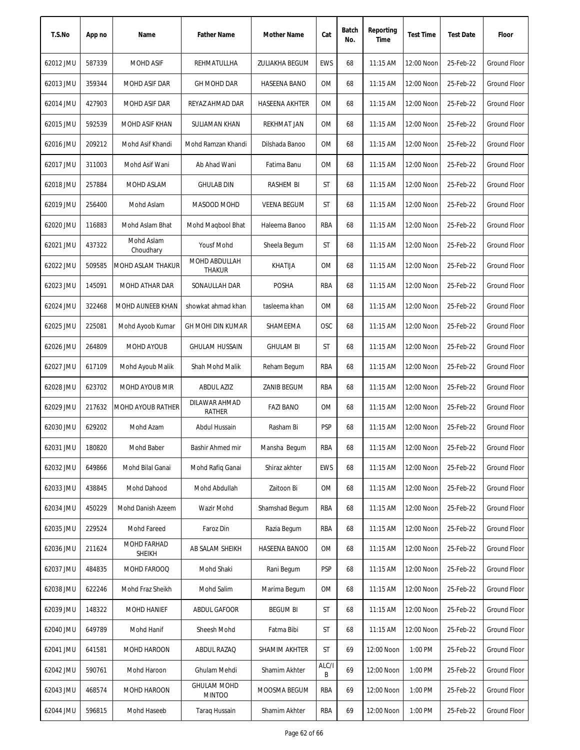| T.S.No | App no | Name | Father Name | Mother Name | Cat | Batch No. | Reporting Time | Test Time | Test Date | Floor |
|---|---|---|---|---|---|---|---|---|---|---|
| 62012 JMU | 587339 | MOHD ASIF | REHMATULLHA | ZULIAKHA BEGUM | EWS | 68 | 11:15 AM | 12:00 Noon | 25-Feb-22 | Ground Floor |
| 62013 JMU | 359344 | MOHD ASIF DAR | GH MOHD DAR | HASEENA BANO | OM | 68 | 11:15 AM | 12:00 Noon | 25-Feb-22 | Ground Floor |
| 62014 JMU | 427903 | MOHD ASIF DAR | REYAZ AHMAD DAR | HASEENA AKHTER | OM | 68 | 11:15 AM | 12:00 Noon | 25-Feb-22 | Ground Floor |
| 62015 JMU | 592539 | MOHD ASIF KHAN | SULIAMAN KHAN | REKHMAT JAN | OM | 68 | 11:15 AM | 12:00 Noon | 25-Feb-22 | Ground Floor |
| 62016 JMU | 209212 | Mohd Asif Khandi | Mohd Ramzan Khandi | Dilshada Banoo | OM | 68 | 11:15 AM | 12:00 Noon | 25-Feb-22 | Ground Floor |
| 62017 JMU | 311003 | Mohd Asif Wani | Ab Ahad Wani | Fatima Banu | OM | 68 | 11:15 AM | 12:00 Noon | 25-Feb-22 | Ground Floor |
| 62018 JMU | 257884 | MOHD ASLAM | GHULAB DIN | RASHEM BI | ST | 68 | 11:15 AM | 12:00 Noon | 25-Feb-22 | Ground Floor |
| 62019 JMU | 256400 | Mohd Aslam | MASOOD MOHD | VEENA BEGUM | ST | 68 | 11:15 AM | 12:00 Noon | 25-Feb-22 | Ground Floor |
| 62020 JMU | 116883 | Mohd Aslam Bhat | Mohd Maqbool Bhat | Haleema Banoo | RBA | 68 | 11:15 AM | 12:00 Noon | 25-Feb-22 | Ground Floor |
| 62021 JMU | 437322 | Mohd Aslam Choudhary | Yousf Mohd | Sheela Begum | ST | 68 | 11:15 AM | 12:00 Noon | 25-Feb-22 | Ground Floor |
| 62022 JMU | 509585 | MOHD ASLAM THAKUR | MOHD ABDULLAH THAKUR | KHATIJA | OM | 68 | 11:15 AM | 12:00 Noon | 25-Feb-22 | Ground Floor |
| 62023 JMU | 145091 | MOHD ATHAR DAR | SONAULLAH DAR | POSHA | RBA | 68 | 11:15 AM | 12:00 Noon | 25-Feb-22 | Ground Floor |
| 62024 JMU | 322468 | MOHD AUNEEB KHAN | showkat ahmad khan | tasleema khan | OM | 68 | 11:15 AM | 12:00 Noon | 25-Feb-22 | Ground Floor |
| 62025 JMU | 225081 | Mohd Ayoob Kumar | GH MOHI DIN KUMAR | SHAMEEMA | OSC | 68 | 11:15 AM | 12:00 Noon | 25-Feb-22 | Ground Floor |
| 62026 JMU | 264809 | MOHD AYOUB | GHULAM HUSSAIN | GHULAM BI | ST | 68 | 11:15 AM | 12:00 Noon | 25-Feb-22 | Ground Floor |
| 62027 JMU | 617109 | Mohd Ayoub Malik | Shah Mohd Malik | Reham Begum | RBA | 68 | 11:15 AM | 12:00 Noon | 25-Feb-22 | Ground Floor |
| 62028 JMU | 623702 | MOHD AYOUB MIR | ABDUL AZIZ | ZANIB BEGUM | RBA | 68 | 11:15 AM | 12:00 Noon | 25-Feb-22 | Ground Floor |
| 62029 JMU | 217632 | MOHD AYOUB RATHER | DILAWAR AHMAD RATHER | FAZI BANO | OM | 68 | 11:15 AM | 12:00 Noon | 25-Feb-22 | Ground Floor |
| 62030 JMU | 629202 | Mohd Azam | Abdul Hussain | Rasham Bi | PSP | 68 | 11:15 AM | 12:00 Noon | 25-Feb-22 | Ground Floor |
| 62031 JMU | 180820 | Mohd Baber | Bashir Ahmed mir | Mansha Begum | RBA | 68 | 11:15 AM | 12:00 Noon | 25-Feb-22 | Ground Floor |
| 62032 JMU | 649866 | Mohd Bilal Ganai | Mohd Rafiq Ganai | Shiraz akhter | EWS | 68 | 11:15 AM | 12:00 Noon | 25-Feb-22 | Ground Floor |
| 62033 JMU | 438845 | Mohd Dahood | Mohd Abdullah | Zaitoon Bi | OM | 68 | 11:15 AM | 12:00 Noon | 25-Feb-22 | Ground Floor |
| 62034 JMU | 450229 | Mohd Danish Azeem | Wazir Mohd | Shamshad Begum | RBA | 68 | 11:15 AM | 12:00 Noon | 25-Feb-22 | Ground Floor |
| 62035 JMU | 229524 | Mohd Fareed | Faroz Din | Razia Begum | RBA | 68 | 11:15 AM | 12:00 Noon | 25-Feb-22 | Ground Floor |
| 62036 JMU | 211624 | MOHD FARHAD SHEIKH | AB SALAM SHEIKH | HASEENA BANOO | OM | 68 | 11:15 AM | 12:00 Noon | 25-Feb-22 | Ground Floor |
| 62037 JMU | 484835 | MOHD FAROOQ | Mohd Shaki | Rani Begum | PSP | 68 | 11:15 AM | 12:00 Noon | 25-Feb-22 | Ground Floor |
| 62038 JMU | 622246 | Mohd Fraz Sheikh | Mohd Salim | Marima Begum | OM | 68 | 11:15 AM | 12:00 Noon | 25-Feb-22 | Ground Floor |
| 62039 JMU | 148322 | MOHD HANIEF | ABDUL GAFOOR | BEGUM BI | ST | 68 | 11:15 AM | 12:00 Noon | 25-Feb-22 | Ground Floor |
| 62040 JMU | 649789 | Mohd Hanif | Sheesh Mohd | Fatma Bibi | ST | 68 | 11:15 AM | 12:00 Noon | 25-Feb-22 | Ground Floor |
| 62041 JMU | 641581 | MOHD HAROON | ABDUL RAZAQ | SHAMIM AKHTER | ST | 69 | 12:00 Noon | 1:00 PM | 25-Feb-22 | Ground Floor |
| 62042 JMU | 590761 | Mohd Haroon | Ghulam Mehdi | Shamim Akhter | ALC/IB | 69 | 12:00 Noon | 1:00 PM | 25-Feb-22 | Ground Floor |
| 62043 JMU | 468574 | MOHD HAROON | GHULAM MOHD MINTOO | MOOSMA BEGUM | RBA | 69 | 12:00 Noon | 1:00 PM | 25-Feb-22 | Ground Floor |
| 62044 JMU | 596815 | Mohd Haseeb | Taraq Hussain | Shamim Akhter | RBA | 69 | 12:00 Noon | 1:00 PM | 25-Feb-22 | Ground Floor |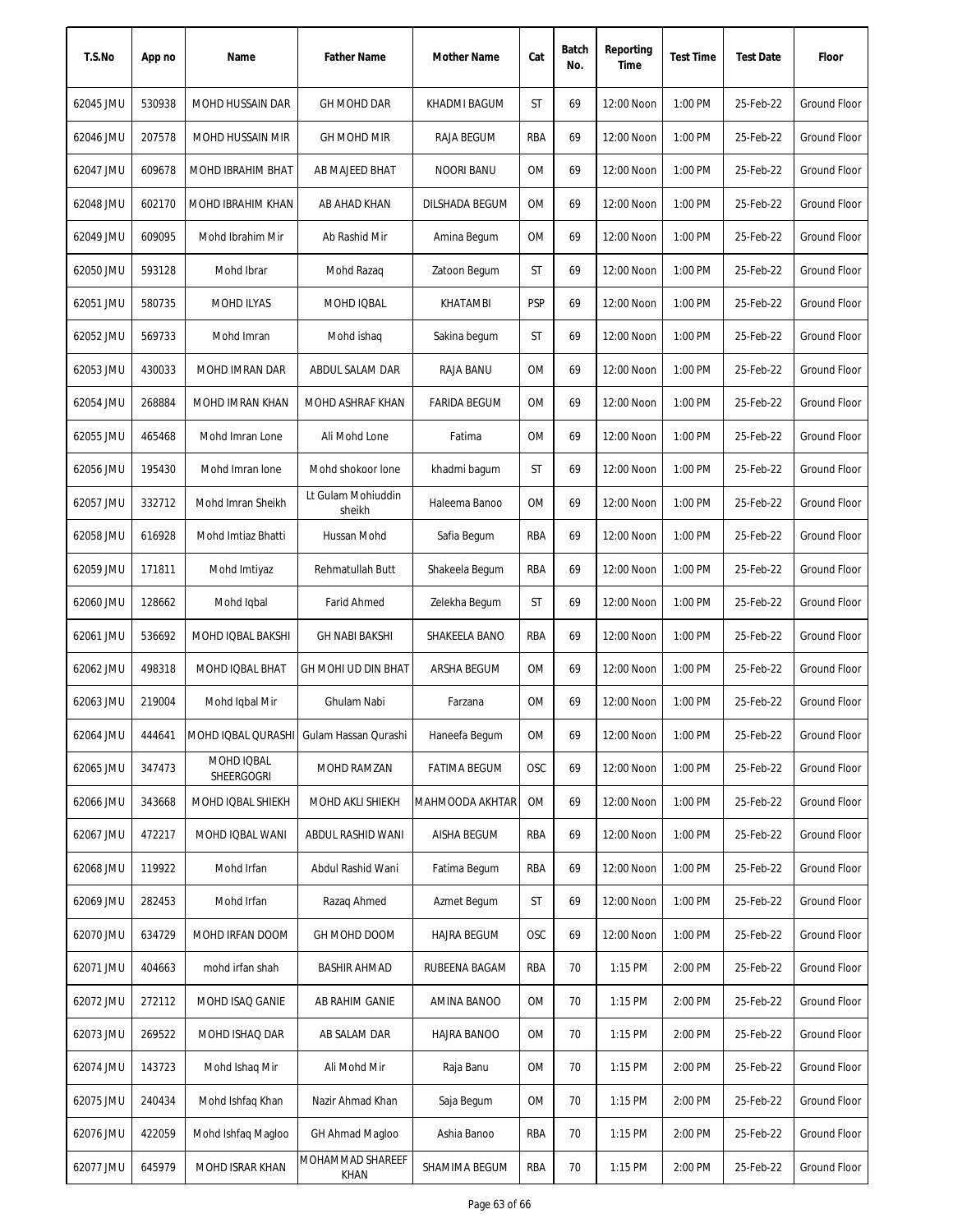| T.S.No | App no | Name | Father Name | Mother Name | Cat | Batch No. | Reporting Time | Test Time | Test Date | Floor |
|---|---|---|---|---|---|---|---|---|---|---|
| 62045 JMU | 530938 | MOHD HUSSAIN DAR | GH MOHD DAR | KHADMI BAGUM | ST | 69 | 12:00 Noon | 1:00 PM | 25-Feb-22 | Ground Floor |
| 62046 JMU | 207578 | MOHD HUSSAIN MIR | GH MOHD MIR | RAJA BEGUM | RBA | 69 | 12:00 Noon | 1:00 PM | 25-Feb-22 | Ground Floor |
| 62047 JMU | 609678 | MOHD IBRAHIM BHAT | AB MAJEED BHAT | NOORI BANU | OM | 69 | 12:00 Noon | 1:00 PM | 25-Feb-22 | Ground Floor |
| 62048 JMU | 602170 | MOHD IBRAHIM KHAN | AB AHAD KHAN | DILSHADA BEGUM | OM | 69 | 12:00 Noon | 1:00 PM | 25-Feb-22 | Ground Floor |
| 62049 JMU | 609095 | Mohd Ibrahim Mir | Ab Rashid Mir | Amina Begum | OM | 69 | 12:00 Noon | 1:00 PM | 25-Feb-22 | Ground Floor |
| 62050 JMU | 593128 | Mohd Ibrar | Mohd Razaq | Zatoon Begum | ST | 69 | 12:00 Noon | 1:00 PM | 25-Feb-22 | Ground Floor |
| 62051 JMU | 580735 | MOHD ILYAS | MOHD IQBAL | KHATAMBI | PSP | 69 | 12:00 Noon | 1:00 PM | 25-Feb-22 | Ground Floor |
| 62052 JMU | 569733 | Mohd Imran | Mohd ishaq | Sakina begum | ST | 69 | 12:00 Noon | 1:00 PM | 25-Feb-22 | Ground Floor |
| 62053 JMU | 430033 | MOHD IMRAN DAR | ABDUL SALAM DAR | RAJA BANU | OM | 69 | 12:00 Noon | 1:00 PM | 25-Feb-22 | Ground Floor |
| 62054 JMU | 268884 | MOHD IMRAN KHAN | MOHD ASHRAF KHAN | FARIDA BEGUM | OM | 69 | 12:00 Noon | 1:00 PM | 25-Feb-22 | Ground Floor |
| 62055 JMU | 465468 | Mohd Imran Lone | Ali Mohd Lone | Fatima | OM | 69 | 12:00 Noon | 1:00 PM | 25-Feb-22 | Ground Floor |
| 62056 JMU | 195430 | Mohd Imran lone | Mohd shokoor lone | khadmi bagum | ST | 69 | 12:00 Noon | 1:00 PM | 25-Feb-22 | Ground Floor |
| 62057 JMU | 332712 | Mohd Imran Sheikh | Lt Gulam Mohiuddin sheikh | Haleema Banoo | OM | 69 | 12:00 Noon | 1:00 PM | 25-Feb-22 | Ground Floor |
| 62058 JMU | 616928 | Mohd Imtiaz Bhatti | Hussan Mohd | Safia Begum | RBA | 69 | 12:00 Noon | 1:00 PM | 25-Feb-22 | Ground Floor |
| 62059 JMU | 171811 | Mohd Imtiyaz | Rehmatullah Butt | Shakeela Begum | RBA | 69 | 12:00 Noon | 1:00 PM | 25-Feb-22 | Ground Floor |
| 62060 JMU | 128662 | Mohd Iqbal | Farid Ahmed | Zelekha Begum | ST | 69 | 12:00 Noon | 1:00 PM | 25-Feb-22 | Ground Floor |
| 62061 JMU | 536692 | MOHD IQBAL BAKSHI | GH NABI BAKSHI | SHAKEELA BANO | RBA | 69 | 12:00 Noon | 1:00 PM | 25-Feb-22 | Ground Floor |
| 62062 JMU | 498318 | MOHD IQBAL BHAT | GH MOHI UD DIN BHAT | ARSHA BEGUM | OM | 69 | 12:00 Noon | 1:00 PM | 25-Feb-22 | Ground Floor |
| 62063 JMU | 219004 | Mohd Iqbal Mir | Ghulam Nabi | Farzana | OM | 69 | 12:00 Noon | 1:00 PM | 25-Feb-22 | Ground Floor |
| 62064 JMU | 444641 | MOHD IQBAL QURASHI | Gulam Hassan Qurashi | Haneefa Begum | OM | 69 | 12:00 Noon | 1:00 PM | 25-Feb-22 | Ground Floor |
| 62065 JMU | 347473 | MOHD IQBAL SHEERGOGRI | MOHD RAMZAN | FATIMA BEGUM | OSC | 69 | 12:00 Noon | 1:00 PM | 25-Feb-22 | Ground Floor |
| 62066 JMU | 343668 | MOHD IQBAL SHIEKH | MOHD AKLI SHIEKH | MAHMOODA AKHTAR | OM | 69 | 12:00 Noon | 1:00 PM | 25-Feb-22 | Ground Floor |
| 62067 JMU | 472217 | MOHD IQBAL WANI | ABDUL RASHID WANI | AISHA BEGUM | RBA | 69 | 12:00 Noon | 1:00 PM | 25-Feb-22 | Ground Floor |
| 62068 JMU | 119922 | Mohd Irfan | Abdul Rashid Wani | Fatima Begum | RBA | 69 | 12:00 Noon | 1:00 PM | 25-Feb-22 | Ground Floor |
| 62069 JMU | 282453 | Mohd Irfan | Razaq Ahmed | Azmet Begum | ST | 69 | 12:00 Noon | 1:00 PM | 25-Feb-22 | Ground Floor |
| 62070 JMU | 634729 | MOHD IRFAN DOOM | GH MOHD DOOM | HAJRA BEGUM | OSC | 69 | 12:00 Noon | 1:00 PM | 25-Feb-22 | Ground Floor |
| 62071 JMU | 404663 | mohd irfan shah | BASHIR AHMAD | RUBEENA BAGAM | RBA | 70 | 1:15 PM | 2:00 PM | 25-Feb-22 | Ground Floor |
| 62072 JMU | 272112 | MOHD ISAQ GANIE | AB RAHIM GANIE | AMINA BANOO | OM | 70 | 1:15 PM | 2:00 PM | 25-Feb-22 | Ground Floor |
| 62073 JMU | 269522 | MOHD ISHAQ DAR | AB SALAM DAR | HAJRA BANOO | OM | 70 | 1:15 PM | 2:00 PM | 25-Feb-22 | Ground Floor |
| 62074 JMU | 143723 | Mohd Ishaq Mir | Ali Mohd Mir | Raja Banu | OM | 70 | 1:15 PM | 2:00 PM | 25-Feb-22 | Ground Floor |
| 62075 JMU | 240434 | Mohd Ishfaq Khan | Nazir Ahmad Khan | Saja Begum | OM | 70 | 1:15 PM | 2:00 PM | 25-Feb-22 | Ground Floor |
| 62076 JMU | 422059 | Mohd Ishfaq Magloo | GH Ahmad Magloo | Ashia Banoo | RBA | 70 | 1:15 PM | 2:00 PM | 25-Feb-22 | Ground Floor |
| 62077 JMU | 645979 | MOHD ISRAR KHAN | MOHAMMAD SHAREEF KHAN | SHAMIMA BEGUM | RBA | 70 | 1:15 PM | 2:00 PM | 25-Feb-22 | Ground Floor |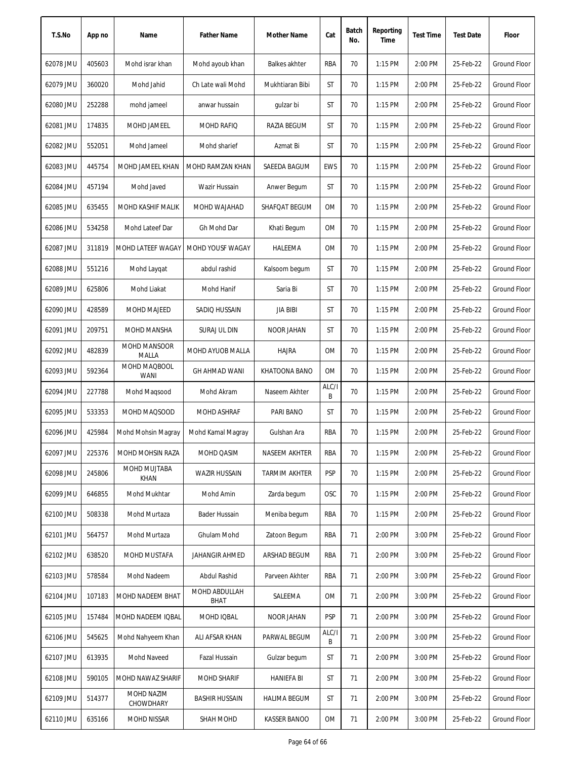| T.S.No | App no | Name | Father Name | Mother Name | Cat | Batch No. | Reporting Time | Test Time | Test Date | Floor |
|---|---|---|---|---|---|---|---|---|---|---|
| 62078 JMU | 405603 | Mohd israr khan | Mohd ayoub khan | Balkes akhter | RBA | 70 | 1:15 PM | 2:00 PM | 25-Feb-22 | Ground Floor |
| 62079 JMU | 360020 | Mohd Jahid | Ch Late wali Mohd | Mukhtiaran Bibi | ST | 70 | 1:15 PM | 2:00 PM | 25-Feb-22 | Ground Floor |
| 62080 JMU | 252288 | mohd jameel | anwar hussain | gulzar bi | ST | 70 | 1:15 PM | 2:00 PM | 25-Feb-22 | Ground Floor |
| 62081 JMU | 174835 | MOHD JAMEEL | MOHD RAFIQ | RAZIA BEGUM | ST | 70 | 1:15 PM | 2:00 PM | 25-Feb-22 | Ground Floor |
| 62082 JMU | 552051 | Mohd Jameel | Mohd sharief | Azmat Bi | ST | 70 | 1:15 PM | 2:00 PM | 25-Feb-22 | Ground Floor |
| 62083 JMU | 445754 | MOHD JAMEEL KHAN | MOHD RAMZAN KHAN | SAEEDA BAGUM | EWS | 70 | 1:15 PM | 2:00 PM | 25-Feb-22 | Ground Floor |
| 62084 JMU | 457194 | Mohd Javed | Wazir Hussain | Anwer Begum | ST | 70 | 1:15 PM | 2:00 PM | 25-Feb-22 | Ground Floor |
| 62085 JMU | 635455 | MOHD KASHIF MALIK | MOHD WAJAHAD | SHAFQAT BEGUM | OM | 70 | 1:15 PM | 2:00 PM | 25-Feb-22 | Ground Floor |
| 62086 JMU | 534258 | Mohd Lateef Dar | Gh Mohd Dar | Khati Begum | OM | 70 | 1:15 PM | 2:00 PM | 25-Feb-22 | Ground Floor |
| 62087 JMU | 311819 | MOHD LATEEF WAGAY | MOHD YOUSF WAGAY | HALEEMA | OM | 70 | 1:15 PM | 2:00 PM | 25-Feb-22 | Ground Floor |
| 62088 JMU | 551216 | Mohd Layqat | abdul rashid | Kalsoom begum | ST | 70 | 1:15 PM | 2:00 PM | 25-Feb-22 | Ground Floor |
| 62089 JMU | 625806 | Mohd Liakat | Mohd Hanif | Saria Bi | ST | 70 | 1:15 PM | 2:00 PM | 25-Feb-22 | Ground Floor |
| 62090 JMU | 428589 | MOHD MAJEED | SADIQ HUSSAIN | JIA BIBI | ST | 70 | 1:15 PM | 2:00 PM | 25-Feb-22 | Ground Floor |
| 62091 JMU | 209751 | MOHD MANSHA | SURAJ UL DIN | NOOR JAHAN | ST | 70 | 1:15 PM | 2:00 PM | 25-Feb-22 | Ground Floor |
| 62092 JMU | 482839 | MOHD MANSOOR MALLA | MOHD AYUOB MALLA | HAJRA | OM | 70 | 1:15 PM | 2:00 PM | 25-Feb-22 | Ground Floor |
| 62093 JMU | 592364 | MOHD MAQBOOL WANI | GH AHMAD WANI | KHATOONA BANO | OM | 70 | 1:15 PM | 2:00 PM | 25-Feb-22 | Ground Floor |
| 62094 JMU | 227788 | Mohd Maqsood | Mohd Akram | Naseem Akhter | ALC/IB | 70 | 1:15 PM | 2:00 PM | 25-Feb-22 | Ground Floor |
| 62095 JMU | 533353 | MOHD MAQSOOD | MOHD ASHRAF | PARI BANO | ST | 70 | 1:15 PM | 2:00 PM | 25-Feb-22 | Ground Floor |
| 62096 JMU | 425984 | Mohd Mohsin Magray | Mohd Kamal Magray | Gulshan Ara | RBA | 70 | 1:15 PM | 2:00 PM | 25-Feb-22 | Ground Floor |
| 62097 JMU | 225376 | MOHD MOHSIN RAZA | MOHD QASIM | NASEEM AKHTER | RBA | 70 | 1:15 PM | 2:00 PM | 25-Feb-22 | Ground Floor |
| 62098 JMU | 245806 | MOHD MUJTABA KHAN | WAZIR HUSSAIN | TARMIM AKHTER | PSP | 70 | 1:15 PM | 2:00 PM | 25-Feb-22 | Ground Floor |
| 62099 JMU | 646855 | Mohd Mukhtar | Mohd Amin | Zarda begum | OSC | 70 | 1:15 PM | 2:00 PM | 25-Feb-22 | Ground Floor |
| 62100 JMU | 508338 | Mohd Murtaza | Bader Hussain | Meniba begum | RBA | 70 | 1:15 PM | 2:00 PM | 25-Feb-22 | Ground Floor |
| 62101 JMU | 564757 | Mohd Murtaza | Ghulam Mohd | Zatoon Begum | RBA | 71 | 2:00 PM | 3:00 PM | 25-Feb-22 | Ground Floor |
| 62102 JMU | 638520 | MOHD MUSTAFA | JAHANGIR AHMED | ARSHAD BEGUM | RBA | 71 | 2:00 PM | 3:00 PM | 25-Feb-22 | Ground Floor |
| 62103 JMU | 578584 | Mohd Nadeem | Abdul Rashid | Parveen Akhter | RBA | 71 | 2:00 PM | 3:00 PM | 25-Feb-22 | Ground Floor |
| 62104 JMU | 107183 | MOHD NADEEM BHAT | MOHD ABDULLAH BHAT | SALEEMA | OM | 71 | 2:00 PM | 3:00 PM | 25-Feb-22 | Ground Floor |
| 62105 JMU | 157484 | MOHD NADEEM IQBAL | MOHD IQBAL | NOOR JAHAN | PSP | 71 | 2:00 PM | 3:00 PM | 25-Feb-22 | Ground Floor |
| 62106 JMU | 545625 | Mohd Nahyeem Khan | ALI AFSAR KHAN | PARWAL BEGUM | ALC/IB | 71 | 2:00 PM | 3:00 PM | 25-Feb-22 | Ground Floor |
| 62107 JMU | 613935 | Mohd Naveed | Fazal Hussain | Gulzar begum | ST | 71 | 2:00 PM | 3:00 PM | 25-Feb-22 | Ground Floor |
| 62108 JMU | 590105 | MOHD NAWAZ SHARIF | MOHD SHARIF | HANIEFA BI | ST | 71 | 2:00 PM | 3:00 PM | 25-Feb-22 | Ground Floor |
| 62109 JMU | 514377 | MOHD NAZIM CHOWDHARY | BASHIR HUSSAIN | HALIMA BEGUM | ST | 71 | 2:00 PM | 3:00 PM | 25-Feb-22 | Ground Floor |
| 62110 JMU | 635166 | MOHD NISSAR | SHAH MOHD | KASSER BANOO | OM | 71 | 2:00 PM | 3:00 PM | 25-Feb-22 | Ground Floor |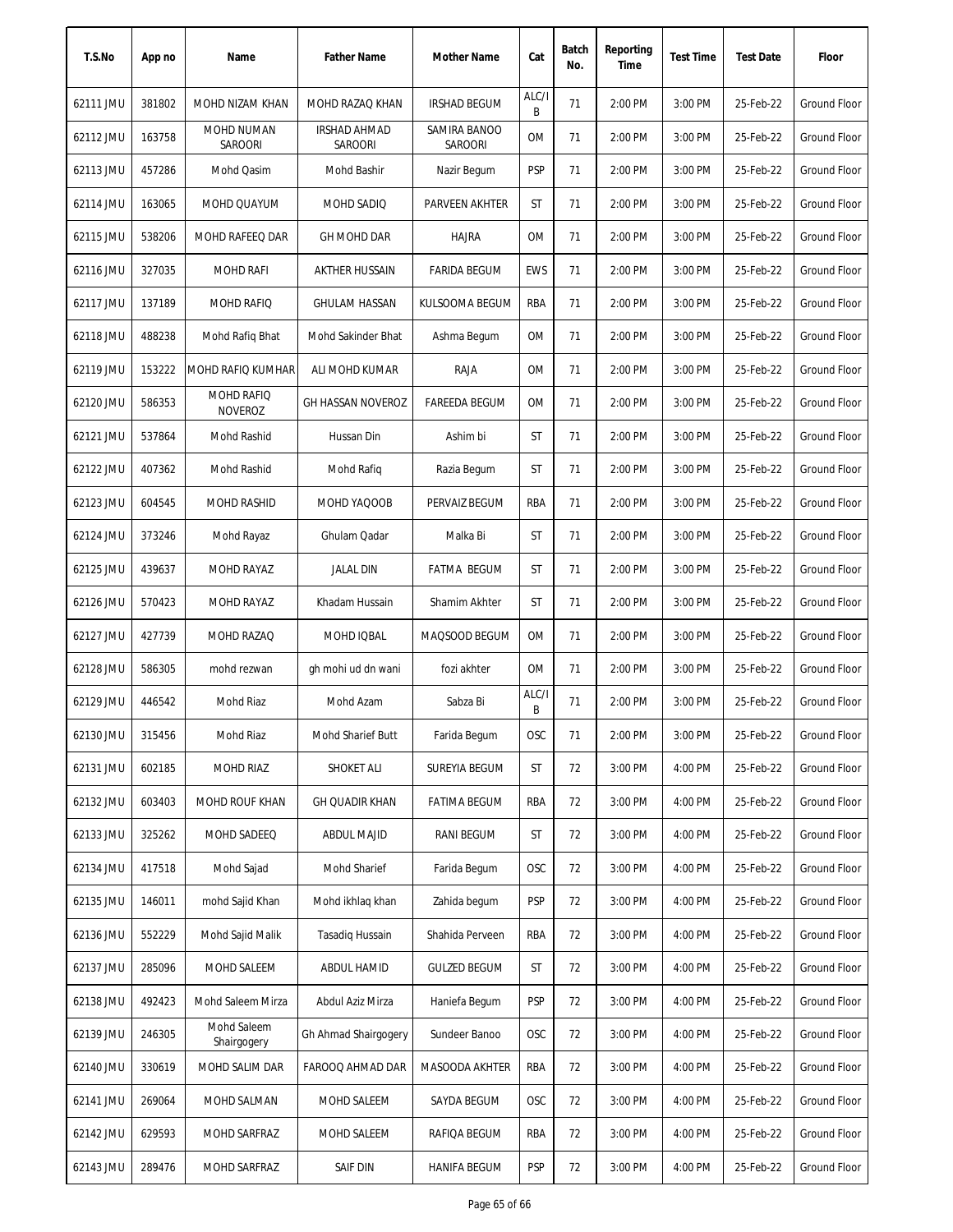| T.S.No | App no | Name | Father Name | Mother Name | Cat | Batch No. | Reporting Time | Test Time | Test Date | Floor |
|---|---|---|---|---|---|---|---|---|---|---|
| 62111 JMU | 381802 | MOHD NIZAM KHAN | MOHD RAZAQ KHAN | IRSHAD BEGUM | ALC/IB | 71 | 2:00 PM | 3:00 PM | 25-Feb-22 | Ground Floor |
| 62112 JMU | 163758 | MOHD NUMAN SAROORI | IRSHAD AHMAD SAROORI | SAMIRA BANOO SAROORI | OM | 71 | 2:00 PM | 3:00 PM | 25-Feb-22 | Ground Floor |
| 62113 JMU | 457286 | Mohd Qasim | Mohd Bashir | Nazir Begum | PSP | 71 | 2:00 PM | 3:00 PM | 25-Feb-22 | Ground Floor |
| 62114 JMU | 163065 | MOHD QUAYUM | MOHD SADIQ | PARVEEN AKHTER | ST | 71 | 2:00 PM | 3:00 PM | 25-Feb-22 | Ground Floor |
| 62115 JMU | 538206 | MOHD RAFEEQ DAR | GH MOHD DAR | HAJRA | OM | 71 | 2:00 PM | 3:00 PM | 25-Feb-22 | Ground Floor |
| 62116 JMU | 327035 | MOHD RAFI | AKTHER HUSSAIN | FARIDA BEGUM | EWS | 71 | 2:00 PM | 3:00 PM | 25-Feb-22 | Ground Floor |
| 62117 JMU | 137189 | MOHD RAFIQ | GHULAM HASSAN | KULSOOMA BEGUM | RBA | 71 | 2:00 PM | 3:00 PM | 25-Feb-22 | Ground Floor |
| 62118 JMU | 488238 | Mohd Rafiq Bhat | Mohd Sakinder Bhat | Ashma Begum | OM | 71 | 2:00 PM | 3:00 PM | 25-Feb-22 | Ground Floor |
| 62119 JMU | 153222 | MOHD RAFIQ KUMHAR | ALI MOHD KUMAR | RAJA | OM | 71 | 2:00 PM | 3:00 PM | 25-Feb-22 | Ground Floor |
| 62120 JMU | 586353 | MOHD RAFIQ NOVEROZ | GH HASSAN NOVEROZ | FAREEDA BEGUM | OM | 71 | 2:00 PM | 3:00 PM | 25-Feb-22 | Ground Floor |
| 62121 JMU | 537864 | Mohd Rashid | Hussan Din | Ashim bi | ST | 71 | 2:00 PM | 3:00 PM | 25-Feb-22 | Ground Floor |
| 62122 JMU | 407362 | Mohd Rashid | Mohd Rafiq | Razia Begum | ST | 71 | 2:00 PM | 3:00 PM | 25-Feb-22 | Ground Floor |
| 62123 JMU | 604545 | MOHD RASHID | MOHD YAQOOB | PERVAIZ BEGUM | RBA | 71 | 2:00 PM | 3:00 PM | 25-Feb-22 | Ground Floor |
| 62124 JMU | 373246 | Mohd Rayaz | Ghulam Qadar | Malka Bi | ST | 71 | 2:00 PM | 3:00 PM | 25-Feb-22 | Ground Floor |
| 62125 JMU | 439637 | MOHD RAYAZ | JALAL DIN | FATMA BEGUM | ST | 71 | 2:00 PM | 3:00 PM | 25-Feb-22 | Ground Floor |
| 62126 JMU | 570423 | MOHD RAYAZ | Khadam Hussain | Shamim Akhter | ST | 71 | 2:00 PM | 3:00 PM | 25-Feb-22 | Ground Floor |
| 62127 JMU | 427739 | MOHD RAZAQ | MOHD IQBAL | MAQSOOD BEGUM | OM | 71 | 2:00 PM | 3:00 PM | 25-Feb-22 | Ground Floor |
| 62128 JMU | 586305 | mohd rezwan | gh mohi ud dn wani | fozi akhter | OM | 71 | 2:00 PM | 3:00 PM | 25-Feb-22 | Ground Floor |
| 62129 JMU | 446542 | Mohd Riaz | Mohd Azam | Sabza Bi | ALC/IB | 71 | 2:00 PM | 3:00 PM | 25-Feb-22 | Ground Floor |
| 62130 JMU | 315456 | Mohd Riaz | Mohd Sharief Butt | Farida Begum | OSC | 71 | 2:00 PM | 3:00 PM | 25-Feb-22 | Ground Floor |
| 62131 JMU | 602185 | MOHD RIAZ | SHOKET ALI | SUREYIA BEGUM | ST | 72 | 3:00 PM | 4:00 PM | 25-Feb-22 | Ground Floor |
| 62132 JMU | 603403 | MOHD ROUF KHAN | GH QUADIR KHAN | FATIMA BEGUM | RBA | 72 | 3:00 PM | 4:00 PM | 25-Feb-22 | Ground Floor |
| 62133 JMU | 325262 | MOHD SADEEQ | ABDUL MAJID | RANI BEGUM | ST | 72 | 3:00 PM | 4:00 PM | 25-Feb-22 | Ground Floor |
| 62134 JMU | 417518 | Mohd Sajad | Mohd Sharief | Farida Begum | OSC | 72 | 3:00 PM | 4:00 PM | 25-Feb-22 | Ground Floor |
| 62135 JMU | 146011 | mohd Sajid Khan | Mohd ikhlaq khan | Zahida begum | PSP | 72 | 3:00 PM | 4:00 PM | 25-Feb-22 | Ground Floor |
| 62136 JMU | 552229 | Mohd Sajid Malik | Tasadiq Hussain | Shahida Perveen | RBA | 72 | 3:00 PM | 4:00 PM | 25-Feb-22 | Ground Floor |
| 62137 JMU | 285096 | MOHD SALEEM | ABDUL HAMID | GULZED BEGUM | ST | 72 | 3:00 PM | 4:00 PM | 25-Feb-22 | Ground Floor |
| 62138 JMU | 492423 | Mohd Saleem Mirza | Abdul Aziz Mirza | Haniefa Begum | PSP | 72 | 3:00 PM | 4:00 PM | 25-Feb-22 | Ground Floor |
| 62139 JMU | 246305 | Mohd Saleem Shairgogery | Gh Ahmad Shairgogery | Sundeer Banoo | OSC | 72 | 3:00 PM | 4:00 PM | 25-Feb-22 | Ground Floor |
| 62140 JMU | 330619 | MOHD SALIM DAR | FAROOQ AHMAD DAR | MASOODA AKHTER | RBA | 72 | 3:00 PM | 4:00 PM | 25-Feb-22 | Ground Floor |
| 62141 JMU | 269064 | MOHD SALMAN | MOHD SALEEM | SAYDA BEGUM | OSC | 72 | 3:00 PM | 4:00 PM | 25-Feb-22 | Ground Floor |
| 62142 JMU | 629593 | MOHD SARFRAZ | MOHD SALEEM | RAFIQA BEGUM | RBA | 72 | 3:00 PM | 4:00 PM | 25-Feb-22 | Ground Floor |
| 62143 JMU | 289476 | MOHD SARFRAZ | SAIF DIN | HANIFA BEGUM | PSP | 72 | 3:00 PM | 4:00 PM | 25-Feb-22 | Ground Floor |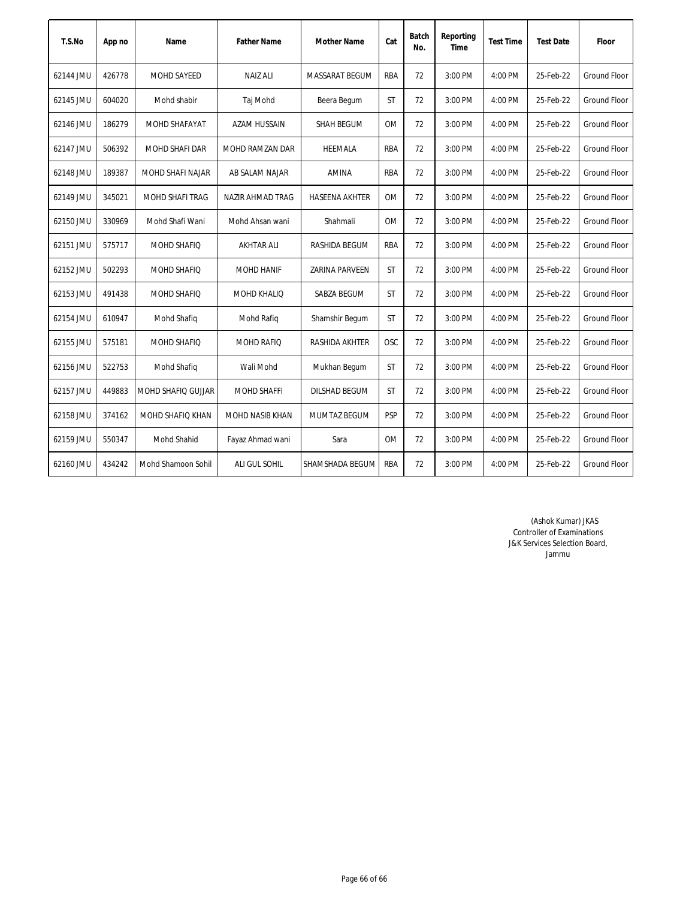| T.S.No | App no | Name | Father Name | Mother Name | Cat | Batch No. | Reporting Time | Test Time | Test Date | Floor |
|---|---|---|---|---|---|---|---|---|---|---|
| 62144 JMU | 426778 | MOHD SAYEED | NAIZ ALI | MASSARAT BEGUM | RBA | 72 | 3:00 PM | 4:00 PM | 25-Feb-22 | Ground Floor |
| 62145 JMU | 604020 | Mohd shabir | Taj Mohd | Beera Begum | ST | 72 | 3:00 PM | 4:00 PM | 25-Feb-22 | Ground Floor |
| 62146 JMU | 186279 | MOHD SHAFAYAT | AZAM HUSSAIN | SHAH BEGUM | OM | 72 | 3:00 PM | 4:00 PM | 25-Feb-22 | Ground Floor |
| 62147 JMU | 506392 | MOHD SHAFI DAR | MOHD RAMZAN DAR | HEEMALA | RBA | 72 | 3:00 PM | 4:00 PM | 25-Feb-22 | Ground Floor |
| 62148 JMU | 189387 | MOHD SHAFI NAJAR | AB SALAM NAJAR | AMINA | RBA | 72 | 3:00 PM | 4:00 PM | 25-Feb-22 | Ground Floor |
| 62149 JMU | 345021 | MOHD SHAFI TRAG | NAZIR AHMAD TRAG | HASEENA AKHTER | OM | 72 | 3:00 PM | 4:00 PM | 25-Feb-22 | Ground Floor |
| 62150 JMU | 330969 | Mohd Shafi Wani | Mohd Ahsan wani | Shahmali | OM | 72 | 3:00 PM | 4:00 PM | 25-Feb-22 | Ground Floor |
| 62151 JMU | 575717 | MOHD SHAFIQ | AKHTAR ALI | RASHIDA BEGUM | RBA | 72 | 3:00 PM | 4:00 PM | 25-Feb-22 | Ground Floor |
| 62152 JMU | 502293 | MOHD SHAFIQ | MOHD HANIF | ZARINA PARVEEN | ST | 72 | 3:00 PM | 4:00 PM | 25-Feb-22 | Ground Floor |
| 62153 JMU | 491438 | MOHD SHAFIQ | MOHD KHALIQ | SABZA BEGUM | ST | 72 | 3:00 PM | 4:00 PM | 25-Feb-22 | Ground Floor |
| 62154 JMU | 610947 | Mohd Shafiq | Mohd Rafiq | Shamshir Begum | ST | 72 | 3:00 PM | 4:00 PM | 25-Feb-22 | Ground Floor |
| 62155 JMU | 575181 | MOHD SHAFIQ | MOHD RAFIQ | RASHIDA AKHTER | OSC | 72 | 3:00 PM | 4:00 PM | 25-Feb-22 | Ground Floor |
| 62156 JMU | 522753 | Mohd Shafiq | Wali Mohd | Mukhan Begum | ST | 72 | 3:00 PM | 4:00 PM | 25-Feb-22 | Ground Floor |
| 62157 JMU | 449883 | MOHD SHAFIQ GUJJAR | MOHD SHAFFI | DILSHAD BEGUM | ST | 72 | 3:00 PM | 4:00 PM | 25-Feb-22 | Ground Floor |
| 62158 JMU | 374162 | MOHD SHAFIQ KHAN | MOHD NASIB KHAN | MUMTAZ BEGUM | PSP | 72 | 3:00 PM | 4:00 PM | 25-Feb-22 | Ground Floor |
| 62159 JMU | 550347 | Mohd Shahid | Fayaz Ahmad wani | Sara | OM | 72 | 3:00 PM | 4:00 PM | 25-Feb-22 | Ground Floor |
| 62160 JMU | 434242 | Mohd Shamoon Sohil | ALI GUL SOHIL | SHAMSHADA BEGUM | RBA | 72 | 3:00 PM | 4:00 PM | 25-Feb-22 | Ground Floor |

(Ashok Kumar) JKAS
Controller of Examinations
J&K Services Selection Board,
Jammu